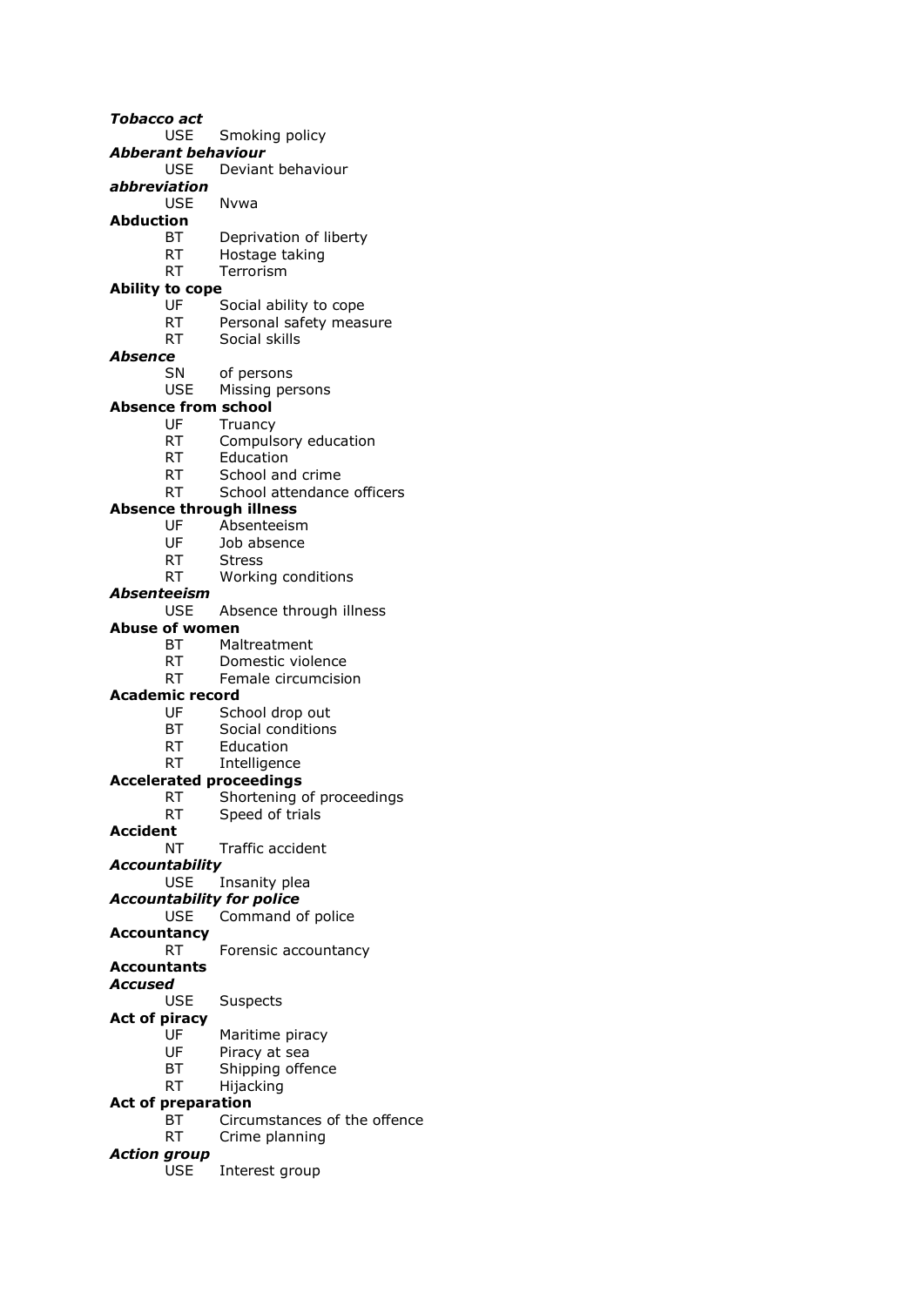***Tobacco act***
USE Smoking policy

***Abberant behaviour***
USE Deviant behaviour

***abbreviation***
USE Nvwa

**Abduction**
BT Deprivation of liberty
RT Hostage taking
RT Terrorism

**Ability to cope**
UF Social ability to cope
RT Personal safety measure
RT Social skills

***Absence***
SN of persons
USE Missing persons

**Absence from school**
UF Truancy
RT Compulsory education
RT Education
RT School and crime
RT School attendance officers

**Absence through illness**
UF Absenteeism
UF Job absence
RT Stress
RT Working conditions

***Absenteeism***
USE Absence through illness

**Abuse of women**
BT Maltreatment
RT Domestic violence
RT Female circumcision

**Academic record**
UF School drop out
BT Social conditions
RT Education
RT Intelligence

**Accelerated proceedings**
RT Shortening of proceedings
RT Speed of trials

**Accident**
NT Traffic accident

***Accountability***
USE Insanity plea

***Accountability for police***
USE Command of police

**Accountancy**
RT Forensic accountancy

**Accountants**

***Accused***
USE Suspects

**Act of piracy**
UF Maritime piracy
UF Piracy at sea
BT Shipping offence
RT Hijacking

**Act of preparation**
BT Circumstances of the offence
RT Crime planning

***Action group***
USE Interest group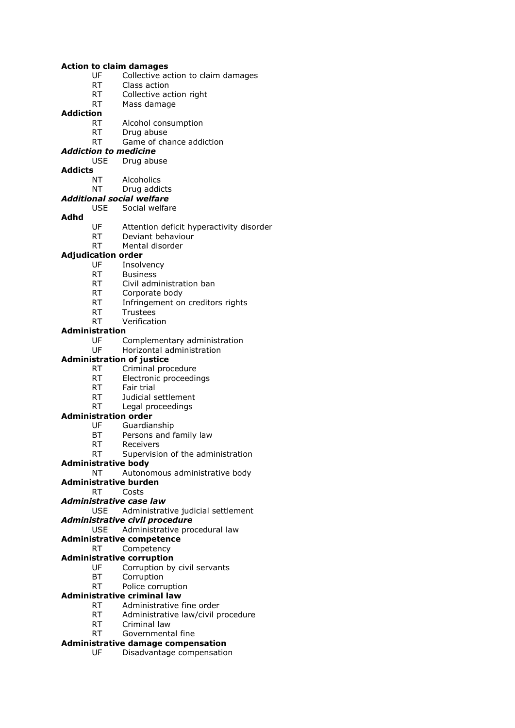**Action to claim damages**
  UF  Collective action to claim damages
  RT  Class action
  RT  Collective action right
  RT  Mass damage

**Addiction**
  RT  Alcohol consumption
  RT  Drug abuse
  RT  Game of chance addiction

***Addiction to medicine***
  USE  Drug abuse

**Addicts**
  NT  Alcoholics
  NT  Drug addicts

***Additional social welfare***
  USE  Social welfare

**Adhd**
  UF  Attention deficit hyperactivity disorder
  RT  Deviant behaviour
  RT  Mental disorder

**Adjudication order**
  UF  Insolvency
  RT  Business
  RT  Civil administration ban
  RT  Corporate body
  RT  Infringement on creditors rights
  RT  Trustees
  RT  Verification

**Administration**
  UF  Complementary administration
  UF  Horizontal administration

**Administration of justice**
  RT  Criminal procedure
  RT  Electronic proceedings
  RT  Fair trial
  RT  Judicial settlement
  RT  Legal proceedings

**Administration order**
  UF  Guardianship
  BT  Persons and family law
  RT  Receivers
  RT  Supervision of the administration

**Administrative body**
  NT  Autonomous administrative body

**Administrative burden**
  RT  Costs

***Administrative case law***
  USE  Administrative judicial settlement

***Administrative civil procedure***
  USE  Administrative procedural law

**Administrative competence**
  RT  Competency

**Administrative corruption**
  UF  Corruption by civil servants
  BT  Corruption
  RT  Police corruption

**Administrative criminal law**
  RT  Administrative fine order
  RT  Administrative law/civil procedure
  RT  Criminal law
  RT  Governmental fine

**Administrative damage compensation**
  UF  Disadvantage compensation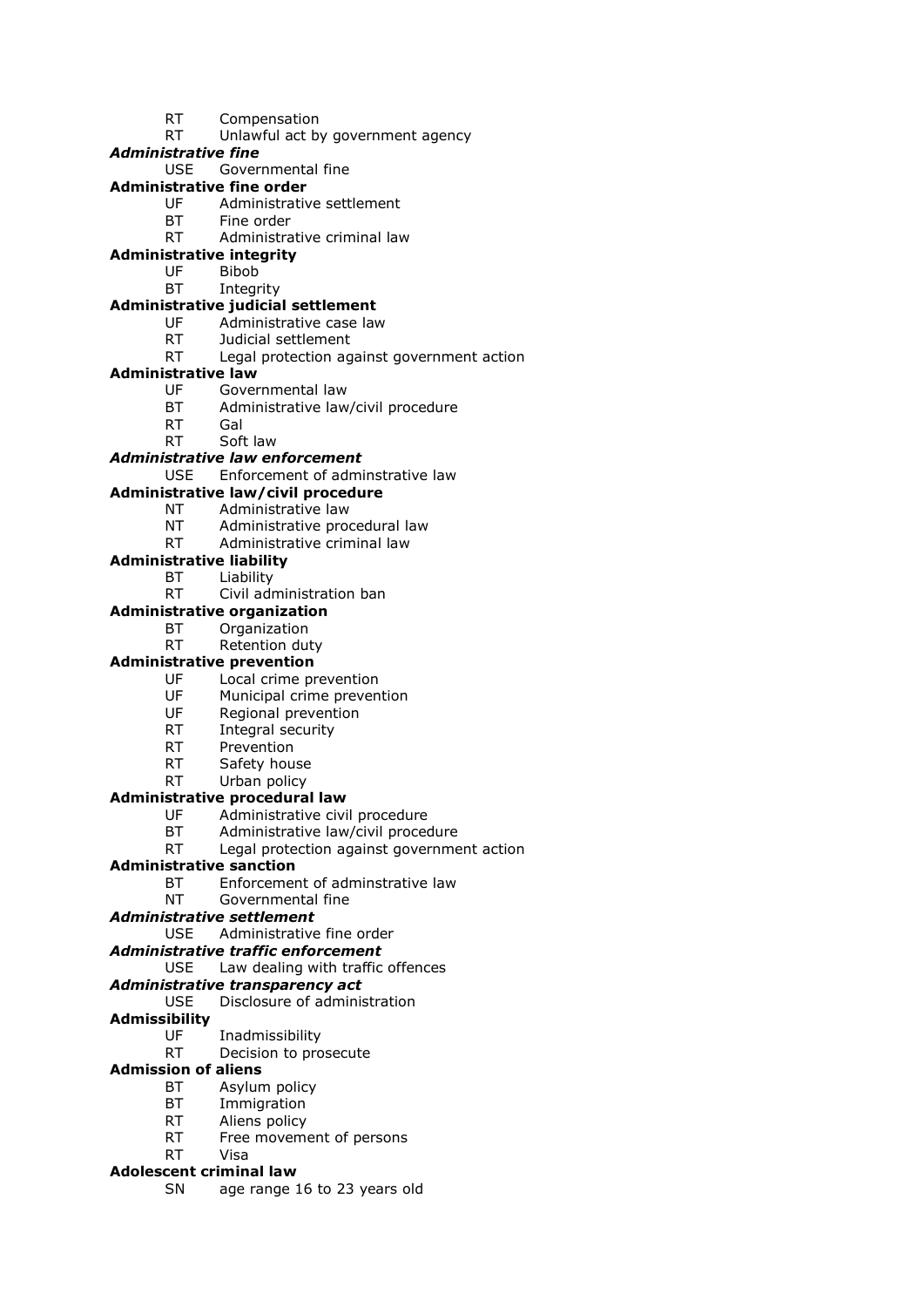RT Compensation
RT Unlawful act by government agency

***Administrative fine***
USE Governmental fine

**Administrative fine order**
UF Administrative settlement
BT Fine order
RT Administrative criminal law

**Administrative integrity**
UF Bibob
BT Integrity

**Administrative judicial settlement**
UF Administrative case law
RT Judicial settlement
RT Legal protection against government action

**Administrative law**
UF Governmental law
BT Administrative law/civil procedure
RT Gal
RT Soft law

***Administrative law enforcement***
USE Enforcement of adminstrative law

**Administrative law/civil procedure**
NT Administrative law
NT Administrative procedural law
RT Administrative criminal law

**Administrative liability**
BT Liability
RT Civil administration ban

**Administrative organization**
BT Organization
RT Retention duty

**Administrative prevention**
UF Local crime prevention
UF Municipal crime prevention
UF Regional prevention
RT Integral security
RT Prevention
RT Safety house
RT Urban policy

**Administrative procedural law**
UF Administrative civil procedure
BT Administrative law/civil procedure
RT Legal protection against government action

**Administrative sanction**
BT Enforcement of adminstrative law
NT Governmental fine

***Administrative settlement***
USE Administrative fine order

***Administrative traffic enforcement***
USE Law dealing with traffic offences

***Administrative transparency act***
USE Disclosure of administration

**Admissibility**
UF Inadmissibility
RT Decision to prosecute

**Admission of aliens**
BT Asylum policy
BT Immigration
RT Aliens policy
RT Free movement of persons
RT Visa

**Adolescent criminal law**
SN age range 16 to 23 years old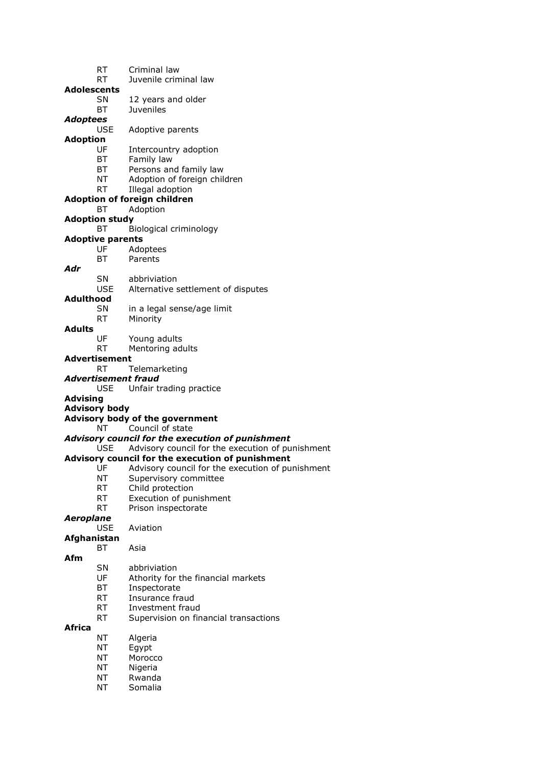RT Criminal law
RT Juvenile criminal law

**Adolescents**
SN 12 years and older
BT Juveniles

***Adoptees***
USE Adoptive parents

**Adoption**
UF Intercountry adoption
BT Family law
BT Persons and family law
NT Adoption of foreign children
RT Illegal adoption

**Adoption of foreign children**
BT Adoption

**Adoption study**
BT Biological criminology

**Adoptive parents**
UF Adoptees
BT Parents

***Adr***
SN abbriviation
USE Alternative settlement of disputes

**Adulthood**
SN in a legal sense/age limit
RT Minority

**Adults**
UF Young adults
RT Mentoring adults

**Advertisement**
RT Telemarketing

***Advertisement fraud***
USE Unfair trading practice

**Advising**

**Advisory body**

**Advisory body of the government**
NT Council of state

***Advisory council for the execution of punishment***
USE Advisory council for the execution of punishment

**Advisory council for the execution of punishment**
UF Advisory council for the execution of punishment
NT Supervisory committee
RT Child protection
RT Execution of punishment
RT Prison inspectorate

***Aeroplane***
USE Aviation

**Afghanistan**
BT Asia

**Afm**
SN abbriviation
UF Athority for the financial markets
BT Inspectorate
RT Insurance fraud
RT Investment fraud
RT Supervision on financial transactions

**Africa**
NT Algeria
NT Egypt
NT Morocco
NT Nigeria
NT Rwanda
NT Somalia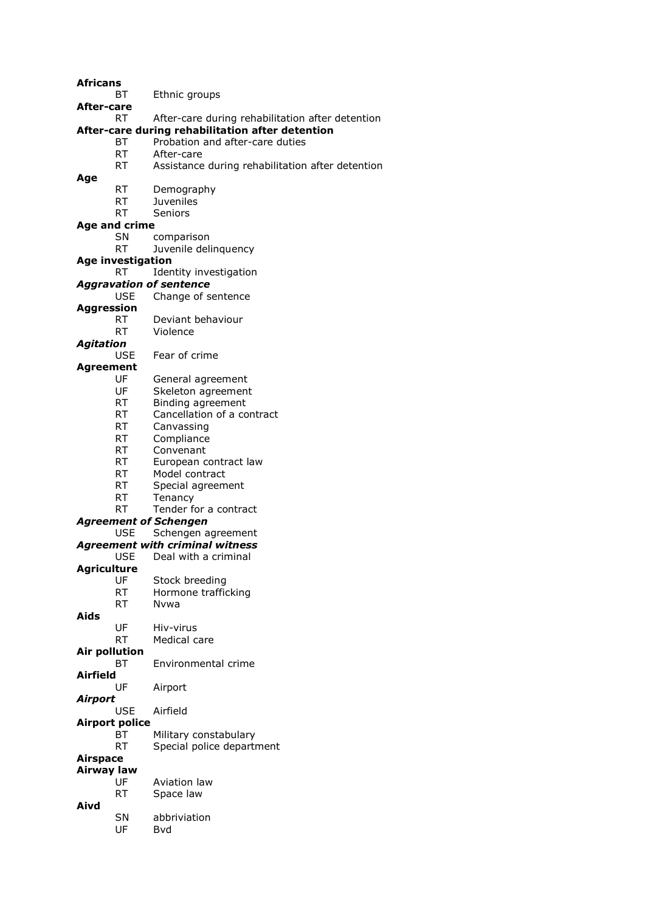**Africans**
  BT  Ethnic groups
**After-care**
  RT  After-care during rehabilitation after detention
**After-care during rehabilitation after detention**
  BT  Probation and after-care duties
  RT  After-care
  RT  Assistance during rehabilitation after detention
**Age**
  RT  Demography
  RT  Juveniles
  RT  Seniors
**Age and crime**
  SN  comparison
  RT  Juvenile delinquency
**Age investigation**
  RT  Identity investigation
***Aggravation of sentence***
  USE  Change of sentence
**Aggression**
  RT  Deviant behaviour
  RT  Violence
***Agitation***
  USE  Fear of crime
**Agreement**
  UF  General agreement
  UF  Skeleton agreement
  RT  Binding agreement
  RT  Cancellation of a contract
  RT  Canvassing
  RT  Compliance
  RT  Convenant
  RT  European contract law
  RT  Model contract
  RT  Special agreement
  RT  Tenancy
  RT  Tender for a contract
***Agreement of Schengen***
  USE  Schengen agreement
***Agreement with criminal witness***
  USE  Deal with a criminal
**Agriculture**
  UF  Stock breeding
  RT  Hormone trafficking
  RT  Nvwa
**Aids**
  UF  Hiv-virus
  RT  Medical care
**Air pollution**
  BT  Environmental crime
**Airfield**
  UF  Airport
***Airport***
  USE  Airfield
**Airport police**
  BT  Military constabulary
  RT  Special police department
**Airspace**
**Airway law**
  UF  Aviation law
  RT  Space law
**Aivd**
  SN  abbriviation
  UF  Bvd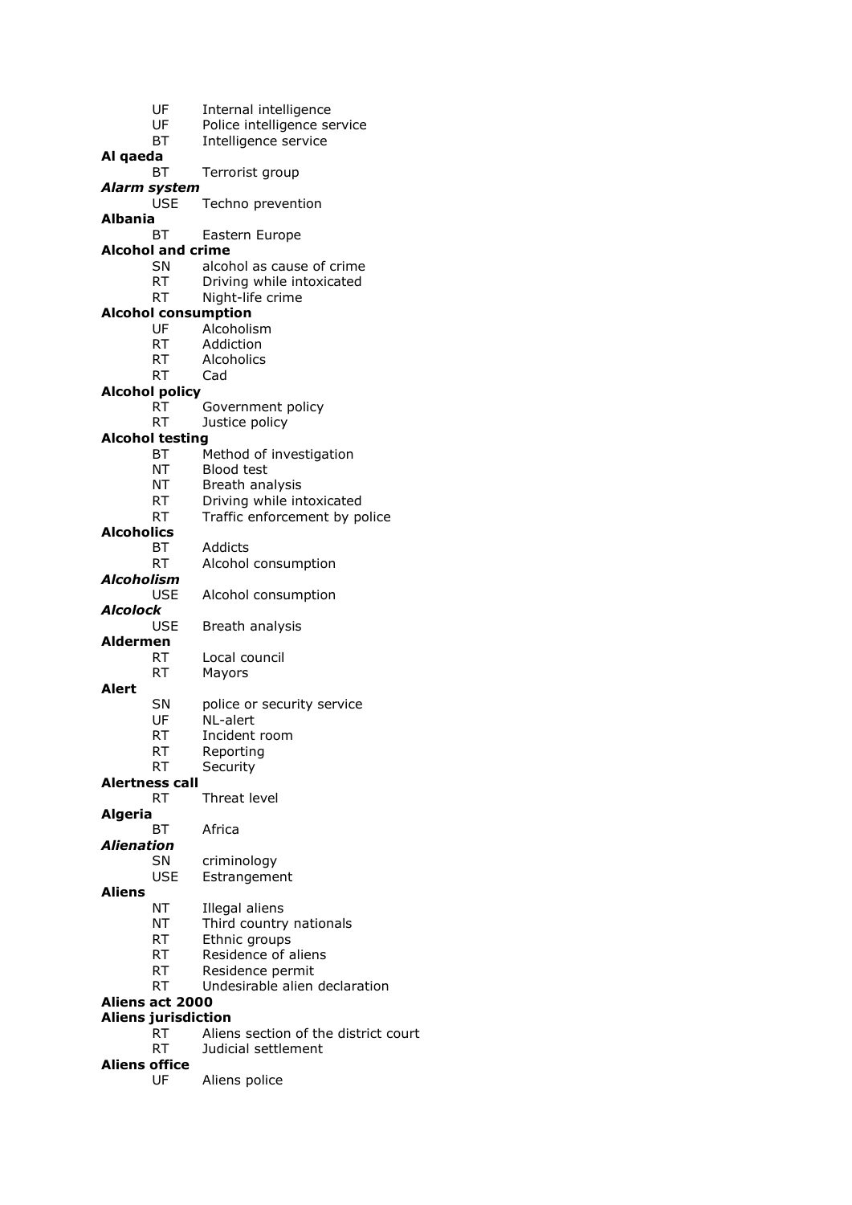UF Internal intelligence
UF Police intelligence service
BT Intelligence service

**Al qaeda**
BT Terrorist group

***Alarm system***
USE Techno prevention

**Albania**
BT Eastern Europe

**Alcohol and crime**
SN alcohol as cause of crime
RT Driving while intoxicated
RT Night-life crime

**Alcohol consumption**
UF Alcoholism
RT Addiction
RT Alcoholics
RT Cad

**Alcohol policy**
RT Government policy
RT Justice policy

**Alcohol testing**
BT Method of investigation
NT Blood test
NT Breath analysis
RT Driving while intoxicated
RT Traffic enforcement by police

**Alcoholics**
BT Addicts
RT Alcohol consumption

***Alcoholism***
USE Alcohol consumption

***Alcolock***
USE Breath analysis

**Aldermen**
RT Local council
RT Mayors

**Alert**
SN police or security service
UF NL-alert
RT Incident room
RT Reporting
RT Security

**Alertness call**
RT Threat level

**Algeria**
BT Africa

***Alienation***
SN criminology
USE Estrangement

**Aliens**
NT Illegal aliens
NT Third country nationals
RT Ethnic groups
RT Residence of aliens
RT Residence permit
RT Undesirable alien declaration

**Aliens act 2000**

**Aliens jurisdiction**
RT Aliens section of the district court
RT Judicial settlement

**Aliens office**
UF Aliens police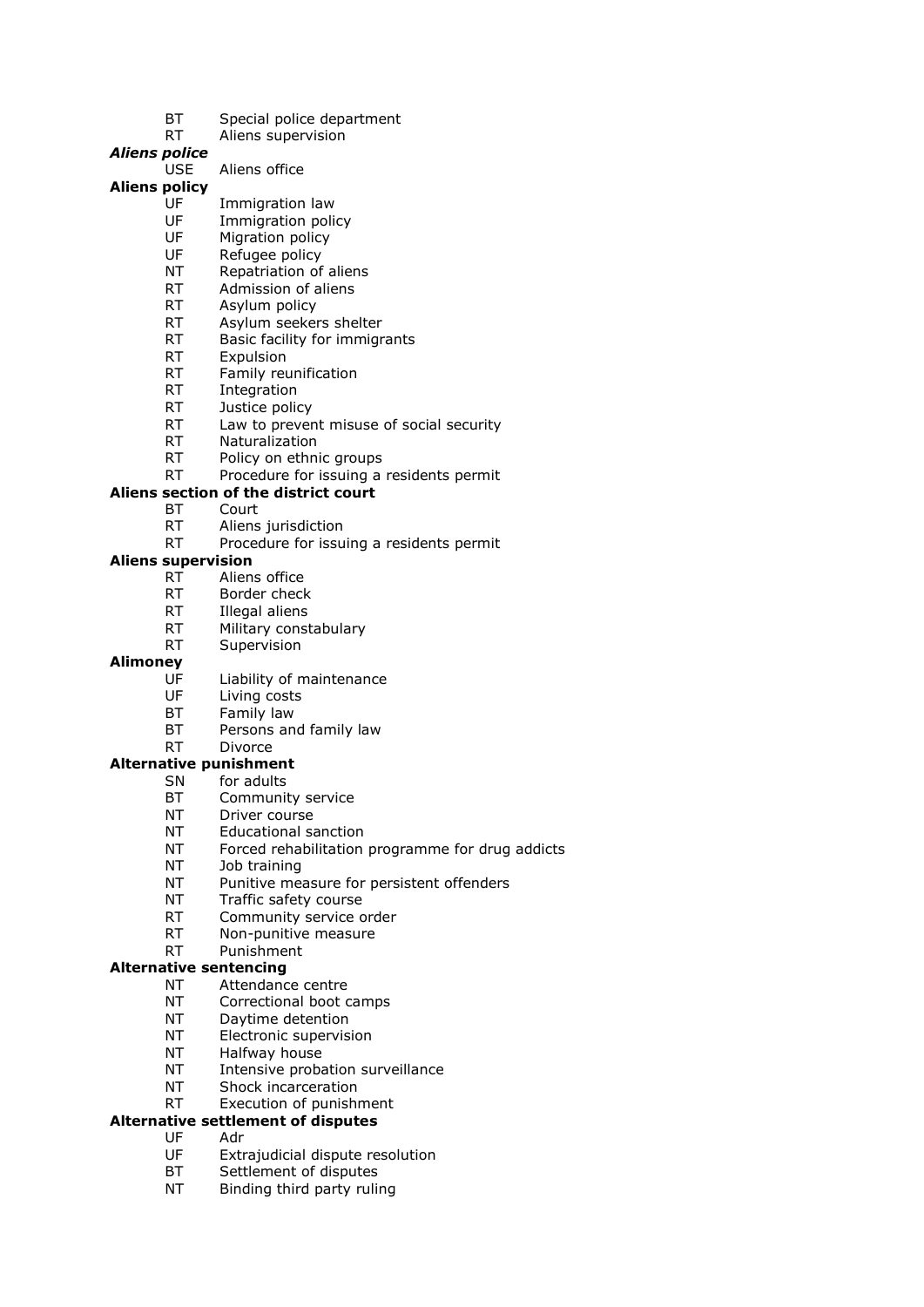BT Special police department
RT Aliens supervision

***Aliens police***
USE Aliens office

**Aliens policy**
UF Immigration law
UF Immigration policy
UF Migration policy
UF Refugee policy
NT Repatriation of aliens
RT Admission of aliens
RT Asylum policy
RT Asylum seekers shelter
RT Basic facility for immigrants
RT Expulsion
RT Family reunification
RT Integration
RT Justice policy
RT Law to prevent misuse of social security
RT Naturalization
RT Policy on ethnic groups
RT Procedure for issuing a residents permit

**Aliens section of the district court**
BT Court
RT Aliens jurisdiction
RT Procedure for issuing a residents permit

**Aliens supervision**
RT Aliens office
RT Border check
RT Illegal aliens
RT Military constabulary
RT Supervision

**Alimoney**
UF Liability of maintenance
UF Living costs
BT Family law
BT Persons and family law
RT Divorce

**Alternative punishment**
SN for adults
BT Community service
NT Driver course
NT Educational sanction
NT Forced rehabilitation programme for drug addicts
NT Job training
NT Punitive measure for persistent offenders
NT Traffic safety course
RT Community service order
RT Non-punitive measure
RT Punishment

**Alternative sentencing**
NT Attendance centre
NT Correctional boot camps
NT Daytime detention
NT Electronic supervision
NT Halfway house
NT Intensive probation surveillance
NT Shock incarceration
RT Execution of punishment

**Alternative settlement of disputes**
UF Adr
UF Extrajudicial dispute resolution
BT Settlement of disputes
NT Binding third party ruling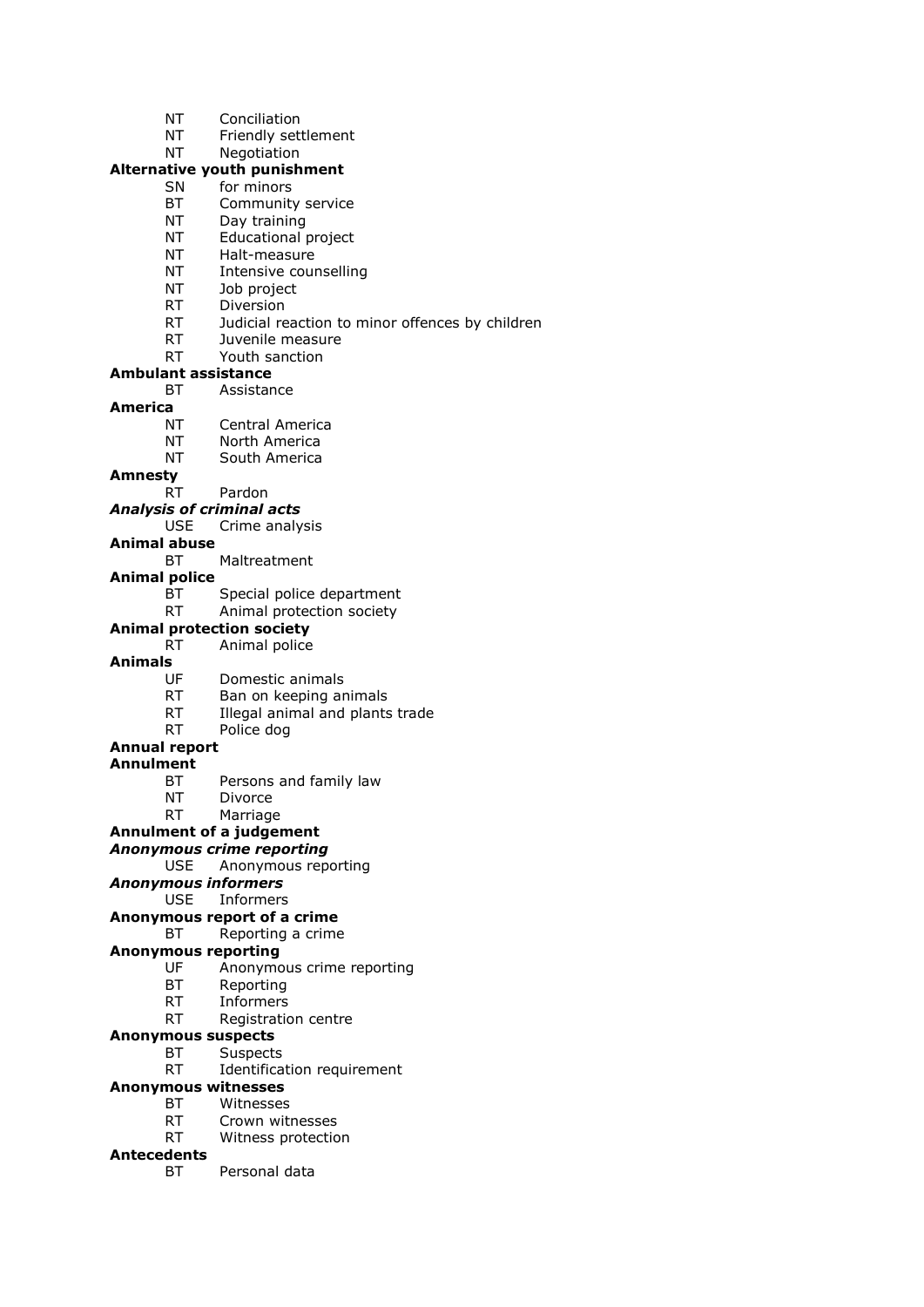NT Conciliation
NT Friendly settlement
NT Negotiation

**Alternative youth punishment**
SN for minors
BT Community service
NT Day training
NT Educational project
NT Halt-measure
NT Intensive counselling
NT Job project
RT Diversion
RT Judicial reaction to minor offences by children
RT Juvenile measure
RT Youth sanction

**Ambulant assistance**
BT Assistance

**America**
NT Central America
NT North America
NT South America

**Amnesty**
RT Pardon

***Analysis of criminal acts***
USE Crime analysis

**Animal abuse**
BT Maltreatment

**Animal police**
BT Special police department
RT Animal protection society

**Animal protection society**
RT Animal police

**Animals**
UF Domestic animals
RT Ban on keeping animals
RT Illegal animal and plants trade
RT Police dog

**Annual report**

**Annulment**
BT Persons and family law
NT Divorce
RT Marriage

**Annulment of a judgement**

***Anonymous crime reporting***
USE Anonymous reporting

***Anonymous informers***
USE Informers

**Anonymous report of a crime**
BT Reporting a crime

**Anonymous reporting**
UF Anonymous crime reporting
BT Reporting
RT Informers
RT Registration centre

**Anonymous suspects**
BT Suspects
RT Identification requirement

**Anonymous witnesses**
BT Witnesses
RT Crown witnesses
RT Witness protection

**Antecedents**
BT Personal data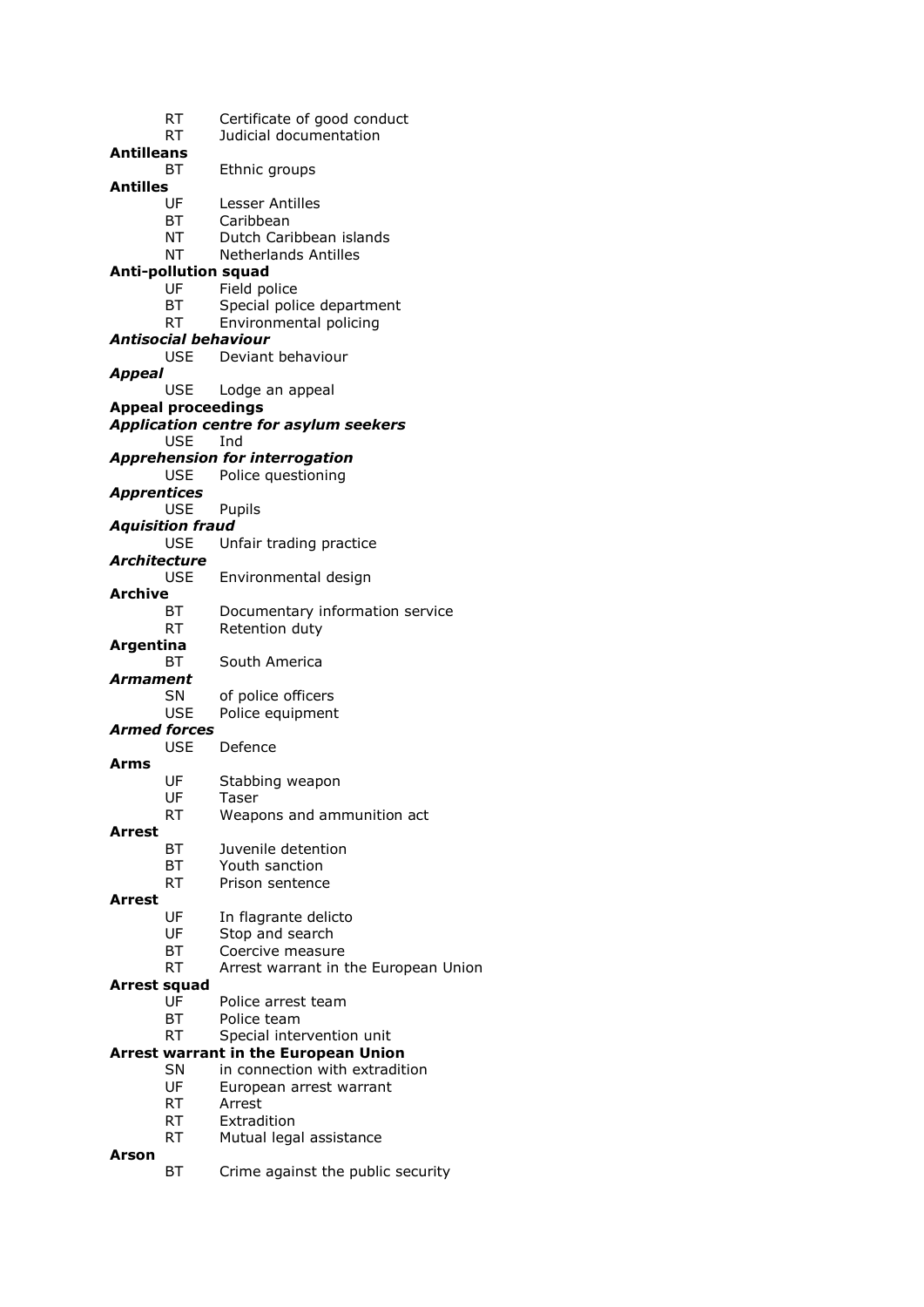RT Certificate of good conduct
RT Judicial documentation

**Antilleans**
BT Ethnic groups

**Antilles**
UF Lesser Antilles
BT Caribbean
NT Dutch Caribbean islands
NT Netherlands Antilles

**Anti-pollution squad**
UF Field police
BT Special police department
RT Environmental policing

***Antisocial behaviour***
USE Deviant behaviour

***Appeal***
USE Lodge an appeal

**Appeal proceedings**

***Application centre for asylum seekers***
USE Ind

***Apprehension for interrogation***
USE Police questioning

***Apprentices***
USE Pupils

***Aquisition fraud***
USE Unfair trading practice

***Architecture***
USE Environmental design

**Archive**
BT Documentary information service
RT Retention duty

**Argentina**
BT South America

***Armament***
SN of police officers
USE Police equipment

***Armed forces***
USE Defence

**Arms**
UF Stabbing weapon
UF Taser
RT Weapons and ammunition act

**Arrest**
BT Juvenile detention
BT Youth sanction
RT Prison sentence

**Arrest**
UF In flagrante delicto
UF Stop and search
BT Coercive measure
RT Arrest warrant in the European Union

**Arrest squad**
UF Police arrest team
BT Police team
RT Special intervention unit

**Arrest warrant in the European Union**
SN in connection with extradition
UF European arrest warrant
RT Arrest
RT Extradition
RT Mutual legal assistance

**Arson**
BT Crime against the public security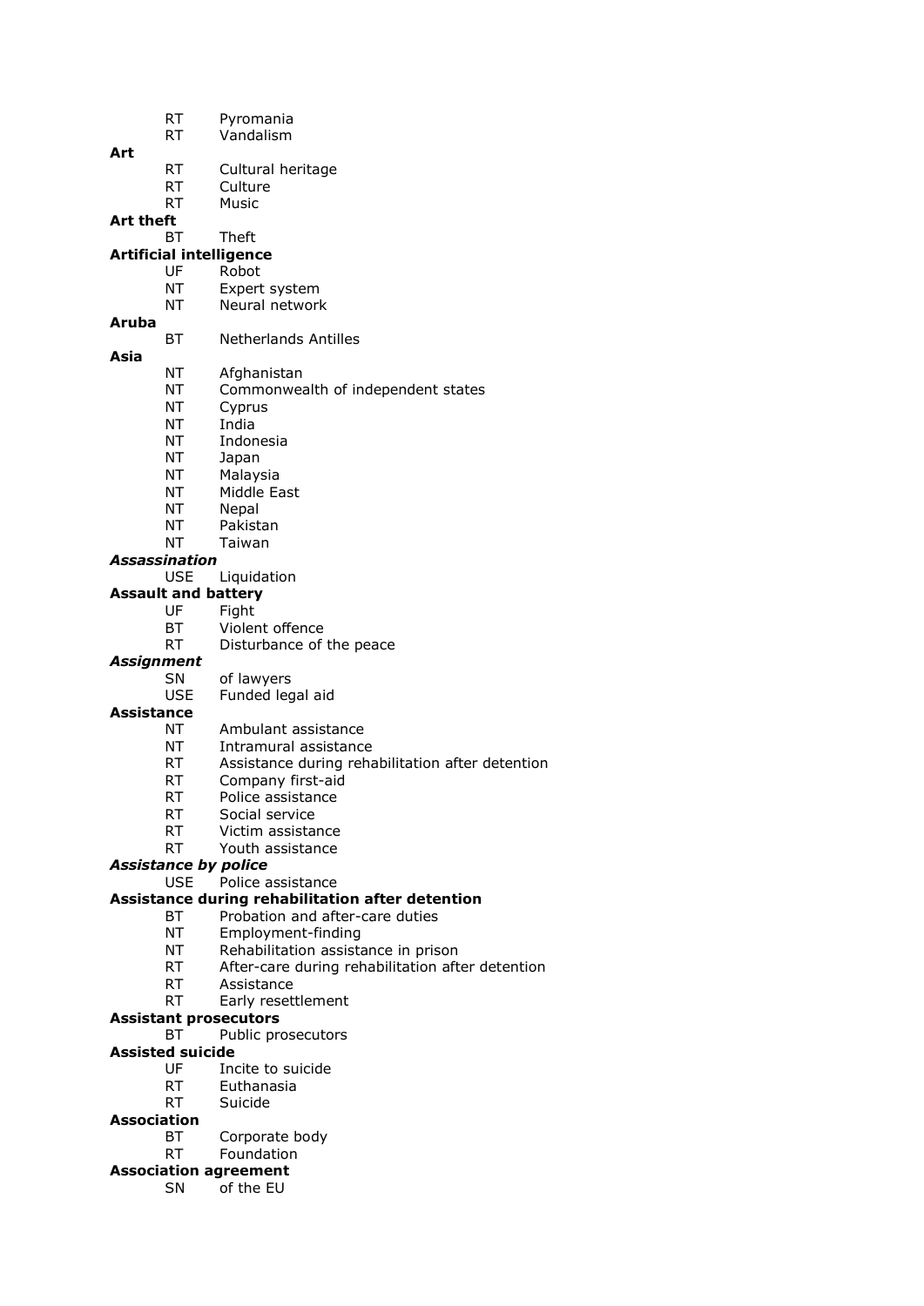RT Pyromania
RT Vandalism

**Art**
RT Cultural heritage
RT Culture
RT Music

**Art theft**
BT Theft

**Artificial intelligence**
UF Robot
NT Expert system
NT Neural network

**Aruba**
BT Netherlands Antilles

**Asia**
NT Afghanistan
NT Commonwealth of independent states
NT Cyprus
NT India
NT Indonesia
NT Japan
NT Malaysia
NT Middle East
NT Nepal
NT Pakistan
NT Taiwan

***Assassination***
USE Liquidation

**Assault and battery**
UF Fight
BT Violent offence
RT Disturbance of the peace

***Assignment***
SN of lawyers
USE Funded legal aid

**Assistance**
NT Ambulant assistance
NT Intramural assistance
RT Assistance during rehabilitation after detention
RT Company first-aid
RT Police assistance
RT Social service
RT Victim assistance
RT Youth assistance

***Assistance by police***
USE Police assistance

**Assistance during rehabilitation after detention**
BT Probation and after-care duties
NT Employment-finding
NT Rehabilitation assistance in prison
RT After-care during rehabilitation after detention
RT Assistance
RT Early resettlement

**Assistant prosecutors**
BT Public prosecutors

**Assisted suicide**
UF Incite to suicide
RT Euthanasia
RT Suicide

**Association**
BT Corporate body
RT Foundation

**Association agreement**
SN of the EU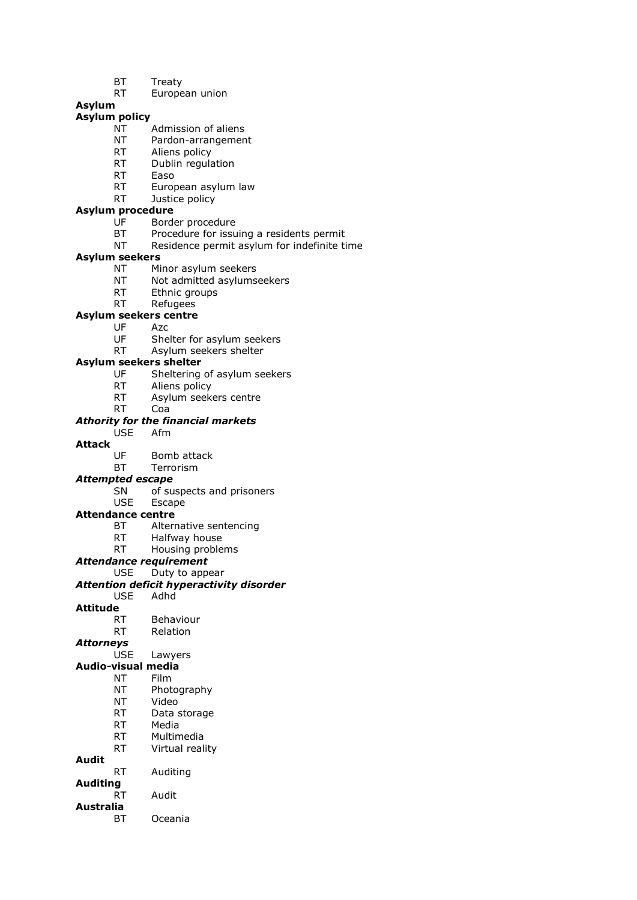BT Treaty
RT European union

**Asylum**

**Asylum policy**
NT Admission of aliens
NT Pardon-arrangement
RT Aliens policy
RT Dublin regulation
RT Easo
RT European asylum law
RT Justice policy

**Asylum procedure**
UF Border procedure
BT Procedure for issuing a residents permit
NT Residence permit asylum for indefinite time

**Asylum seekers**
NT Minor asylum seekers
NT Not admitted asylumseekers
RT Ethnic groups
RT Refugees

**Asylum seekers centre**
UF Azc
UF Shelter for asylum seekers
RT Asylum seekers shelter

**Asylum seekers shelter**
UF Sheltering of asylum seekers
RT Aliens policy
RT Asylum seekers centre
RT Coa

***Athority for the financial markets***
USE Afm

**Attack**
UF Bomb attack
BT Terrorism

***Attempted escape***
SN of suspects and prisoners
USE Escape

**Attendance centre**
BT Alternative sentencing
RT Halfway house
RT Housing problems

***Attendance requirement***
USE Duty to appear

***Attention deficit hyperactivity disorder***
USE Adhd

**Attitude**
RT Behaviour
RT Relation

***Attorneys***
USE Lawyers

**Audio-visual media**
NT Film
NT Photography
NT Video
RT Data storage
RT Media
RT Multimedia
RT Virtual reality

**Audit**
RT Auditing

**Auditing**
RT Audit

**Australia**
BT Oceania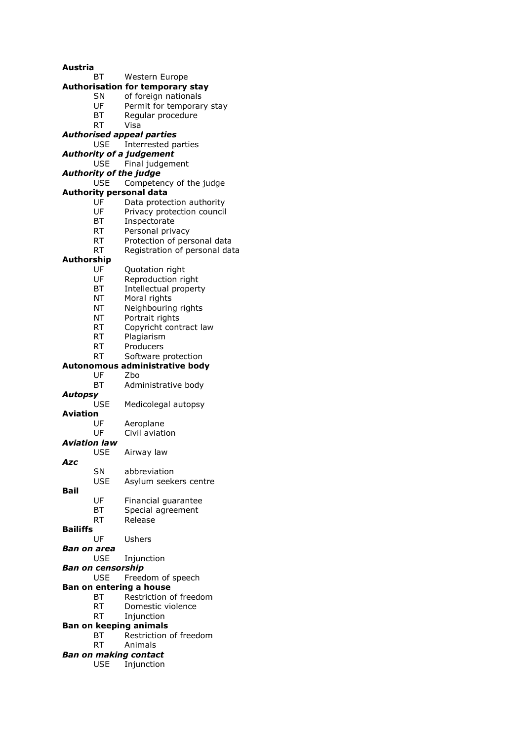**Austria**

BT Western Europe

**Authorisation for temporary stay**

SN of foreign nationals
UF Permit for temporary stay
BT Regular procedure
RT Visa

***Authorised appeal parties***

USE Interrested parties

***Authority of a judgement***

USE Final judgement

***Authority of the judge***

USE Competency of the judge

**Authority personal data**

UF Data protection authority
UF Privacy protection council
BT Inspectorate
RT Personal privacy
RT Protection of personal data
RT Registration of personal data

**Authorship**

UF Quotation right
UF Reproduction right
BT Intellectual property
NT Moral rights
NT Neighbouring rights
NT Portrait rights
RT Copyricht contract law
RT Plagiarism
RT Producers
RT Software protection

**Autonomous administrative body**

UF Zbo
BT Administrative body

***Autopsy***

USE Medicolegal autopsy

**Aviation**

UF Aeroplane
UF Civil aviation

***Aviation law***

USE Airway law

***Azc***

SN abbreviation
USE Asylum seekers centre

**Bail**

UF Financial guarantee
BT Special agreement
RT Release

**Bailiffs**

UF Ushers

***Ban on area***

USE Injunction

***Ban on censorship***

USE Freedom of speech

**Ban on entering a house**

BT Restriction of freedom
RT Domestic violence
RT Injunction

**Ban on keeping animals**

BT Restriction of freedom
RT Animals

***Ban on making contact***

USE Injunction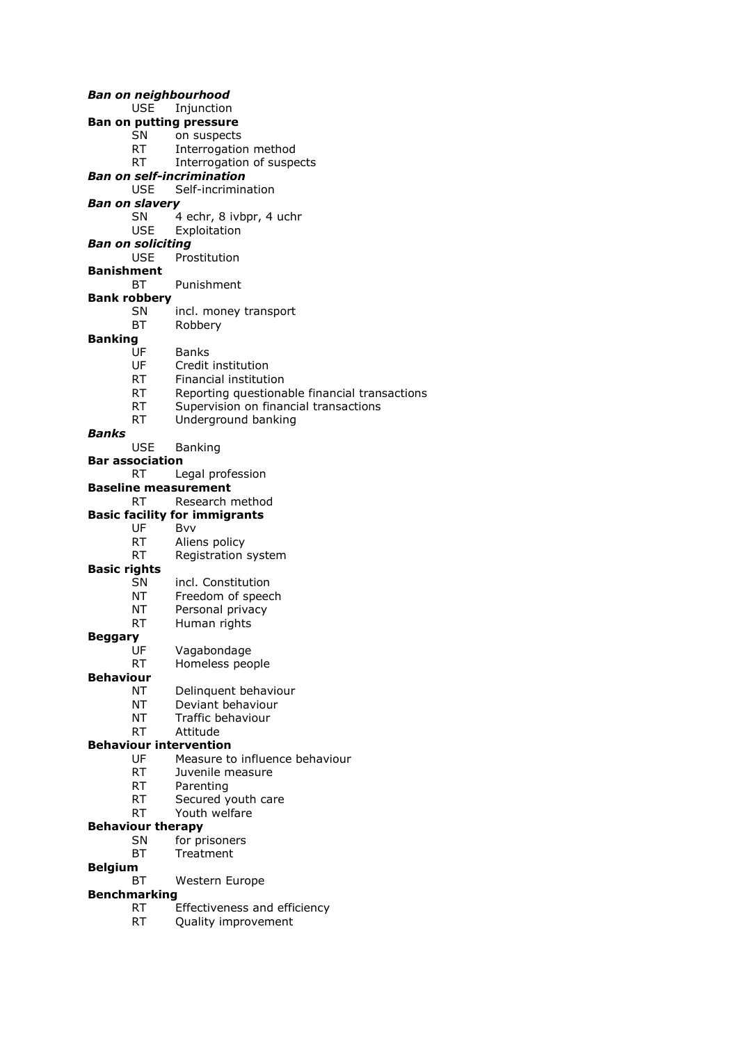***Ban on neighbourhood***
USE Injunction

**Ban on putting pressure**
SN on suspects
RT Interrogation method
RT Interrogation of suspects

***Ban on self-incrimination***
USE Self-incrimination

***Ban on slavery***
SN 4 echr, 8 ivbpr, 4 uchr
USE Exploitation

***Ban on soliciting***
USE Prostitution

**Banishment**
BT Punishment

**Bank robbery**
SN incl. money transport
BT Robbery

**Banking**
UF Banks
UF Credit institution
RT Financial institution
RT Reporting questionable financial transactions
RT Supervision on financial transactions
RT Underground banking

***Banks***
USE Banking

**Bar association**
RT Legal profession

**Baseline measurement**
RT Research method

**Basic facility for immigrants**
UF Bvv
RT Aliens policy
RT Registration system

**Basic rights**
SN incl. Constitution
NT Freedom of speech
NT Personal privacy
RT Human rights

**Beggary**
UF Vagabondage
RT Homeless people

**Behaviour**
NT Delinquent behaviour
NT Deviant behaviour
NT Traffic behaviour
RT Attitude

**Behaviour intervention**
UF Measure to influence behaviour
RT Juvenile measure
RT Parenting
RT Secured youth care
RT Youth welfare

**Behaviour therapy**
SN for prisoners
BT Treatment

**Belgium**
BT Western Europe

**Benchmarking**
RT Effectiveness and efficiency
RT Quality improvement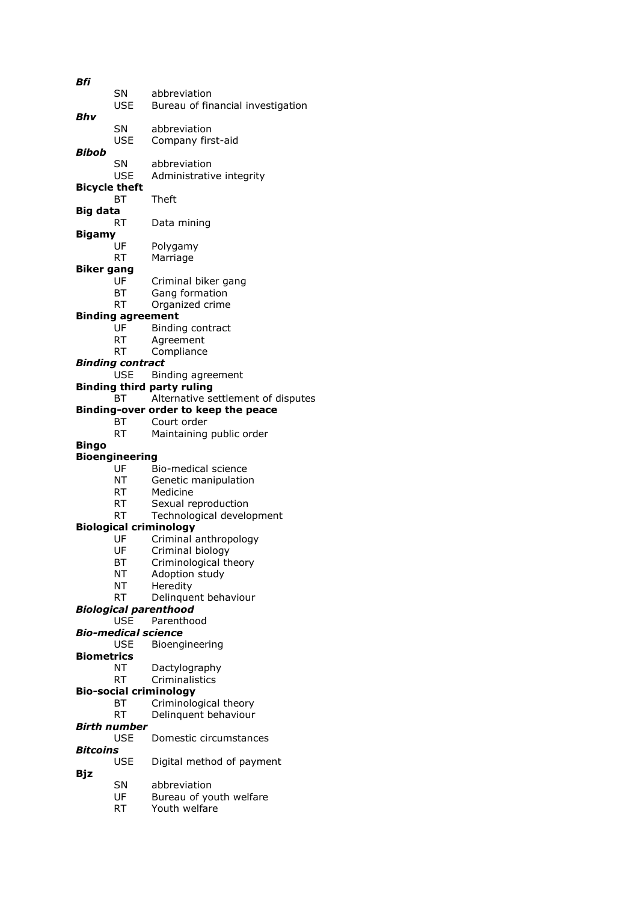***Bfi***
SN abbreviation
USE Bureau of financial investigation

***Bhv***
SN abbreviation
USE Company first-aid

***Bibob***
SN abbreviation
USE Administrative integrity

**Bicycle theft**
BT Theft

**Big data**
RT Data mining

**Bigamy**
UF Polygamy
RT Marriage

**Biker gang**
UF Criminal biker gang
BT Gang formation
RT Organized crime

**Binding agreement**
UF Binding contract
RT Agreement
RT Compliance

***Binding contract***
USE Binding agreement

**Binding third party ruling**
BT Alternative settlement of disputes

**Binding-over order to keep the peace**
BT Court order
RT Maintaining public order

**Bingo**

**Bioengineering**
UF Bio-medical science
NT Genetic manipulation
RT Medicine
RT Sexual reproduction
RT Technological development

**Biological criminology**
UF Criminal anthropology
UF Criminal biology
BT Criminological theory
NT Adoption study
NT Heredity
RT Delinquent behaviour

***Biological parenthood***
USE Parenthood

***Bio-medical science***
USE Bioengineering

**Biometrics**
NT Dactylography
RT Criminalistics

**Bio-social criminology**
BT Criminological theory
RT Delinquent behaviour

***Birth number***
USE Domestic circumstances

***Bitcoins***
USE Digital method of payment

**Bjz**
SN abbreviation
UF Bureau of youth welfare
RT Youth welfare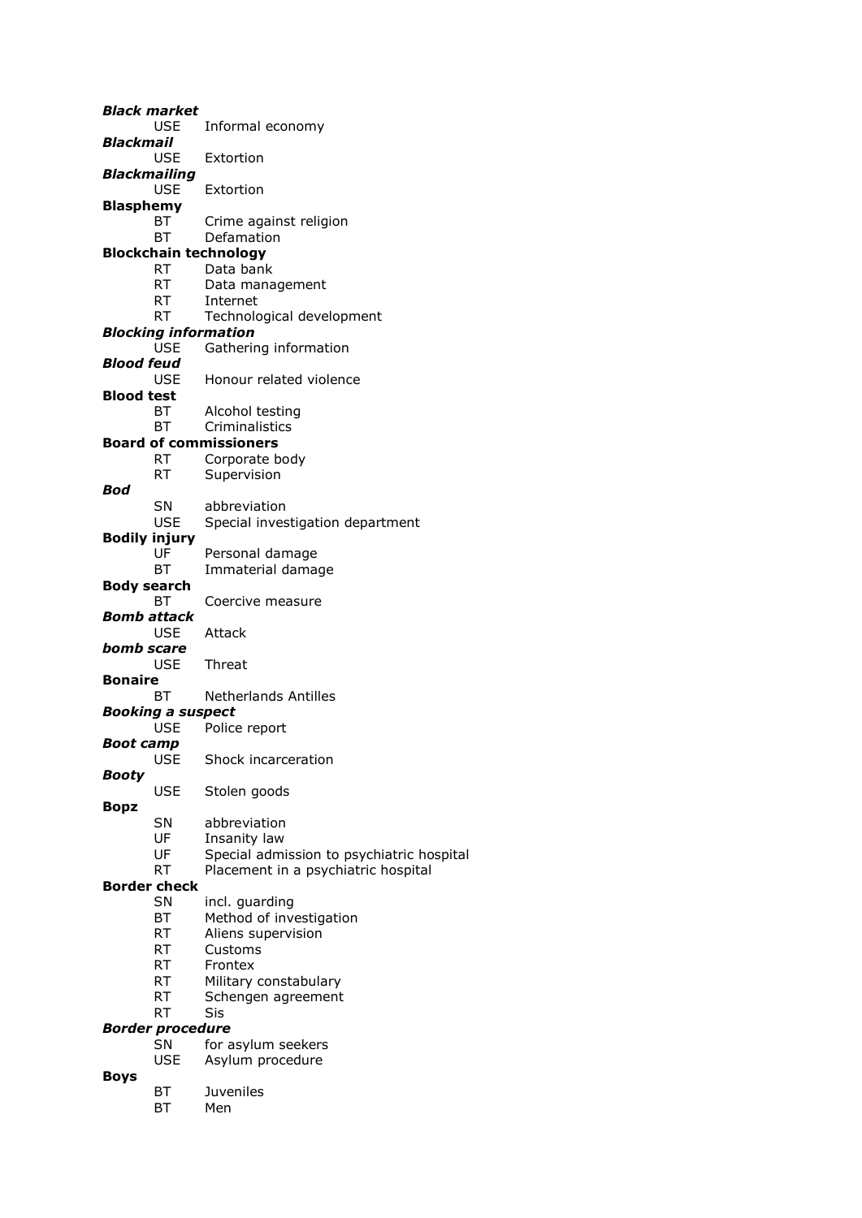***Black market***
USE Informal economy

***Blackmail***
USE Extortion

***Blackmailing***
USE Extortion

**Blasphemy**
BT Crime against religion
BT Defamation

**Blockchain technology**
RT Data bank
RT Data management
RT Internet
RT Technological development

***Blocking information***
USE Gathering information

***Blood feud***
USE Honour related violence

**Blood test**
BT Alcohol testing
BT Criminalistics

**Board of commissioners**
RT Corporate body
RT Supervision

***Bod***
SN abbreviation
USE Special investigation department

**Bodily injury**
UF Personal damage
BT Immaterial damage

**Body search**
BT Coercive measure

***Bomb attack***
USE Attack

***bomb scare***
USE Threat

**Bonaire**
BT Netherlands Antilles

***Booking a suspect***
USE Police report

***Boot camp***
USE Shock incarceration

***Booty***
USE Stolen goods

**Bopz**
SN abbreviation
UF Insanity law
UF Special admission to psychiatric hospital
RT Placement in a psychiatric hospital

**Border check**
SN incl. guarding
BT Method of investigation
RT Aliens supervision
RT Customs
RT Frontex
RT Military constabulary
RT Schengen agreement
RT Sis

***Border procedure***
SN for asylum seekers
USE Asylum procedure

**Boys**
BT Juveniles
BT Men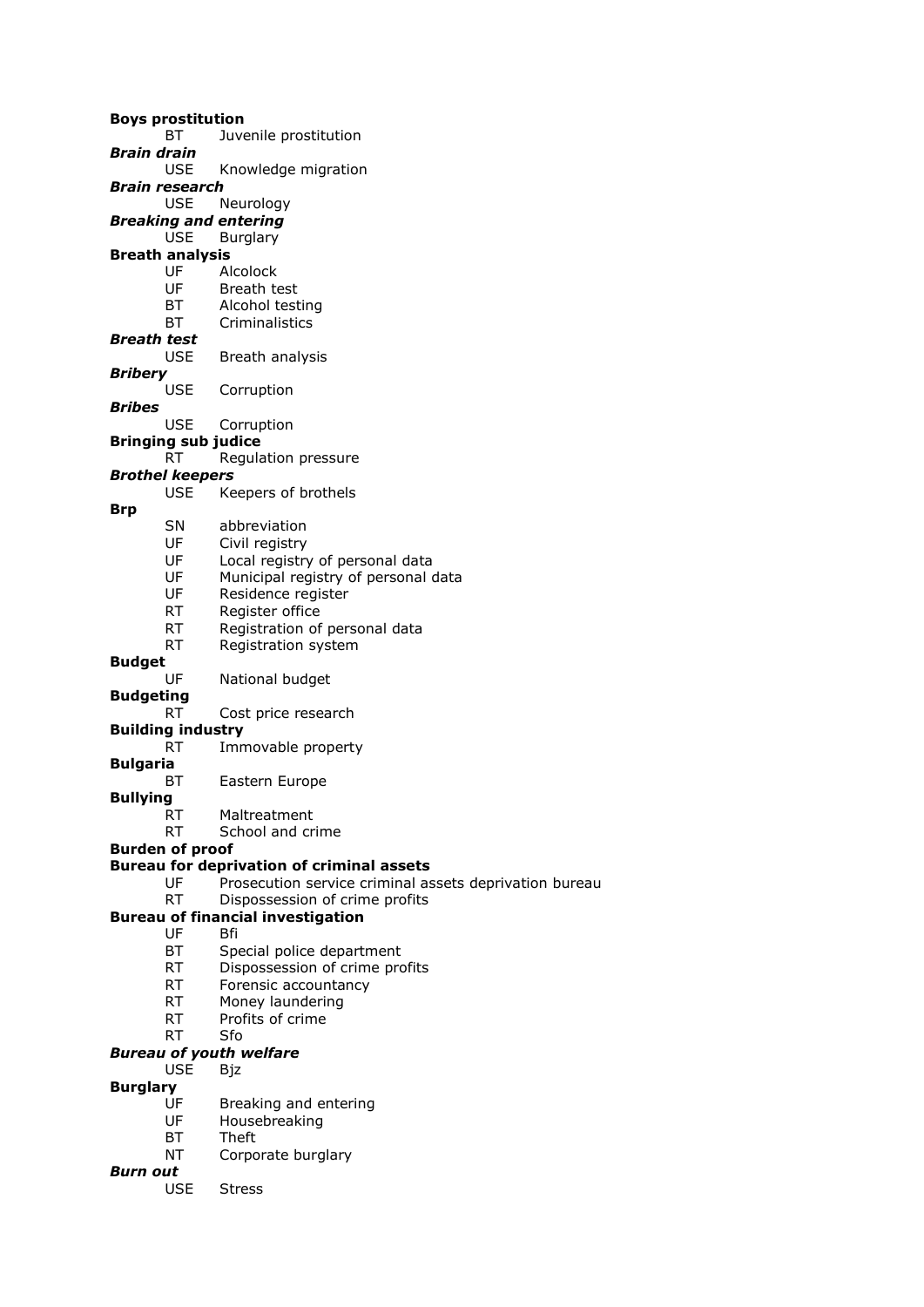**Boys prostitution**
	BT	Juvenile prostitution
***Brain drain***
	USE	Knowledge migration
***Brain research***
	USE	Neurology
***Breaking and entering***
	USE	Burglary
**Breath analysis**
	UF	Alcolock
	UF	Breath test
	BT	Alcohol testing
	BT	Criminalistics
***Breath test***
	USE	Breath analysis
***Bribery***
	USE	Corruption
***Bribes***
	USE	Corruption
**Bringing sub judice**
	RT	Regulation pressure
***Brothel keepers***
	USE	Keepers of brothels
**Brp**
	SN	abbreviation
	UF	Civil registry
	UF	Local registry of personal data
	UF	Municipal registry of personal data
	UF	Residence register
	RT	Register office
	RT	Registration of personal data
	RT	Registration system
**Budget**
	UF	National budget
**Budgeting**
	RT	Cost price research
**Building industry**
	RT	Immovable property
**Bulgaria**
	BT	Eastern Europe
**Bullying**
	RT	Maltreatment
	RT	School and crime
**Burden of proof**
**Bureau for deprivation of criminal assets**
	UF	Prosecution service criminal assets deprivation bureau
	RT	Dispossession of crime profits
**Bureau of financial investigation**
	UF	Bfi
	BT	Special police department
	RT	Dispossession of crime profits
	RT	Forensic accountancy
	RT	Money laundering
	RT	Profits of crime
	RT	Sfo
***Bureau of youth welfare***
	USE	Bjz
**Burglary**
	UF	Breaking and entering
	UF	Housebreaking
	BT	Theft
	NT	Corporate burglary
***Burn out***
	USE	Stress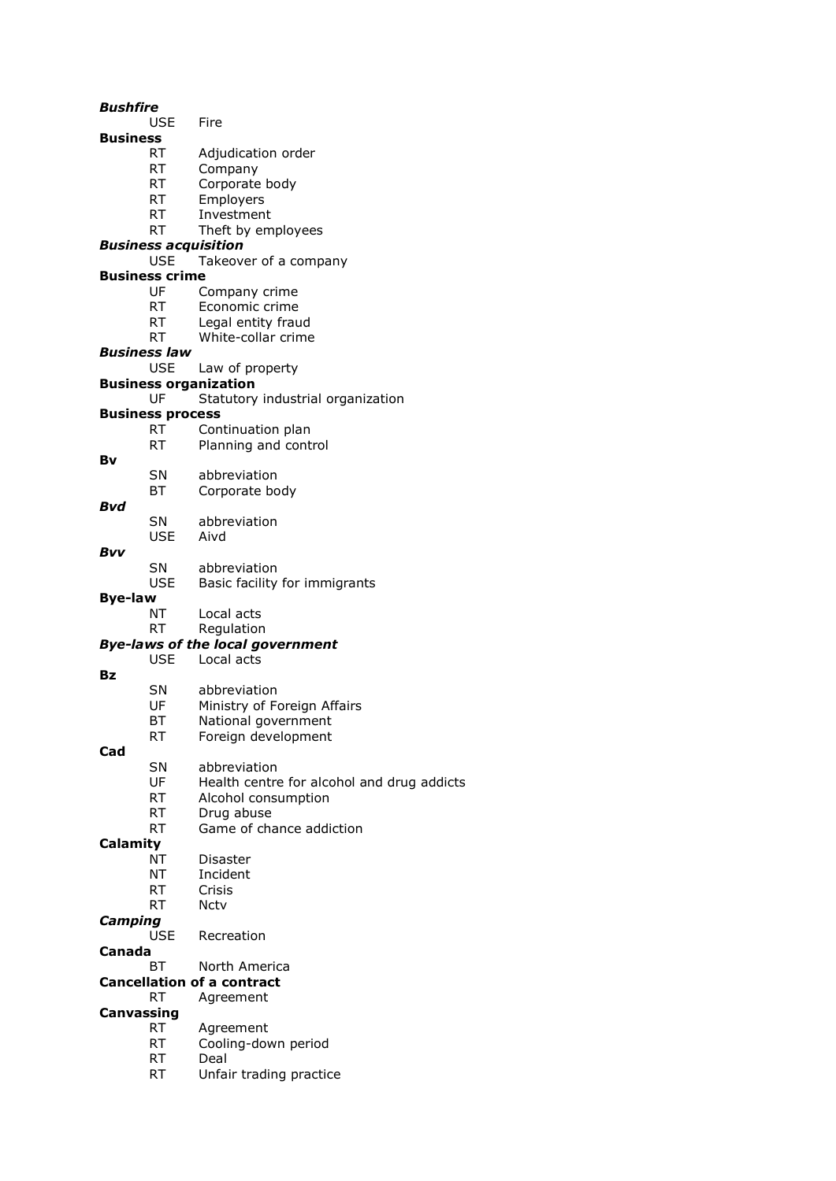***Bushfire***
USE Fire

**Business**
RT Adjudication order
RT Company
RT Corporate body
RT Employers
RT Investment
RT Theft by employees

***Business acquisition***
USE Takeover of a company

**Business crime**
UF Company crime
RT Economic crime
RT Legal entity fraud
RT White-collar crime

***Business law***
USE Law of property

**Business organization**
UF Statutory industrial organization

**Business process**
RT Continuation plan
RT Planning and control

**Bv**
SN abbreviation
BT Corporate body

***Bvd***
SN abbreviation
USE Aivd

***Bvv***
SN abbreviation
USE Basic facility for immigrants

**Bye-law**
NT Local acts
RT Regulation

***Bye-laws of the local government***
USE Local acts

**Bz**
SN abbreviation
UF Ministry of Foreign Affairs
BT National government
RT Foreign development

**Cad**
SN abbreviation
UF Health centre for alcohol and drug addicts
RT Alcohol consumption
RT Drug abuse
RT Game of chance addiction

**Calamity**
NT Disaster
NT Incident
RT Crisis
RT Nctv

***Camping***
USE Recreation

**Canada**
BT North America

**Cancellation of a contract**
RT Agreement

**Canvassing**
RT Agreement
RT Cooling-down period
RT Deal
RT Unfair trading practice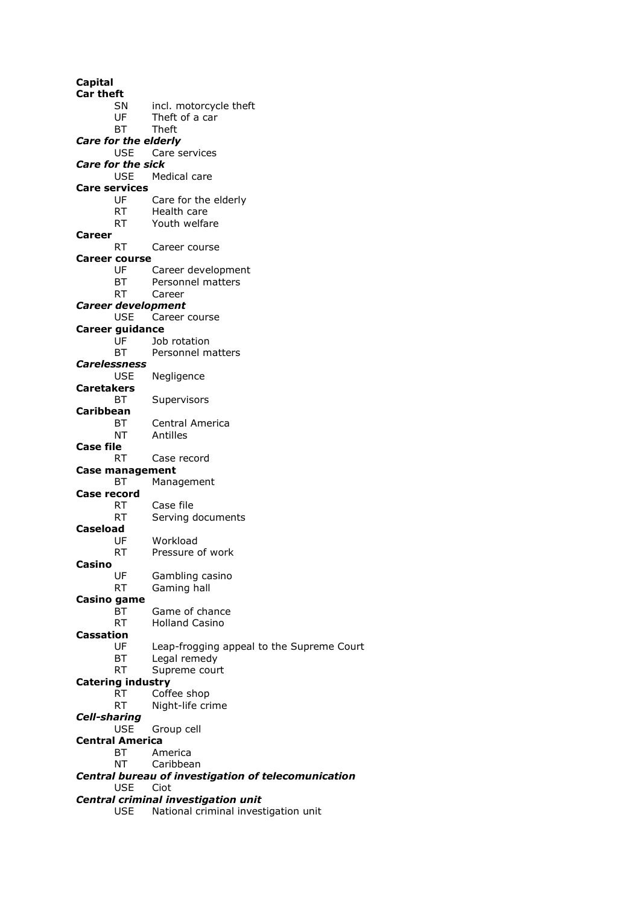**Capital**

**Car theft**

SN incl. motorcycle theft
UF Theft of a car
BT Theft

***Care for the elderly***

USE Care services

***Care for the sick***

USE Medical care

**Care services**

UF Care for the elderly
RT Health care
RT Youth welfare

**Career**

RT Career course

**Career course**

UF Career development
BT Personnel matters
RT Career

***Career development***

USE Career course

**Career guidance**

UF Job rotation
BT Personnel matters

***Carelessness***

USE Negligence

**Caretakers**

BT Supervisors

**Caribbean**

BT Central America
NT Antilles

**Case file**

RT Case record

**Case management**

BT Management

**Case record**

RT Case file
RT Serving documents

**Caseload**

UF Workload
RT Pressure of work

**Casino**

UF Gambling casino
RT Gaming hall

**Casino game**

BT Game of chance
RT Holland Casino

**Cassation**

UF Leap-frogging appeal to the Supreme Court
BT Legal remedy
RT Supreme court

**Catering industry**

RT Coffee shop
RT Night-life crime

***Cell-sharing***

USE Group cell

**Central America**

BT America
NT Caribbean

***Central bureau of investigation of telecomunication***

USE Ciot

***Central criminal investigation unit***

USE National criminal investigation unit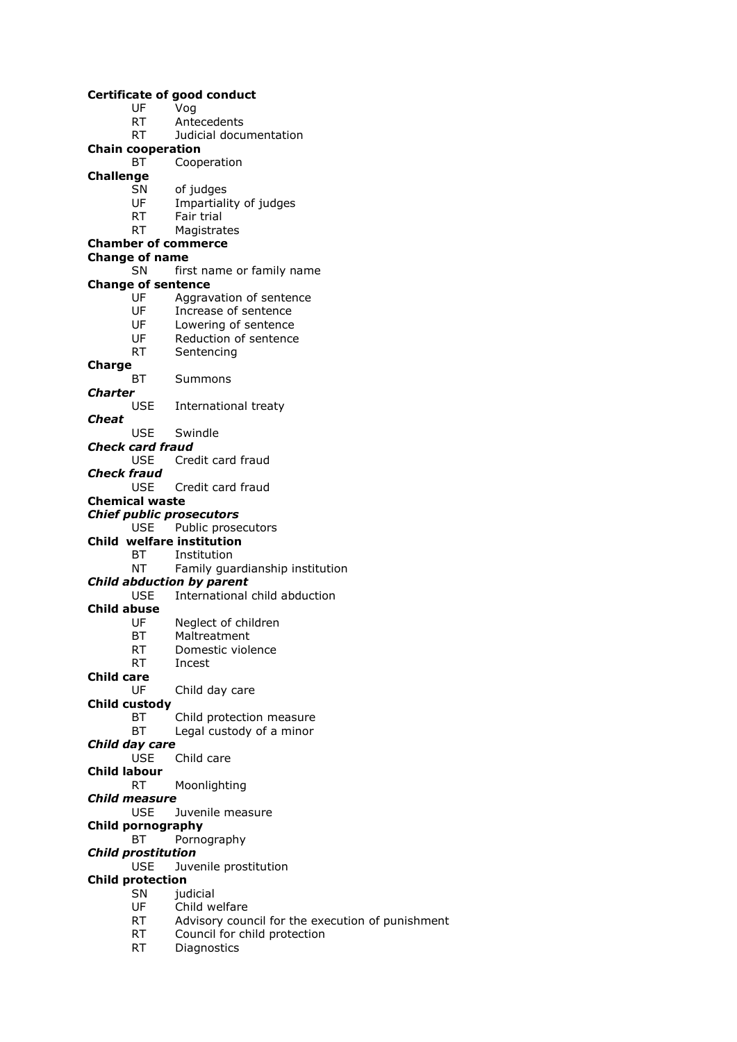**Certificate of good conduct**
UF Vog
RT Antecedents
RT Judicial documentation

**Chain cooperation**
BT Cooperation

**Challenge**
SN of judges
UF Impartiality of judges
RT Fair trial
RT Magistrates

**Chamber of commerce**

**Change of name**
SN first name or family name

**Change of sentence**
UF Aggravation of sentence
UF Increase of sentence
UF Lowering of sentence
UF Reduction of sentence
RT Sentencing

**Charge**
BT Summons

***Charter***
USE International treaty

***Cheat***
USE Swindle

***Check card fraud***
USE Credit card fraud

***Check fraud***
USE Credit card fraud

**Chemical waste**

***Chief public prosecutors***
USE Public prosecutors

**Child welfare institution**
BT Institution
NT Family guardianship institution

***Child abduction by parent***
USE International child abduction

**Child abuse**
UF Neglect of children
BT Maltreatment
RT Domestic violence
RT Incest

**Child care**
UF Child day care

**Child custody**
BT Child protection measure
BT Legal custody of a minor

***Child day care***
USE Child care

**Child labour**
RT Moonlighting

***Child measure***
USE Juvenile measure

**Child pornography**
BT Pornography

***Child prostitution***
USE Juvenile prostitution

**Child protection**
SN judicial
UF Child welfare
RT Advisory council for the execution of punishment
RT Council for child protection
RT Diagnostics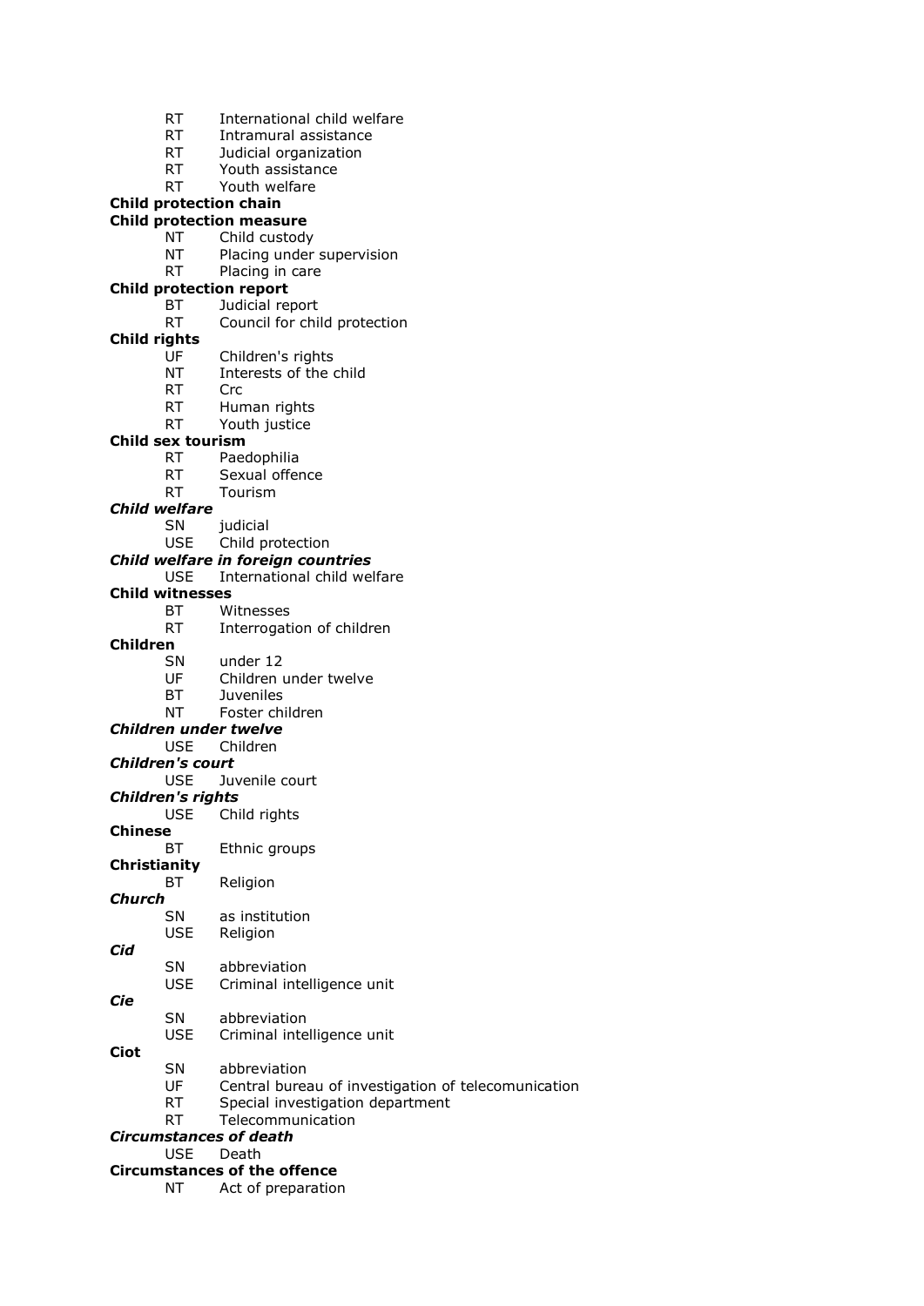RT International child welfare
RT Intramural assistance
RT Judicial organization
RT Youth assistance
RT Youth welfare

**Child protection chain**

**Child protection measure**
NT Child custody
NT Placing under supervision
RT Placing in care

**Child protection report**
BT Judicial report
RT Council for child protection

**Child rights**
UF Children's rights
NT Interests of the child
RT Crc
RT Human rights
RT Youth justice

**Child sex tourism**
RT Paedophilia
RT Sexual offence
RT Tourism

***Child welfare***
SN judicial
USE Child protection

***Child welfare in foreign countries***
USE International child welfare

**Child witnesses**
BT Witnesses
RT Interrogation of children

**Children**
SN under 12
UF Children under twelve
BT Juveniles
NT Foster children

***Children under twelve***
USE Children

***Children's court***
USE Juvenile court

***Children's rights***
USE Child rights

**Chinese**
BT Ethnic groups

**Christianity**
BT Religion

***Church***
SN as institution
USE Religion

***Cid***
SN abbreviation
USE Criminal intelligence unit

***Cie***
SN abbreviation
USE Criminal intelligence unit

**Ciot**
SN abbreviation
UF Central bureau of investigation of telecomunication
RT Special investigation department
RT Telecommunication

***Circumstances of death***
USE Death

**Circumstances of the offence**
NT Act of preparation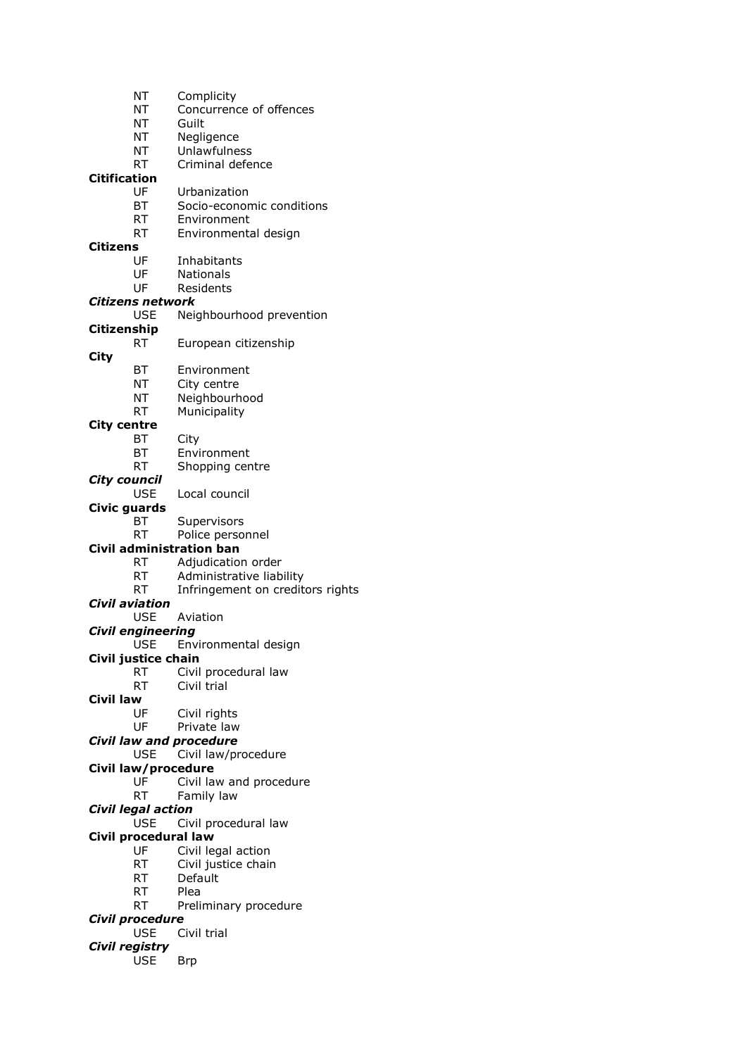NT Complicity
NT Concurrence of offences
NT Guilt
NT Negligence
NT Unlawfulness
RT Criminal defence

**Citification**
UF Urbanization
BT Socio-economic conditions
RT Environment
RT Environmental design

**Citizens**
UF Inhabitants
UF Nationals
UF Residents

***Citizens network***
USE Neighbourhood prevention

**Citizenship**
RT European citizenship

**City**
BT Environment
NT City centre
NT Neighbourhood
RT Municipality

**City centre**
BT City
BT Environment
RT Shopping centre

***City council***
USE Local council

**Civic guards**
BT Supervisors
RT Police personnel

**Civil administration ban**
RT Adjudication order
RT Administrative liability
RT Infringement on creditors rights

***Civil aviation***
USE Aviation

***Civil engineering***
USE Environmental design

**Civil justice chain**
RT Civil procedural law
RT Civil trial

**Civil law**
UF Civil rights
UF Private law

***Civil law and procedure***
USE Civil law/procedure

**Civil law/procedure**
UF Civil law and procedure
RT Family law

***Civil legal action***
USE Civil procedural law

**Civil procedural law**
UF Civil legal action
RT Civil justice chain
RT Default
RT Plea
RT Preliminary procedure

***Civil procedure***
USE Civil trial

***Civil registry***
USE Brp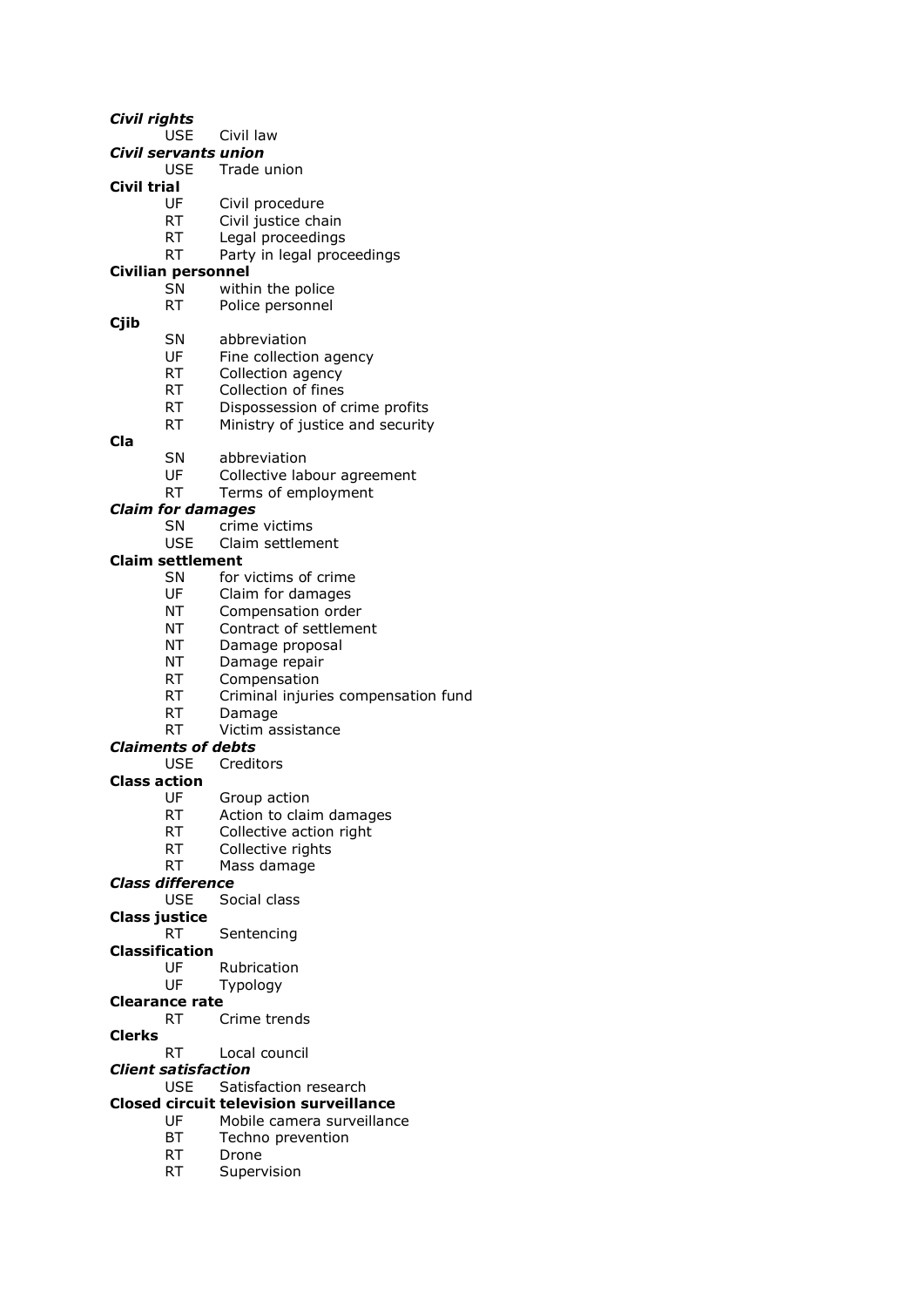***Civil rights***
USE Civil law

***Civil servants union***
USE Trade union

**Civil trial**
UF Civil procedure
RT Civil justice chain
RT Legal proceedings
RT Party in legal proceedings

**Civilian personnel**
SN within the police
RT Police personnel

**Cjib**
SN abbreviation
UF Fine collection agency
RT Collection agency
RT Collection of fines
RT Dispossession of crime profits
RT Ministry of justice and security

**Cla**
SN abbreviation
UF Collective labour agreement
RT Terms of employment

***Claim for damages***
SN crime victims
USE Claim settlement

**Claim settlement**
SN for victims of crime
UF Claim for damages
NT Compensation order
NT Contract of settlement
NT Damage proposal
NT Damage repair
RT Compensation
RT Criminal injuries compensation fund
RT Damage
RT Victim assistance

***Claiments of debts***
USE Creditors

**Class action**
UF Group action
RT Action to claim damages
RT Collective action right
RT Collective rights
RT Mass damage

***Class difference***
USE Social class

**Class justice**
RT Sentencing

**Classification**
UF Rubrication
UF Typology

**Clearance rate**
RT Crime trends

**Clerks**
RT Local council

***Client satisfaction***
USE Satisfaction research

**Closed circuit television surveillance**
UF Mobile camera surveillance
BT Techno prevention
RT Drone
RT Supervision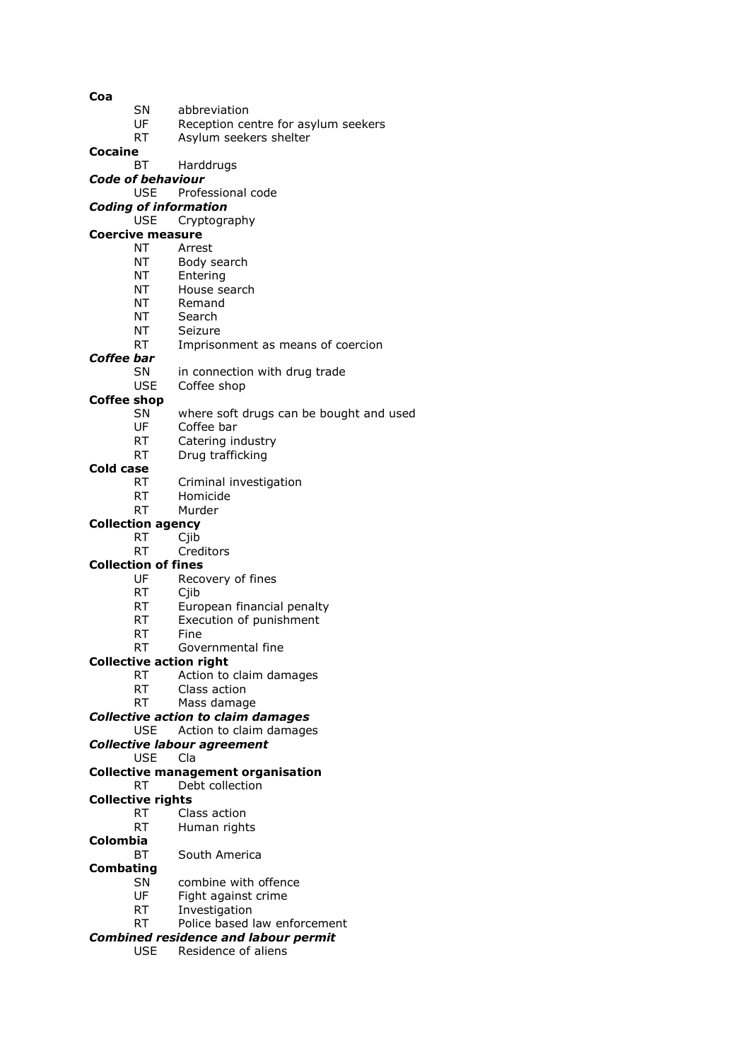**Coa**
SN abbreviation
UF Reception centre for asylum seekers
RT Asylum seekers shelter

**Cocaine**
BT Harddrugs

***Code of behaviour***
USE Professional code

***Coding of information***
USE Cryptography

**Coercive measure**
NT Arrest
NT Body search
NT Entering
NT House search
NT Remand
NT Search
NT Seizure
RT Imprisonment as means of coercion

***Coffee bar***
SN in connection with drug trade
USE Coffee shop

**Coffee shop**
SN where soft drugs can be bought and used
UF Coffee bar
RT Catering industry
RT Drug trafficking

**Cold case**
RT Criminal investigation
RT Homicide
RT Murder

**Collection agency**
RT Cjib
RT Creditors

**Collection of fines**
UF Recovery of fines
RT Cjib
RT European financial penalty
RT Execution of punishment
RT Fine
RT Governmental fine

**Collective action right**
RT Action to claim damages
RT Class action
RT Mass damage

***Collective action to claim damages***
USE Action to claim damages

***Collective labour agreement***
USE Cla

**Collective management organisation**
RT Debt collection

**Collective rights**
RT Class action
RT Human rights

**Colombia**
BT South America

**Combating**
SN combine with offence
UF Fight against crime
RT Investigation
RT Police based law enforcement

***Combined residence and labour permit***
USE Residence of aliens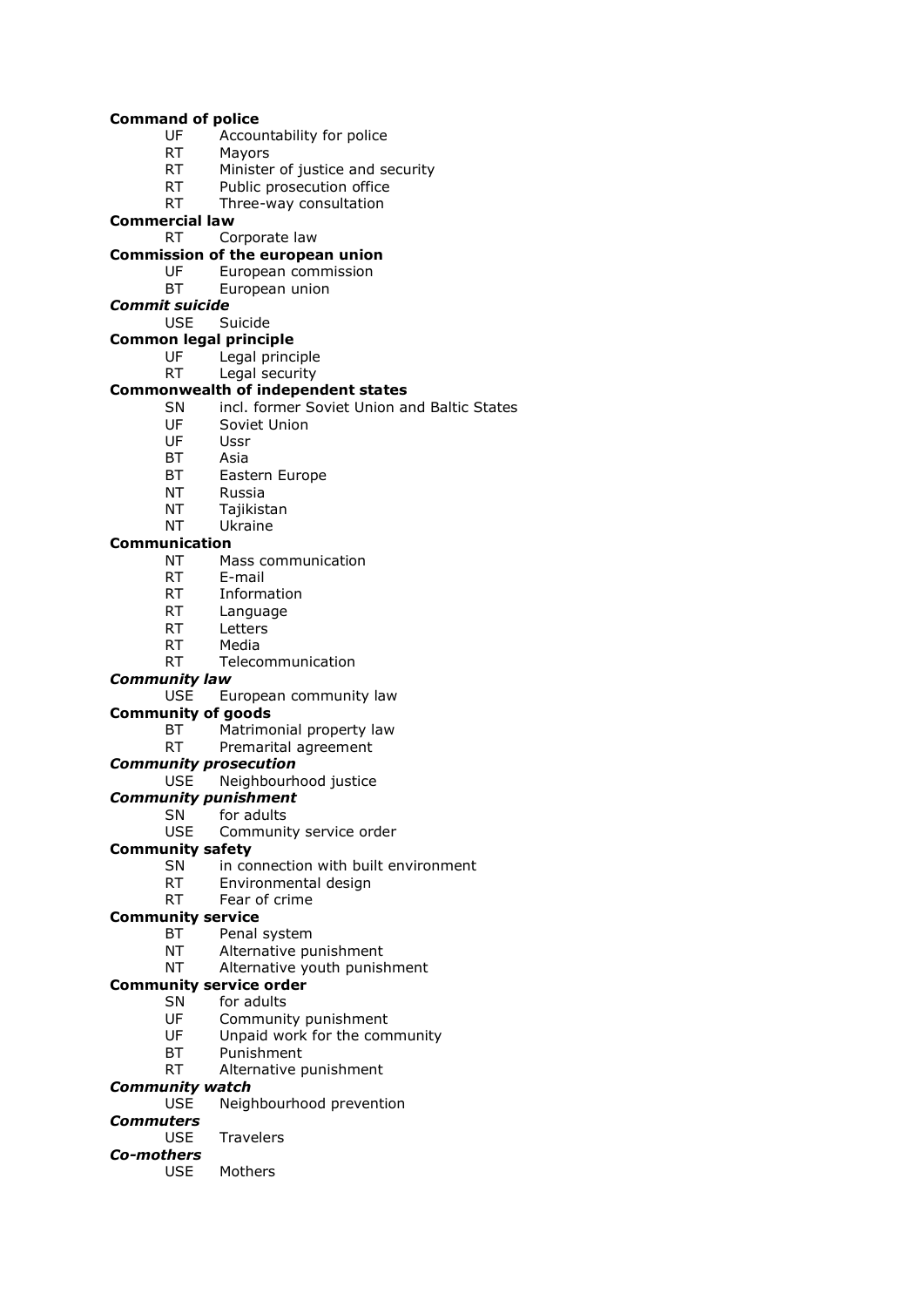**Command of police**

  UF  Accountability for police
  RT  Mayors
  RT  Minister of justice and security
  RT  Public prosecution office
  RT  Three-way consultation

**Commercial law**

  RT  Corporate law

**Commission of the european union**

  UF  European commission
  BT  European union

***Commit suicide***

  USE  Suicide

**Common legal principle**

  UF  Legal principle
  RT  Legal security

**Commonwealth of independent states**

  SN  incl. former Soviet Union and Baltic States
  UF  Soviet Union
  UF  Ussr
  BT  Asia
  BT  Eastern Europe
  NT  Russia
  NT  Tajikistan
  NT  Ukraine

**Communication**

  NT  Mass communication
  RT  E-mail
  RT  Information
  RT  Language
  RT  Letters
  RT  Media
  RT  Telecommunication

***Community law***

  USE  European community law

**Community of goods**

  BT  Matrimonial property law
  RT  Premarital agreement

***Community prosecution***

  USE  Neighbourhood justice

***Community punishment***

  SN  for adults
  USE  Community service order

**Community safety**

  SN  in connection with built environment
  RT  Environmental design
  RT  Fear of crime

**Community service**

  BT  Penal system
  NT  Alternative punishment
  NT  Alternative youth punishment

**Community service order**

  SN  for adults
  UF  Community punishment
  UF  Unpaid work for the community
  BT  Punishment
  RT  Alternative punishment

***Community watch***

  USE  Neighbourhood prevention

***Commuters***

  USE  Travelers

***Co-mothers***

  USE  Mothers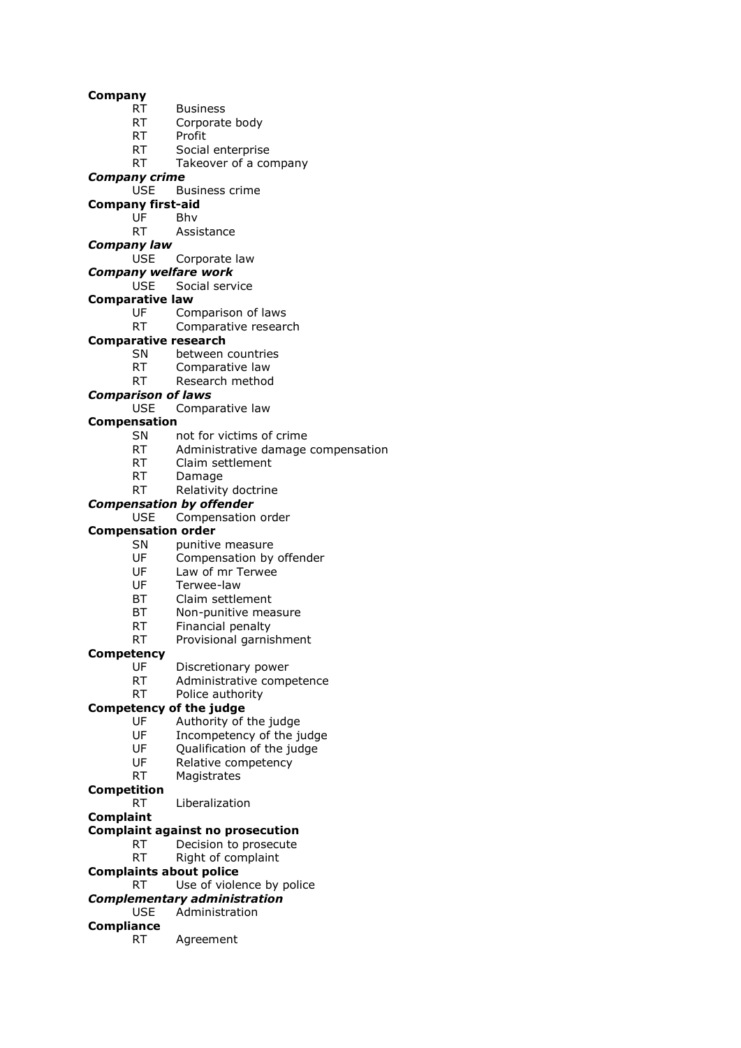**Company**
RT Business
RT Corporate body
RT Profit
RT Social enterprise
RT Takeover of a company

***Company crime***
USE Business crime

**Company first-aid**
UF Bhv
RT Assistance

***Company law***
USE Corporate law

***Company welfare work***
USE Social service

**Comparative law**
UF Comparison of laws
RT Comparative research

**Comparative research**
SN between countries
RT Comparative law
RT Research method

***Comparison of laws***
USE Comparative law

**Compensation**
SN not for victims of crime
RT Administrative damage compensation
RT Claim settlement
RT Damage
RT Relativity doctrine

***Compensation by offender***
USE Compensation order

**Compensation order**
SN punitive measure
UF Compensation by offender
UF Law of mr Terwee
UF Terwee-law
BT Claim settlement
BT Non-punitive measure
RT Financial penalty
RT Provisional garnishment

**Competency**
UF Discretionary power
RT Administrative competence
RT Police authority

**Competency of the judge**
UF Authority of the judge
UF Incompetency of the judge
UF Qualification of the judge
UF Relative competency
RT Magistrates

**Competition**
RT Liberalization

**Complaint**

**Complaint against no prosecution**
RT Decision to prosecute
RT Right of complaint

**Complaints about police**
RT Use of violence by police

***Complementary administration***
USE Administration

**Compliance**
RT Agreement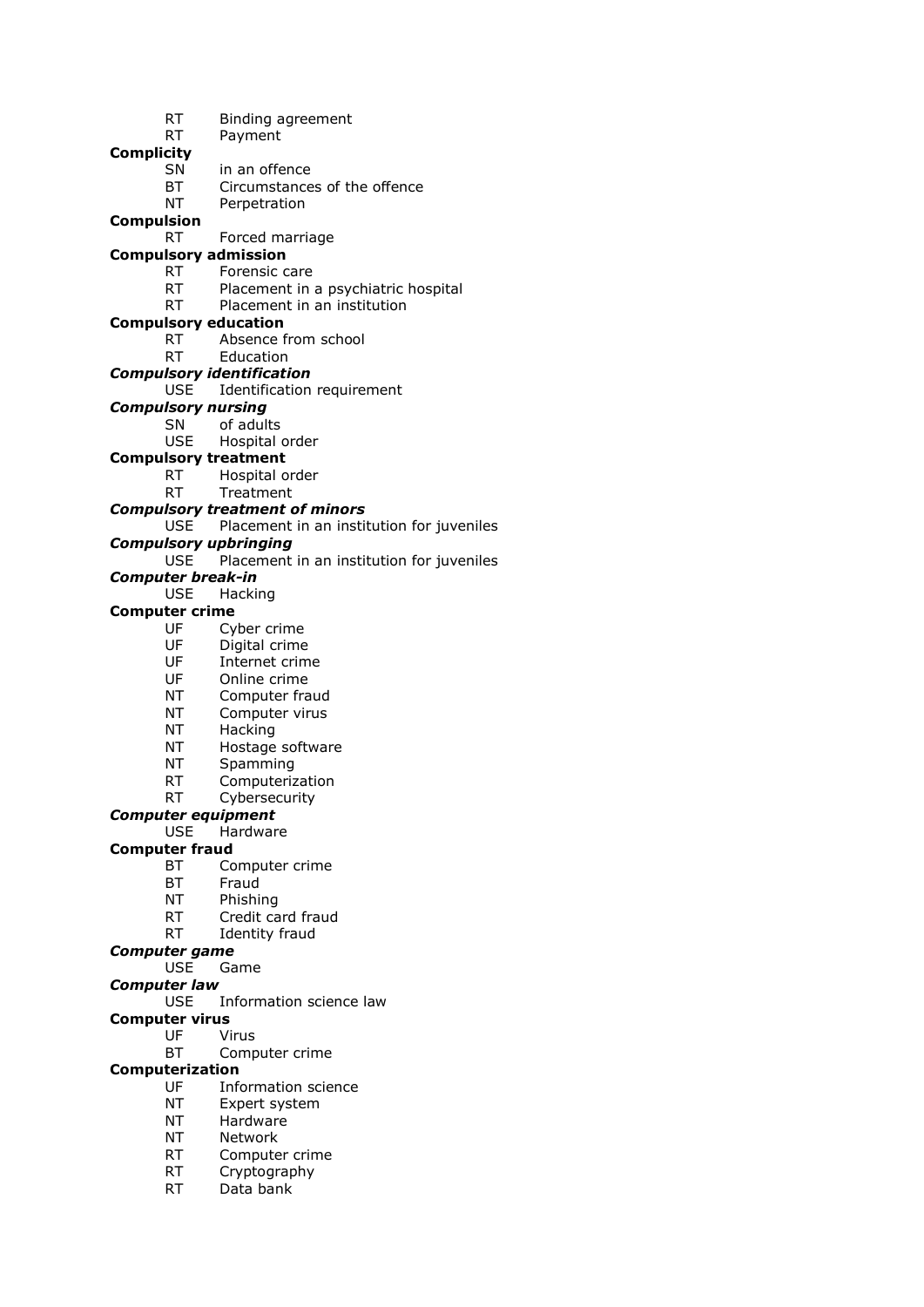RT Binding agreement
RT Payment

**Complicity**
SN in an offence
BT Circumstances of the offence
NT Perpetration

**Compulsion**
RT Forced marriage

**Compulsory admission**
RT Forensic care
RT Placement in a psychiatric hospital
RT Placement in an institution

**Compulsory education**
RT Absence from school
RT Education

***Compulsory identification***
USE Identification requirement

***Compulsory nursing***
SN of adults
USE Hospital order

**Compulsory treatment**
RT Hospital order
RT Treatment

***Compulsory treatment of minors***
USE Placement in an institution for juveniles

***Compulsory upbringing***
USE Placement in an institution for juveniles

***Computer break-in***
USE Hacking

**Computer crime**
UF Cyber crime
UF Digital crime
UF Internet crime
UF Online crime
NT Computer fraud
NT Computer virus
NT Hacking
NT Hostage software
NT Spamming
RT Computerization
RT Cybersecurity

***Computer equipment***
USE Hardware

**Computer fraud**
BT Computer crime
BT Fraud
NT Phishing
RT Credit card fraud
RT Identity fraud

***Computer game***
USE Game

***Computer law***
USE Information science law

**Computer virus**
UF Virus
BT Computer crime

**Computerization**
UF Information science
NT Expert system
NT Hardware
NT Network
RT Computer crime
RT Cryptography
RT Data bank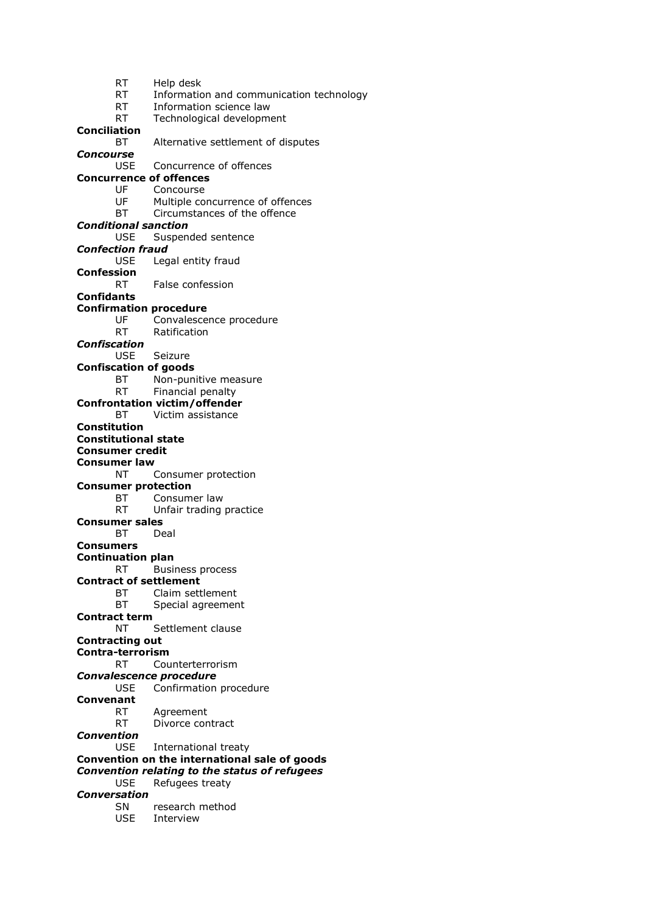RT Help desk
RT Information and communication technology
RT Information science law
RT Technological development

**Conciliation**
BT Alternative settlement of disputes

***Concourse***
USE Concurrence of offences

**Concurrence of offences**
UF Concourse
UF Multiple concurrence of offences
BT Circumstances of the offence

***Conditional sanction***
USE Suspended sentence

***Confection fraud***
USE Legal entity fraud

**Confession**
RT False confession

**Confidants**

**Confirmation procedure**
UF Convalescence procedure
RT Ratification

***Confiscation***
USE Seizure

**Confiscation of goods**
BT Non-punitive measure
RT Financial penalty

**Confrontation victim/offender**
BT Victim assistance

**Constitution**

**Constitutional state**

**Consumer credit**

**Consumer law**
NT Consumer protection

**Consumer protection**
BT Consumer law
RT Unfair trading practice

**Consumer sales**
BT Deal

**Consumers**

**Continuation plan**
RT Business process

**Contract of settlement**
BT Claim settlement
BT Special agreement

**Contract term**
NT Settlement clause

**Contracting out**

**Contra-terrorism**
RT Counterterrorism

***Convalescence procedure***
USE Confirmation procedure

**Convenant**
RT Agreement
RT Divorce contract

***Convention***
USE International treaty

**Convention on the international sale of goods**

***Convention relating to the status of refugees***
USE Refugees treaty

***Conversation***
SN research method
USE Interview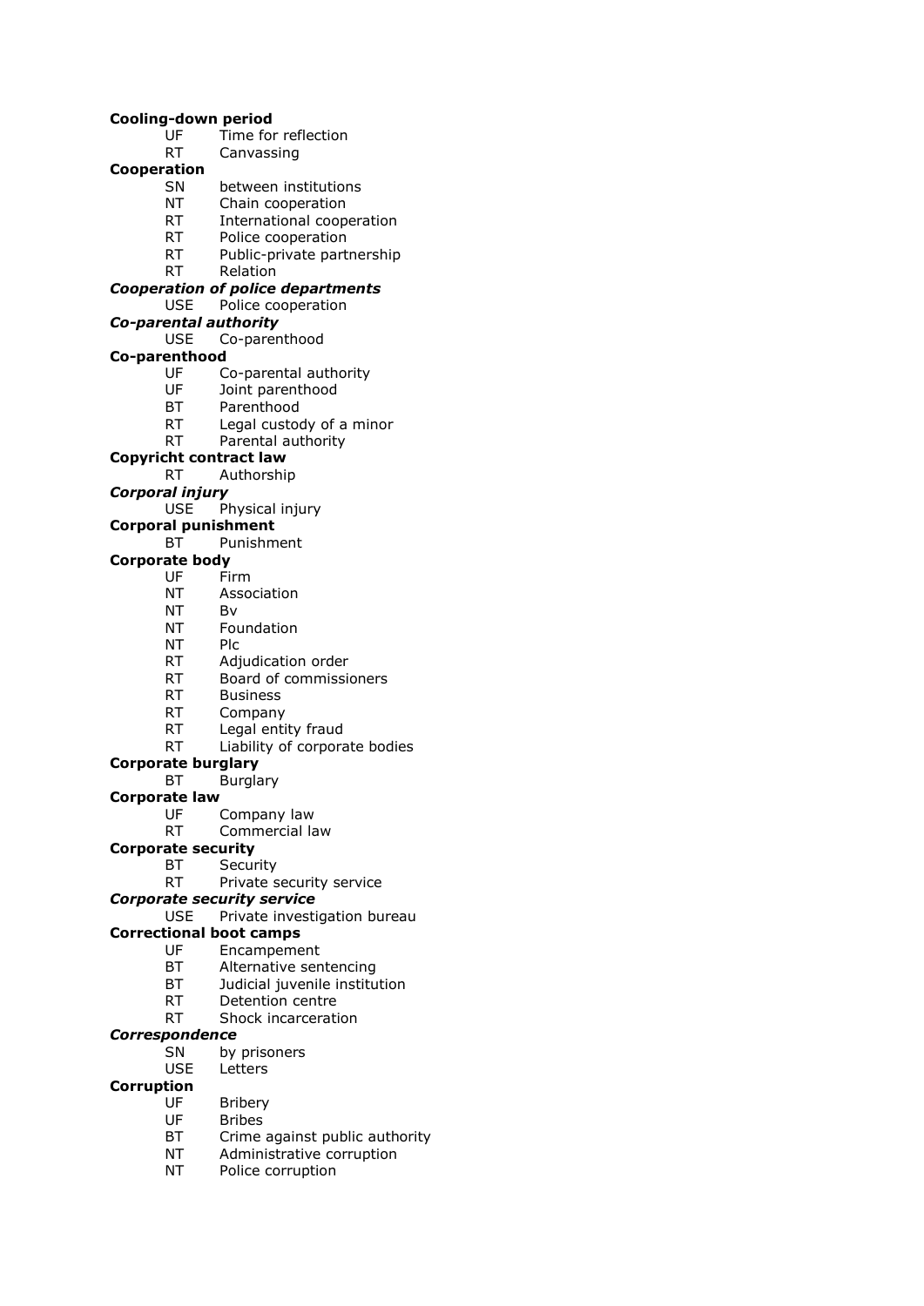**Cooling-down period**
UF Time for reflection
RT Canvassing

**Cooperation**
SN between institutions
NT Chain cooperation
RT International cooperation
RT Police cooperation
RT Public-private partnership
RT Relation

***Cooperation of police departments***
USE Police cooperation

***Co-parental authority***
USE Co-parenthood

**Co-parenthood**
UF Co-parental authority
UF Joint parenthood
BT Parenthood
RT Legal custody of a minor
RT Parental authority

**Copyricht contract law**
RT Authorship

***Corporal injury***
USE Physical injury

**Corporal punishment**
BT Punishment

**Corporate body**
UF Firm
NT Association
NT Bv
NT Foundation
NT Plc
RT Adjudication order
RT Board of commissioners
RT Business
RT Company
RT Legal entity fraud
RT Liability of corporate bodies

**Corporate burglary**
BT Burglary

**Corporate law**
UF Company law
RT Commercial law

**Corporate security**
BT Security
RT Private security service

***Corporate security service***
USE Private investigation bureau

**Correctional boot camps**
UF Encampement
BT Alternative sentencing
BT Judicial juvenile institution
RT Detention centre
RT Shock incarceration

***Correspondence***
SN by prisoners
USE Letters

**Corruption**
UF Bribery
UF Bribes
BT Crime against public authority
NT Administrative corruption
NT Police corruption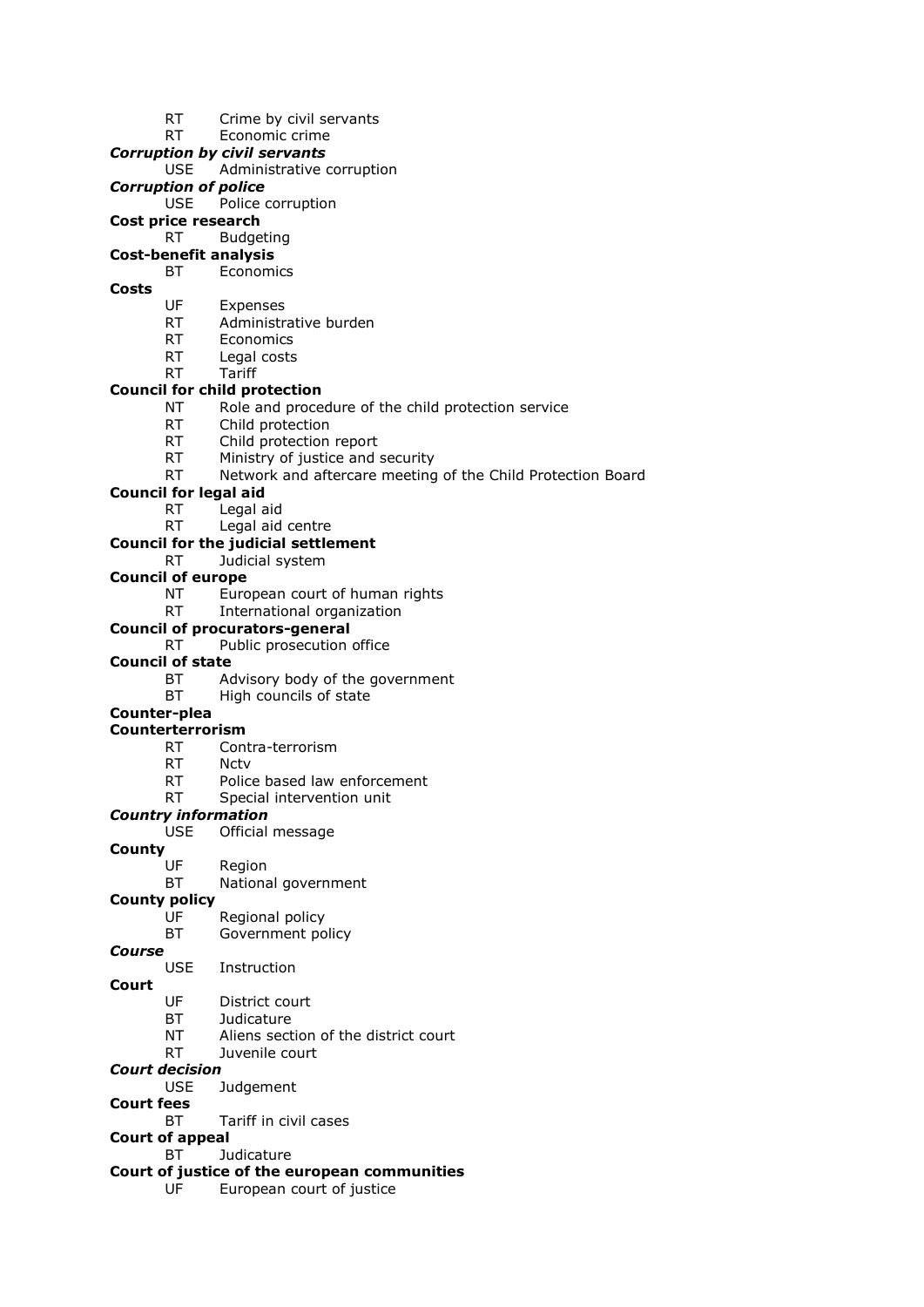RT Crime by civil servants
RT Economic crime

***Corruption by civil servants***
USE Administrative corruption

***Corruption of police***
USE Police corruption

**Cost price research**
RT Budgeting

**Cost-benefit analysis**
BT Economics

**Costs**
UF Expenses
RT Administrative burden
RT Economics
RT Legal costs
RT Tariff

**Council for child protection**
NT Role and procedure of the child protection service
RT Child protection
RT Child protection report
RT Ministry of justice and security
RT Network and aftercare meeting of the Child Protection Board

**Council for legal aid**
RT Legal aid
RT Legal aid centre

**Council for the judicial settlement**
RT Judicial system

**Council of europe**
NT European court of human rights
RT International organization

**Council of procurators-general**
RT Public prosecution office

**Council of state**
BT Advisory body of the government
BT High councils of state

**Counter-plea**

**Counterterrorism**
RT Contra-terrorism
RT Nctv
RT Police based law enforcement
RT Special intervention unit

***Country information***
USE Official message

**County**
UF Region
BT National government

**County policy**
UF Regional policy
BT Government policy

***Course***
USE Instruction

**Court**
UF District court
BT Judicature
NT Aliens section of the district court
RT Juvenile court

***Court decision***
USE Judgement

**Court fees**
BT Tariff in civil cases

**Court of appeal**
BT Judicature

**Court of justice of the european communities**
UF European court of justice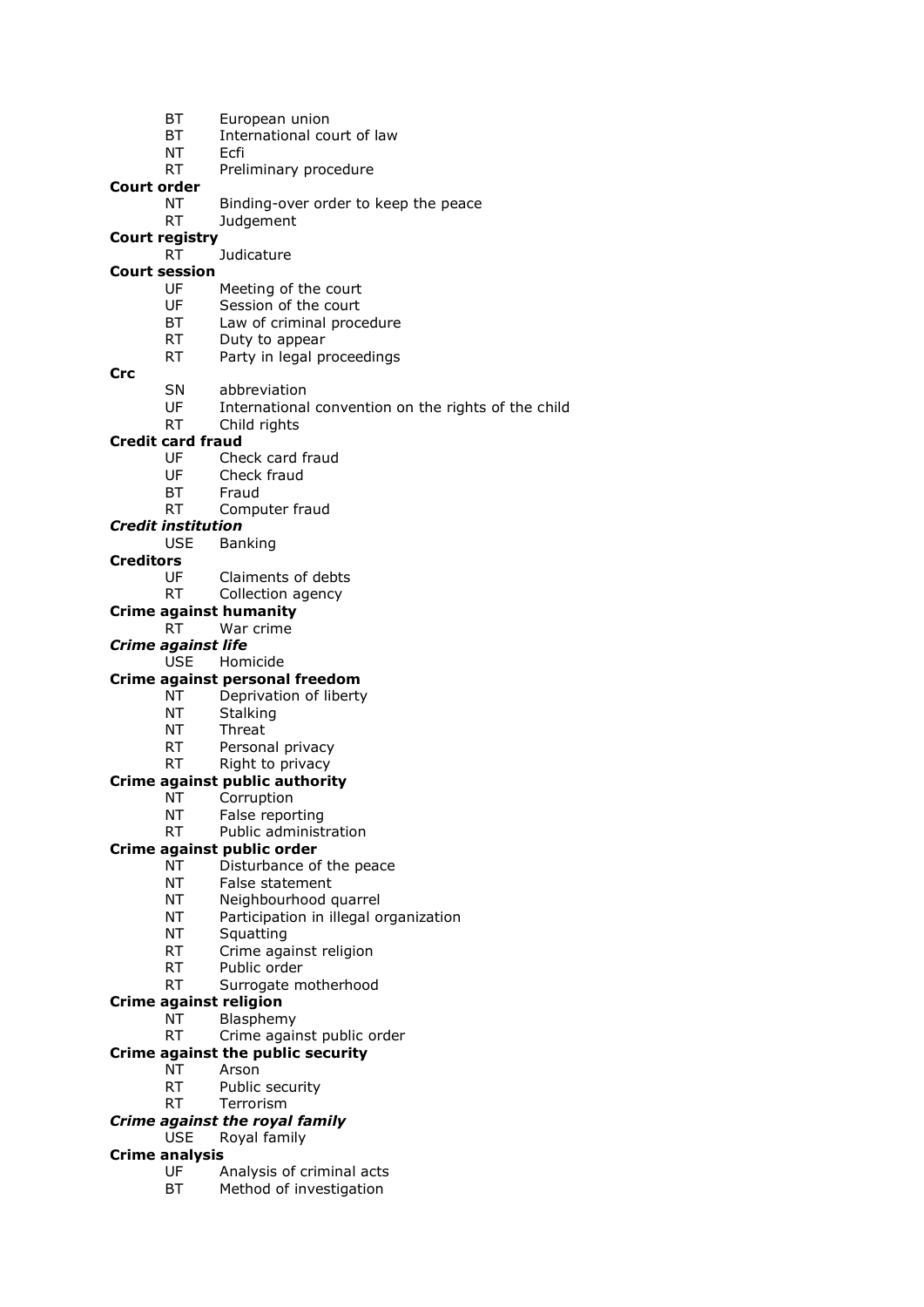BT	European union
BT	International court of law
NT	Ecfi
RT	Preliminary procedure

**Court order**
NT	Binding-over order to keep the peace
RT	Judgement

**Court registry**
RT	Judicature

**Court session**
UF	Meeting of the court
UF	Session of the court
BT	Law of criminal procedure
RT	Duty to appear
RT	Party in legal proceedings

**Crc**
SN	abbreviation
UF	International convention on the rights of the child
RT	Child rights

**Credit card fraud**
UF	Check card fraud
UF	Check fraud
BT	Fraud
RT	Computer fraud

***Credit institution***
USE	Banking

**Creditors**
UF	Claiments of debts
RT	Collection agency

**Crime against humanity**
RT	War crime

***Crime against life***
USE	Homicide

**Crime against personal freedom**
NT	Deprivation of liberty
NT	Stalking
NT	Threat
RT	Personal privacy
RT	Right to privacy

**Crime against public authority**
NT	Corruption
NT	False reporting
RT	Public administration

**Crime against public order**
NT	Disturbance of the peace
NT	False statement
NT	Neighbourhood quarrel
NT	Participation in illegal organization
NT	Squatting
RT	Crime against religion
RT	Public order
RT	Surrogate motherhood

**Crime against religion**
NT	Blasphemy
RT	Crime against public order

**Crime against the public security**
NT	Arson
RT	Public security
RT	Terrorism

***Crime against the royal family***
USE	Royal family

**Crime analysis**
UF	Analysis of criminal acts
BT	Method of investigation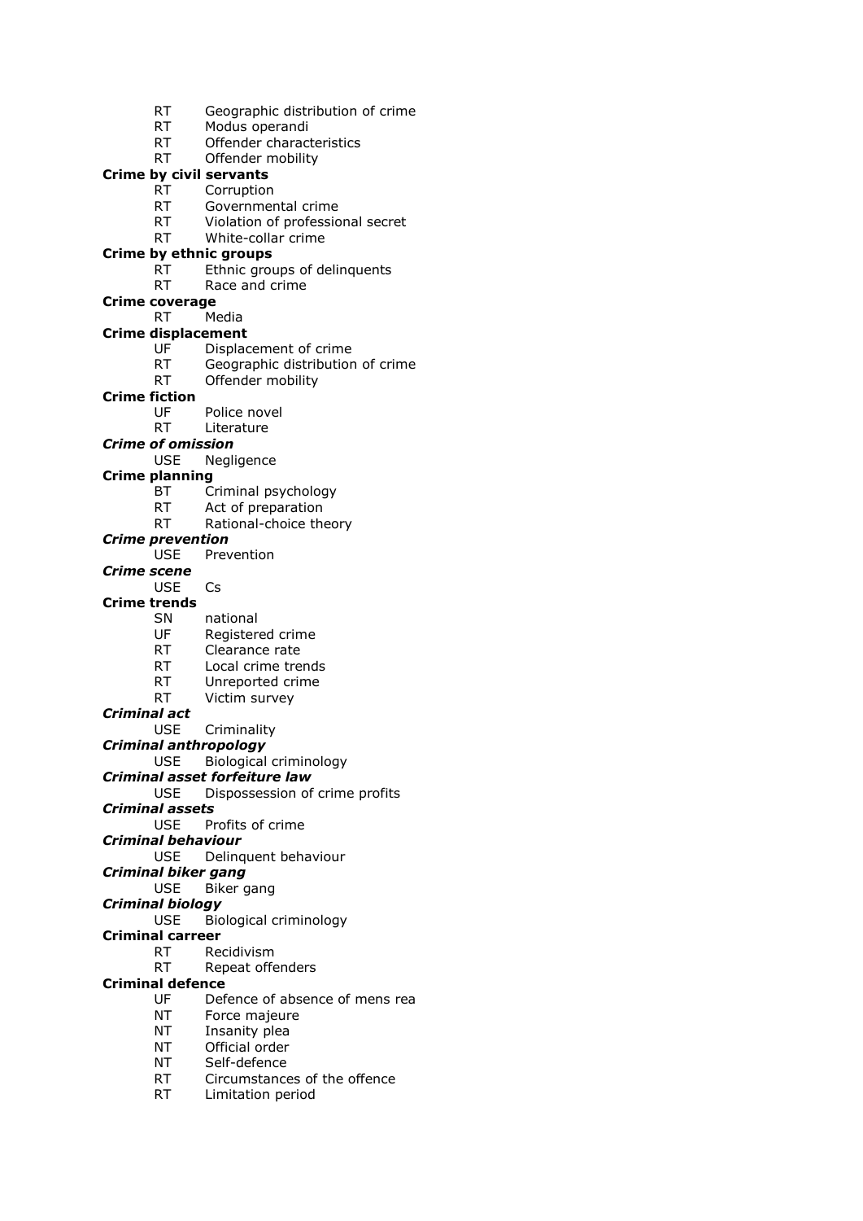RT Geographic distribution of crime
RT Modus operandi
RT Offender characteristics
RT Offender mobility

**Crime by civil servants**
RT Corruption
RT Governmental crime
RT Violation of professional secret
RT White-collar crime

**Crime by ethnic groups**
RT Ethnic groups of delinquents
RT Race and crime

**Crime coverage**
RT Media

**Crime displacement**
UF Displacement of crime
RT Geographic distribution of crime
RT Offender mobility

**Crime fiction**
UF Police novel
RT Literature

***Crime of omission***
USE Negligence

**Crime planning**
BT Criminal psychology
RT Act of preparation
RT Rational-choice theory

***Crime prevention***
USE Prevention

***Crime scene***
USE Cs

**Crime trends**
SN national
UF Registered crime
RT Clearance rate
RT Local crime trends
RT Unreported crime
RT Victim survey

***Criminal act***
USE Criminality

***Criminal anthropology***
USE Biological criminology

***Criminal asset forfeiture law***
USE Dispossession of crime profits

***Criminal assets***
USE Profits of crime

***Criminal behaviour***
USE Delinquent behaviour

***Criminal biker gang***
USE Biker gang

***Criminal biology***
USE Biological criminology

**Criminal carreer**
RT Recidivism
RT Repeat offenders

**Criminal defence**
UF Defence of absence of mens rea
NT Force majeure
NT Insanity plea
NT Official order
NT Self-defence
RT Circumstances of the offence
RT Limitation period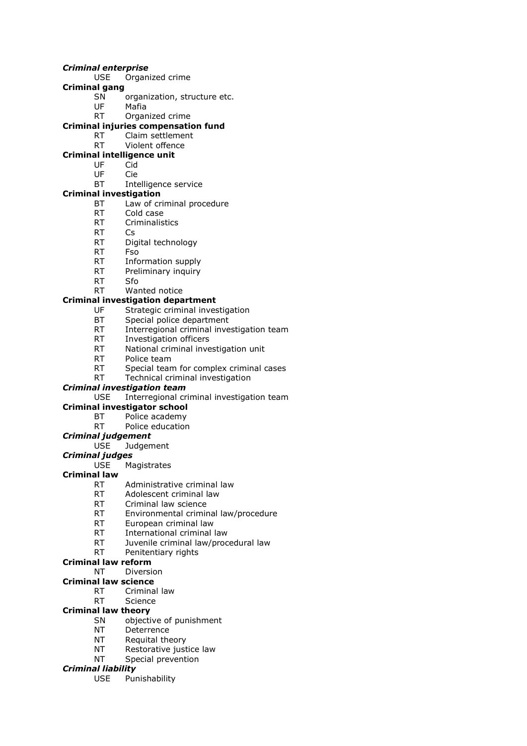***Criminal enterprise***
USE Organized crime

**Criminal gang**
SN organization, structure etc.
UF Mafia
RT Organized crime

**Criminal injuries compensation fund**
RT Claim settlement
RT Violent offence

**Criminal intelligence unit**
UF Cid
UF Cie
BT Intelligence service

**Criminal investigation**
BT Law of criminal procedure
RT Cold case
RT Criminalistics
RT Cs
RT Digital technology
RT Fso
RT Information supply
RT Preliminary inquiry
RT Sfo
RT Wanted notice

**Criminal investigation department**
UF Strategic criminal investigation
BT Special police department
RT Interregional criminal investigation team
RT Investigation officers
RT National criminal investigation unit
RT Police team
RT Special team for complex criminal cases
RT Technical criminal investigation

***Criminal investigation team***
USE Interregional criminal investigation team

**Criminal investigator school**
BT Police academy
RT Police education

***Criminal judgement***
USE Judgement

***Criminal judges***
USE Magistrates

**Criminal law**
RT Administrative criminal law
RT Adolescent criminal law
RT Criminal law science
RT Environmental criminal law/procedure
RT European criminal law
RT International criminal law
RT Juvenile criminal law/procedural law
RT Penitentiary rights

**Criminal law reform**
NT Diversion

**Criminal law science**
RT Criminal law
RT Science

**Criminal law theory**
SN objective of punishment
NT Deterrence
NT Requital theory
NT Restorative justice law
NT Special prevention

***Criminal liability***
USE Punishability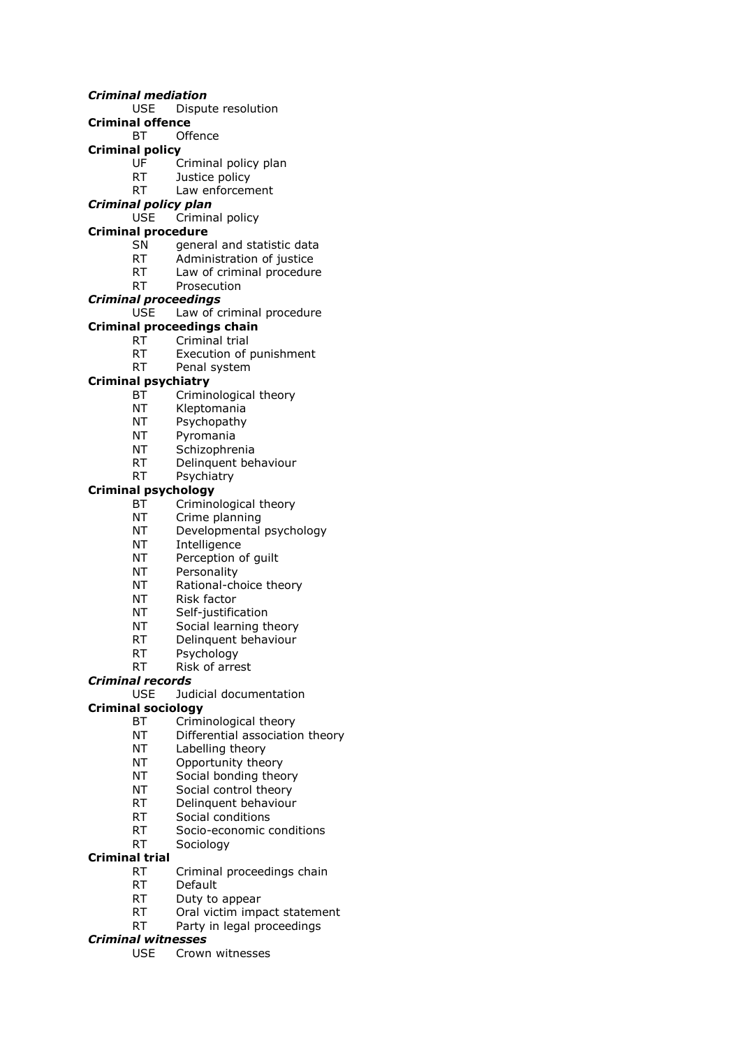***Criminal mediation***
USE Dispute resolution

**Criminal offence**
BT Offence

**Criminal policy**
UF Criminal policy plan
RT Justice policy
RT Law enforcement

***Criminal policy plan***
USE Criminal policy

**Criminal procedure**
SN general and statistic data
RT Administration of justice
RT Law of criminal procedure
RT Prosecution

***Criminal proceedings***
USE Law of criminal procedure

**Criminal proceedings chain**
RT Criminal trial
RT Execution of punishment
RT Penal system

**Criminal psychiatry**
BT Criminological theory
NT Kleptomania
NT Psychopathy
NT Pyromania
NT Schizophrenia
RT Delinquent behaviour
RT Psychiatry

**Criminal psychology**
BT Criminological theory
NT Crime planning
NT Developmental psychology
NT Intelligence
NT Perception of guilt
NT Personality
NT Rational-choice theory
NT Risk factor
NT Self-justification
NT Social learning theory
RT Delinquent behaviour
RT Psychology
RT Risk of arrest

***Criminal records***
USE Judicial documentation

**Criminal sociology**
BT Criminological theory
NT Differential association theory
NT Labelling theory
NT Opportunity theory
NT Social bonding theory
NT Social control theory
RT Delinquent behaviour
RT Social conditions
RT Socio-economic conditions
RT Sociology

**Criminal trial**
RT Criminal proceedings chain
RT Default
RT Duty to appear
RT Oral victim impact statement
RT Party in legal proceedings

***Criminal witnesses***
USE Crown witnesses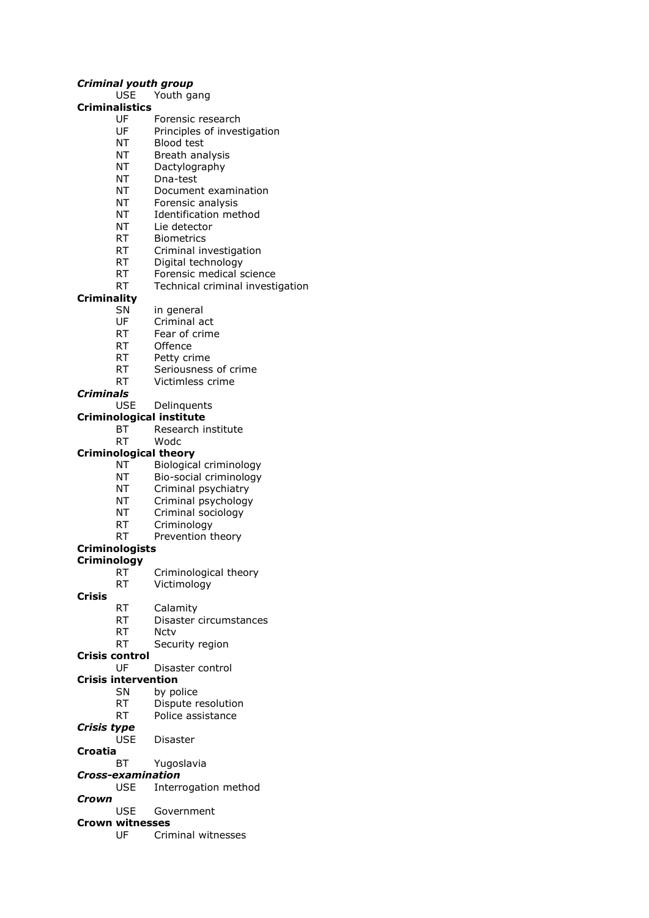***Criminal youth group***
USE Youth gang

**Criminalistics**
UF Forensic research
UF Principles of investigation
NT Blood test
NT Breath analysis
NT Dactylography
NT Dna-test
NT Document examination
NT Forensic analysis
NT Identification method
NT Lie detector
RT Biometrics
RT Criminal investigation
RT Digital technology
RT Forensic medical science
RT Technical criminal investigation

**Criminality**
SN in general
UF Criminal act
RT Fear of crime
RT Offence
RT Petty crime
RT Seriousness of crime
RT Victimless crime

***Criminals***
USE Delinquents

**Criminological institute**
BT Research institute
RT Wodc

**Criminological theory**
NT Biological criminology
NT Bio-social criminology
NT Criminal psychiatry
NT Criminal psychology
NT Criminal sociology
RT Criminology
RT Prevention theory

**Criminologists**

**Criminology**
RT Criminological theory
RT Victimology

**Crisis**
RT Calamity
RT Disaster circumstances
RT Nctv
RT Security region

**Crisis control**
UF Disaster control

**Crisis intervention**
SN by police
RT Dispute resolution
RT Police assistance

***Crisis type***
USE Disaster

**Croatia**
BT Yugoslavia

***Cross-examination***
USE Interrogation method

***Crown***
USE Government

**Crown witnesses**
UF Criminal witnesses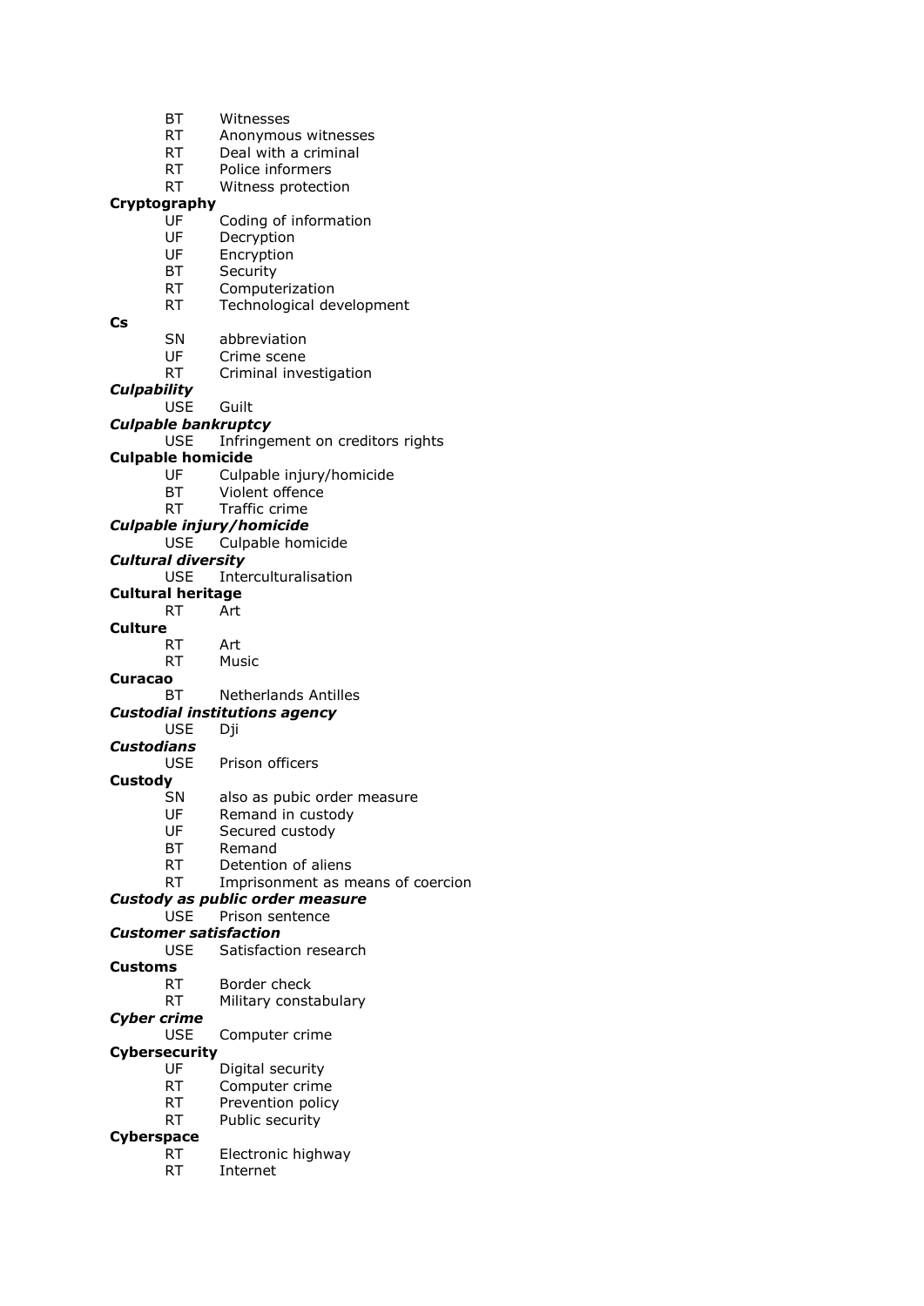BT Witnesses
RT Anonymous witnesses
RT Deal with a criminal
RT Police informers
RT Witness protection

**Cryptography**
UF Coding of information
UF Decryption
UF Encryption
BT Security
RT Computerization
RT Technological development

**Cs**
SN abbreviation
UF Crime scene
RT Criminal investigation

***Culpability***
USE Guilt

***Culpable bankruptcy***
USE Infringement on creditors rights

**Culpable homicide**
UF Culpable injury/homicide
BT Violent offence
RT Traffic crime

***Culpable injury/homicide***
USE Culpable homicide

***Cultural diversity***
USE Interculturalisation

**Cultural heritage**
RT Art

**Culture**
RT Art
RT Music

**Curacao**
BT Netherlands Antilles

***Custodial institutions agency***
USE Dji

***Custodians***
USE Prison officers

**Custody**
SN also as pubic order measure
UF Remand in custody
UF Secured custody
BT Remand
RT Detention of aliens
RT Imprisonment as means of coercion

***Custody as public order measure***
USE Prison sentence

***Customer satisfaction***
USE Satisfaction research

**Customs**
RT Border check
RT Military constabulary

***Cyber crime***
USE Computer crime

**Cybersecurity**
UF Digital security
RT Computer crime
RT Prevention policy
RT Public security

**Cyberspace**
RT Electronic highway
RT Internet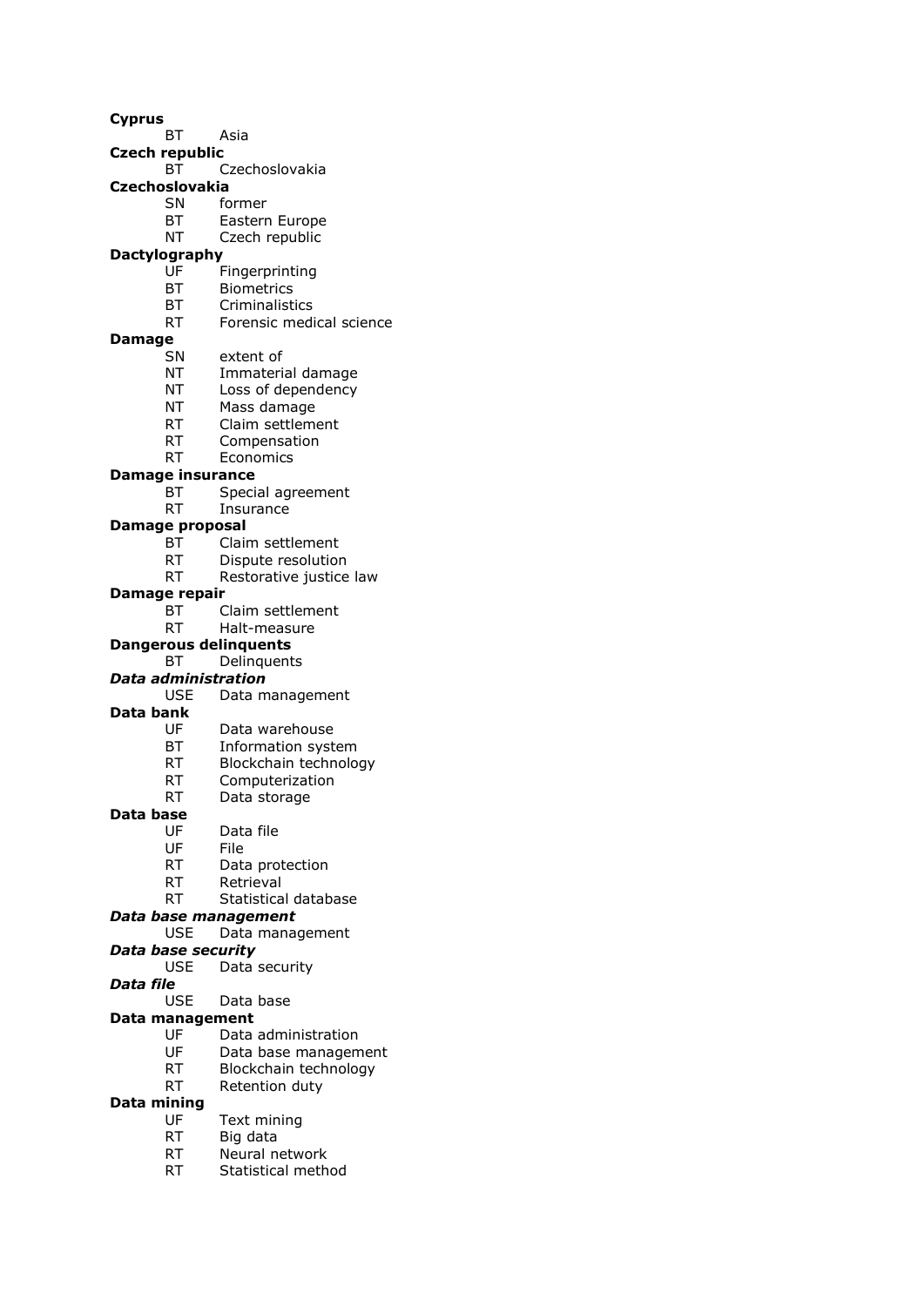**Cyprus**
BT Asia

**Czech republic**
BT Czechoslovakia

**Czechoslovakia**
SN former
BT Eastern Europe
NT Czech republic

**Dactylography**
UF Fingerprinting
BT Biometrics
BT Criminalistics
RT Forensic medical science

**Damage**
SN extent of
NT Immaterial damage
NT Loss of dependency
NT Mass damage
RT Claim settlement
RT Compensation
RT Economics

**Damage insurance**
BT Special agreement
RT Insurance

**Damage proposal**
BT Claim settlement
RT Dispute resolution
RT Restorative justice law

**Damage repair**
BT Claim settlement
RT Halt-measure

**Dangerous delinquents**
BT Delinquents

***Data administration***
USE Data management

**Data bank**
UF Data warehouse
BT Information system
RT Blockchain technology
RT Computerization
RT Data storage

**Data base**
UF Data file
UF File
RT Data protection
RT Retrieval
RT Statistical database

***Data base management***
USE Data management

***Data base security***
USE Data security

***Data file***
USE Data base

**Data management**
UF Data administration
UF Data base management
RT Blockchain technology
RT Retention duty

**Data mining**
UF Text mining
RT Big data
RT Neural network
RT Statistical method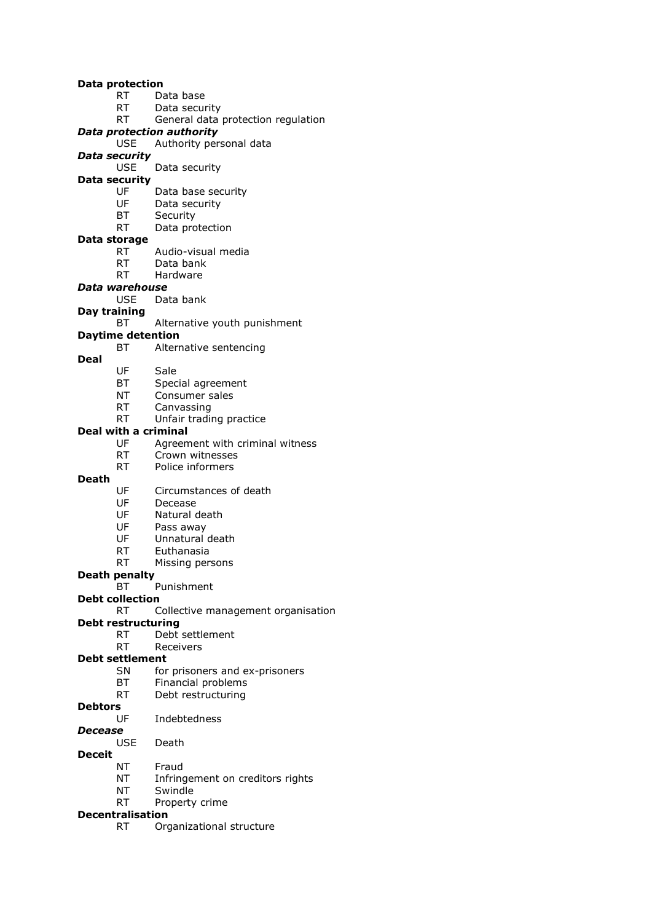**Data protection**
RT Data base
RT Data security
RT General data protection regulation

***Data protection authority***
USE Authority personal data

***Data security***
USE Data security

**Data security**
UF Data base security
UF Data security
BT Security
RT Data protection

**Data storage**
RT Audio-visual media
RT Data bank
RT Hardware

***Data warehouse***
USE Data bank

**Day training**
BT Alternative youth punishment

**Daytime detention**
BT Alternative sentencing

**Deal**
UF Sale
BT Special agreement
NT Consumer sales
RT Canvassing
RT Unfair trading practice

**Deal with a criminal**
UF Agreement with criminal witness
RT Crown witnesses
RT Police informers

**Death**
UF Circumstances of death
UF Decease
UF Natural death
UF Pass away
UF Unnatural death
RT Euthanasia
RT Missing persons

**Death penalty**
BT Punishment

**Debt collection**
RT Collective management organisation

**Debt restructuring**
RT Debt settlement
RT Receivers

**Debt settlement**
SN for prisoners and ex-prisoners
BT Financial problems
RT Debt restructuring

**Debtors**
UF Indebtedness

***Decease***
USE Death

**Deceit**
NT Fraud
NT Infringement on creditors rights
NT Swindle
RT Property crime

**Decentralisation**
RT Organizational structure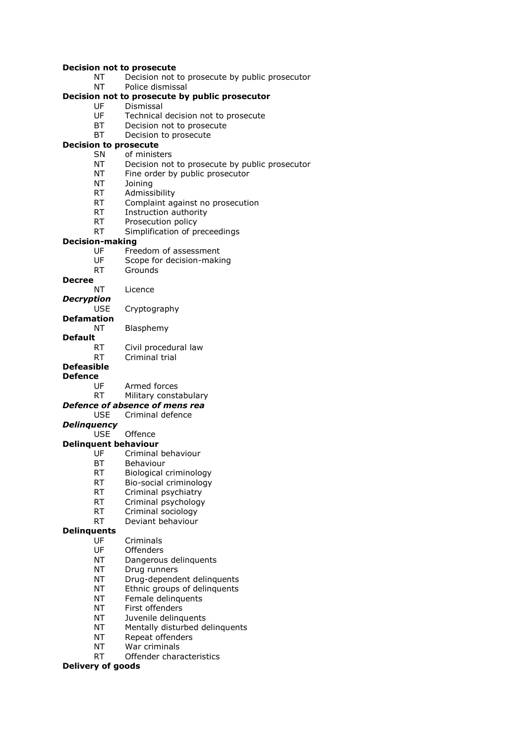**Decision not to prosecute**
NT Decision not to prosecute by public prosecutor
NT Police dismissal

**Decision not to prosecute by public prosecutor**
UF Dismissal
UF Technical decision not to prosecute
BT Decision not to prosecute
BT Decision to prosecute

**Decision to prosecute**
SN of ministers
NT Decision not to prosecute by public prosecutor
NT Fine order by public prosecutor
NT Joining
RT Admissibility
RT Complaint against no prosecution
RT Instruction authority
RT Prosecution policy
RT Simplification of preceedings

**Decision-making**
UF Freedom of assessment
UF Scope for decision-making
RT Grounds

**Decree**
NT Licence

***Decryption***
USE Cryptography

**Defamation**
NT Blasphemy

**Default**
RT Civil procedural law
RT Criminal trial

**Defeasible**

**Defence**
UF Armed forces
RT Military constabulary

***Defence of absence of mens rea***
USE Criminal defence

***Delinquency***
USE Offence

**Delinquent behaviour**
UF Criminal behaviour
BT Behaviour
RT Biological criminology
RT Bio-social criminology
RT Criminal psychiatry
RT Criminal psychology
RT Criminal sociology
RT Deviant behaviour

**Delinquents**
UF Criminals
UF Offenders
NT Dangerous delinquents
NT Drug runners
NT Drug-dependent delinquents
NT Ethnic groups of delinquents
NT Female delinquents
NT First offenders
NT Juvenile delinquents
NT Mentally disturbed delinquents
NT Repeat offenders
NT War criminals
RT Offender characteristics

**Delivery of goods**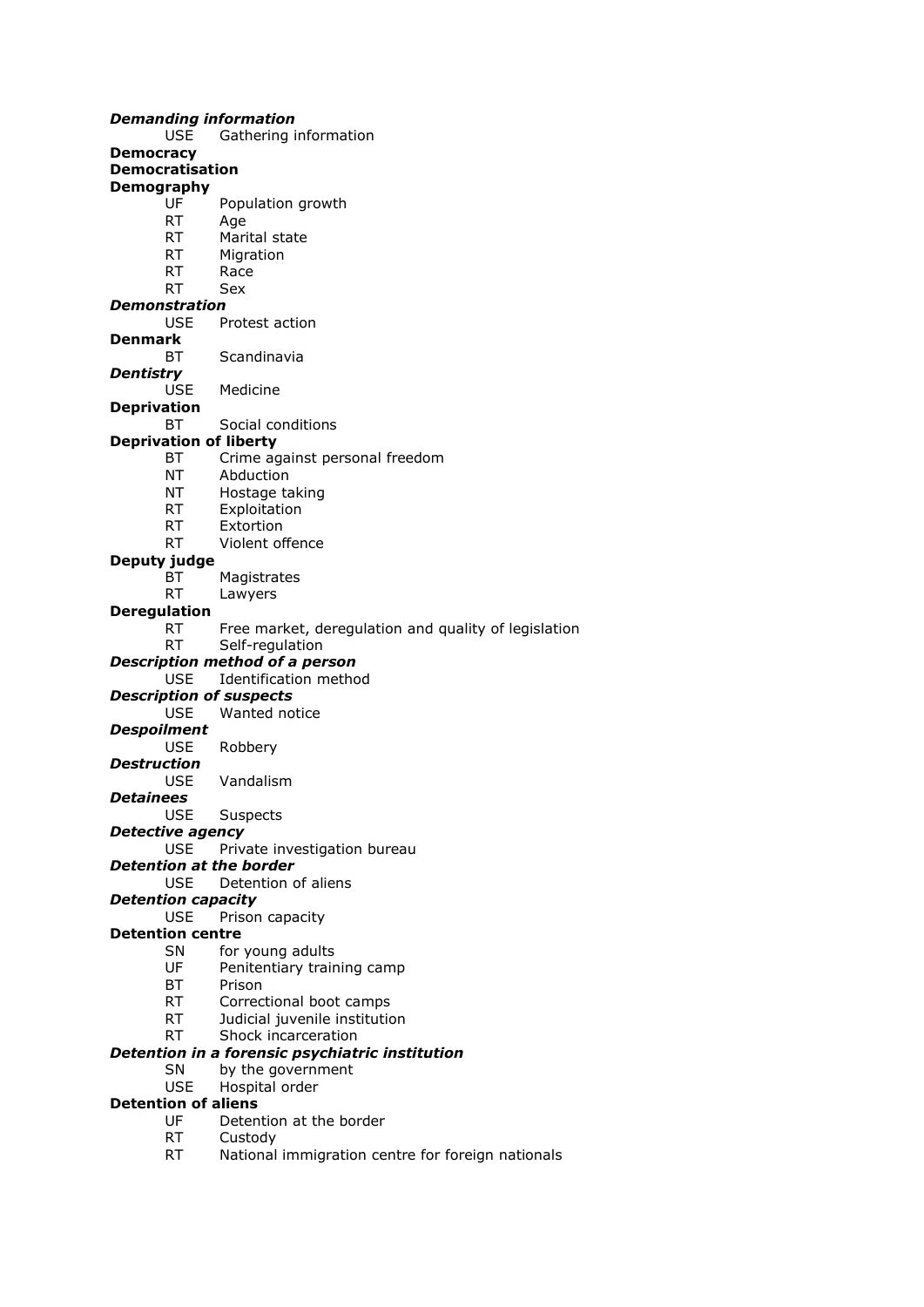***Demanding information***
USE Gathering information

**Democracy**

**Democratisation**

**Demography**
UF Population growth
RT Age
RT Marital state
RT Migration
RT Race
RT Sex

***Demonstration***
USE Protest action

**Denmark**
BT Scandinavia

***Dentistry***
USE Medicine

**Deprivation**
BT Social conditions

**Deprivation of liberty**
BT Crime against personal freedom
NT Abduction
NT Hostage taking
RT Exploitation
RT Extortion
RT Violent offence

**Deputy judge**
BT Magistrates
RT Lawyers

**Deregulation**
RT Free market, deregulation and quality of legislation
RT Self-regulation

***Description method of a person***
USE Identification method

***Description of suspects***
USE Wanted notice

***Despoilment***
USE Robbery

***Destruction***
USE Vandalism

***Detainees***
USE Suspects

***Detective agency***
USE Private investigation bureau

***Detention at the border***
USE Detention of aliens

***Detention capacity***
USE Prison capacity

**Detention centre**
SN for young adults
UF Penitentiary training camp
BT Prison
RT Correctional boot camps
RT Judicial juvenile institution
RT Shock incarceration

***Detention in a forensic psychiatric institution***
SN by the government
USE Hospital order

**Detention of aliens**
UF Detention at the border
RT Custody
RT National immigration centre for foreign nationals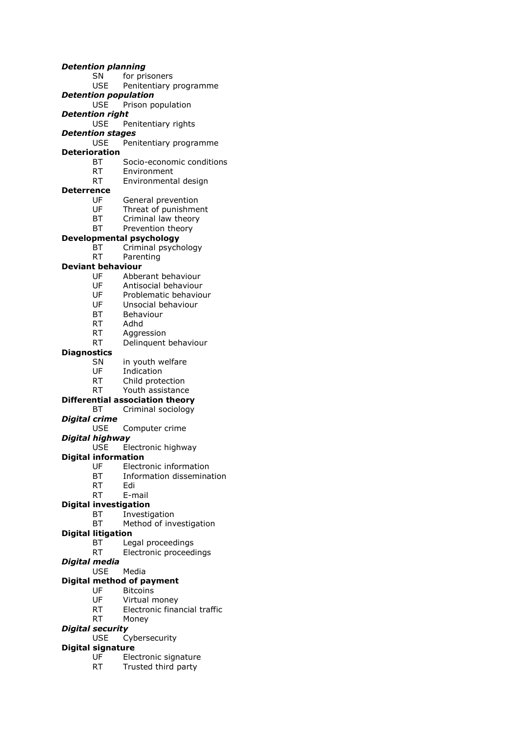***Detention planning***

    SN    for prisoners
    USE    Penitentiary programme

***Detention population***

    USE    Prison population

***Detention right***

    USE    Penitentiary rights

***Detention stages***

    USE    Penitentiary programme

**Deterioration**

    BT    Socio-economic conditions
    RT    Environment
    RT    Environmental design

**Deterrence**

    UF    General prevention
    UF    Threat of punishment
    BT    Criminal law theory
    BT    Prevention theory

**Developmental psychology**

    BT    Criminal psychology
    RT    Parenting

**Deviant behaviour**

    UF    Abberant behaviour
    UF    Antisocial behaviour
    UF    Problematic behaviour
    UF    Unsocial behaviour
    BT    Behaviour
    RT    Adhd
    RT    Aggression
    RT    Delinquent behaviour

**Diagnostics**

    SN    in youth welfare
    UF    Indication
    RT    Child protection
    RT    Youth assistance

**Differential association theory**

    BT    Criminal sociology

***Digital crime***

    USE    Computer crime

***Digital highway***

    USE    Electronic highway

**Digital information**

    UF    Electronic information
    BT    Information dissemination
    RT    Edi
    RT    E-mail

**Digital investigation**

    BT    Investigation
    BT    Method of investigation

**Digital litigation**

    BT    Legal proceedings
    RT    Electronic proceedings

***Digital media***

    USE    Media

**Digital method of payment**

    UF    Bitcoins
    UF    Virtual money
    RT    Electronic financial traffic
    RT    Money

***Digital security***

    USE    Cybersecurity

**Digital signature**

    UF    Electronic signature
    RT    Trusted third party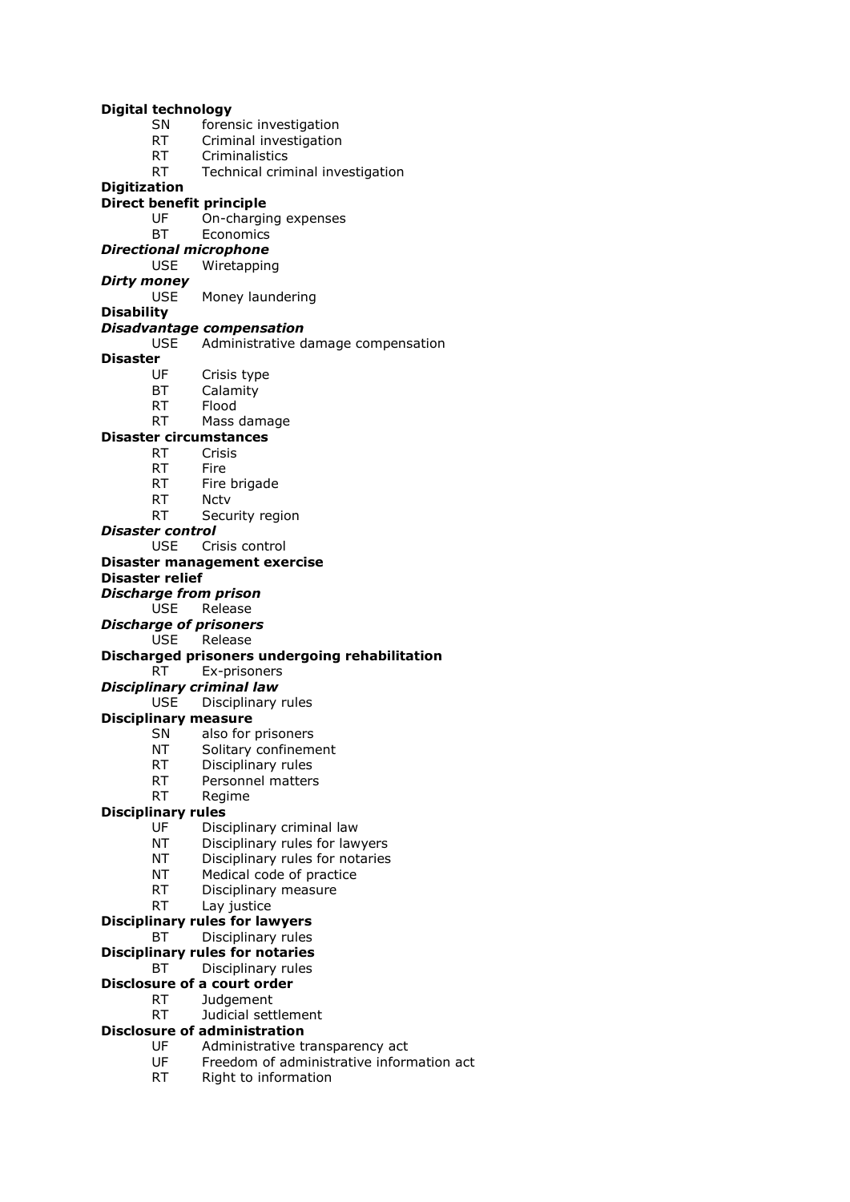**Digital technology**
SN forensic investigation
RT Criminal investigation
RT Criminalistics
RT Technical criminal investigation

**Digitization**

**Direct benefit principle**
UF On-charging expenses
BT Economics

***Directional microphone***
USE Wiretapping

***Dirty money***
USE Money laundering

**Disability**

***Disadvantage compensation***
USE Administrative damage compensation

**Disaster**
UF Crisis type
BT Calamity
RT Flood
RT Mass damage

**Disaster circumstances**
RT Crisis
RT Fire
RT Fire brigade
RT Nctv
RT Security region

***Disaster control***
USE Crisis control

**Disaster management exercise**

**Disaster relief**

***Discharge from prison***
USE Release

***Discharge of prisoners***
USE Release

**Discharged prisoners undergoing rehabilitation**
RT Ex-prisoners

***Disciplinary criminal law***
USE Disciplinary rules

**Disciplinary measure**
SN also for prisoners
NT Solitary confinement
RT Disciplinary rules
RT Personnel matters
RT Regime

**Disciplinary rules**
UF Disciplinary criminal law
NT Disciplinary rules for lawyers
NT Disciplinary rules for notaries
NT Medical code of practice
RT Disciplinary measure
RT Lay justice

**Disciplinary rules for lawyers**
BT Disciplinary rules

**Disciplinary rules for notaries**
BT Disciplinary rules

**Disclosure of a court order**
RT Judgement
RT Judicial settlement

**Disclosure of administration**
UF Administrative transparency act
UF Freedom of administrative information act
RT Right to information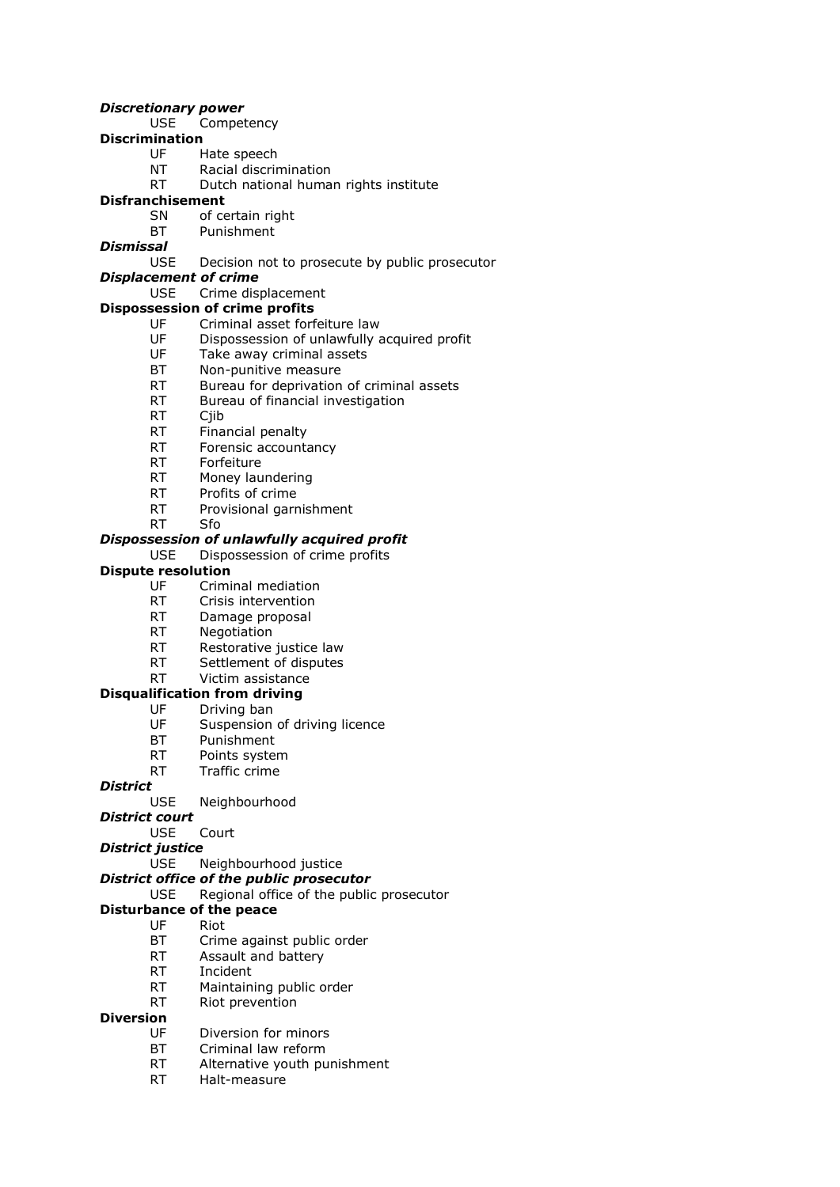***Discretionary power***
USE Competency

**Discrimination**
UF Hate speech
NT Racial discrimination
RT Dutch national human rights institute

**Disfranchisement**
SN of certain right
BT Punishment

***Dismissal***
USE Decision not to prosecute by public prosecutor

***Displacement of crime***
USE Crime displacement

**Dispossession of crime profits**
UF Criminal asset forfeiture law
UF Dispossession of unlawfully acquired profit
UF Take away criminal assets
BT Non-punitive measure
RT Bureau for deprivation of criminal assets
RT Bureau of financial investigation
RT Cjib
RT Financial penalty
RT Forensic accountancy
RT Forfeiture
RT Money laundering
RT Profits of crime
RT Provisional garnishment
RT Sfo

***Dispossession of unlawfully acquired profit***
USE Dispossession of crime profits

**Dispute resolution**
UF Criminal mediation
RT Crisis intervention
RT Damage proposal
RT Negotiation
RT Restorative justice law
RT Settlement of disputes
RT Victim assistance

**Disqualification from driving**
UF Driving ban
UF Suspension of driving licence
BT Punishment
RT Points system
RT Traffic crime

***District***
USE Neighbourhood

***District court***
USE Court

***District justice***
USE Neighbourhood justice

***District office of the public prosecutor***
USE Regional office of the public prosecutor

**Disturbance of the peace**
UF Riot
BT Crime against public order
RT Assault and battery
RT Incident
RT Maintaining public order
RT Riot prevention

**Diversion**
UF Diversion for minors
BT Criminal law reform
RT Alternative youth punishment
RT Halt-measure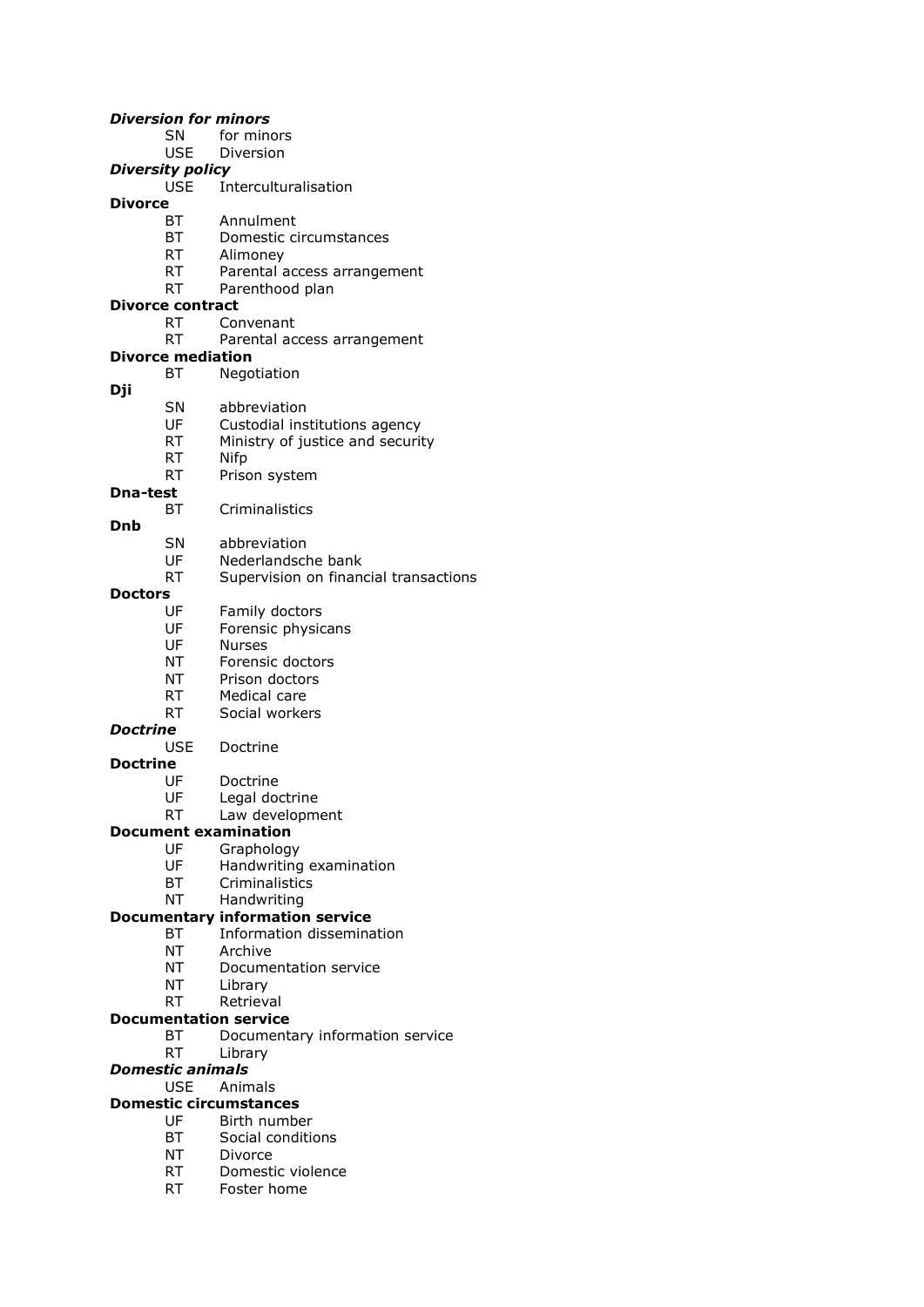***Diversion for minors***
- SN for minors
- USE Diversion

***Diversity policy***
- USE Interculturalisation

**Divorce**
- BT Annulment
- BT Domestic circumstances
- RT Alimoney
- RT Parental access arrangement
- RT Parenthood plan

**Divorce contract**
- RT Convenant
- RT Parental access arrangement

**Divorce mediation**
- BT Negotiation

**Dji**
- SN abbreviation
- UF Custodial institutions agency
- RT Ministry of justice and security
- RT Nifp
- RT Prison system

**Dna-test**
- BT Criminalistics

**Dnb**
- SN abbreviation
- UF Nederlandsche bank
- RT Supervision on financial transactions

**Doctors**
- UF Family doctors
- UF Forensic physicans
- UF Nurses
- NT Forensic doctors
- NT Prison doctors
- RT Medical care
- RT Social workers

***Doctrine***
- USE Doctrine

**Doctrine**
- UF Doctrine
- UF Legal doctrine
- RT Law development

**Document examination**
- UF Graphology
- UF Handwriting examination
- BT Criminalistics
- NT Handwriting

**Documentary information service**
- BT Information dissemination
- NT Archive
- NT Documentation service
- NT Library
- RT Retrieval

**Documentation service**
- BT Documentary information service
- RT Library

***Domestic animals***
- USE Animals

**Domestic circumstances**
- UF Birth number
- BT Social conditions
- NT Divorce
- RT Domestic violence
- RT Foster home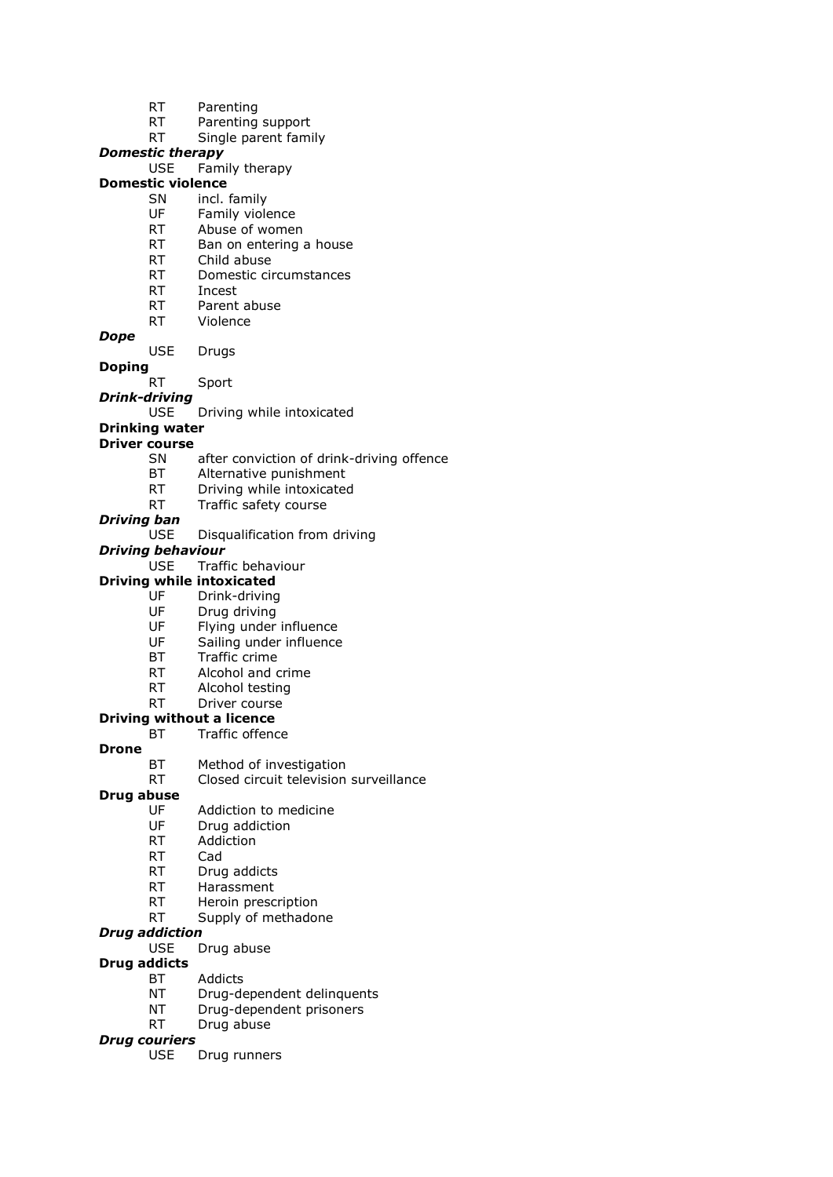RT Parenting
RT Parenting support
RT Single parent family

***Domestic therapy***
USE Family therapy

**Domestic violence**
SN incl. family
UF Family violence
RT Abuse of women
RT Ban on entering a house
RT Child abuse
RT Domestic circumstances
RT Incest
RT Parent abuse
RT Violence

***Dope***
USE Drugs

**Doping**
RT Sport

***Drink-driving***
USE Driving while intoxicated

**Drinking water**

**Driver course**
SN after conviction of drink-driving offence
BT Alternative punishment
RT Driving while intoxicated
RT Traffic safety course

***Driving ban***
USE Disqualification from driving

***Driving behaviour***
USE Traffic behaviour

**Driving while intoxicated**
UF Drink-driving
UF Drug driving
UF Flying under influence
UF Sailing under influence
BT Traffic crime
RT Alcohol and crime
RT Alcohol testing
RT Driver course

**Driving without a licence**
BT Traffic offence

**Drone**
BT Method of investigation
RT Closed circuit television surveillance

**Drug abuse**
UF Addiction to medicine
UF Drug addiction
RT Addiction
RT Cad
RT Drug addicts
RT Harassment
RT Heroin prescription
RT Supply of methadone

***Drug addiction***
USE Drug abuse

**Drug addicts**
BT Addicts
NT Drug-dependent delinquents
NT Drug-dependent prisoners
RT Drug abuse

***Drug couriers***
USE Drug runners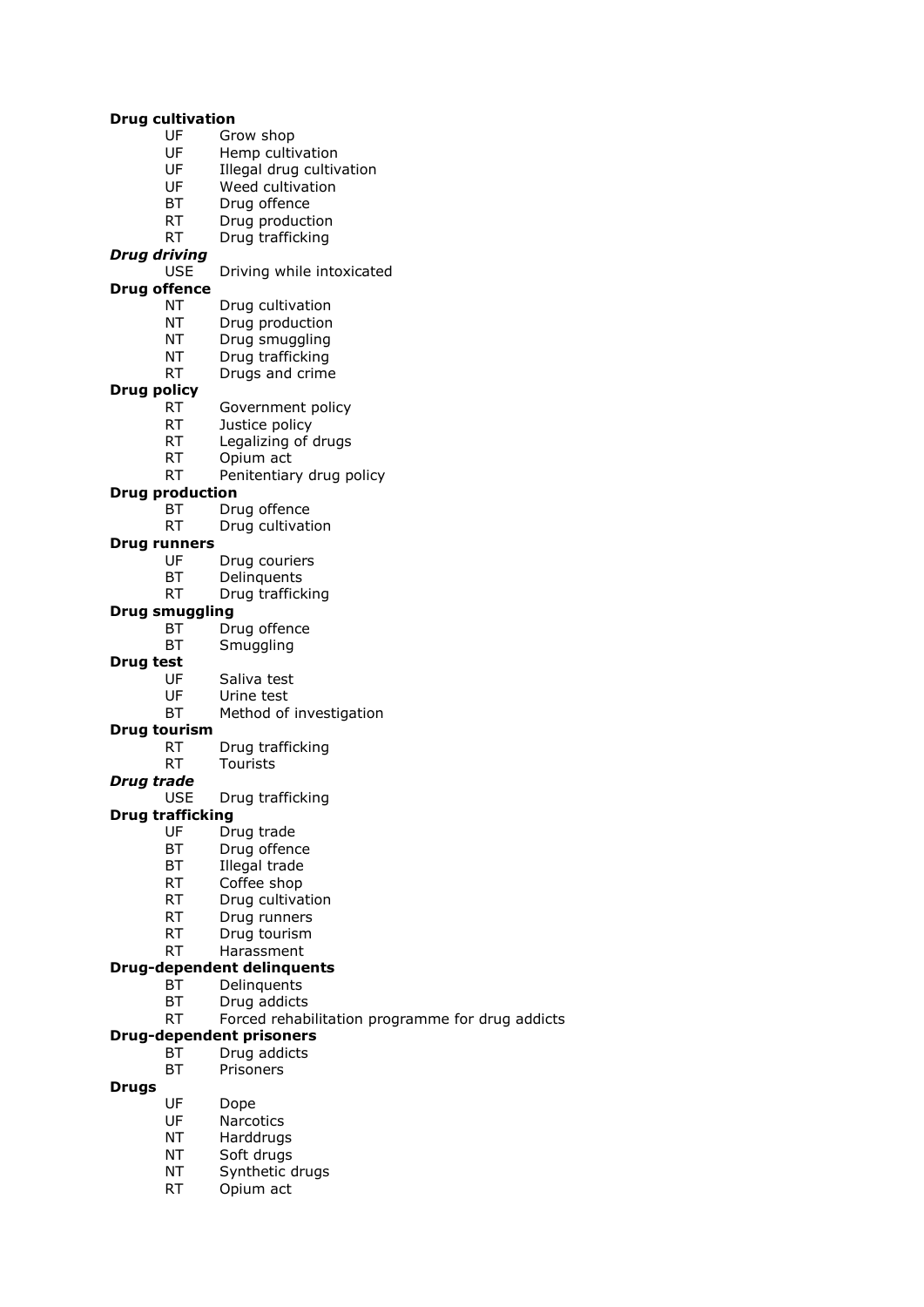**Drug cultivation**

UF Grow shop
UF Hemp cultivation
UF Illegal drug cultivation
UF Weed cultivation
BT Drug offence
RT Drug production
RT Drug trafficking

***Drug driving***

USE Driving while intoxicated

**Drug offence**

NT Drug cultivation
NT Drug production
NT Drug smuggling
NT Drug trafficking
RT Drugs and crime

**Drug policy**

RT Government policy
RT Justice policy
RT Legalizing of drugs
RT Opium act
RT Penitentiary drug policy

**Drug production**

BT Drug offence
RT Drug cultivation

**Drug runners**

UF Drug couriers
BT Delinquents
RT Drug trafficking

**Drug smuggling**

BT Drug offence
BT Smuggling

**Drug test**

UF Saliva test
UF Urine test
BT Method of investigation

**Drug tourism**

RT Drug trafficking
RT Tourists

***Drug trade***

USE Drug trafficking

**Drug trafficking**

UF Drug trade
BT Drug offence
BT Illegal trade
RT Coffee shop
RT Drug cultivation
RT Drug runners
RT Drug tourism
RT Harassment

**Drug-dependent delinquents**

BT Delinquents
BT Drug addicts
RT Forced rehabilitation programme for drug addicts

**Drug-dependent prisoners**

BT Drug addicts
BT Prisoners

**Drugs**

UF Dope
UF Narcotics
NT Harddrugs
NT Soft drugs
NT Synthetic drugs
RT Opium act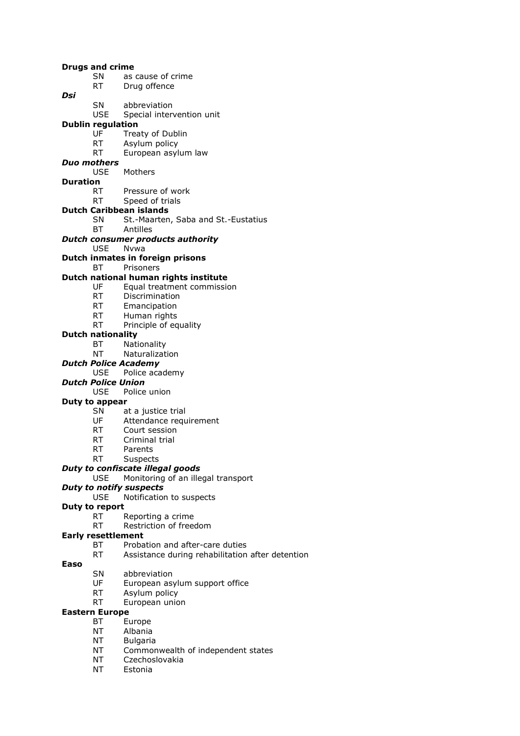**Drugs and crime**
SN as cause of crime
RT Drug offence

***Dsi***
SN abbreviation
USE Special intervention unit

**Dublin regulation**
UF Treaty of Dublin
RT Asylum policy
RT European asylum law

***Duo mothers***
USE Mothers

**Duration**
RT Pressure of work
RT Speed of trials

**Dutch Caribbean islands**
SN St.-Maarten, Saba and St.-Eustatius
BT Antilles

***Dutch consumer products authority***
USE Nvwa

**Dutch inmates in foreign prisons**
BT Prisoners

**Dutch national human rights institute**
UF Equal treatment commission
RT Discrimination
RT Emancipation
RT Human rights
RT Principle of equality

**Dutch nationality**
BT Nationality
NT Naturalization

***Dutch Police Academy***
USE Police academy

***Dutch Police Union***
USE Police union

**Duty to appear**
SN at a justice trial
UF Attendance requirement
RT Court session
RT Criminal trial
RT Parents
RT Suspects

***Duty to confiscate illegal goods***
USE Monitoring of an illegal transport

***Duty to notify suspects***
USE Notification to suspects

**Duty to report**
RT Reporting a crime
RT Restriction of freedom

**Early resettlement**
BT Probation and after-care duties
RT Assistance during rehabilitation after detention

**Easo**
SN abbreviation
UF European asylum support office
RT Asylum policy
RT European union

**Eastern Europe**
BT Europe
NT Albania
NT Bulgaria
NT Commonwealth of independent states
NT Czechoslovakia
NT Estonia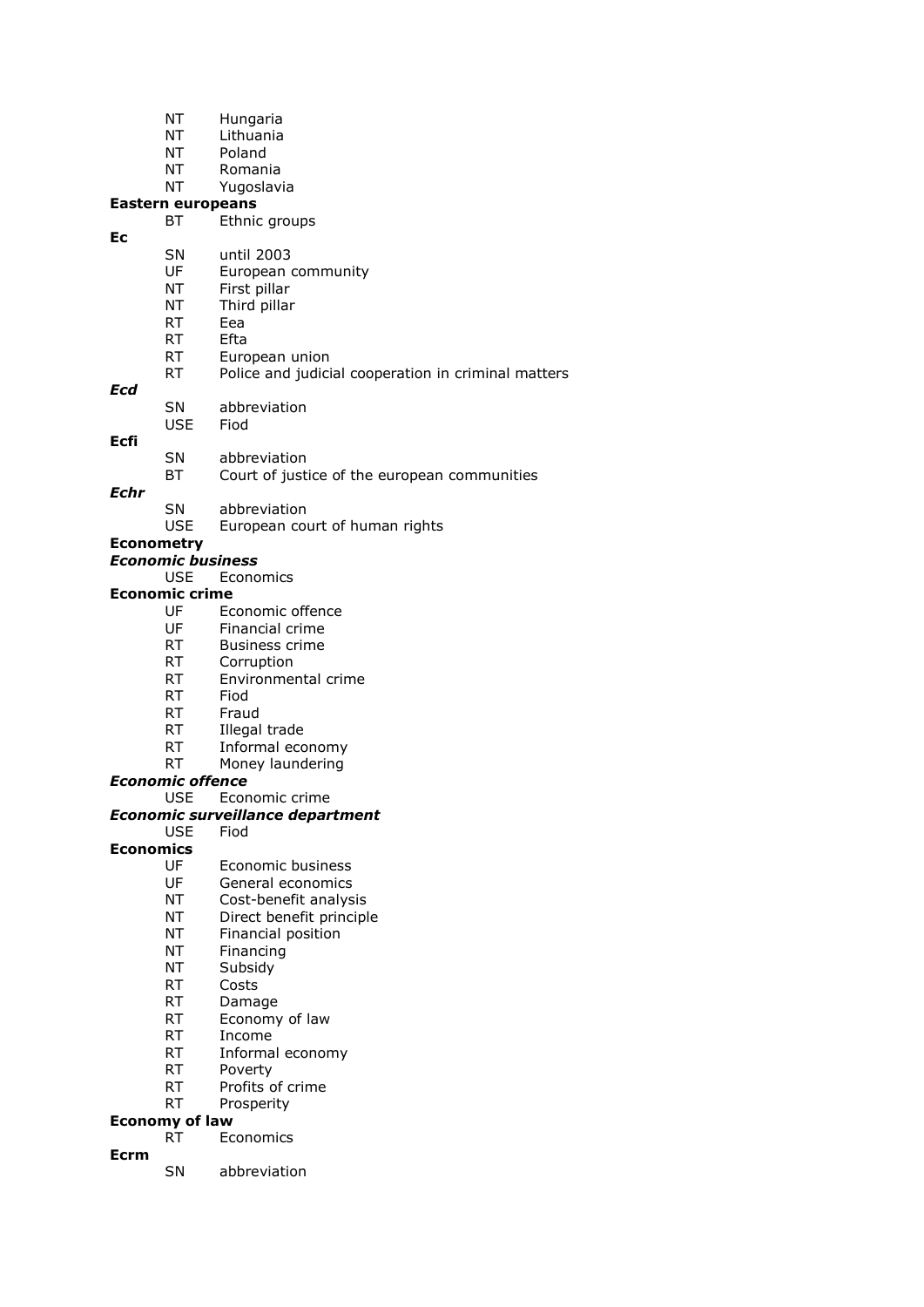NT Hungaria
NT Lithuania
NT Poland
NT Romania
NT Yugoslavia

**Eastern europeans**
BT Ethnic groups

**Ec**
SN until 2003
UF European community
NT First pillar
NT Third pillar
RT Eea
RT Efta
RT European union
RT Police and judicial cooperation in criminal matters

***Ecd***
SN abbreviation
USE Fiod

**Ecfi**
SN abbreviation
BT Court of justice of the european communities

***Echr***
SN abbreviation
USE European court of human rights

**Econometry**

***Economic business***
USE Economics

**Economic crime**
UF Economic offence
UF Financial crime
RT Business crime
RT Corruption
RT Environmental crime
RT Fiod
RT Fraud
RT Illegal trade
RT Informal economy
RT Money laundering

***Economic offence***
USE Economic crime

***Economic surveillance department***
USE Fiod

**Economics**
UF Economic business
UF General economics
NT Cost-benefit analysis
NT Direct benefit principle
NT Financial position
NT Financing
NT Subsidy
RT Costs
RT Damage
RT Economy of law
RT Income
RT Informal economy
RT Poverty
RT Profits of crime
RT Prosperity

**Economy of law**
RT Economics

**Ecrm**
SN abbreviation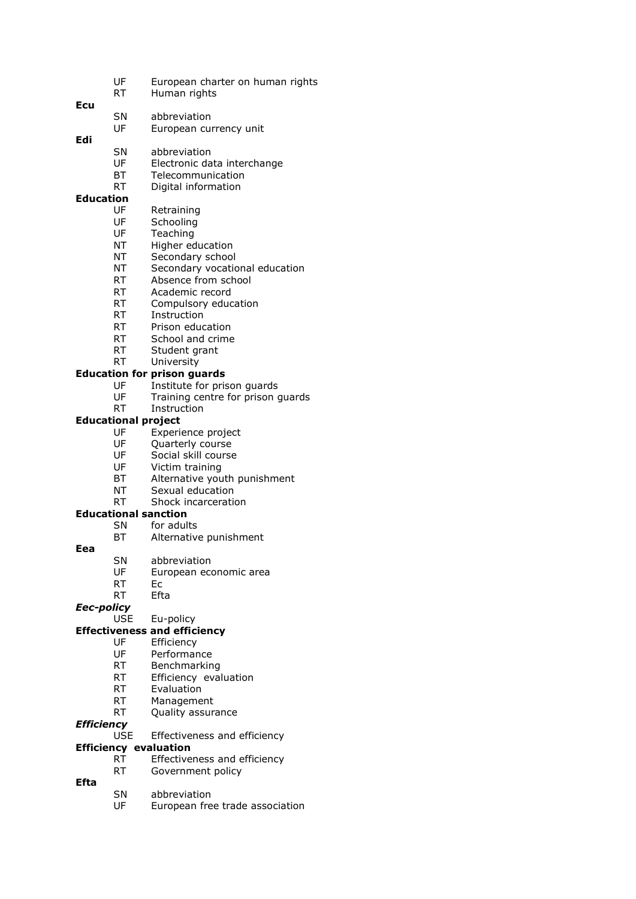UF European charter on human rights
RT Human rights

**Ecu**
SN abbreviation
UF European currency unit

**Edi**
SN abbreviation
UF Electronic data interchange
BT Telecommunication
RT Digital information

**Education**
UF Retraining
UF Schooling
UF Teaching
NT Higher education
NT Secondary school
NT Secondary vocational education
RT Absence from school
RT Academic record
RT Compulsory education
RT Instruction
RT Prison education
RT School and crime
RT Student grant
RT University

**Education for prison guards**
UF Institute for prison guards
UF Training centre for prison guards
RT Instruction

**Educational project**
UF Experience project
UF Quarterly course
UF Social skill course
UF Victim training
BT Alternative youth punishment
NT Sexual education
RT Shock incarceration

**Educational sanction**
SN for adults
BT Alternative punishment

**Eea**
SN abbreviation
UF European economic area
RT Ec
RT Efta

***Eec-policy***
USE Eu-policy

**Effectiveness and efficiency**
UF Efficiency
UF Performance
RT Benchmarking
RT Efficiency evaluation
RT Evaluation
RT Management
RT Quality assurance

***Efficiency***
USE Effectiveness and efficiency

**Efficiency evaluation**
RT Effectiveness and efficiency
RT Government policy

**Efta**
SN abbreviation
UF European free trade association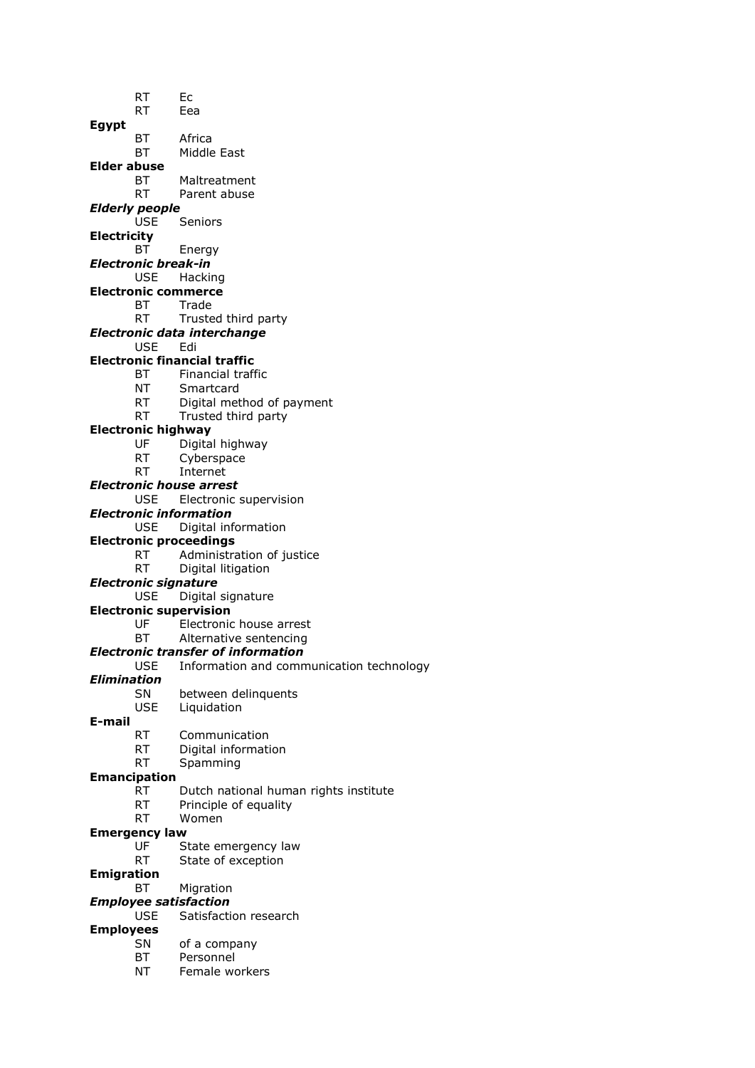RT Ec
RT Eea

**Egypt**
BT Africa
BT Middle East

**Elder abuse**
BT Maltreatment
RT Parent abuse

***Elderly people***
USE Seniors

**Electricity**
BT Energy

***Electronic break-in***
USE Hacking

**Electronic commerce**
BT Trade
RT Trusted third party

***Electronic data interchange***
USE Edi

**Electronic financial traffic**
BT Financial traffic
NT Smartcard
RT Digital method of payment
RT Trusted third party

**Electronic highway**
UF Digital highway
RT Cyberspace
RT Internet

***Electronic house arrest***
USE Electronic supervision

***Electronic information***
USE Digital information

**Electronic proceedings**
RT Administration of justice
RT Digital litigation

***Electronic signature***
USE Digital signature

**Electronic supervision**
UF Electronic house arrest
BT Alternative sentencing

***Electronic transfer of information***
USE Information and communication technology

***Elimination***
SN between delinquents
USE Liquidation

**E-mail**
RT Communication
RT Digital information
RT Spamming

**Emancipation**
RT Dutch national human rights institute
RT Principle of equality
RT Women

**Emergency law**
UF State emergency law
RT State of exception

**Emigration**
BT Migration

***Employee satisfaction***
USE Satisfaction research

**Employees**
SN of a company
BT Personnel
NT Female workers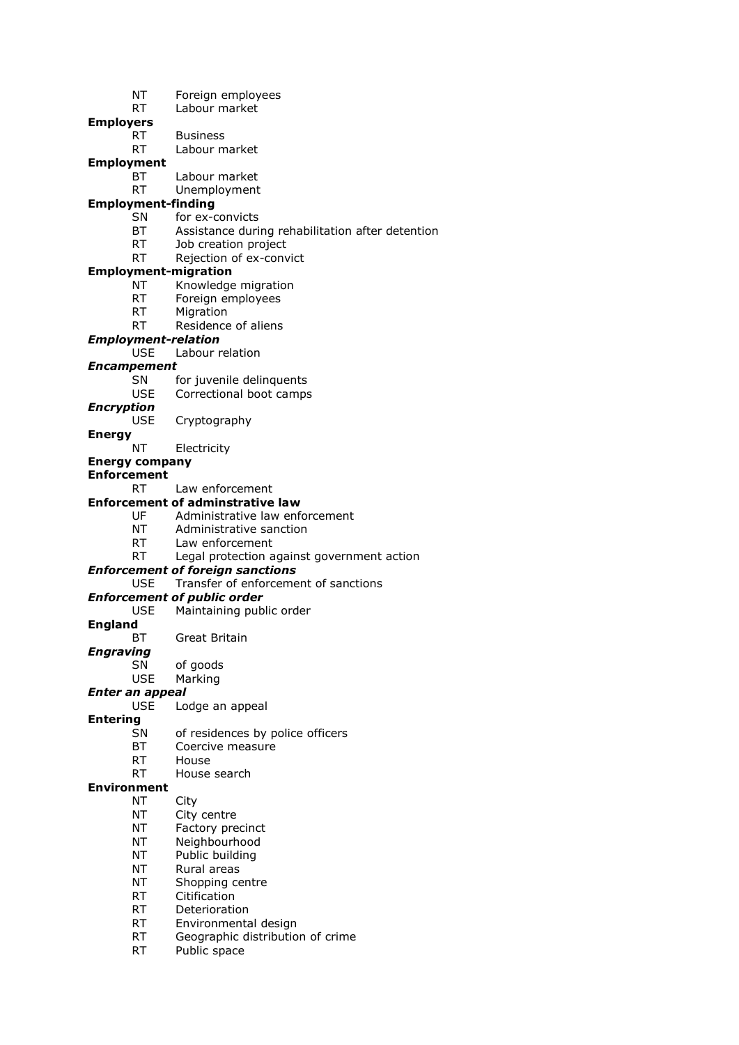NT Foreign employees
RT Labour market

**Employers**
RT Business
RT Labour market

**Employment**
BT Labour market
RT Unemployment

**Employment-finding**
SN for ex-convicts
BT Assistance during rehabilitation after detention
RT Job creation project
RT Rejection of ex-convict

**Employment-migration**
NT Knowledge migration
RT Foreign employees
RT Migration
RT Residence of aliens

***Employment-relation***
USE Labour relation

***Encampement***
SN for juvenile delinquents
USE Correctional boot camps

***Encryption***
USE Cryptography

**Energy**
NT Electricity

**Energy company**

**Enforcement**
RT Law enforcement

**Enforcement of adminstrative law**
UF Administrative law enforcement
NT Administrative sanction
RT Law enforcement
RT Legal protection against government action

***Enforcement of foreign sanctions***
USE Transfer of enforcement of sanctions

***Enforcement of public order***
USE Maintaining public order

**England**
BT Great Britain

***Engraving***
SN of goods
USE Marking

***Enter an appeal***
USE Lodge an appeal

**Entering**
SN of residences by police officers
BT Coercive measure
RT House
RT House search

**Environment**
NT City
NT City centre
NT Factory precinct
NT Neighbourhood
NT Public building
NT Rural areas
NT Shopping centre
RT Citification
RT Deterioration
RT Environmental design
RT Geographic distribution of crime
RT Public space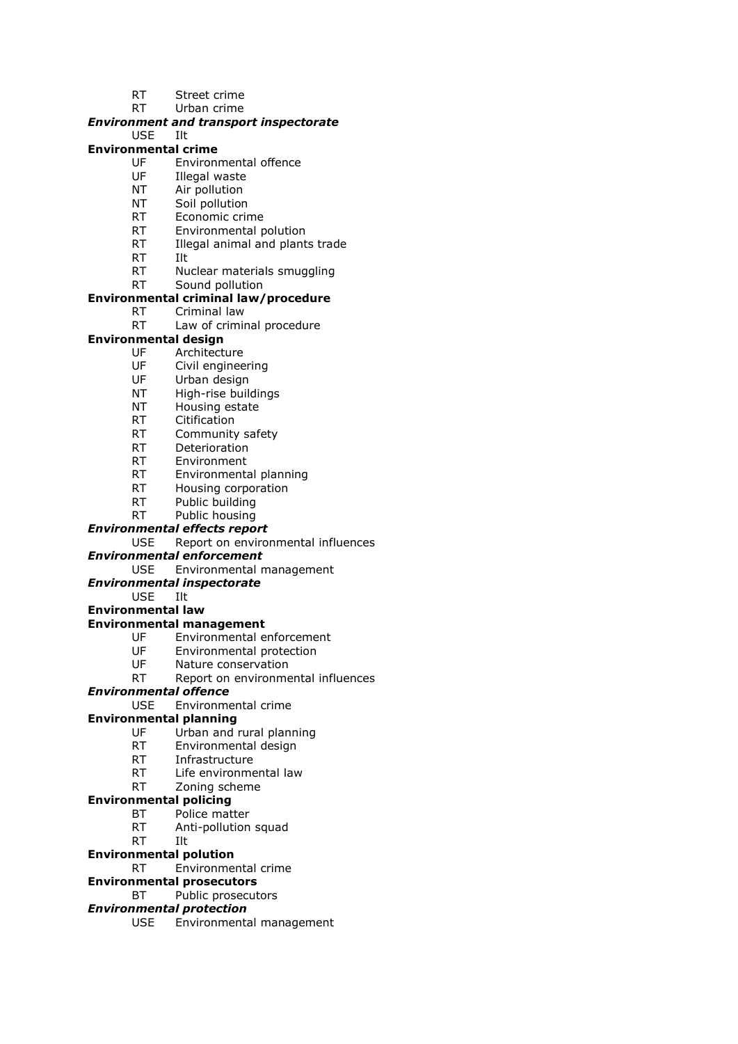RT Street crime
RT Urban crime

***Environment and transport inspectorate***
USE Ilt

**Environmental crime**
UF Environmental offence
UF Illegal waste
NT Air pollution
NT Soil pollution
RT Economic crime
RT Environmental polution
RT Illegal animal and plants trade
RT Ilt
RT Nuclear materials smuggling
RT Sound pollution

**Environmental criminal law/procedure**
RT Criminal law
RT Law of criminal procedure

**Environmental design**
UF Architecture
UF Civil engineering
UF Urban design
NT High-rise buildings
NT Housing estate
RT Citification
RT Community safety
RT Deterioration
RT Environment
RT Environmental planning
RT Housing corporation
RT Public building
RT Public housing

***Environmental effects report***
USE Report on environmental influences

***Environmental enforcement***
USE Environmental management

***Environmental inspectorate***
USE Ilt

**Environmental law**

**Environmental management**
UF Environmental enforcement
UF Environmental protection
UF Nature conservation
RT Report on environmental influences

***Environmental offence***
USE Environmental crime

**Environmental planning**
UF Urban and rural planning
RT Environmental design
RT Infrastructure
RT Life environmental law
RT Zoning scheme

**Environmental policing**
BT Police matter
RT Anti-pollution squad
RT Ilt

**Environmental polution**
RT Environmental crime

**Environmental prosecutors**
BT Public prosecutors

***Environmental protection***
USE Environmental management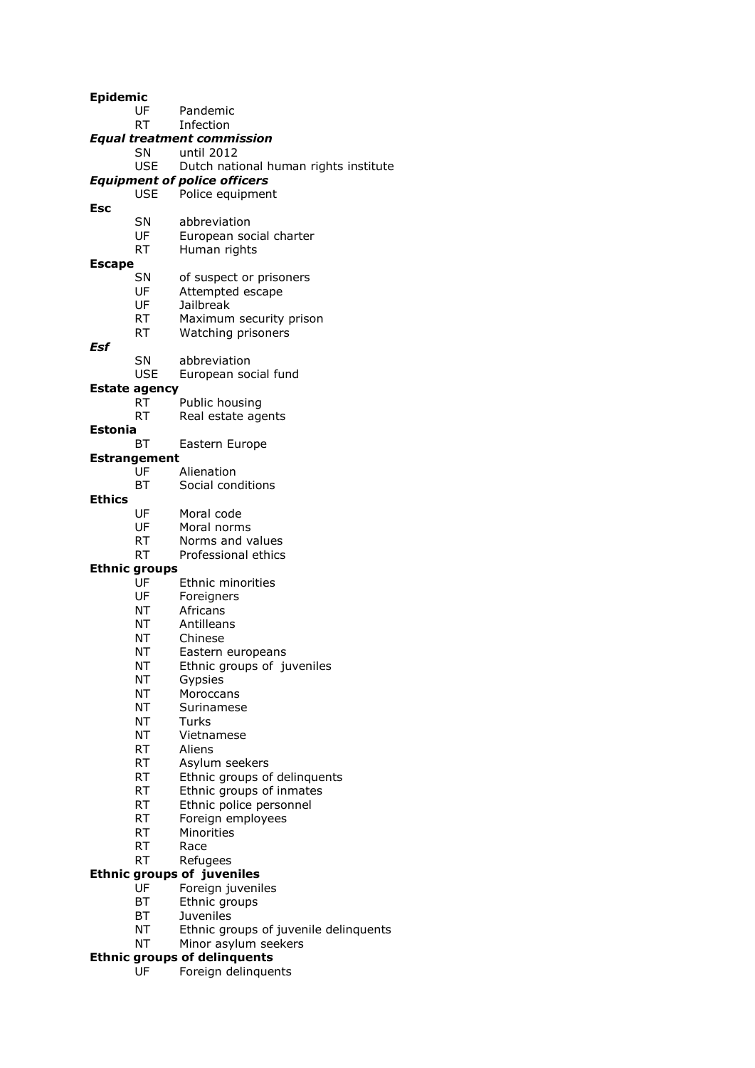**Epidemic**
UF Pandemic
RT Infection

***Equal treatment commission***
SN until 2012
USE Dutch national human rights institute

***Equipment of police officers***
USE Police equipment

**Esc**
SN abbreviation
UF European social charter
RT Human rights

**Escape**
SN of suspect or prisoners
UF Attempted escape
UF Jailbreak
RT Maximum security prison
RT Watching prisoners

***Esf***
SN abbreviation
USE European social fund

**Estate agency**
RT Public housing
RT Real estate agents

**Estonia**
BT Eastern Europe

**Estrangement**
UF Alienation
BT Social conditions

**Ethics**
UF Moral code
UF Moral norms
RT Norms and values
RT Professional ethics

**Ethnic groups**
UF Ethnic minorities
UF Foreigners
NT Africans
NT Antilleans
NT Chinese
NT Eastern europeans
NT Ethnic groups of juveniles
NT Gypsies
NT Moroccans
NT Surinamese
NT Turks
NT Vietnamese
RT Aliens
RT Asylum seekers
RT Ethnic groups of delinquents
RT Ethnic groups of inmates
RT Ethnic police personnel
RT Foreign employees
RT Minorities
RT Race
RT Refugees

**Ethnic groups of juveniles**
UF Foreign juveniles
BT Ethnic groups
BT Juveniles
NT Ethnic groups of juvenile delinquents
NT Minor asylum seekers

**Ethnic groups of delinquents**
UF Foreign delinquents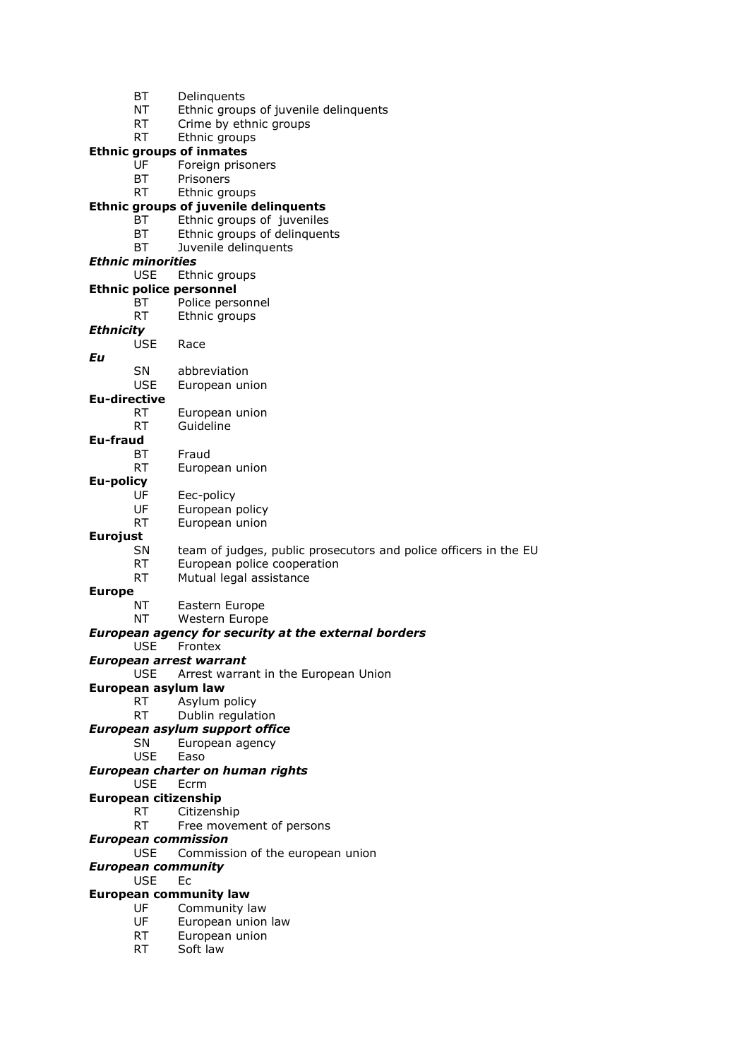BT Delinquents
NT Ethnic groups of juvenile delinquents
RT Crime by ethnic groups
RT Ethnic groups

**Ethnic groups of inmates**
UF Foreign prisoners
BT Prisoners
RT Ethnic groups

**Ethnic groups of juvenile delinquents**
BT Ethnic groups of juveniles
BT Ethnic groups of delinquents
BT Juvenile delinquents

***Ethnic minorities***
USE Ethnic groups

**Ethnic police personnel**
BT Police personnel
RT Ethnic groups

***Ethnicity***
USE Race

***Eu***
SN abbreviation
USE European union

**Eu-directive**
RT European union
RT Guideline

**Eu-fraud**
BT Fraud
RT European union

**Eu-policy**
UF Eec-policy
UF European policy
RT European union

**Eurojust**
SN team of judges, public prosecutors and police officers in the EU
RT European police cooperation
RT Mutual legal assistance

**Europe**
NT Eastern Europe
NT Western Europe

***European agency for security at the external borders***
USE Frontex

***European arrest warrant***
USE Arrest warrant in the European Union

**European asylum law**
RT Asylum policy
RT Dublin regulation

***European asylum support office***
SN European agency
USE Easo

***European charter on human rights***
USE Ecrm

**European citizenship**
RT Citizenship
RT Free movement of persons

***European commission***
USE Commission of the european union

***European community***
USE Ec

**European community law**
UF Community law
UF European union law
RT European union
RT Soft law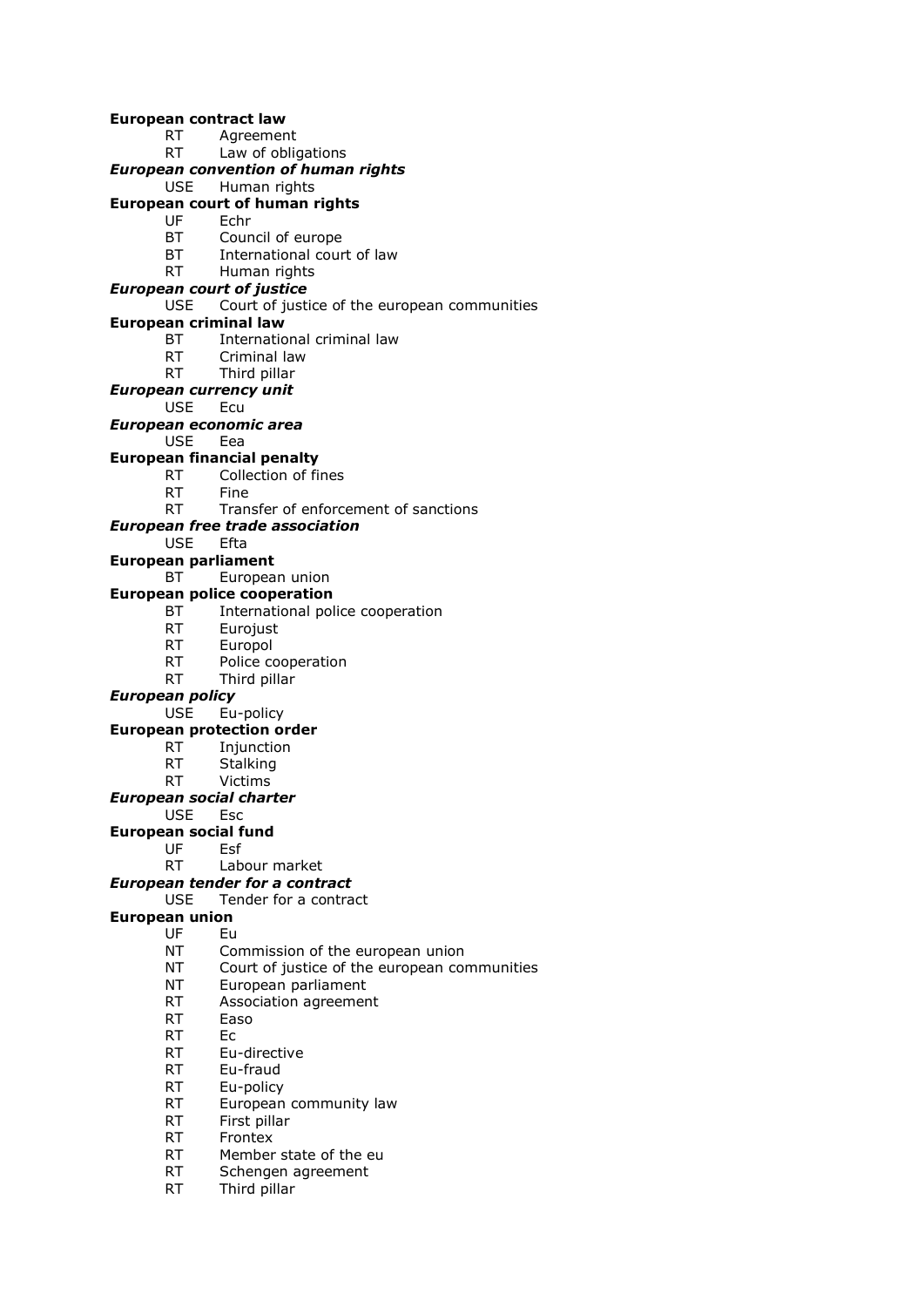**European contract law**
RT Agreement
RT Law of obligations

***European convention of human rights***
USE Human rights

**European court of human rights**
UF Echr
BT Council of europe
BT International court of law
RT Human rights

***European court of justice***
USE Court of justice of the european communities

**European criminal law**
BT International criminal law
RT Criminal law
RT Third pillar

***European currency unit***
USE Ecu

***European economic area***
USE Eea

**European financial penalty**
RT Collection of fines
RT Fine
RT Transfer of enforcement of sanctions

***European free trade association***
USE Efta

**European parliament**
BT European union

**European police cooperation**
BT International police cooperation
RT Eurojust
RT Europol
RT Police cooperation
RT Third pillar

***European policy***
USE Eu-policy

**European protection order**
RT Injunction
RT Stalking
RT Victims

***European social charter***
USE Esc

**European social fund**
UF Esf
RT Labour market

***European tender for a contract***
USE Tender for a contract

**European union**
UF Eu
NT Commission of the european union
NT Court of justice of the european communities
NT European parliament
RT Association agreement
RT Easo
RT Ec
RT Eu-directive
RT Eu-fraud
RT Eu-policy
RT European community law
RT First pillar
RT Frontex
RT Member state of the eu
RT Schengen agreement
RT Third pillar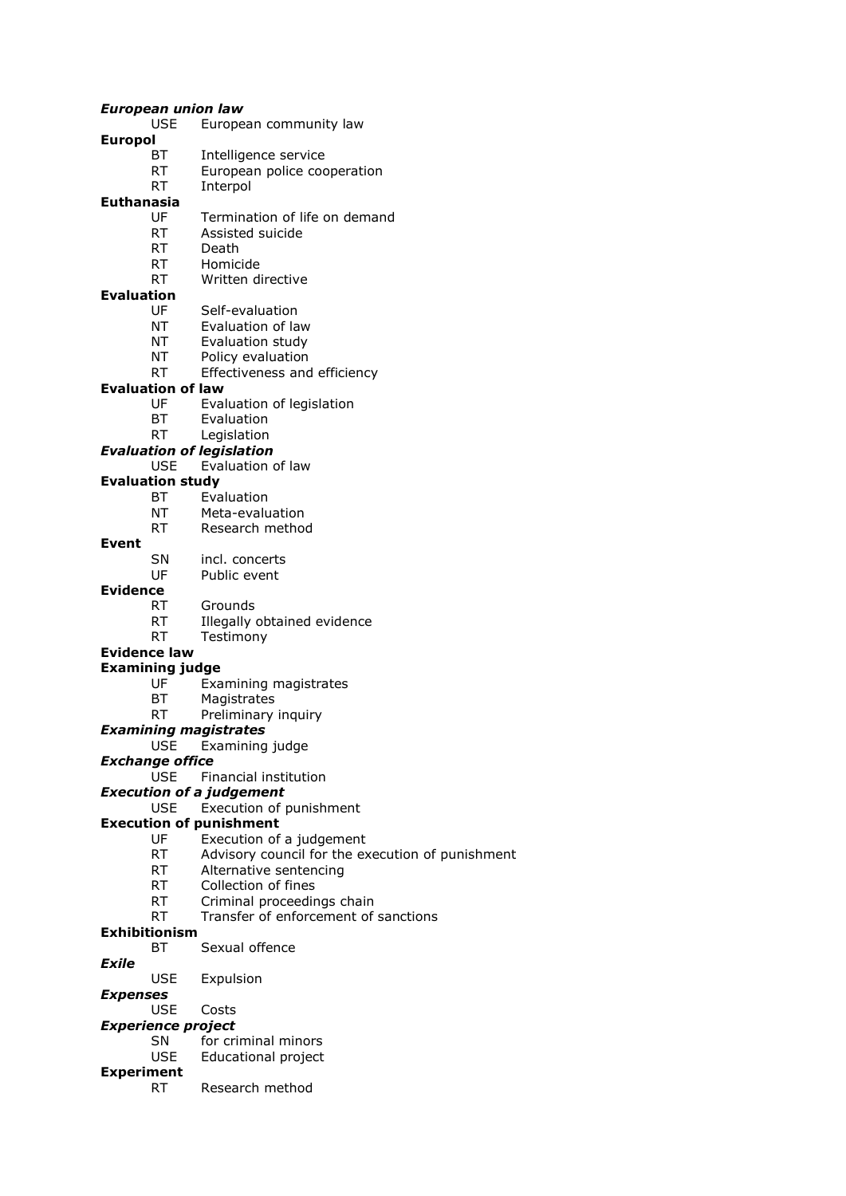***European union law***
USE European community law

**Europol**
BT Intelligence service
RT European police cooperation
RT Interpol

**Euthanasia**
UF Termination of life on demand
RT Assisted suicide
RT Death
RT Homicide
RT Written directive

**Evaluation**
UF Self-evaluation
NT Evaluation of law
NT Evaluation study
NT Policy evaluation
RT Effectiveness and efficiency

**Evaluation of law**
UF Evaluation of legislation
BT Evaluation
RT Legislation

***Evaluation of legislation***
USE Evaluation of law

**Evaluation study**
BT Evaluation
NT Meta-evaluation
RT Research method

**Event**
SN incl. concerts
UF Public event

**Evidence**
RT Grounds
RT Illegally obtained evidence
RT Testimony

**Evidence law**

**Examining judge**
UF Examining magistrates
BT Magistrates
RT Preliminary inquiry

***Examining magistrates***
USE Examining judge

***Exchange office***
USE Financial institution

***Execution of a judgement***
USE Execution of punishment

**Execution of punishment**
UF Execution of a judgement
RT Advisory council for the execution of punishment
RT Alternative sentencing
RT Collection of fines
RT Criminal proceedings chain
RT Transfer of enforcement of sanctions

**Exhibitionism**
BT Sexual offence

***Exile***
USE Expulsion

***Expenses***
USE Costs

***Experience project***
SN for criminal minors
USE Educational project

**Experiment**
RT Research method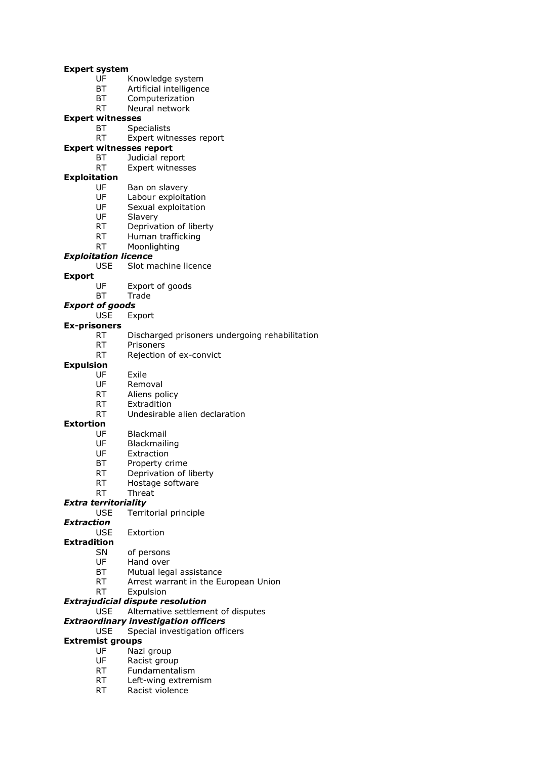**Expert system**

UF Knowledge system
BT Artificial intelligence
BT Computerization
RT Neural network

**Expert witnesses**

BT Specialists
RT Expert witnesses report

**Expert witnesses report**

BT Judicial report
RT Expert witnesses

**Exploitation**

UF Ban on slavery
UF Labour exploitation
UF Sexual exploitation
UF Slavery
RT Deprivation of liberty
RT Human trafficking
RT Moonlighting

***Exploitation licence***

USE Slot machine licence

**Export**

UF Export of goods
BT Trade

***Export of goods***

USE Export

**Ex-prisoners**

RT Discharged prisoners undergoing rehabilitation
RT Prisoners
RT Rejection of ex-convict

**Expulsion**

UF Exile
UF Removal
RT Aliens policy
RT Extradition
RT Undesirable alien declaration

**Extortion**

UF Blackmail
UF Blackmailing
UF Extraction
BT Property crime
RT Deprivation of liberty
RT Hostage software
RT Threat

***Extra territoriality***

USE Territorial principle

***Extraction***

USE Extortion

**Extradition**

SN of persons
UF Hand over
BT Mutual legal assistance
RT Arrest warrant in the European Union
RT Expulsion

***Extrajudicial dispute resolution***

USE Alternative settlement of disputes

***Extraordinary investigation officers***

USE Special investigation officers

**Extremist groups**

UF Nazi group
UF Racist group
RT Fundamentalism
RT Left-wing extremism
RT Racist violence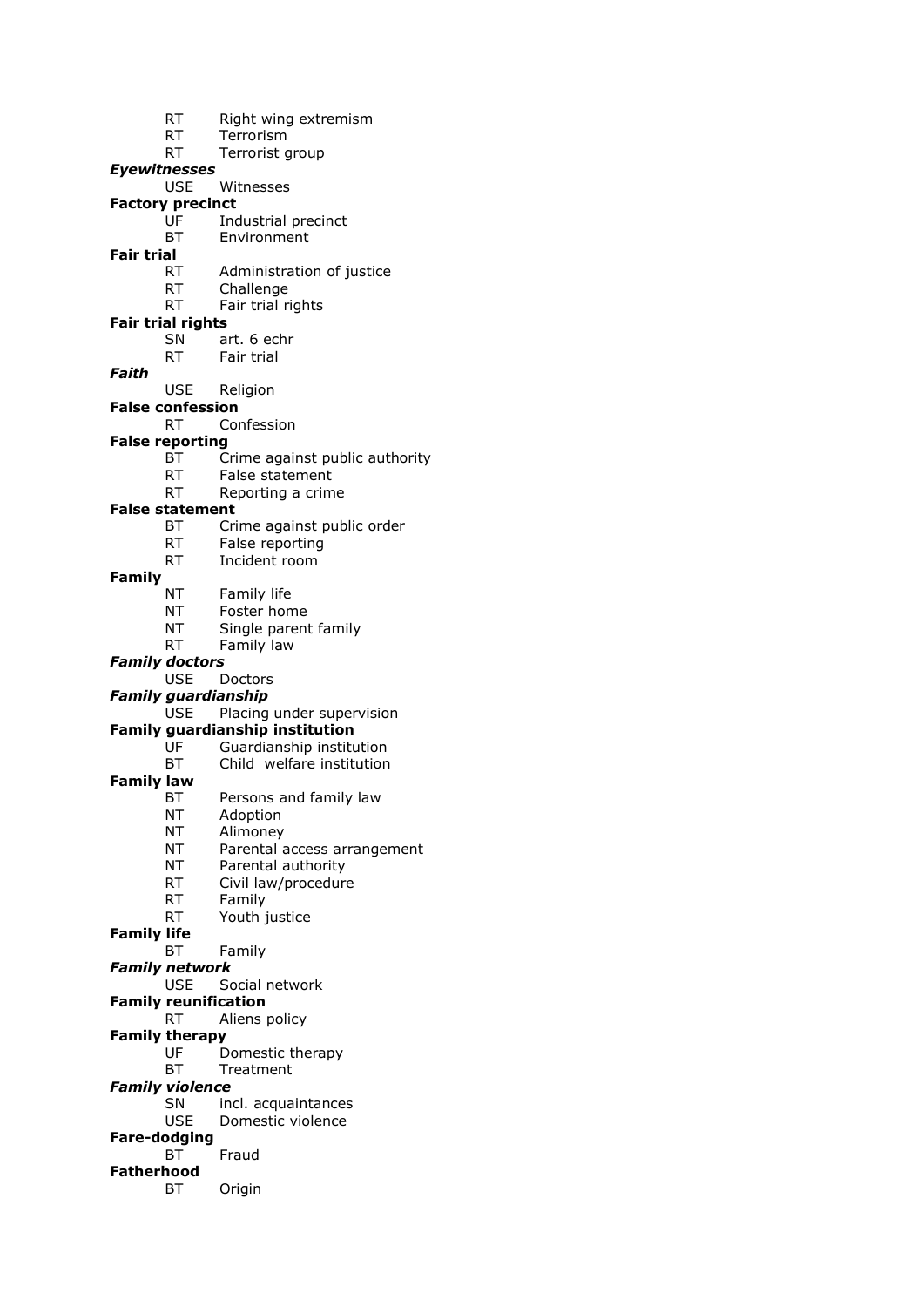RT Right wing extremism
RT Terrorism
RT Terrorist group

***Eyewitnesses***
USE Witnesses

**Factory precinct**
UF Industrial precinct
BT Environment

**Fair trial**
RT Administration of justice
RT Challenge
RT Fair trial rights

**Fair trial rights**
SN art. 6 echr
RT Fair trial

***Faith***
USE Religion

**False confession**
RT Confession

**False reporting**
BT Crime against public authority
RT False statement
RT Reporting a crime

**False statement**
BT Crime against public order
RT False reporting
RT Incident room

**Family**
NT Family life
NT Foster home
NT Single parent family
RT Family law

***Family doctors***
USE Doctors

***Family guardianship***
USE Placing under supervision

**Family guardianship institution**
UF Guardianship institution
BT Child welfare institution

**Family law**
BT Persons and family law
NT Adoption
NT Alimoney
NT Parental access arrangement
NT Parental authority
RT Civil law/procedure
RT Family
RT Youth justice

**Family life**
BT Family

***Family network***
USE Social network

**Family reunification**
RT Aliens policy

**Family therapy**
UF Domestic therapy
BT Treatment

***Family violence***
SN incl. acquaintances
USE Domestic violence

**Fare-dodging**
BT Fraud

**Fatherhood**
BT Origin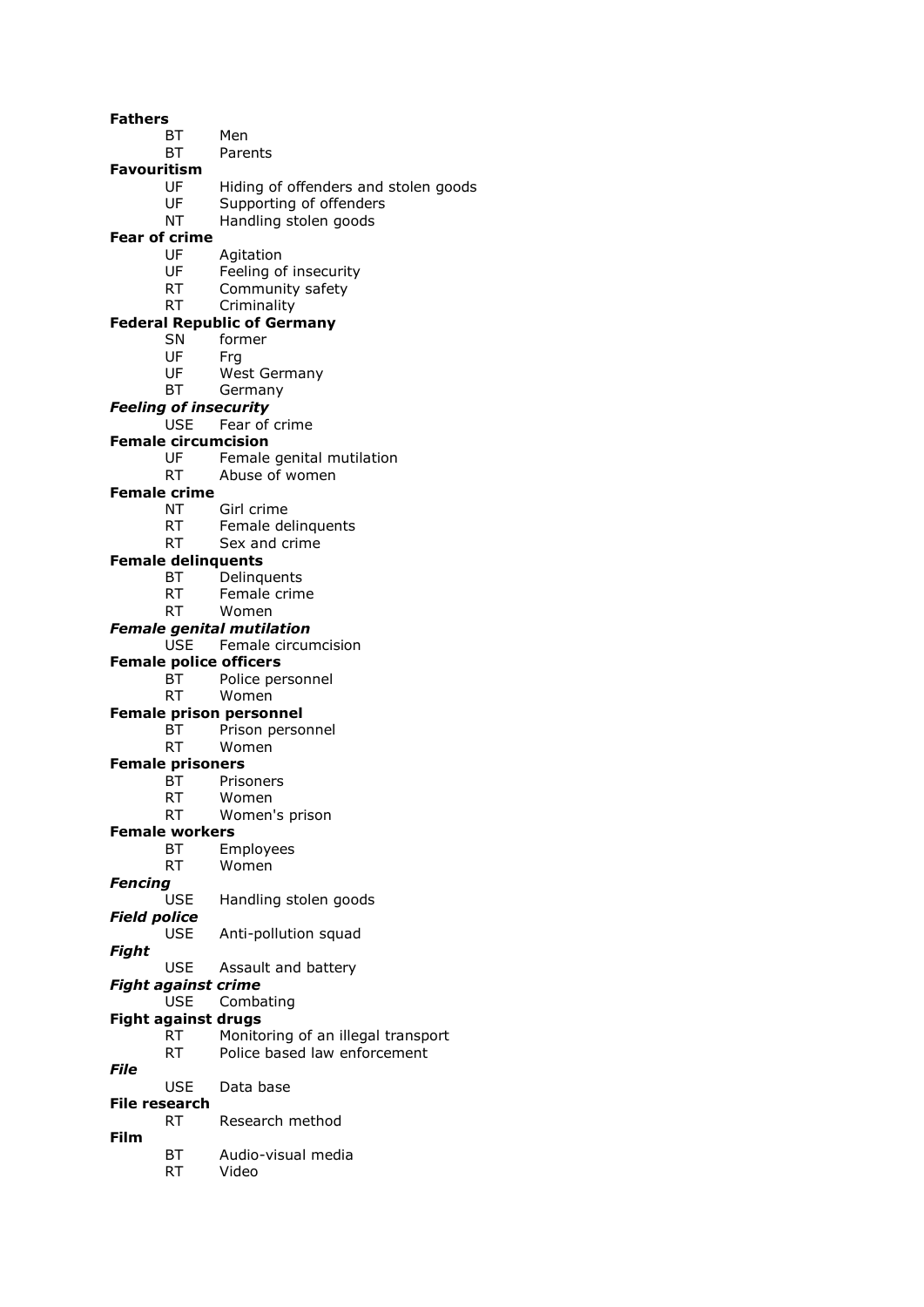**Fathers**
BT Men
BT Parents

**Favouritism**
UF Hiding of offenders and stolen goods
UF Supporting of offenders
NT Handling stolen goods

**Fear of crime**
UF Agitation
UF Feeling of insecurity
RT Community safety
RT Criminality

**Federal Republic of Germany**
SN former
UF Frg
UF West Germany
BT Germany

***Feeling of insecurity***
USE Fear of crime

**Female circumcision**
UF Female genital mutilation
RT Abuse of women

**Female crime**
NT Girl crime
RT Female delinquents
RT Sex and crime

**Female delinquents**
BT Delinquents
RT Female crime
RT Women

***Female genital mutilation***
USE Female circumcision

**Female police officers**
BT Police personnel
RT Women

**Female prison personnel**
BT Prison personnel
RT Women

**Female prisoners**
BT Prisoners
RT Women
RT Women's prison

**Female workers**
BT Employees
RT Women

***Fencing***
USE Handling stolen goods

***Field police***
USE Anti-pollution squad

***Fight***
USE Assault and battery

***Fight against crime***
USE Combating

**Fight against drugs**
RT Monitoring of an illegal transport
RT Police based law enforcement

***File***
USE Data base

**File research**
RT Research method

**Film**
BT Audio-visual media
RT Video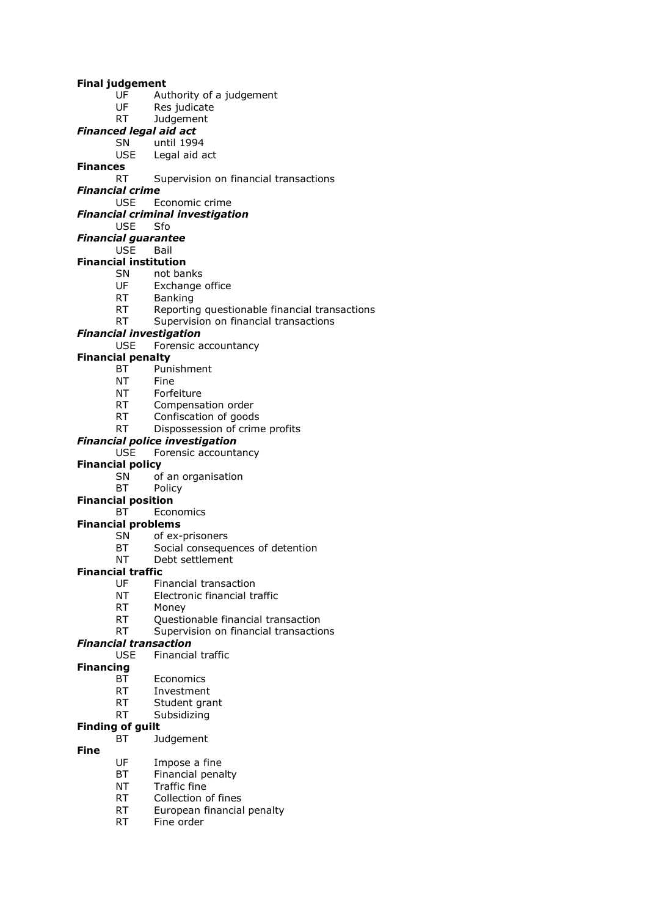**Final judgement**
UF Authority of a judgement
UF Res judicate
RT Judgement

***Financed legal aid act***
SN until 1994
USE Legal aid act

**Finances**
RT Supervision on financial transactions

***Financial crime***
USE Economic crime

***Financial criminal investigation***
USE Sfo

***Financial guarantee***
USE Bail

**Financial institution**
SN not banks
UF Exchange office
RT Banking
RT Reporting questionable financial transactions
RT Supervision on financial transactions

***Financial investigation***
USE Forensic accountancy

**Financial penalty**
BT Punishment
NT Fine
NT Forfeiture
RT Compensation order
RT Confiscation of goods
RT Dispossession of crime profits

***Financial police investigation***
USE Forensic accountancy

**Financial policy**
SN of an organisation
BT Policy

**Financial position**
BT Economics

**Financial problems**
SN of ex-prisoners
BT Social consequences of detention
NT Debt settlement

**Financial traffic**
UF Financial transaction
NT Electronic financial traffic
RT Money
RT Questionable financial transaction
RT Supervision on financial transactions

***Financial transaction***
USE Financial traffic

**Financing**
BT Economics
RT Investment
RT Student grant
RT Subsidizing

**Finding of guilt**
BT Judgement

**Fine**
UF Impose a fine
BT Financial penalty
NT Traffic fine
RT Collection of fines
RT European financial penalty
RT Fine order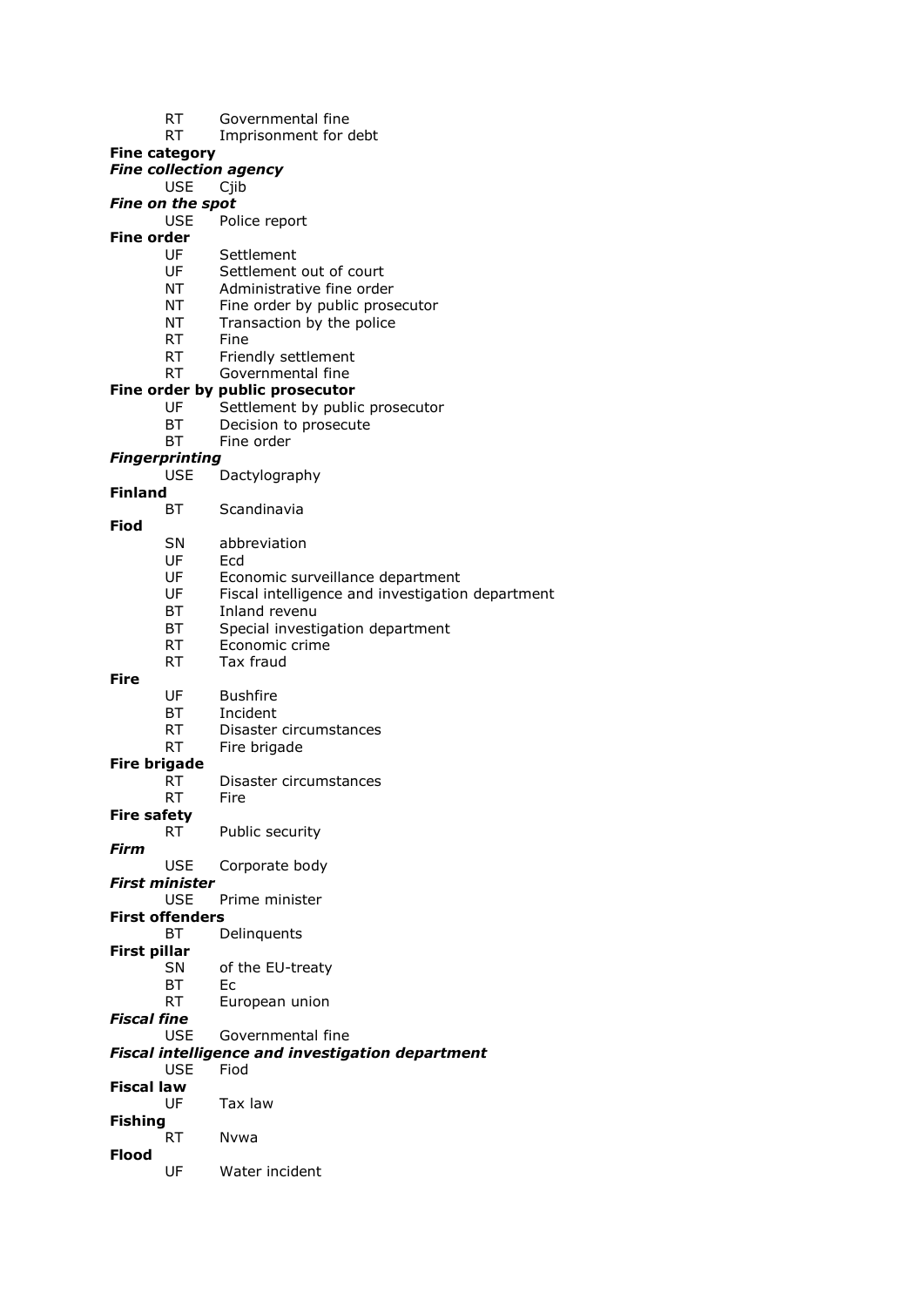RT Governmental fine
RT Imprisonment for debt

**Fine category**

***Fine collection agency***
USE Cjib

***Fine on the spot***
USE Police report

**Fine order**
UF Settlement
UF Settlement out of court
NT Administrative fine order
NT Fine order by public prosecutor
NT Transaction by the police
RT Fine
RT Friendly settlement
RT Governmental fine

**Fine order by public prosecutor**
UF Settlement by public prosecutor
BT Decision to prosecute
BT Fine order

***Fingerprinting***
USE Dactylography

**Finland**
BT Scandinavia

**Fiod**
SN abbreviation
UF Ecd
UF Economic surveillance department
UF Fiscal intelligence and investigation department
BT Inland revenu
BT Special investigation department
RT Economic crime
RT Tax fraud

**Fire**
UF Bushfire
BT Incident
RT Disaster circumstances
RT Fire brigade

**Fire brigade**
RT Disaster circumstances
RT Fire

**Fire safety**
RT Public security

***Firm***
USE Corporate body

***First minister***
USE Prime minister

**First offenders**
BT Delinquents

**First pillar**
SN of the EU-treaty
BT Ec
RT European union

***Fiscal fine***
USE Governmental fine

***Fiscal intelligence and investigation department***
USE Fiod

**Fiscal law**
UF Tax law

**Fishing**
RT Nvwa

**Flood**
UF Water incident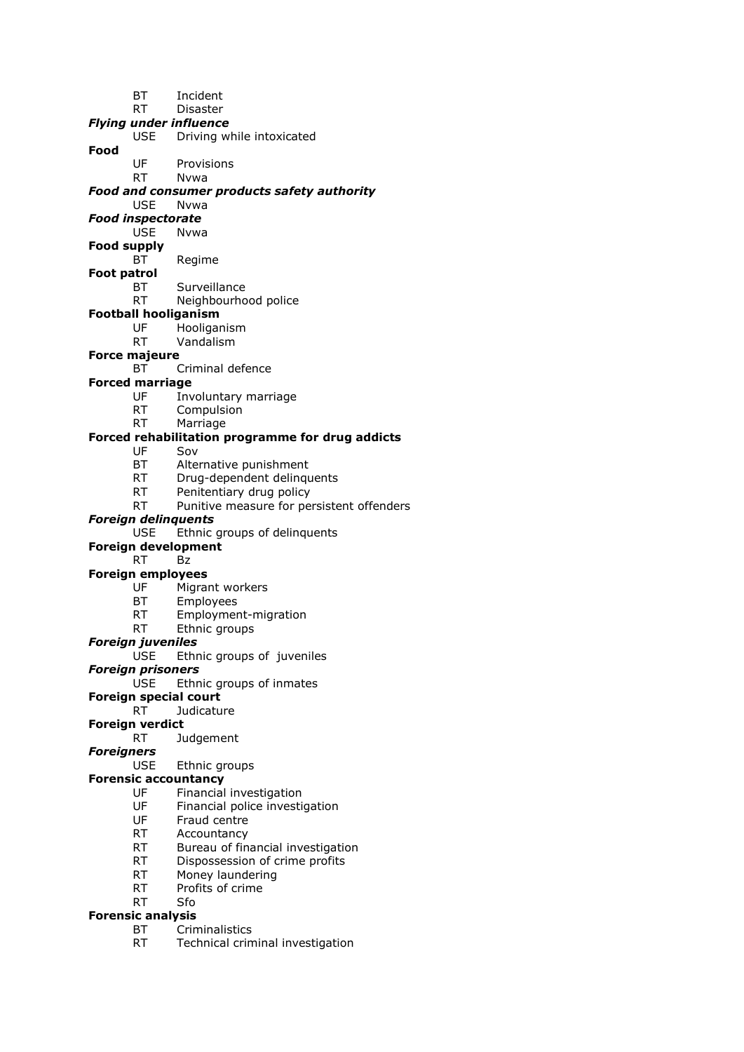BT Incident
RT Disaster

***Flying under influence***
USE Driving while intoxicated

**Food**
UF Provisions
RT Nvwa

***Food and consumer products safety authority***
USE Nvwa

***Food inspectorate***
USE Nvwa

**Food supply**
BT Regime

**Foot patrol**
BT Surveillance
RT Neighbourhood police

**Football hooliganism**
UF Hooliganism
RT Vandalism

**Force majeure**
BT Criminal defence

**Forced marriage**
UF Involuntary marriage
RT Compulsion
RT Marriage

**Forced rehabilitation programme for drug addicts**
UF Sov
BT Alternative punishment
RT Drug-dependent delinquents
RT Penitentiary drug policy
RT Punitive measure for persistent offenders

***Foreign delinquents***
USE Ethnic groups of delinquents

**Foreign development**
RT Bz

**Foreign employees**
UF Migrant workers
BT Employees
RT Employment-migration
RT Ethnic groups

***Foreign juveniles***
USE Ethnic groups of juveniles

***Foreign prisoners***
USE Ethnic groups of inmates

**Foreign special court**
RT Judicature

**Foreign verdict**
RT Judgement

***Foreigners***
USE Ethnic groups

**Forensic accountancy**
UF Financial investigation
UF Financial police investigation
UF Fraud centre
RT Accountancy
RT Bureau of financial investigation
RT Dispossession of crime profits
RT Money laundering
RT Profits of crime
RT Sfo

**Forensic analysis**
BT Criminalistics
RT Technical criminal investigation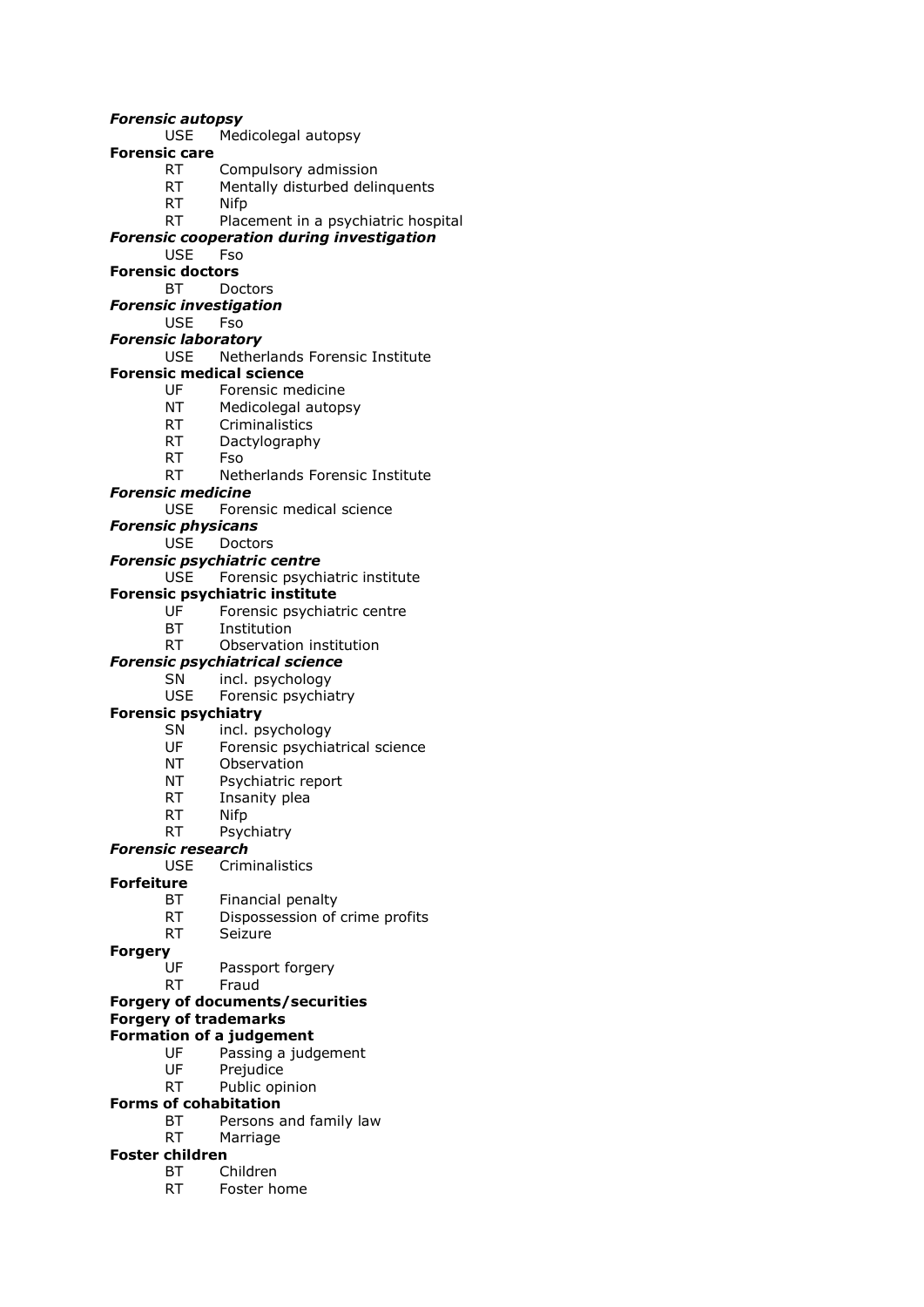***Forensic autopsy***
  USE  Medicolegal autopsy

**Forensic care**
  RT  Compulsory admission
  RT  Mentally disturbed delinquents
  RT  Nifp
  RT  Placement in a psychiatric hospital

***Forensic cooperation during investigation***
  USE  Fso

**Forensic doctors**
  BT  Doctors

***Forensic investigation***
  USE  Fso

***Forensic laboratory***
  USE  Netherlands Forensic Institute

**Forensic medical science**
  UF  Forensic medicine
  NT  Medicolegal autopsy
  RT  Criminalistics
  RT  Dactylography
  RT  Fso
  RT  Netherlands Forensic Institute

***Forensic medicine***
  USE  Forensic medical science

***Forensic physicans***
  USE  Doctors

***Forensic psychiatric centre***
  USE  Forensic psychiatric institute

**Forensic psychiatric institute**
  UF  Forensic psychiatric centre
  BT  Institution
  RT  Observation institution

***Forensic psychiatrical science***
  SN  incl. psychology
  USE  Forensic psychiatry

**Forensic psychiatry**
  SN  incl. psychology
  UF  Forensic psychiatrical science
  NT  Observation
  NT  Psychiatric report
  RT  Insanity plea
  RT  Nifp
  RT  Psychiatry

***Forensic research***
  USE  Criminalistics

**Forfeiture**
  BT  Financial penalty
  RT  Dispossession of crime profits
  RT  Seizure

**Forgery**
  UF  Passport forgery
  RT  Fraud

**Forgery of documents/securities**

**Forgery of trademarks**

**Formation of a judgement**
  UF  Passing a judgement
  UF  Prejudice
  RT  Public opinion

**Forms of cohabitation**
  BT  Persons and family law
  RT  Marriage

**Foster children**
  BT  Children
  RT  Foster home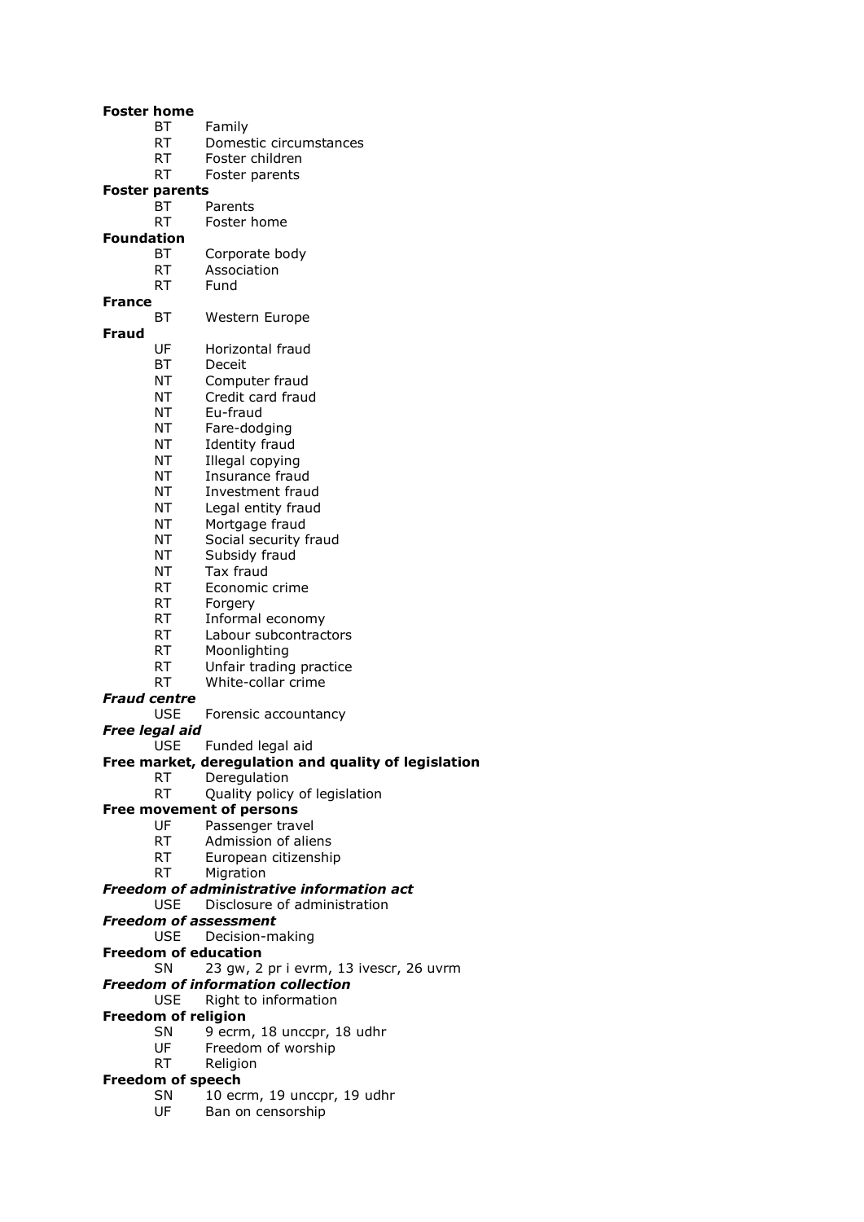**Foster home**

BT Family
RT Domestic circumstances
RT Foster children
RT Foster parents

**Foster parents**

BT Parents
RT Foster home

**Foundation**

BT Corporate body
RT Association
RT Fund

**France**

BT Western Europe

**Fraud**

UF Horizontal fraud
BT Deceit
NT Computer fraud
NT Credit card fraud
NT Eu-fraud
NT Fare-dodging
NT Identity fraud
NT Illegal copying
NT Insurance fraud
NT Investment fraud
NT Legal entity fraud
NT Mortgage fraud
NT Social security fraud
NT Subsidy fraud
NT Tax fraud
RT Economic crime
RT Forgery
RT Informal economy
RT Labour subcontractors
RT Moonlighting
RT Unfair trading practice
RT White-collar crime

***Fraud centre***

USE Forensic accountancy

***Free legal aid***

USE Funded legal aid

**Free market, deregulation and quality of legislation**

RT Deregulation
RT Quality policy of legislation

**Free movement of persons**

UF Passenger travel
RT Admission of aliens
RT European citizenship
RT Migration

***Freedom of administrative information act***

USE Disclosure of administration

***Freedom of assessment***

USE Decision-making

**Freedom of education**

SN 23 gw, 2 pr i evrm, 13 ivescr, 26 uvrm

***Freedom of information collection***

USE Right to information

**Freedom of religion**

SN 9 ecrm, 18 unccpr, 18 udhr
UF Freedom of worship
RT Religion

**Freedom of speech**

SN 10 ecrm, 19 unccpr, 19 udhr
UF Ban on censorship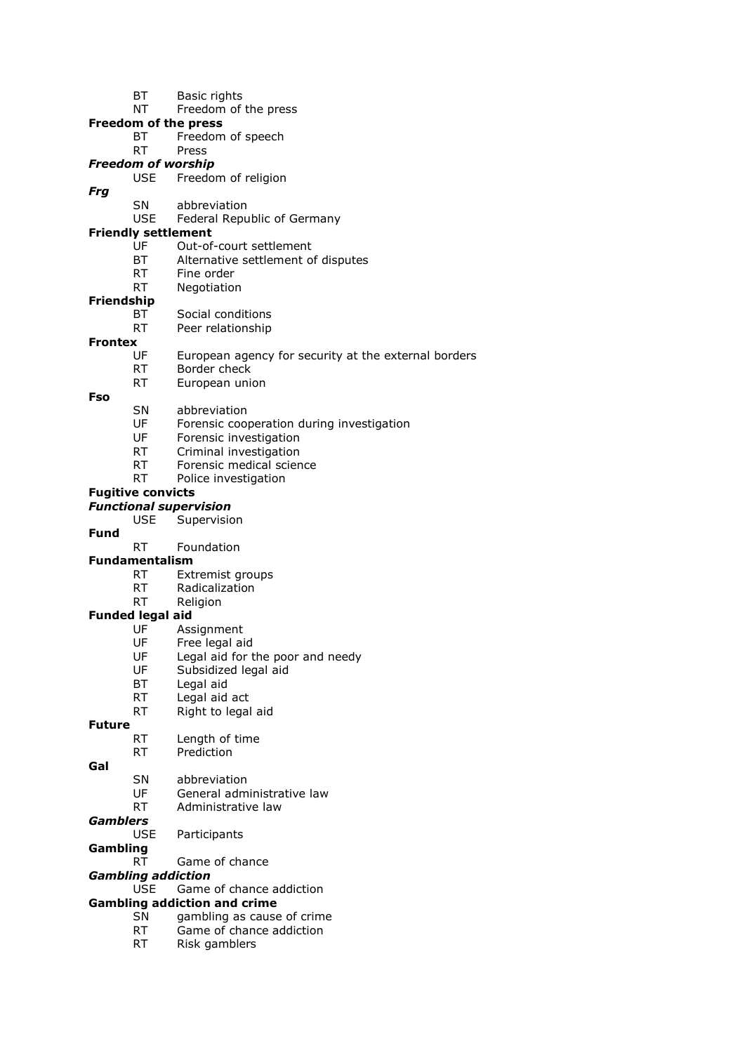BT Basic rights
NT Freedom of the press

**Freedom of the press**
BT Freedom of speech
RT Press

***Freedom of worship***
USE Freedom of religion

***Frg***
SN abbreviation
USE Federal Republic of Germany

**Friendly settlement**
UF Out-of-court settlement
BT Alternative settlement of disputes
RT Fine order
RT Negotiation

**Friendship**
BT Social conditions
RT Peer relationship

**Frontex**
UF European agency for security at the external borders
RT Border check
RT European union

**Fso**
SN abbreviation
UF Forensic cooperation during investigation
UF Forensic investigation
RT Criminal investigation
RT Forensic medical science
RT Police investigation

**Fugitive convicts**

***Functional supervision***
USE Supervision

**Fund**
RT Foundation

**Fundamentalism**
RT Extremist groups
RT Radicalization
RT Religion

**Funded legal aid**
UF Assignment
UF Free legal aid
UF Legal aid for the poor and needy
UF Subsidized legal aid
BT Legal aid
RT Legal aid act
RT Right to legal aid

**Future**
RT Length of time
RT Prediction

**Gal**
SN abbreviation
UF General administrative law
RT Administrative law

***Gamblers***
USE Participants

**Gambling**
RT Game of chance

***Gambling addiction***
USE Game of chance addiction

**Gambling addiction and crime**
SN gambling as cause of crime
RT Game of chance addiction
RT Risk gamblers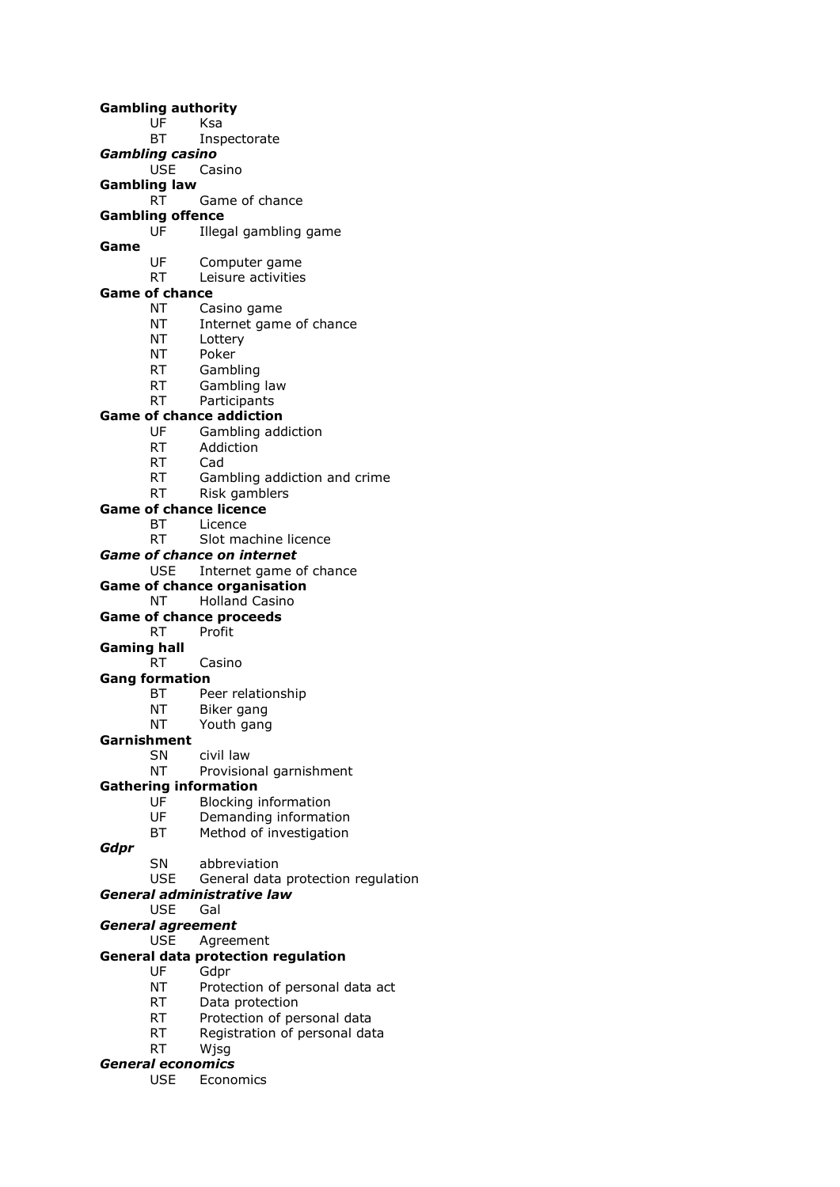**Gambling authority**
UF Ksa
BT Inspectorate

***Gambling casino***
USE Casino

**Gambling law**
RT Game of chance

**Gambling offence**
UF Illegal gambling game

**Game**
UF Computer game
RT Leisure activities

**Game of chance**
NT Casino game
NT Internet game of chance
NT Lottery
NT Poker
RT Gambling
RT Gambling law
RT Participants

**Game of chance addiction**
UF Gambling addiction
RT Addiction
RT Cad
RT Gambling addiction and crime
RT Risk gamblers

**Game of chance licence**
BT Licence
RT Slot machine licence

***Game of chance on internet***
USE Internet game of chance

**Game of chance organisation**
NT Holland Casino

**Game of chance proceeds**
RT Profit

**Gaming hall**
RT Casino

**Gang formation**
BT Peer relationship
NT Biker gang
NT Youth gang

**Garnishment**
SN civil law
NT Provisional garnishment

**Gathering information**
UF Blocking information
UF Demanding information
BT Method of investigation

***Gdpr***
SN abbreviation
USE General data protection regulation

***General administrative law***
USE Gal

***General agreement***
USE Agreement

**General data protection regulation**
UF Gdpr
NT Protection of personal data act
RT Data protection
RT Protection of personal data
RT Registration of personal data
RT Wjsg

***General economics***
USE Economics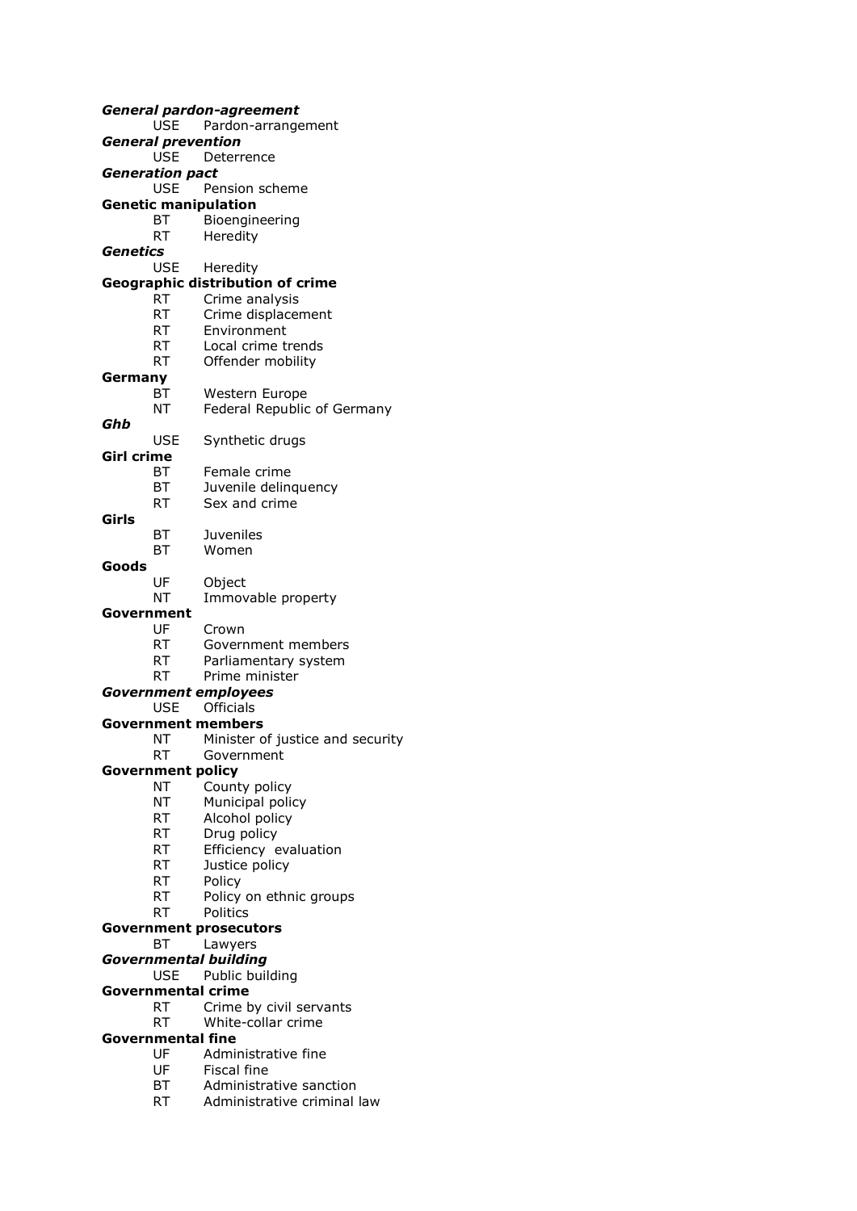***General pardon-agreement***
USE Pardon-arrangement

***General prevention***
USE Deterrence

***Generation pact***
USE Pension scheme

**Genetic manipulation**
BT Bioengineering
RT Heredity

***Genetics***
USE Heredity

**Geographic distribution of crime**
RT Crime analysis
RT Crime displacement
RT Environment
RT Local crime trends
RT Offender mobility

**Germany**
BT Western Europe
NT Federal Republic of Germany

***Ghb***
USE Synthetic drugs

**Girl crime**
BT Female crime
BT Juvenile delinquency
RT Sex and crime

**Girls**
BT Juveniles
BT Women

**Goods**
UF Object
NT Immovable property

**Government**
UF Crown
RT Government members
RT Parliamentary system
RT Prime minister

***Government employees***
USE Officials

**Government members**
NT Minister of justice and security
RT Government

**Government policy**
NT County policy
NT Municipal policy
RT Alcohol policy
RT Drug policy
RT Efficiency evaluation
RT Justice policy
RT Policy
RT Policy on ethnic groups
RT Politics

**Government prosecutors**
BT Lawyers

***Governmental building***
USE Public building

**Governmental crime**
RT Crime by civil servants
RT White-collar crime

**Governmental fine**
UF Administrative fine
UF Fiscal fine
BT Administrative sanction
RT Administrative criminal law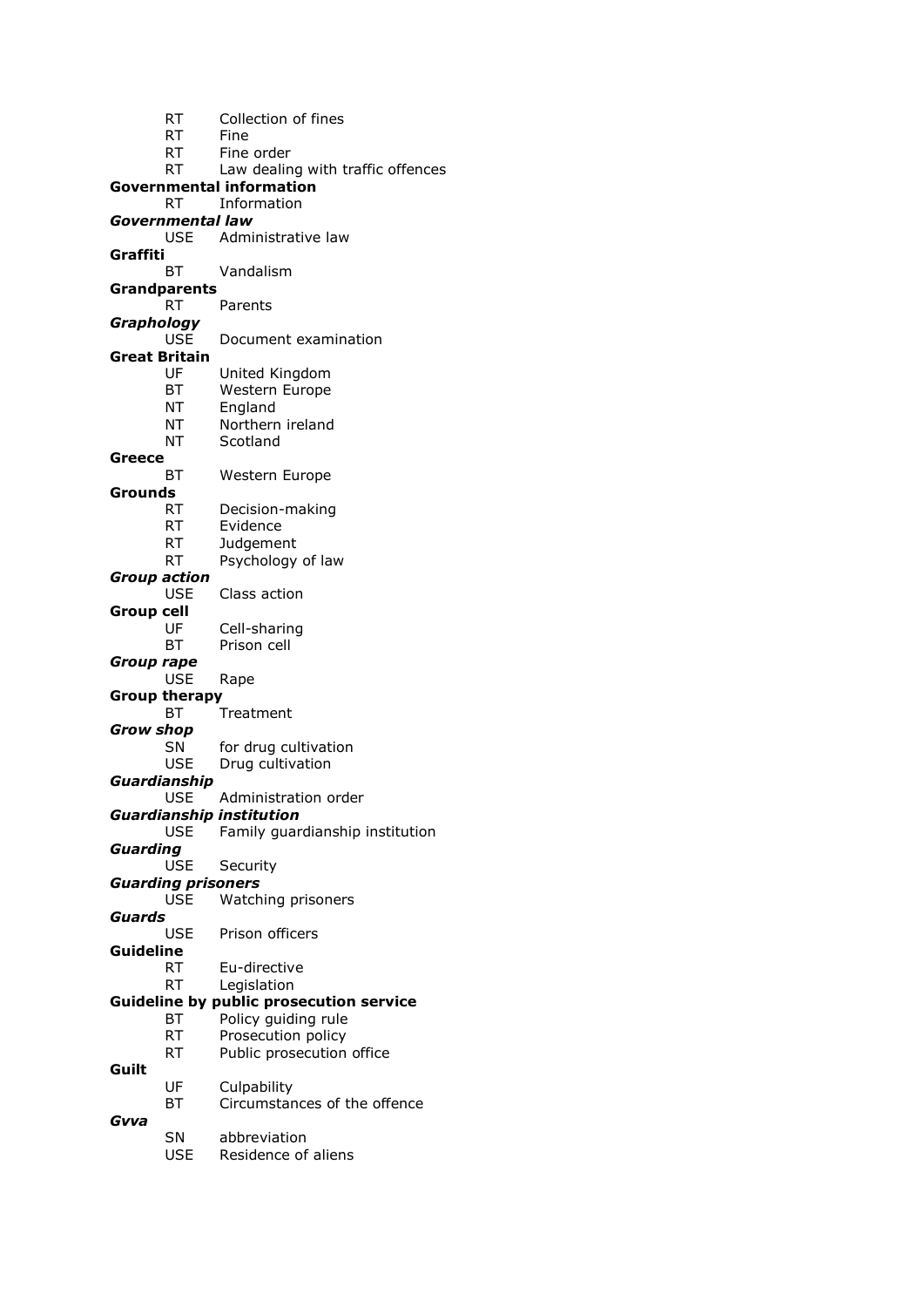RT Collection of fines
RT Fine
RT Fine order
RT Law dealing with traffic offences

**Governmental information**
RT Information

***Governmental law***
USE Administrative law

**Graffiti**
BT Vandalism

**Grandparents**
RT Parents

***Graphology***
USE Document examination

**Great Britain**
UF United Kingdom
BT Western Europe
NT England
NT Northern ireland
NT Scotland

**Greece**
BT Western Europe

**Grounds**
RT Decision-making
RT Evidence
RT Judgement
RT Psychology of law

***Group action***
USE Class action

**Group cell**
UF Cell-sharing
BT Prison cell

***Group rape***
USE Rape

**Group therapy**
BT Treatment

***Grow shop***
SN for drug cultivation
USE Drug cultivation

***Guardianship***
USE Administration order

***Guardianship institution***
USE Family guardianship institution

***Guarding***
USE Security

***Guarding prisoners***
USE Watching prisoners

***Guards***
USE Prison officers

**Guideline**
RT Eu-directive
RT Legislation

**Guideline by public prosecution service**
BT Policy guiding rule
RT Prosecution policy
RT Public prosecution office

**Guilt**
UF Culpability
BT Circumstances of the offence

***Gvva***
SN abbreviation
USE Residence of aliens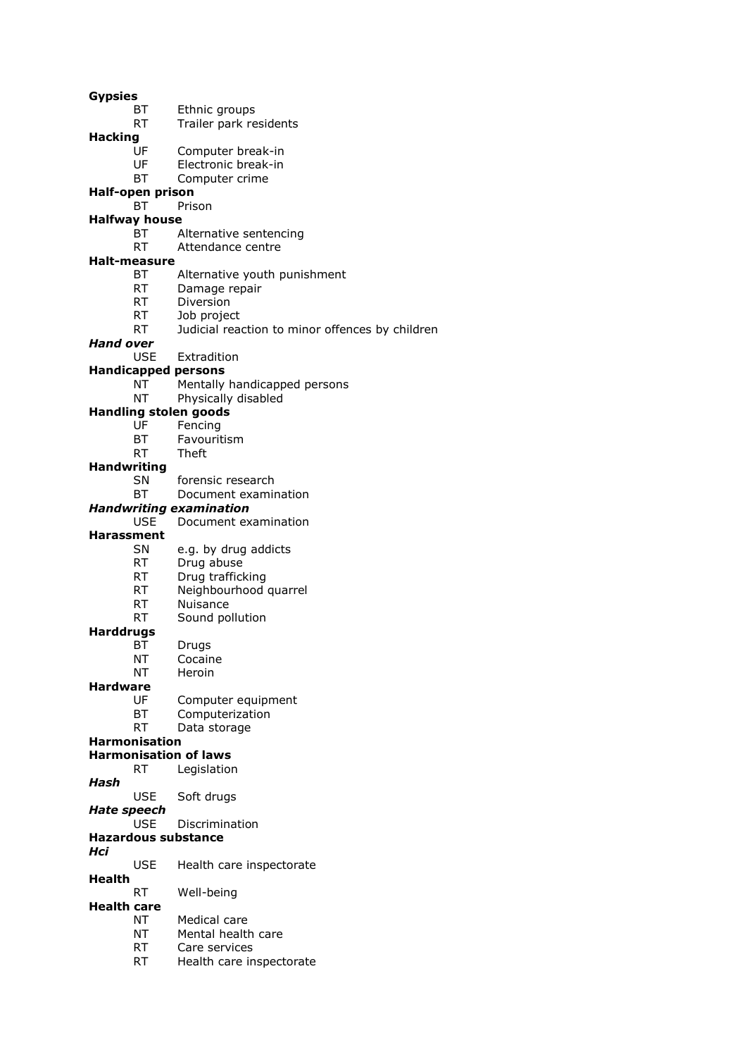**Gypsies**
BT Ethnic groups
RT Trailer park residents

**Hacking**
UF Computer break-in
UF Electronic break-in
BT Computer crime

**Half-open prison**
BT Prison

**Halfway house**
BT Alternative sentencing
RT Attendance centre

**Halt-measure**
BT Alternative youth punishment
RT Damage repair
RT Diversion
RT Job project
RT Judicial reaction to minor offences by children

***Hand over***
USE Extradition

**Handicapped persons**
NT Mentally handicapped persons
NT Physically disabled

**Handling stolen goods**
UF Fencing
BT Favouritism
RT Theft

**Handwriting**
SN forensic research
BT Document examination

***Handwriting examination***
USE Document examination

**Harassment**
SN e.g. by drug addicts
RT Drug abuse
RT Drug trafficking
RT Neighbourhood quarrel
RT Nuisance
RT Sound pollution

**Harddrugs**
BT Drugs
NT Cocaine
NT Heroin

**Hardware**
UF Computer equipment
BT Computerization
RT Data storage

**Harmonisation**

**Harmonisation of laws**
RT Legislation

***Hash***
USE Soft drugs

***Hate speech***
USE Discrimination

**Hazardous substance**

***Hci***
USE Health care inspectorate

**Health**
RT Well-being

**Health care**
NT Medical care
NT Mental health care
RT Care services
RT Health care inspectorate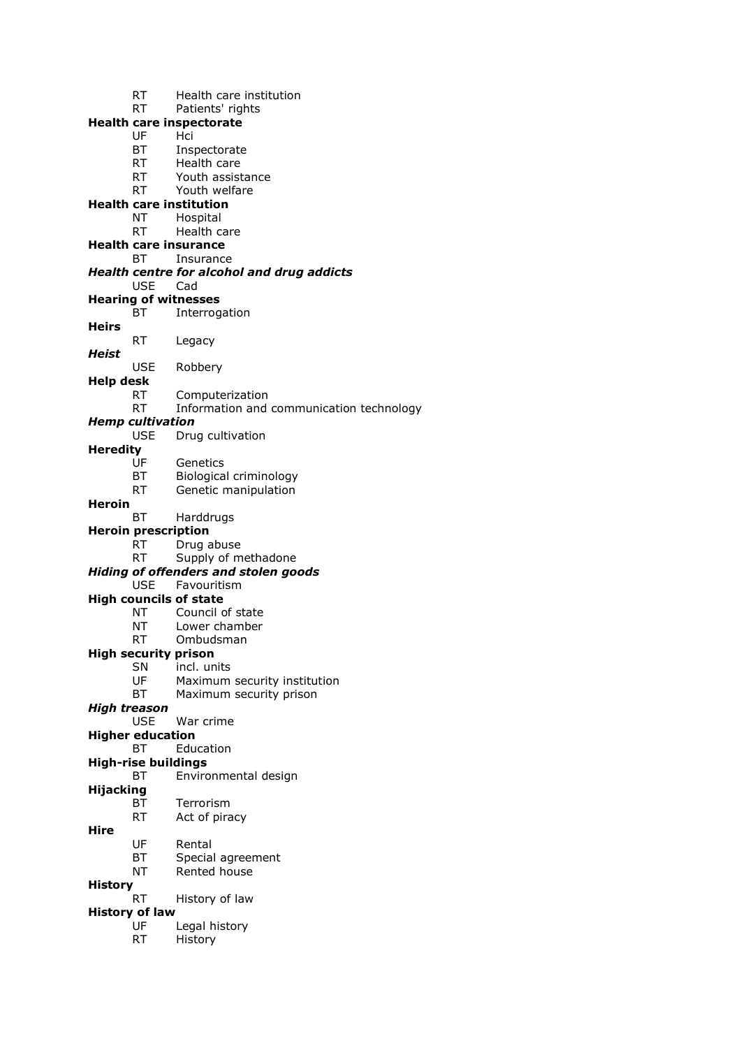RT Health care institution
RT Patients' rights

**Health care inspectorate**
UF Hci
BT Inspectorate
RT Health care
RT Youth assistance
RT Youth welfare

**Health care institution**
NT Hospital
RT Health care

**Health care insurance**
BT Insurance

***Health centre for alcohol and drug addicts***
USE Cad

**Hearing of witnesses**
BT Interrogation

**Heirs**
RT Legacy

***Heist***
USE Robbery

**Help desk**
RT Computerization
RT Information and communication technology

***Hemp cultivation***
USE Drug cultivation

**Heredity**
UF Genetics
BT Biological criminology
RT Genetic manipulation

**Heroin**
BT Harddrugs

**Heroin prescription**
RT Drug abuse
RT Supply of methadone

***Hiding of offenders and stolen goods***
USE Favouritism

**High councils of state**
NT Council of state
NT Lower chamber
RT Ombudsman

**High security prison**
SN incl. units
UF Maximum security institution
BT Maximum security prison

***High treason***
USE War crime

**Higher education**
BT Education

**High-rise buildings**
BT Environmental design

**Hijacking**
BT Terrorism
RT Act of piracy

**Hire**
UF Rental
BT Special agreement
NT Rented house

**History**
RT History of law

**History of law**
UF Legal history
RT History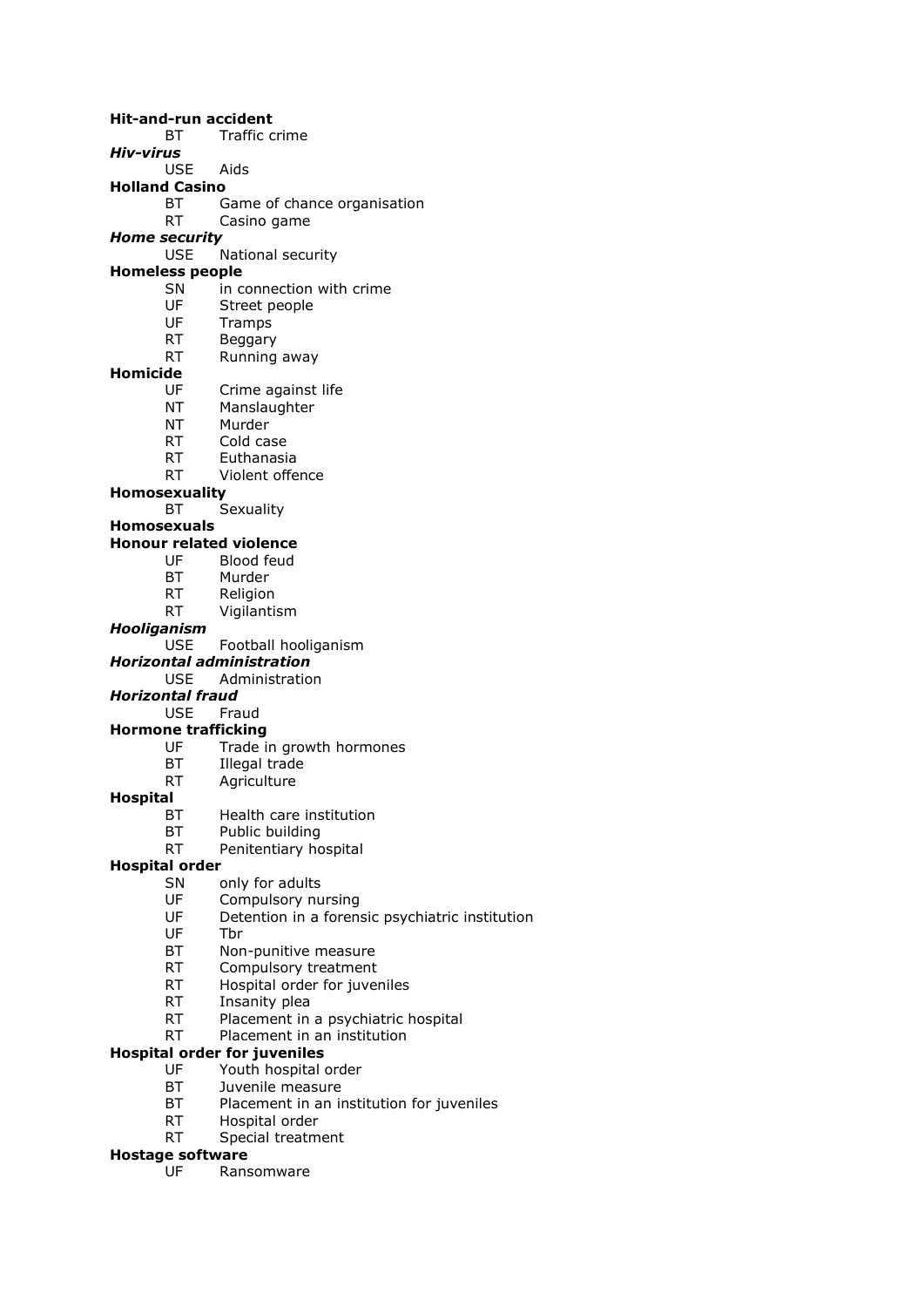**Hit-and-run accident**
BT Traffic crime

***Hiv-virus***
USE Aids

**Holland Casino**
BT Game of chance organisation
RT Casino game

***Home security***
USE National security

**Homeless people**
SN in connection with crime
UF Street people
UF Tramps
RT Beggary
RT Running away

**Homicide**
UF Crime against life
NT Manslaughter
NT Murder
RT Cold case
RT Euthanasia
RT Violent offence

**Homosexuality**
BT Sexuality

**Homosexuals**

**Honour related violence**
UF Blood feud
BT Murder
RT Religion
RT Vigilantism

***Hooliganism***
USE Football hooliganism

***Horizontal administration***
USE Administration

***Horizontal fraud***
USE Fraud

**Hormone trafficking**
UF Trade in growth hormones
BT Illegal trade
RT Agriculture

**Hospital**
BT Health care institution
BT Public building
RT Penitentiary hospital

**Hospital order**
SN only for adults
UF Compulsory nursing
UF Detention in a forensic psychiatric institution
UF Tbr
BT Non-punitive measure
RT Compulsory treatment
RT Hospital order for juveniles
RT Insanity plea
RT Placement in a psychiatric hospital
RT Placement in an institution

**Hospital order for juveniles**
UF Youth hospital order
BT Juvenile measure
BT Placement in an institution for juveniles
RT Hospital order
RT Special treatment

**Hostage software**
UF Ransomware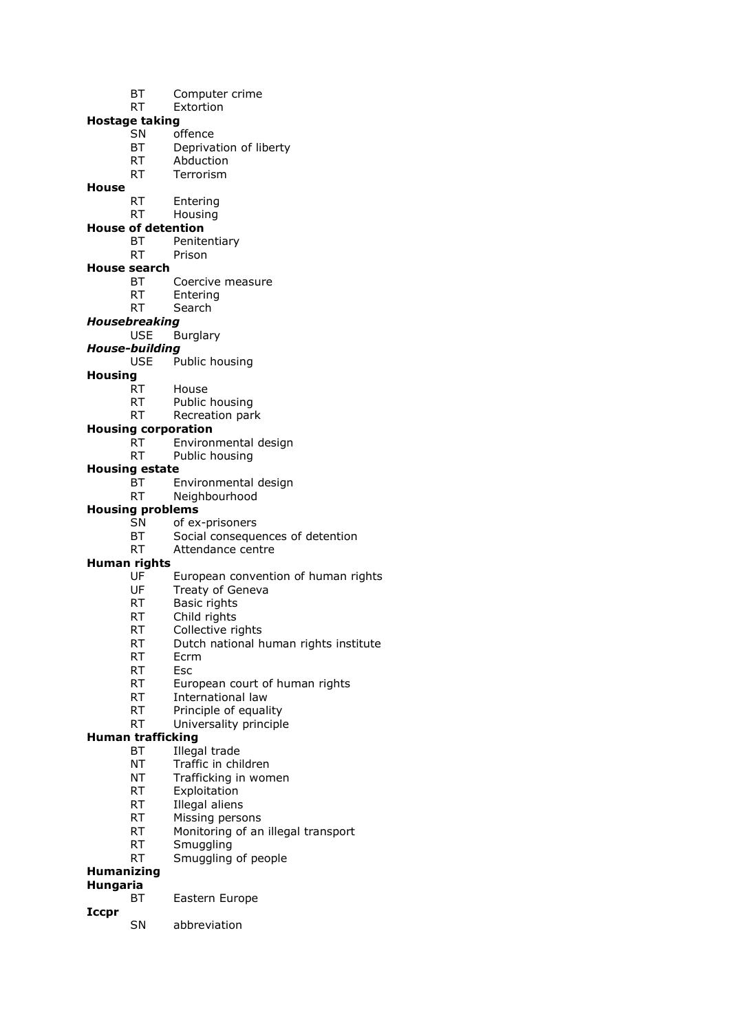BT  Computer crime
RT  Extortion

**Hostage taking**
SN  offence
BT  Deprivation of liberty
RT  Abduction
RT  Terrorism

**House**
RT  Entering
RT  Housing

**House of detention**
BT  Penitentiary
RT  Prison

**House search**
BT  Coercive measure
RT  Entering
RT  Search

***Housebreaking***
USE  Burglary

***House-building***
USE  Public housing

**Housing**
RT  House
RT  Public housing
RT  Recreation park

**Housing corporation**
RT  Environmental design
RT  Public housing

**Housing estate**
BT  Environmental design
RT  Neighbourhood

**Housing problems**
SN  of ex-prisoners
BT  Social consequences of detention
RT  Attendance centre

**Human rights**
UF  European convention of human rights
UF  Treaty of Geneva
RT  Basic rights
RT  Child rights
RT  Collective rights
RT  Dutch national human rights institute
RT  Ecrm
RT  Esc
RT  European court of human rights
RT  International law
RT  Principle of equality
RT  Universality principle

**Human trafficking**
BT  Illegal trade
NT  Traffic in children
NT  Trafficking in women
RT  Exploitation
RT  Illegal aliens
RT  Missing persons
RT  Monitoring of an illegal transport
RT  Smuggling
RT  Smuggling of people

**Humanizing**

**Hungaria**
BT  Eastern Europe

**Iccpr**
SN  abbreviation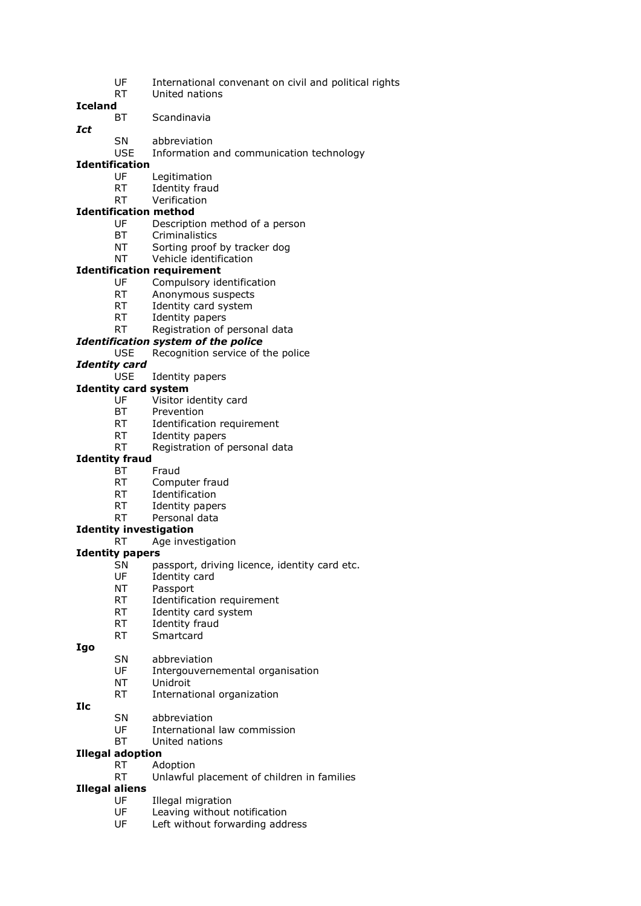UF International convenant on civil and political rights
RT United nations

**Iceland**
BT Scandinavia

***Ict***
SN abbreviation
USE Information and communication technology

**Identification**
UF Legitimation
RT Identity fraud
RT Verification

**Identification method**
UF Description method of a person
BT Criminalistics
NT Sorting proof by tracker dog
NT Vehicle identification

**Identification requirement**
UF Compulsory identification
RT Anonymous suspects
RT Identity card system
RT Identity papers
RT Registration of personal data

***Identification system of the police***
USE Recognition service of the police

***Identity card***
USE Identity papers

**Identity card system**
UF Visitor identity card
BT Prevention
RT Identification requirement
RT Identity papers
RT Registration of personal data

**Identity fraud**
BT Fraud
RT Computer fraud
RT Identification
RT Identity papers
RT Personal data

**Identity investigation**
RT Age investigation

**Identity papers**
SN passport, driving licence, identity card etc.
UF Identity card
NT Passport
RT Identification requirement
RT Identity card system
RT Identity fraud
RT Smartcard

**Igo**
SN abbreviation
UF Intergouvernemental organisation
NT Unidroit
RT International organization

**Ilc**
SN abbreviation
UF International law commission
BT United nations

**Illegal adoption**
RT Adoption
RT Unlawful placement of children in families

**Illegal aliens**
UF Illegal migration
UF Leaving without notification
UF Left without forwarding address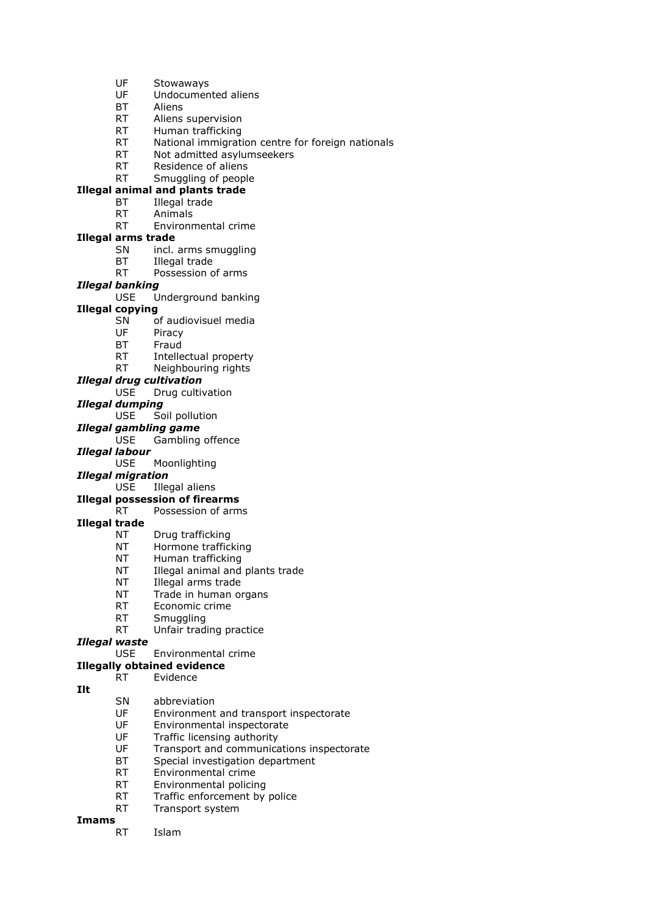UF Stowaways
UF Undocumented aliens
BT Aliens
RT Aliens supervision
RT Human trafficking
RT National immigration centre for foreign nationals
RT Not admitted asylumseekers
RT Residence of aliens
RT Smuggling of people

**Illegal animal and plants trade**
BT Illegal trade
RT Animals
RT Environmental crime

**Illegal arms trade**
SN incl. arms smuggling
BT Illegal trade
RT Possession of arms

***Illegal banking***
USE Underground banking

**Illegal copying**
SN of audiovisuel media
UF Piracy
BT Fraud
RT Intellectual property
RT Neighbouring rights

***Illegal drug cultivation***
USE Drug cultivation

***Illegal dumping***
USE Soil pollution

***Illegal gambling game***
USE Gambling offence

***Illegal labour***
USE Moonlighting

***Illegal migration***
USE Illegal aliens

**Illegal possession of firearms**
RT Possession of arms

**Illegal trade**
NT Drug trafficking
NT Hormone trafficking
NT Human trafficking
NT Illegal animal and plants trade
NT Illegal arms trade
NT Trade in human organs
RT Economic crime
RT Smuggling
RT Unfair trading practice

***Illegal waste***
USE Environmental crime

**Illegally obtained evidence**
RT Evidence

**Ilt**
SN abbreviation
UF Environment and transport inspectorate
UF Environmental inspectorate
UF Traffic licensing authority
UF Transport and communications inspectorate
BT Special investigation department
RT Environmental crime
RT Environmental policing
RT Traffic enforcement by police
RT Transport system

**Imams**
RT Islam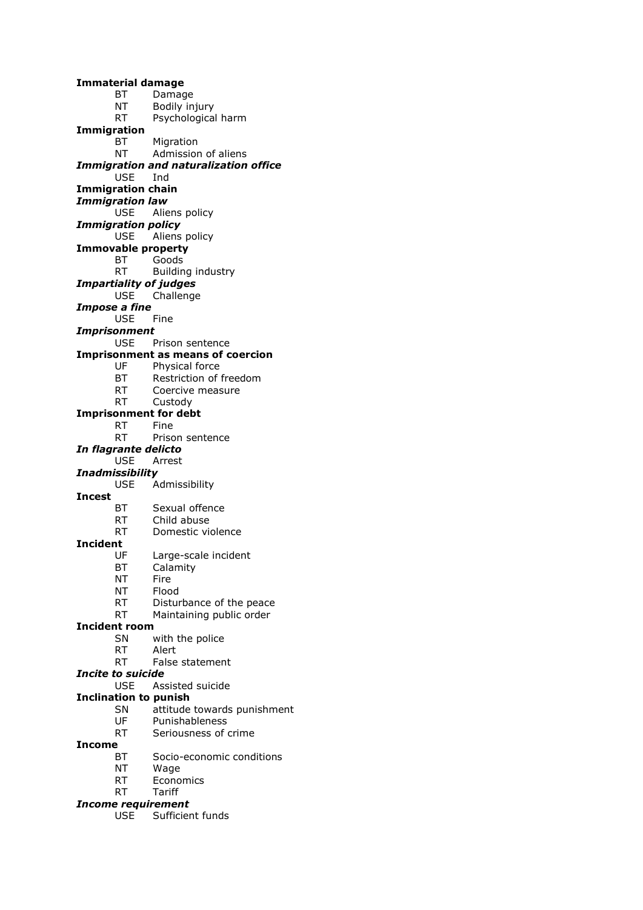**Immaterial damage**
BT Damage
NT Bodily injury
RT Psychological harm

**Immigration**
BT Migration
NT Admission of aliens

***Immigration and naturalization office***
USE Ind

**Immigration chain**

***Immigration law***
USE Aliens policy

***Immigration policy***
USE Aliens policy

**Immovable property**
BT Goods
RT Building industry

***Impartiality of judges***
USE Challenge

***Impose a fine***
USE Fine

***Imprisonment***
USE Prison sentence

**Imprisonment as means of coercion**
UF Physical force
BT Restriction of freedom
RT Coercive measure
RT Custody

**Imprisonment for debt**
RT Fine
RT Prison sentence

***In flagrante delicto***
USE Arrest

***Inadmissibility***
USE Admissibility

**Incest**
BT Sexual offence
RT Child abuse
RT Domestic violence

**Incident**
UF Large-scale incident
BT Calamity
NT Fire
NT Flood
RT Disturbance of the peace
RT Maintaining public order

**Incident room**
SN with the police
RT Alert
RT False statement

***Incite to suicide***
USE Assisted suicide

**Inclination to punish**
SN attitude towards punishment
UF Punishableness
RT Seriousness of crime

**Income**
BT Socio-economic conditions
NT Wage
RT Economics
RT Tariff

***Income requirement***
USE Sufficient funds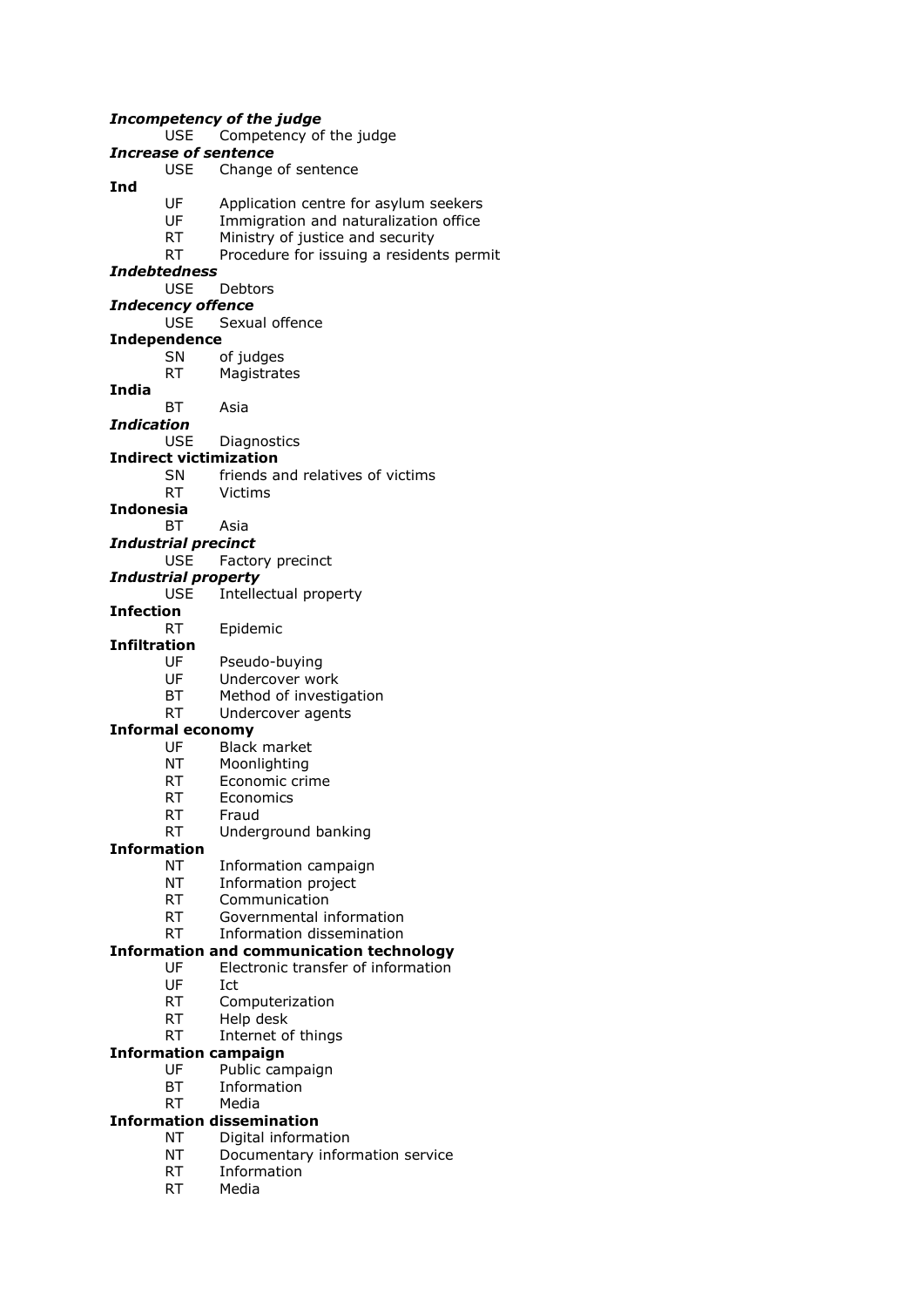***Incompetency of the judge***
USE Competency of the judge

***Increase of sentence***
USE Change of sentence

**Ind**
UF Application centre for asylum seekers
UF Immigration and naturalization office
RT Ministry of justice and security
RT Procedure for issuing a residents permit

***Indebtedness***
USE Debtors

***Indecency offence***
USE Sexual offence

**Independence**
SN of judges
RT Magistrates

**India**
BT Asia

***Indication***
USE Diagnostics

**Indirect victimization**
SN friends and relatives of victims
RT Victims

**Indonesia**
BT Asia

***Industrial precinct***
USE Factory precinct

***Industrial property***
USE Intellectual property

**Infection**
RT Epidemic

**Infiltration**
UF Pseudo-buying
UF Undercover work
BT Method of investigation
RT Undercover agents

**Informal economy**
UF Black market
NT Moonlighting
RT Economic crime
RT Economics
RT Fraud
RT Underground banking

**Information**
NT Information campaign
NT Information project
RT Communication
RT Governmental information
RT Information dissemination

**Information and communication technology**
UF Electronic transfer of information
UF Ict
RT Computerization
RT Help desk
RT Internet of things

**Information campaign**
UF Public campaign
BT Information
RT Media

**Information dissemination**
NT Digital information
NT Documentary information service
RT Information
RT Media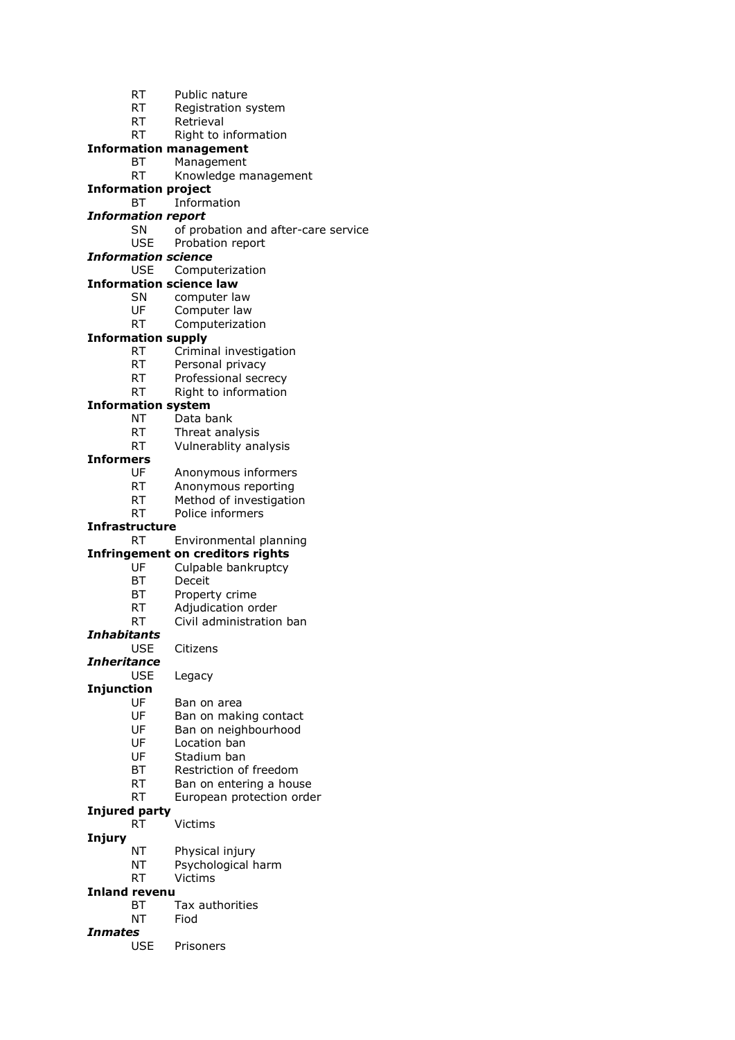RT Public nature
RT Registration system
RT Retrieval
RT Right to information

**Information management**
BT Management
RT Knowledge management

**Information project**
BT Information

***Information report***
SN of probation and after-care service
USE Probation report

***Information science***
USE Computerization

**Information science law**
SN computer law
UF Computer law
RT Computerization

**Information supply**
RT Criminal investigation
RT Personal privacy
RT Professional secrecy
RT Right to information

**Information system**
NT Data bank
RT Threat analysis
RT Vulnerablity analysis

**Informers**
UF Anonymous informers
RT Anonymous reporting
RT Method of investigation
RT Police informers

**Infrastructure**
RT Environmental planning

**Infringement on creditors rights**
UF Culpable bankruptcy
BT Deceit
BT Property crime
RT Adjudication order
RT Civil administration ban

***Inhabitants***
USE Citizens

***Inheritance***
USE Legacy

**Injunction**
UF Ban on area
UF Ban on making contact
UF Ban on neighbourhood
UF Location ban
UF Stadium ban
BT Restriction of freedom
RT Ban on entering a house
RT European protection order

**Injured party**
RT Victims

**Injury**
NT Physical injury
NT Psychological harm
RT Victims

**Inland revenu**
BT Tax authorities
NT Fiod

***Inmates***
USE Prisoners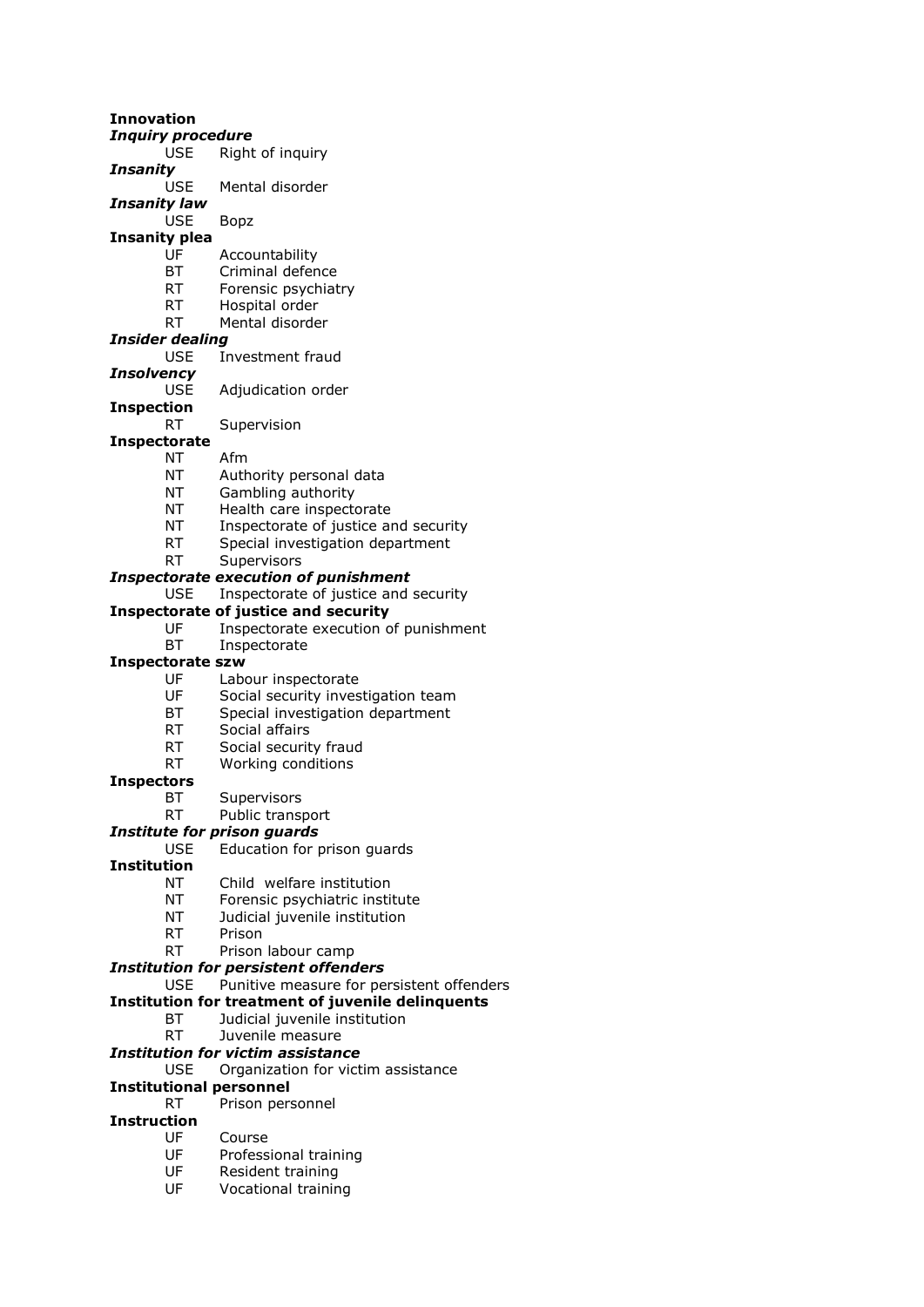**Innovation**

***Inquiry procedure***

USE Right of inquiry

***Insanity***

USE Mental disorder

***Insanity law***

USE Bopz

**Insanity plea**

UF Accountability
BT Criminal defence
RT Forensic psychiatry
RT Hospital order
RT Mental disorder

***Insider dealing***

USE Investment fraud

***Insolvency***

USE Adjudication order

**Inspection**

RT Supervision

**Inspectorate**

NT Afm
NT Authority personal data
NT Gambling authority
NT Health care inspectorate
NT Inspectorate of justice and security
RT Special investigation department
RT Supervisors

***Inspectorate execution of punishment***

USE Inspectorate of justice and security

**Inspectorate of justice and security**

UF Inspectorate execution of punishment
BT Inspectorate

**Inspectorate szw**

UF Labour inspectorate
UF Social security investigation team
BT Special investigation department
RT Social affairs
RT Social security fraud
RT Working conditions

**Inspectors**

BT Supervisors
RT Public transport

***Institute for prison guards***

USE Education for prison guards

**Institution**

NT Child welfare institution
NT Forensic psychiatric institute
NT Judicial juvenile institution
RT Prison
RT Prison labour camp

***Institution for persistent offenders***

USE Punitive measure for persistent offenders

**Institution for treatment of juvenile delinquents**

BT Judicial juvenile institution
RT Juvenile measure

***Institution for victim assistance***

USE Organization for victim assistance

**Institutional personnel**

RT Prison personnel

**Instruction**

UF Course
UF Professional training
UF Resident training
UF Vocational training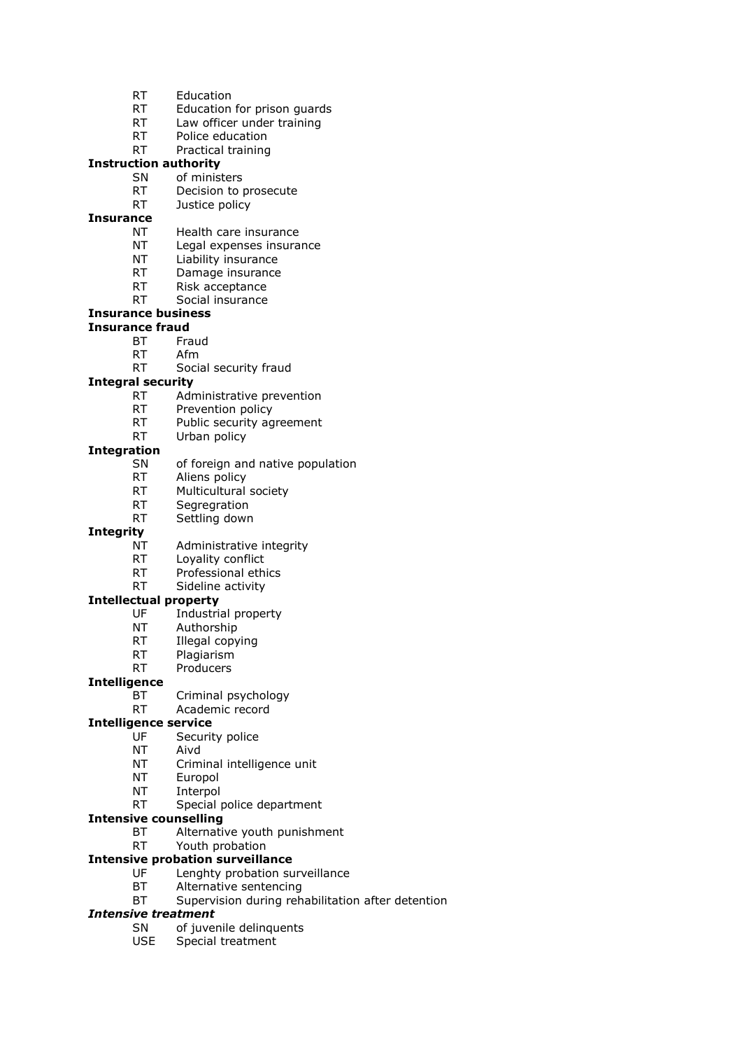RT Education
RT Education for prison guards
RT Law officer under training
RT Police education
RT Practical training

**Instruction authority**
SN of ministers
RT Decision to prosecute
RT Justice policy

**Insurance**
NT Health care insurance
NT Legal expenses insurance
NT Liability insurance
RT Damage insurance
RT Risk acceptance
RT Social insurance

**Insurance business**

**Insurance fraud**
BT Fraud
RT Afm
RT Social security fraud

**Integral security**
RT Administrative prevention
RT Prevention policy
RT Public security agreement
RT Urban policy

**Integration**
SN of foreign and native population
RT Aliens policy
RT Multicultural society
RT Segregration
RT Settling down

**Integrity**
NT Administrative integrity
RT Loyality conflict
RT Professional ethics
RT Sideline activity

**Intellectual property**
UF Industrial property
NT Authorship
RT Illegal copying
RT Plagiarism
RT Producers

**Intelligence**
BT Criminal psychology
RT Academic record

**Intelligence service**
UF Security police
NT Aivd
NT Criminal intelligence unit
NT Europol
NT Interpol
RT Special police department

**Intensive counselling**
BT Alternative youth punishment
RT Youth probation

**Intensive probation surveillance**
UF Lenghty probation surveillance
BT Alternative sentencing
BT Supervision during rehabilitation after detention

***Intensive treatment***
SN of juvenile delinquents
USE Special treatment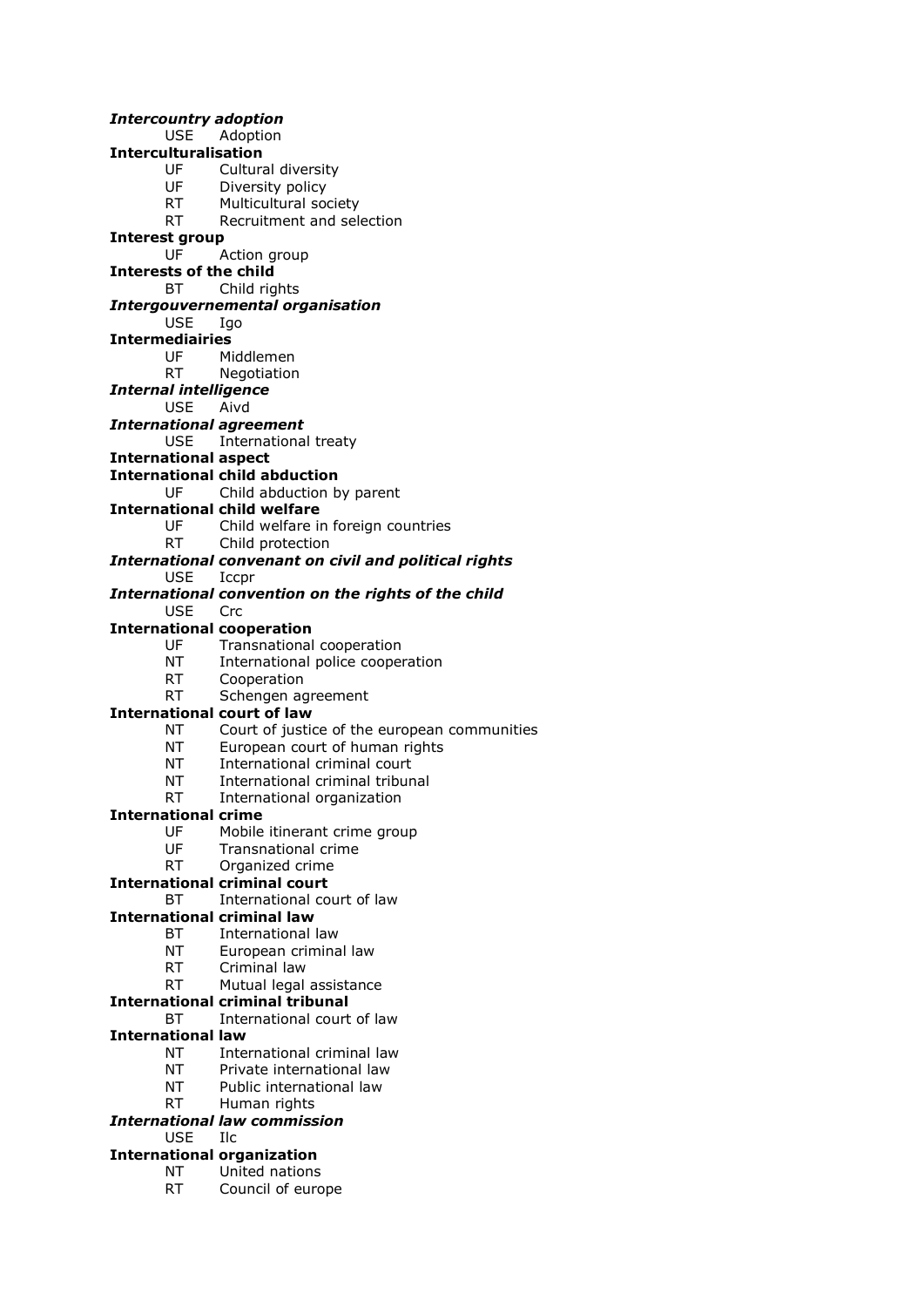***Intercountry adoption***
USE Adoption

**Interculturalisation**
UF Cultural diversity
UF Diversity policy
RT Multicultural society
RT Recruitment and selection

**Interest group**
UF Action group

**Interests of the child**
BT Child rights

***Intergouvernemental organisation***
USE Igo

**Intermediairies**
UF Middlemen
RT Negotiation

***Internal intelligence***
USE Aivd

***International agreement***
USE International treaty

**International aspect**

**International child abduction**
UF Child abduction by parent

**International child welfare**
UF Child welfare in foreign countries
RT Child protection

***International convenant on civil and political rights***
USE Iccpr

***International convention on the rights of the child***
USE Crc

**International cooperation**
UF Transnational cooperation
NT International police cooperation
RT Cooperation
RT Schengen agreement

**International court of law**
NT Court of justice of the european communities
NT European court of human rights
NT International criminal court
NT International criminal tribunal
RT International organization

**International crime**
UF Mobile itinerant crime group
UF Transnational crime
RT Organized crime

**International criminal court**
BT International court of law

**International criminal law**
BT International law
NT European criminal law
RT Criminal law
RT Mutual legal assistance

**International criminal tribunal**
BT International court of law

**International law**
NT International criminal law
NT Private international law
NT Public international law
RT Human rights

***International law commission***
USE Ilc

**International organization**
NT United nations
RT Council of europe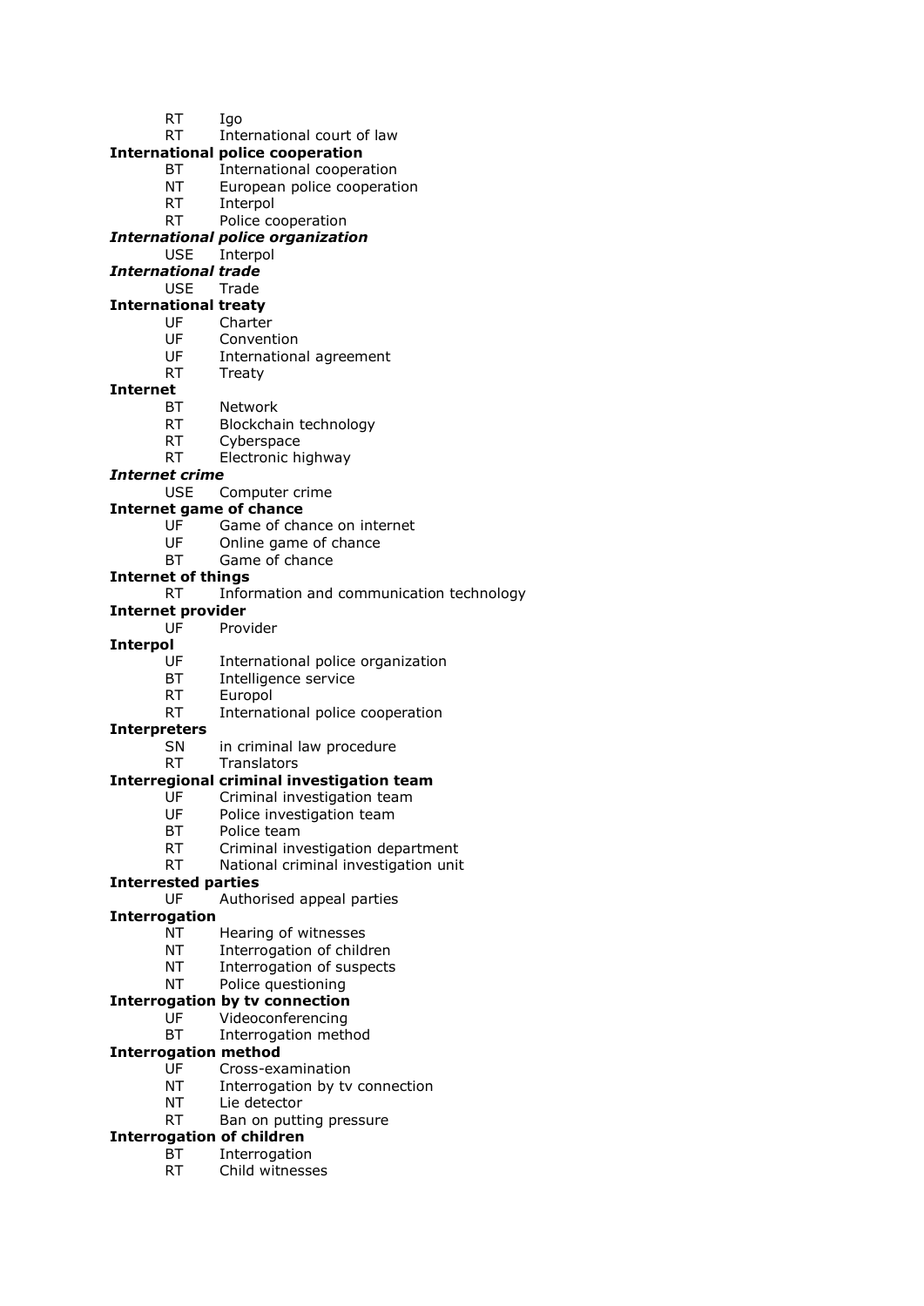RT Igo
RT International court of law

**International police cooperation**
BT International cooperation
NT European police cooperation
RT Interpol
RT Police cooperation

***International police organization***
USE Interpol

***International trade***
USE Trade

**International treaty**
UF Charter
UF Convention
UF International agreement
RT Treaty

**Internet**
BT Network
RT Blockchain technology
RT Cyberspace
RT Electronic highway

***Internet crime***
USE Computer crime

**Internet game of chance**
UF Game of chance on internet
UF Online game of chance
BT Game of chance

**Internet of things**
RT Information and communication technology

**Internet provider**
UF Provider

**Interpol**
UF International police organization
BT Intelligence service
RT Europol
RT International police cooperation

**Interpreters**
SN in criminal law procedure
RT Translators

**Interregional criminal investigation team**
UF Criminal investigation team
UF Police investigation team
BT Police team
RT Criminal investigation department
RT National criminal investigation unit

**Interested parties**
UF Authorised appeal parties

**Interrogation**
NT Hearing of witnesses
NT Interrogation of children
NT Interrogation of suspects
NT Police questioning

**Interrogation by tv connection**
UF Videoconferencing
BT Interrogation method

**Interrogation method**
UF Cross-examination
NT Interrogation by tv connection
NT Lie detector
RT Ban on putting pressure

**Interrogation of children**
BT Interrogation
RT Child witnesses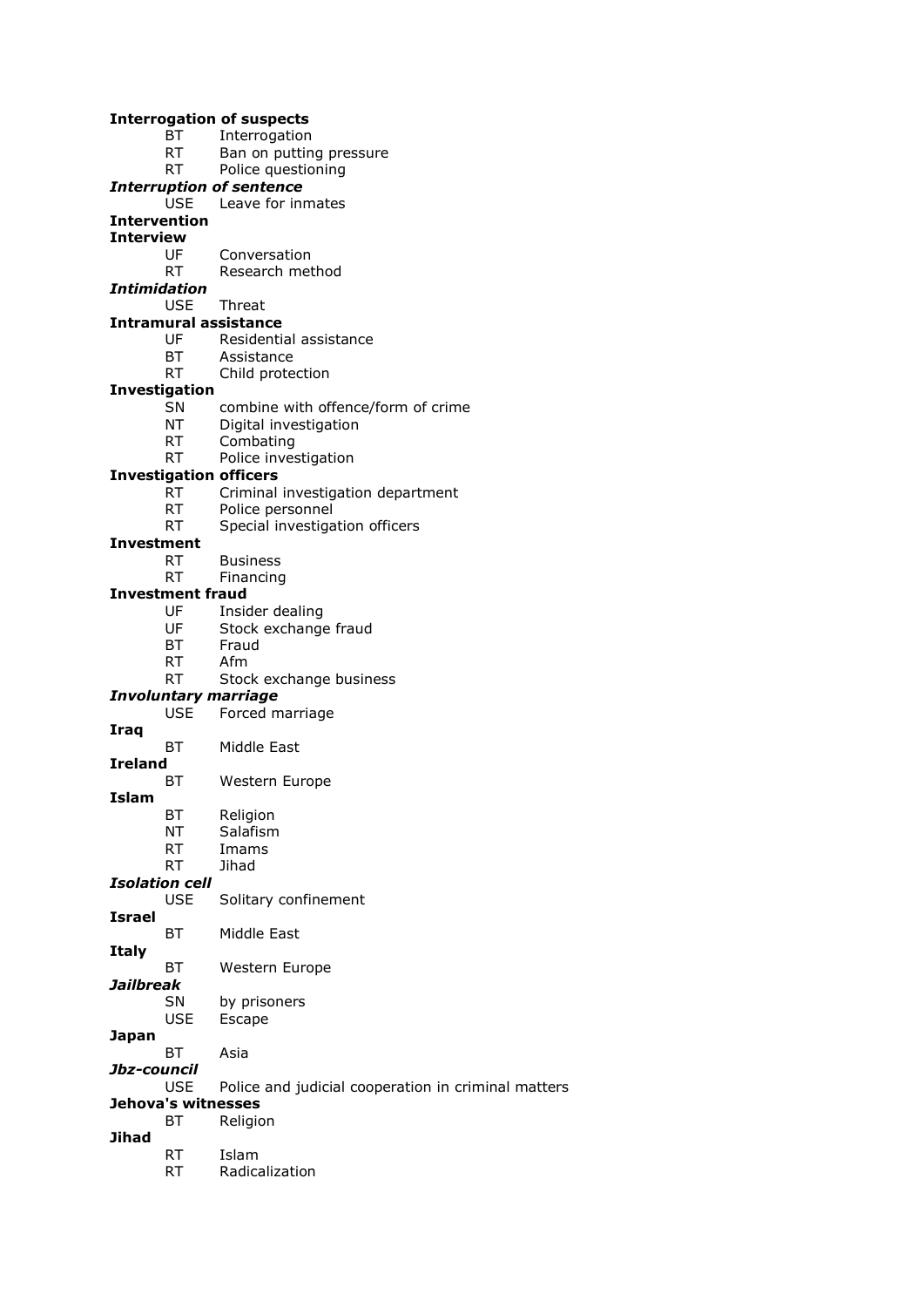**Interrogation of suspects**
- BT Interrogation
- RT Ban on putting pressure
- RT Police questioning

***Interruption of sentence***
- USE Leave for inmates

**Intervention**

**Interview**
- UF Conversation
- RT Research method

***Intimidation***
- USE Threat

**Intramural assistance**
- UF Residential assistance
- BT Assistance
- RT Child protection

**Investigation**
- SN combine with offence/form of crime
- NT Digital investigation
- RT Combating
- RT Police investigation

**Investigation officers**
- RT Criminal investigation department
- RT Police personnel
- RT Special investigation officers

**Investment**
- RT Business
- RT Financing

**Investment fraud**
- UF Insider dealing
- UF Stock exchange fraud
- BT Fraud
- RT Afm
- RT Stock exchange business

***Involuntary marriage***
- USE Forced marriage

**Iraq**
- BT Middle East

**Ireland**
- BT Western Europe

**Islam**
- BT Religion
- NT Salafism
- RT Imams
- RT Jihad

***Isolation cell***
- USE Solitary confinement

**Israel**
- BT Middle East

**Italy**
- BT Western Europe

***Jailbreak***
- SN by prisoners
- USE Escape

**Japan**
- BT Asia

***Jbz-council***
- USE Police and judicial cooperation in criminal matters

**Jehova's witnesses**
- BT Religion

**Jihad**
- RT Islam
- RT Radicalization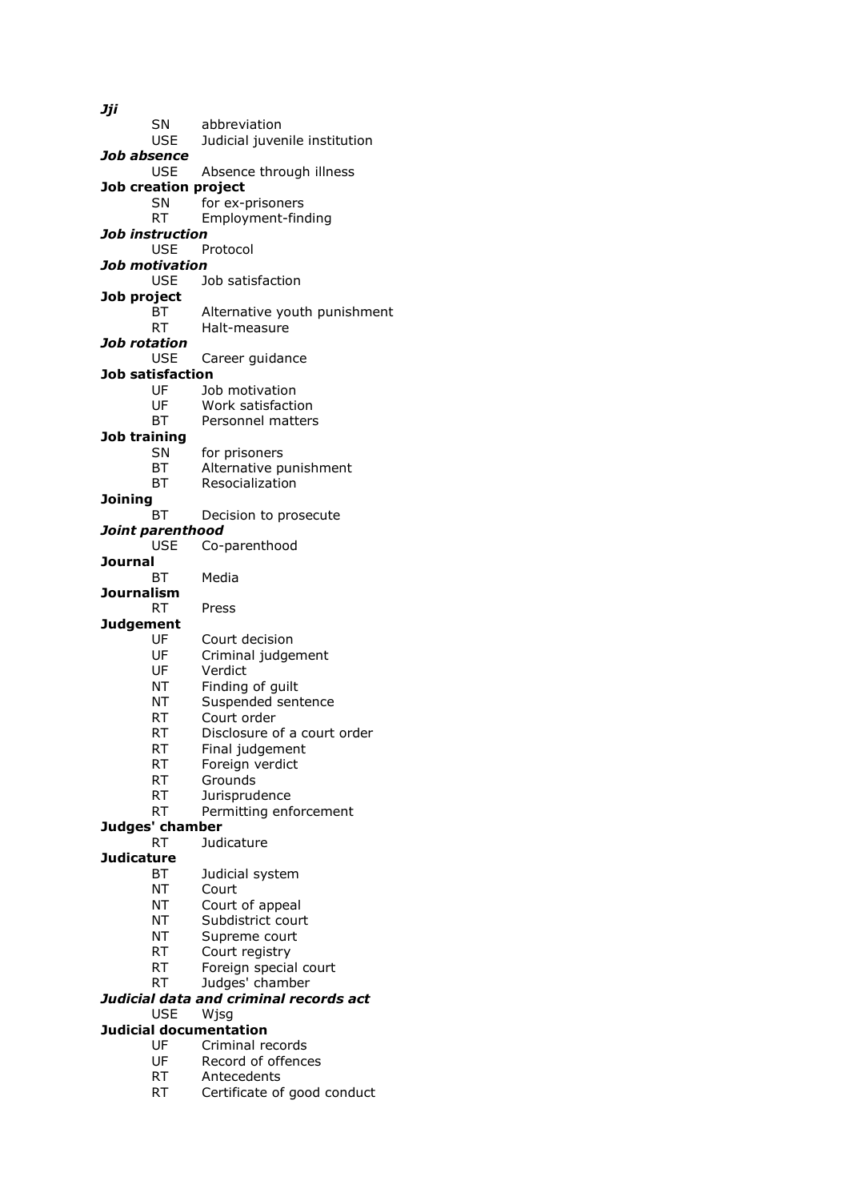***Jji***
  SN  abbreviation
  USE  Judicial juvenile institution

***Job absence***
  USE  Absence through illness

**Job creation project**
  SN  for ex-prisoners
  RT  Employment-finding

***Job instruction***
  USE  Protocol

***Job motivation***
  USE  Job satisfaction

**Job project**
  BT  Alternative youth punishment
  RT  Halt-measure

***Job rotation***
  USE  Career guidance

**Job satisfaction**
  UF  Job motivation
  UF  Work satisfaction
  BT  Personnel matters

**Job training**
  SN  for prisoners
  BT  Alternative punishment
  BT  Resocialization

**Joining**
  BT  Decision to prosecute

***Joint parenthood***
  USE  Co-parenthood

**Journal**
  BT  Media

**Journalism**
  RT  Press

**Judgement**
  UF  Court decision
  UF  Criminal judgement
  UF  Verdict
  NT  Finding of guilt
  NT  Suspended sentence
  RT  Court order
  RT  Disclosure of a court order
  RT  Final judgement
  RT  Foreign verdict
  RT  Grounds
  RT  Jurisprudence
  RT  Permitting enforcement

**Judges' chamber**
  RT  Judicature

**Judicature**
  BT  Judicial system
  NT  Court
  NT  Court of appeal
  NT  Subdistrict court
  NT  Supreme court
  RT  Court registry
  RT  Foreign special court
  RT  Judges' chamber

***Judicial data and criminal records act***
  USE  Wjsg

**Judicial documentation**
  UF  Criminal records
  UF  Record of offences
  RT  Antecedents
  RT  Certificate of good conduct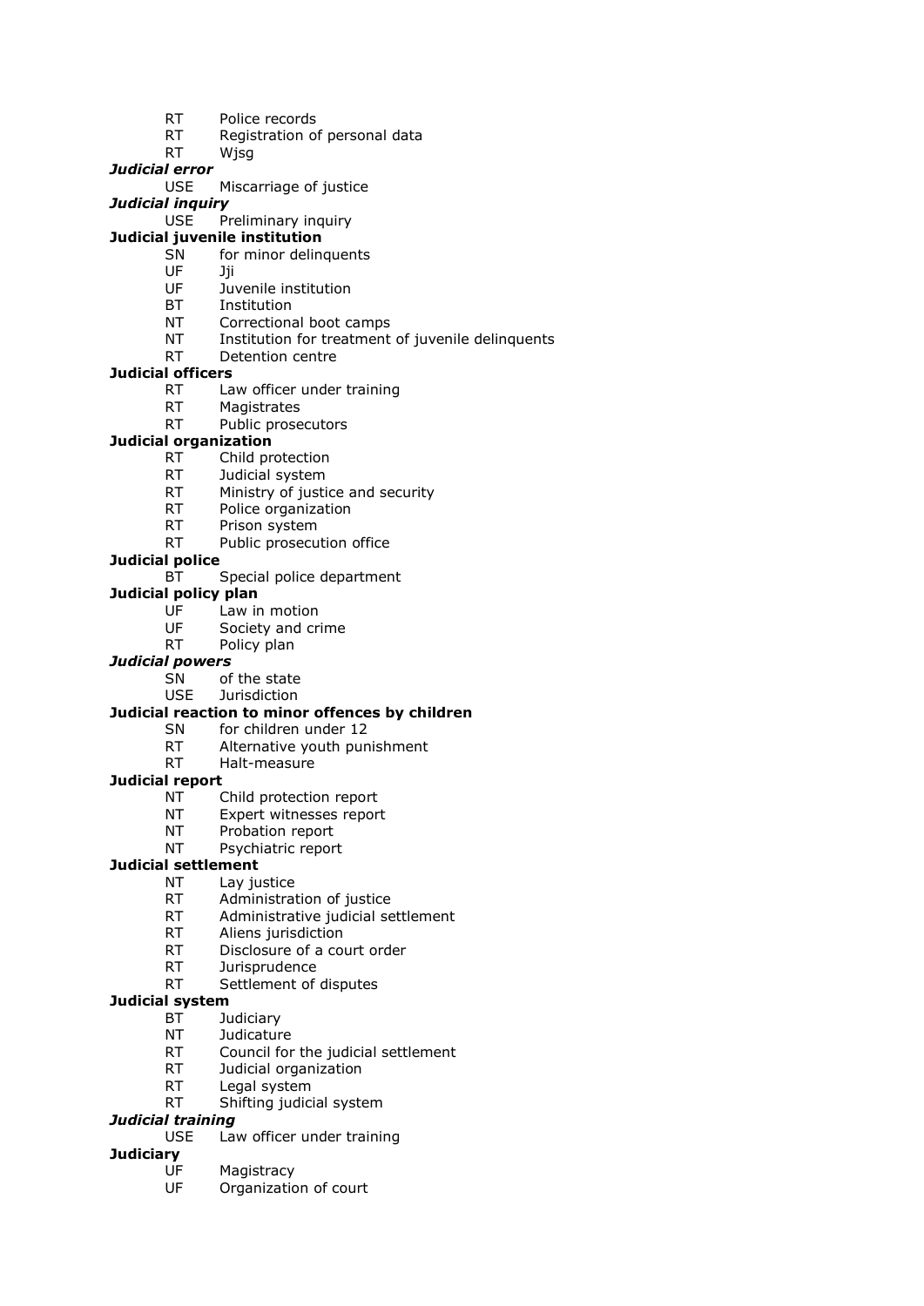RT Police records
RT Registration of personal data
RT Wjsg

***Judicial error***
USE Miscarriage of justice

***Judicial inquiry***
USE Preliminary inquiry

**Judicial juvenile institution**
SN for minor delinquents
UF Jji
UF Juvenile institution
BT Institution
NT Correctional boot camps
NT Institution for treatment of juvenile delinquents
RT Detention centre

**Judicial officers**
RT Law officer under training
RT Magistrates
RT Public prosecutors

**Judicial organization**
RT Child protection
RT Judicial system
RT Ministry of justice and security
RT Police organization
RT Prison system
RT Public prosecution office

**Judicial police**
BT Special police department

**Judicial policy plan**
UF Law in motion
UF Society and crime
RT Policy plan

***Judicial powers***
SN of the state
USE Jurisdiction

**Judicial reaction to minor offences by children**
SN for children under 12
RT Alternative youth punishment
RT Halt-measure

**Judicial report**
NT Child protection report
NT Expert witnesses report
NT Probation report
NT Psychiatric report

**Judicial settlement**
NT Lay justice
RT Administration of justice
RT Administrative judicial settlement
RT Aliens jurisdiction
RT Disclosure of a court order
RT Jurisprudence
RT Settlement of disputes

**Judicial system**
BT Judiciary
NT Judicature
RT Council for the judicial settlement
RT Judicial organization
RT Legal system
RT Shifting judicial system

***Judicial training***
USE Law officer under training

**Judiciary**
UF Magistracy
UF Organization of court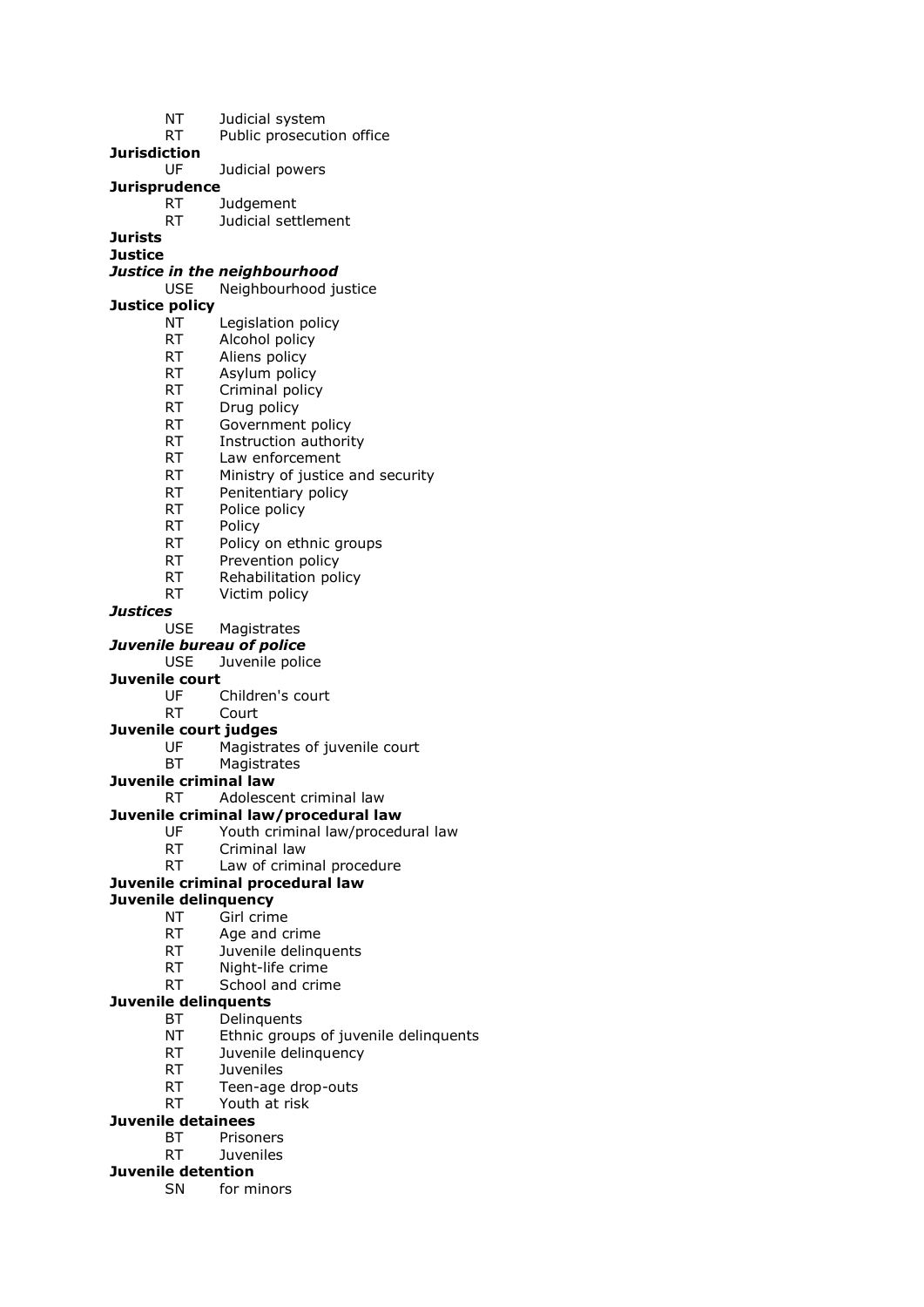NT Judicial system
RT Public prosecution office

**Jurisdiction**
UF Judicial powers

**Jurisprudence**
RT Judgement
RT Judicial settlement

**Jurists**

**Justice**

***Justice in the neighbourhood***
USE Neighbourhood justice

**Justice policy**
NT Legislation policy
RT Alcohol policy
RT Aliens policy
RT Asylum policy
RT Criminal policy
RT Drug policy
RT Government policy
RT Instruction authority
RT Law enforcement
RT Ministry of justice and security
RT Penitentiary policy
RT Police policy
RT Policy
RT Policy on ethnic groups
RT Prevention policy
RT Rehabilitation policy
RT Victim policy

***Justices***
USE Magistrates

***Juvenile bureau of police***
USE Juvenile police

**Juvenile court**
UF Children's court
RT Court

**Juvenile court judges**
UF Magistrates of juvenile court
BT Magistrates

**Juvenile criminal law**
RT Adolescent criminal law

**Juvenile criminal law/procedural law**
UF Youth criminal law/procedural law
RT Criminal law
RT Law of criminal procedure

**Juvenile criminal procedural law**

**Juvenile delinquency**
NT Girl crime
RT Age and crime
RT Juvenile delinquents
RT Night-life crime
RT School and crime

**Juvenile delinquents**
BT Delinquents
NT Ethnic groups of juvenile delinquents
RT Juvenile delinquency
RT Juveniles
RT Teen-age drop-outs
RT Youth at risk

**Juvenile detainees**
BT Prisoners
RT Juveniles

**Juvenile detention**
SN for minors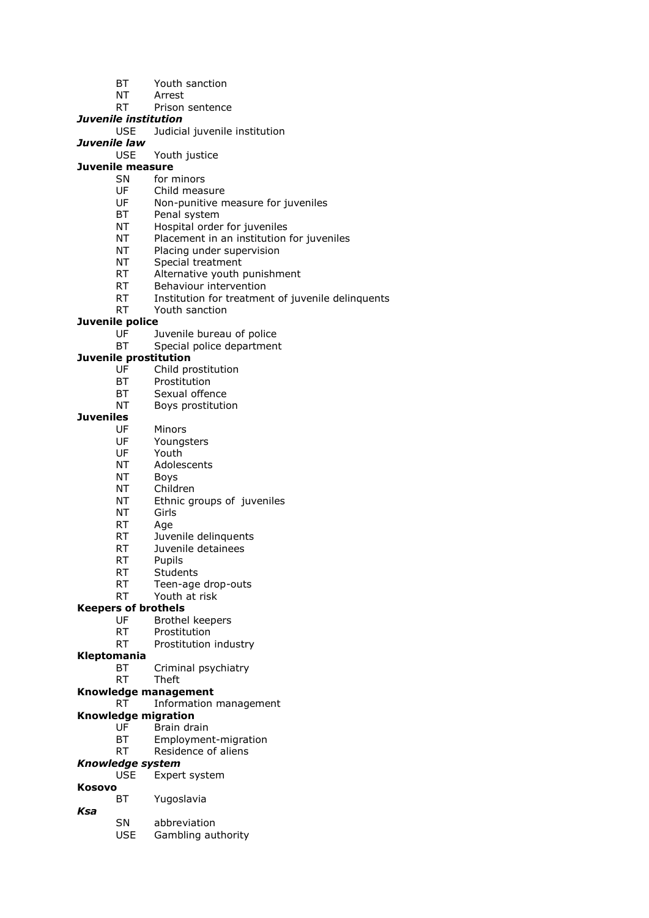BT Youth sanction
NT Arrest
RT Prison sentence

***Juvenile institution***
USE Judicial juvenile institution

***Juvenile law***
USE Youth justice

**Juvenile measure**
SN for minors
UF Child measure
UF Non-punitive measure for juveniles
BT Penal system
NT Hospital order for juveniles
NT Placement in an institution for juveniles
NT Placing under supervision
NT Special treatment
RT Alternative youth punishment
RT Behaviour intervention
RT Institution for treatment of juvenile delinquents
RT Youth sanction

**Juvenile police**
UF Juvenile bureau of police
BT Special police department

**Juvenile prostitution**
UF Child prostitution
BT Prostitution
BT Sexual offence
NT Boys prostitution

**Juveniles**
UF Minors
UF Youngsters
UF Youth
NT Adolescents
NT Boys
NT Children
NT Ethnic groups of juveniles
NT Girls
RT Age
RT Juvenile delinquents
RT Juvenile detainees
RT Pupils
RT Students
RT Teen-age drop-outs
RT Youth at risk

**Keepers of brothels**
UF Brothel keepers
RT Prostitution
RT Prostitution industry

**Kleptomania**
BT Criminal psychiatry
RT Theft

**Knowledge management**
RT Information management

**Knowledge migration**
UF Brain drain
BT Employment-migration
RT Residence of aliens

***Knowledge system***
USE Expert system

**Kosovo**
BT Yugoslavia

***Ksa***
SN abbreviation
USE Gambling authority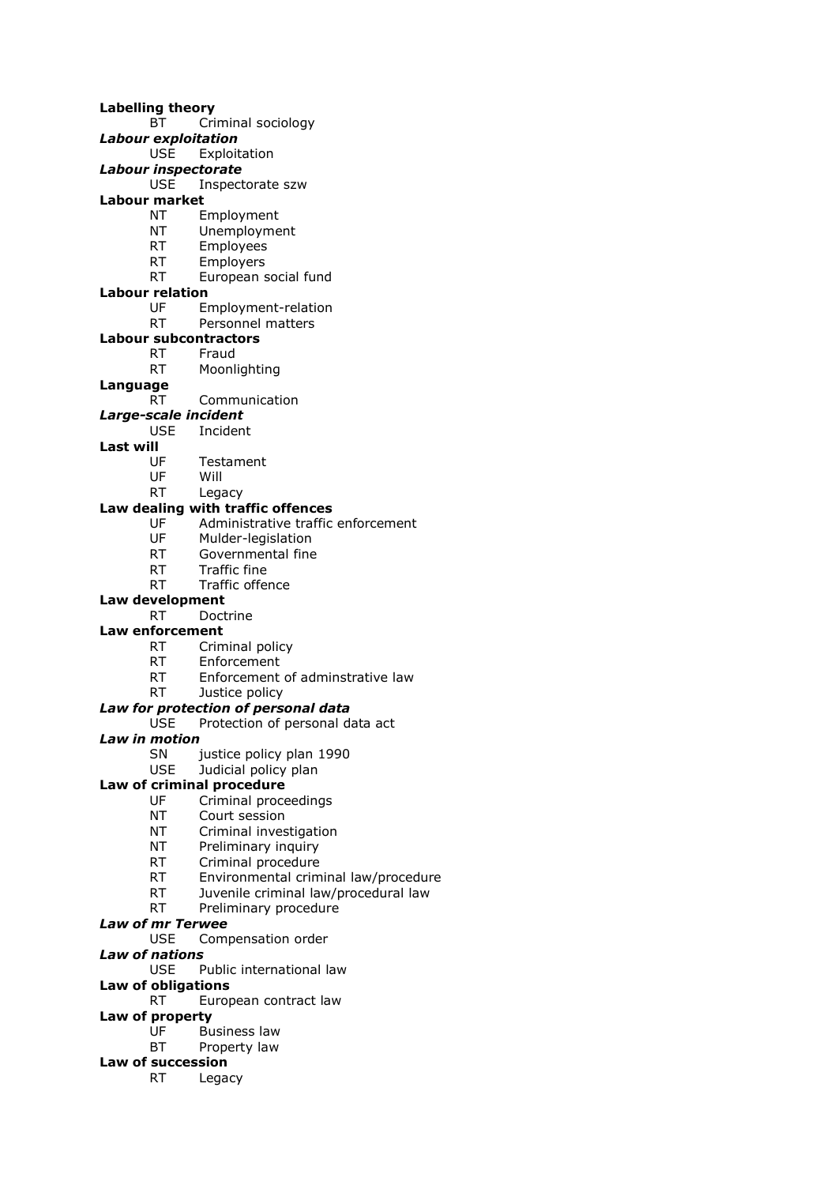**Labelling theory**
BT Criminal sociology

***Labour exploitation***
USE Exploitation

***Labour inspectorate***
USE Inspectorate szw

**Labour market**
NT Employment
NT Unemployment
RT Employees
RT Employers
RT European social fund

**Labour relation**
UF Employment-relation
RT Personnel matters

**Labour subcontractors**
RT Fraud
RT Moonlighting

**Language**
RT Communication

***Large-scale incident***
USE Incident

**Last will**
UF Testament
UF Will
RT Legacy

**Law dealing with traffic offences**
UF Administrative traffic enforcement
UF Mulder-legislation
RT Governmental fine
RT Traffic fine
RT Traffic offence

**Law development**
RT Doctrine

**Law enforcement**
RT Criminal policy
RT Enforcement
RT Enforcement of adminstrative law
RT Justice policy

***Law for protection of personal data***
USE Protection of personal data act

***Law in motion***
SN justice policy plan 1990
USE Judicial policy plan

**Law of criminal procedure**
UF Criminal proceedings
NT Court session
NT Criminal investigation
NT Preliminary inquiry
RT Criminal procedure
RT Environmental criminal law/procedure
RT Juvenile criminal law/procedural law
RT Preliminary procedure

***Law of mr Terwee***
USE Compensation order

***Law of nations***
USE Public international law

**Law of obligations**
RT European contract law

**Law of property**
UF Business law
BT Property law

**Law of succession**
RT Legacy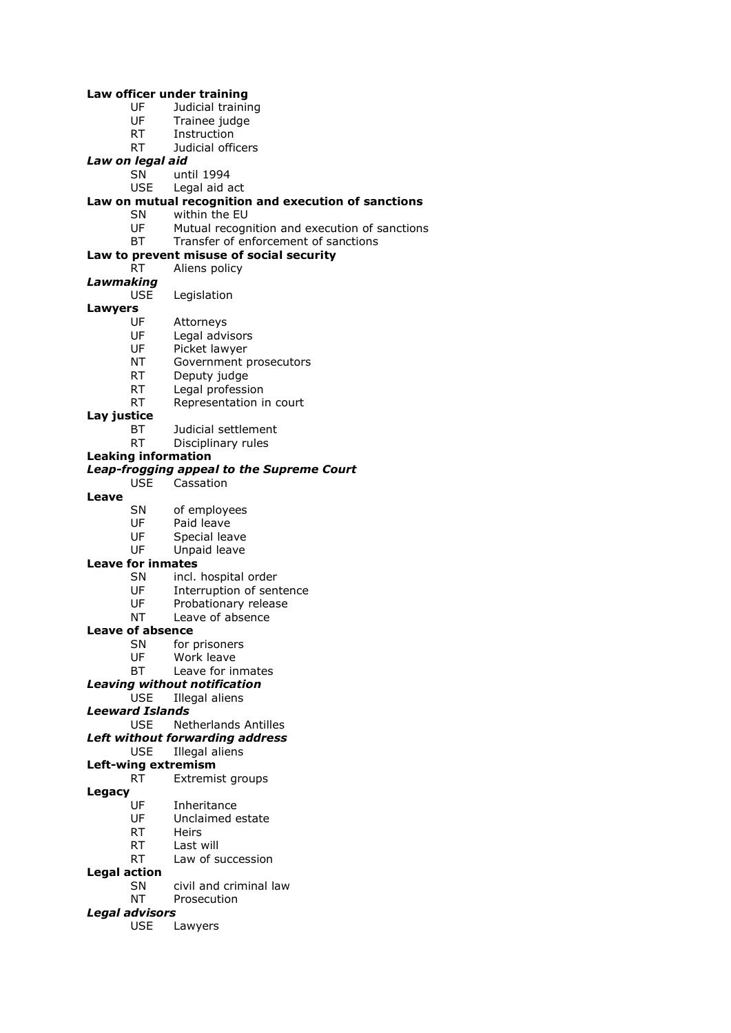**Law officer under training**

UF Judicial training
UF Trainee judge
RT Instruction
RT Judicial officers

***Law on legal aid***

SN until 1994
USE Legal aid act

**Law on mutual recognition and execution of sanctions**

SN within the EU
UF Mutual recognition and execution of sanctions
BT Transfer of enforcement of sanctions

**Law to prevent misuse of social security**

RT Aliens policy

***Lawmaking***

USE Legislation

**Lawyers**

UF Attorneys
UF Legal advisors
UF Picket lawyer
NT Government prosecutors
RT Deputy judge
RT Legal profession
RT Representation in court

**Lay justice**

BT Judicial settlement
RT Disciplinary rules

**Leaking information**

***Leap-frogging appeal to the Supreme Court***

USE Cassation

**Leave**

SN of employees
UF Paid leave
UF Special leave
UF Unpaid leave

**Leave for inmates**

SN incl. hospital order
UF Interruption of sentence
UF Probationary release
NT Leave of absence

**Leave of absence**

SN for prisoners
UF Work leave
BT Leave for inmates

***Leaving without notification***

USE Illegal aliens

***Leeward Islands***

USE Netherlands Antilles

***Left without forwarding address***

USE Illegal aliens

**Left-wing extremism**

RT Extremist groups

**Legacy**

UF Inheritance
UF Unclaimed estate
RT Heirs
RT Last will
RT Law of succession

**Legal action**

SN civil and criminal law
NT Prosecution

***Legal advisors***

USE Lawyers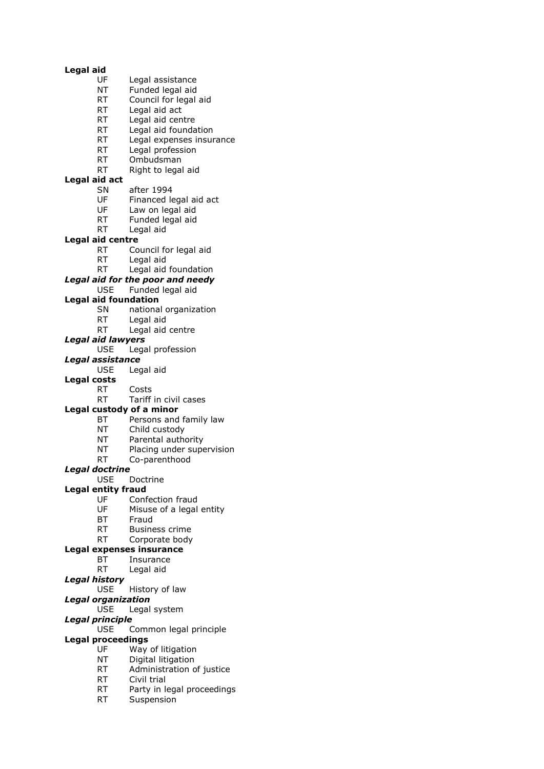**Legal aid**
UF Legal assistance
NT Funded legal aid
RT Council for legal aid
RT Legal aid act
RT Legal aid centre
RT Legal aid foundation
RT Legal expenses insurance
RT Legal profession
RT Ombudsman
RT Right to legal aid

**Legal aid act**
SN after 1994
UF Financed legal aid act
UF Law on legal aid
RT Funded legal aid
RT Legal aid

**Legal aid centre**
RT Council for legal aid
RT Legal aid
RT Legal aid foundation

***Legal aid for the poor and needy***
USE Funded legal aid

**Legal aid foundation**
SN national organization
RT Legal aid
RT Legal aid centre

***Legal aid lawyers***
USE Legal profession

***Legal assistance***
USE Legal aid

**Legal costs**
RT Costs
RT Tariff in civil cases

**Legal custody of a minor**
BT Persons and family law
NT Child custody
NT Parental authority
NT Placing under supervision
RT Co-parenthood

***Legal doctrine***
USE Doctrine

**Legal entity fraud**
UF Confection fraud
UF Misuse of a legal entity
BT Fraud
RT Business crime
RT Corporate body

**Legal expenses insurance**
BT Insurance
RT Legal aid

***Legal history***
USE History of law

***Legal organization***
USE Legal system

***Legal principle***
USE Common legal principle

**Legal proceedings**
UF Way of litigation
NT Digital litigation
RT Administration of justice
RT Civil trial
RT Party in legal proceedings
RT Suspension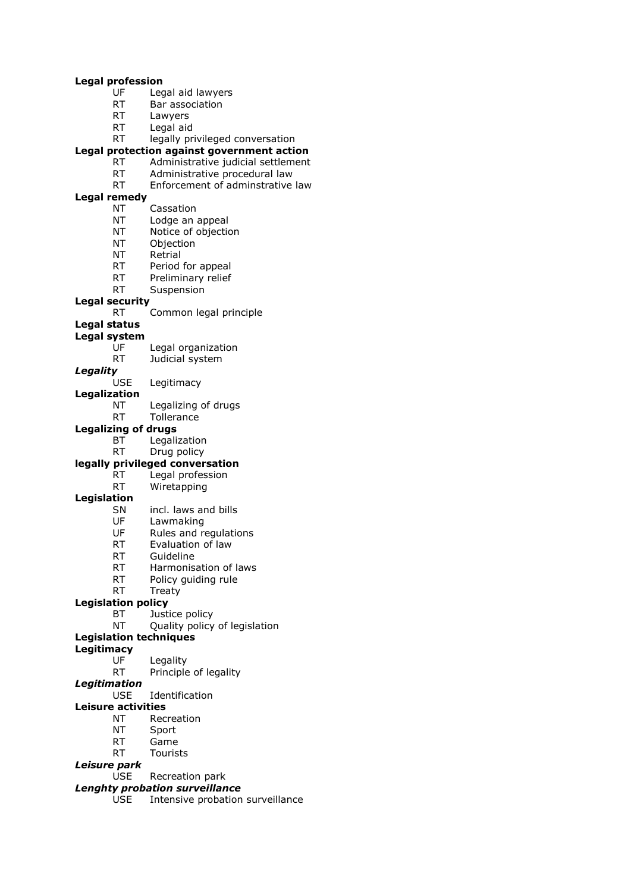**Legal profession**
- UF Legal aid lawyers
- RT Bar association
- RT Lawyers
- RT Legal aid
- RT legally privileged conversation

**Legal protection against government action**
- RT Administrative judicial settlement
- RT Administrative procedural law
- RT Enforcement of adminstrative law

**Legal remedy**
- NT Cassation
- NT Lodge an appeal
- NT Notice of objection
- NT Objection
- NT Retrial
- RT Period for appeal
- RT Preliminary relief
- RT Suspension

**Legal security**
- RT Common legal principle

**Legal status**

**Legal system**
- UF Legal organization
- RT Judicial system

***Legality***
- USE Legitimacy

**Legalization**
- NT Legalizing of drugs
- RT Tollerance

**Legalizing of drugs**
- BT Legalization
- RT Drug policy

**legally privileged conversation**
- RT Legal profession
- RT Wiretapping

**Legislation**
- SN incl. laws and bills
- UF Lawmaking
- UF Rules and regulations
- RT Evaluation of law
- RT Guideline
- RT Harmonisation of laws
- RT Policy guiding rule
- RT Treaty

**Legislation policy**
- BT Justice policy
- NT Quality policy of legislation

**Legislation techniques**

**Legitimacy**
- UF Legality
- RT Principle of legality

***Legitimation***
- USE Identification

**Leisure activities**
- NT Recreation
- NT Sport
- RT Game
- RT Tourists

***Leisure park***
- USE Recreation park

***Lenghty probation surveillance***
- USE Intensive probation surveillance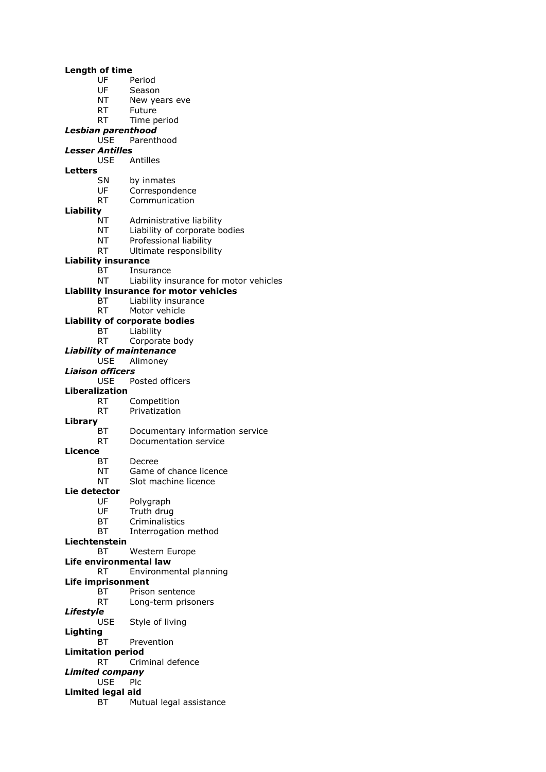**Length of time**
UF Period
UF Season
NT New years eve
RT Future
RT Time period

***Lesbian parenthood***
USE Parenthood

***Lesser Antilles***
USE Antilles

**Letters**
SN by inmates
UF Correspondence
RT Communication

**Liability**
NT Administrative liability
NT Liability of corporate bodies
NT Professional liability
RT Ultimate responsibility

**Liability insurance**
BT Insurance
NT Liability insurance for motor vehicles

**Liability insurance for motor vehicles**
BT Liability insurance
RT Motor vehicle

**Liability of corporate bodies**
BT Liability
RT Corporate body

***Liability of maintenance***
USE Alimoney

***Liaison officers***
USE Posted officers

**Liberalization**
RT Competition
RT Privatization

**Library**
BT Documentary information service
RT Documentation service

**Licence**
BT Decree
NT Game of chance licence
NT Slot machine licence

**Lie detector**
UF Polygraph
UF Truth drug
BT Criminalistics
BT Interrogation method

**Liechtenstein**
BT Western Europe

**Life environmental law**
RT Environmental planning

**Life imprisonment**
BT Prison sentence
RT Long-term prisoners

***Lifestyle***
USE Style of living

**Lighting**
BT Prevention

**Limitation period**
RT Criminal defence

***Limited company***
USE Plc

**Limited legal aid**
BT Mutual legal assistance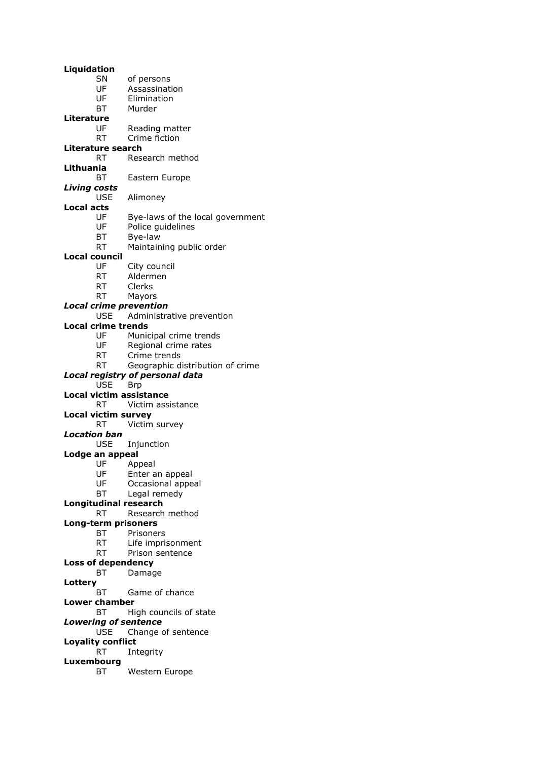**Liquidation**
SN of persons
UF Assassination
UF Elimination
BT Murder

**Literature**
UF Reading matter
RT Crime fiction

**Literature search**
RT Research method

**Lithuania**
BT Eastern Europe

***Living costs***
USE Alimoney

**Local acts**
UF Bye-laws of the local government
UF Police guidelines
BT Bye-law
RT Maintaining public order

**Local council**
UF City council
RT Aldermen
RT Clerks
RT Mayors

***Local crime prevention***
USE Administrative prevention

**Local crime trends**
UF Municipal crime trends
UF Regional crime rates
RT Crime trends
RT Geographic distribution of crime

***Local registry of personal data***
USE Brp

**Local victim assistance**
RT Victim assistance

**Local victim survey**
RT Victim survey

***Location ban***
USE Injunction

**Lodge an appeal**
UF Appeal
UF Enter an appeal
UF Occasional appeal
BT Legal remedy

**Longitudinal research**
RT Research method

**Long-term prisoners**
BT Prisoners
RT Life imprisonment
RT Prison sentence

**Loss of dependency**
BT Damage

**Lottery**
BT Game of chance

**Lower chamber**
BT High councils of state

***Lowering of sentence***
USE Change of sentence

**Loyality conflict**
RT Integrity

**Luxembourg**
BT Western Europe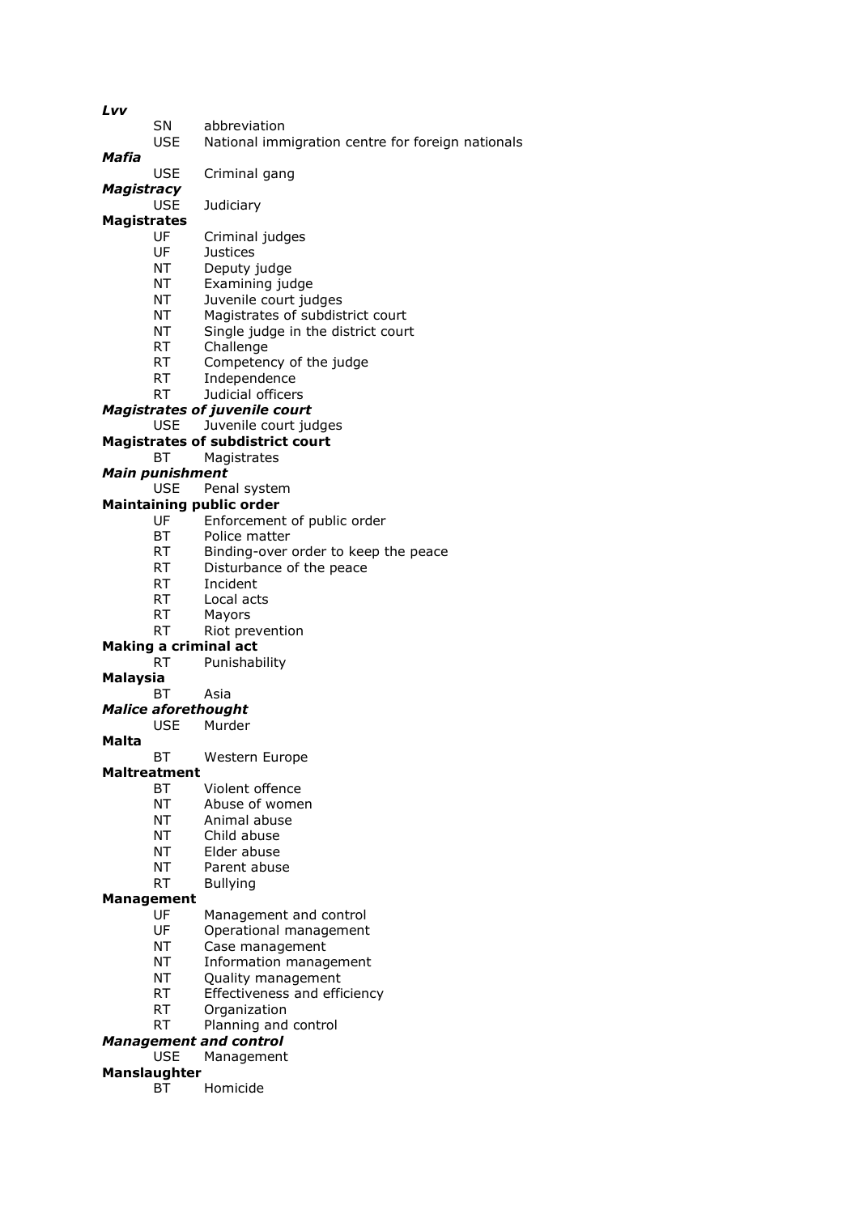***Lvv***

SN abbreviation
USE National immigration centre for foreign nationals

***Mafia***

USE Criminal gang

***Magistracy***

USE Judiciary

**Magistrates**

UF Criminal judges
UF Justices
NT Deputy judge
NT Examining judge
NT Juvenile court judges
NT Magistrates of subdistrict court
NT Single judge in the district court
RT Challenge
RT Competency of the judge
RT Independence
RT Judicial officers

***Magistrates of juvenile court***

USE Juvenile court judges

**Magistrates of subdistrict court**

BT Magistrates

***Main punishment***

USE Penal system

**Maintaining public order**

UF Enforcement of public order
BT Police matter
RT Binding-over order to keep the peace
RT Disturbance of the peace
RT Incident
RT Local acts
RT Mayors
RT Riot prevention

**Making a criminal act**

RT Punishability

**Malaysia**

BT Asia

***Malice aforethought***

USE Murder

**Malta**

BT Western Europe

**Maltreatment**

BT Violent offence
NT Abuse of women
NT Animal abuse
NT Child abuse
NT Elder abuse
NT Parent abuse
RT Bullying

**Management**

UF Management and control
UF Operational management
NT Case management
NT Information management
NT Quality management
RT Effectiveness and efficiency
RT Organization
RT Planning and control

***Management and control***

USE Management

**Manslaughter**

BT Homicide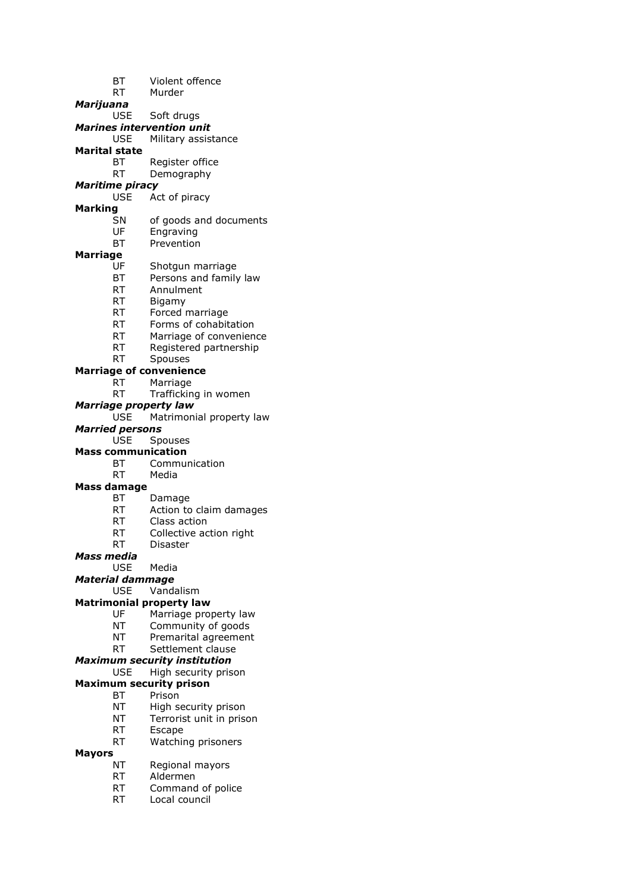BT Violent offence
RT Murder

***Marijuana***
USE Soft drugs

***Marines intervention unit***
USE Military assistance

**Marital state**
BT Register office
RT Demography

***Maritime piracy***
USE Act of piracy

**Marking**
SN of goods and documents
UF Engraving
BT Prevention

**Marriage**
UF Shotgun marriage
BT Persons and family law
RT Annulment
RT Bigamy
RT Forced marriage
RT Forms of cohabitation
RT Marriage of convenience
RT Registered partnership
RT Spouses

**Marriage of convenience**
RT Marriage
RT Trafficking in women

***Marriage property law***
USE Matrimonial property law

***Married persons***
USE Spouses

**Mass communication**
BT Communication
RT Media

**Mass damage**
BT Damage
RT Action to claim damages
RT Class action
RT Collective action right
RT Disaster

***Mass media***
USE Media

***Material dammage***
USE Vandalism

**Matrimonial property law**
UF Marriage property law
NT Community of goods
NT Premarital agreement
RT Settlement clause

***Maximum security institution***
USE High security prison

**Maximum security prison**
BT Prison
NT High security prison
NT Terrorist unit in prison
RT Escape
RT Watching prisoners

**Mayors**
NT Regional mayors
RT Aldermen
RT Command of police
RT Local council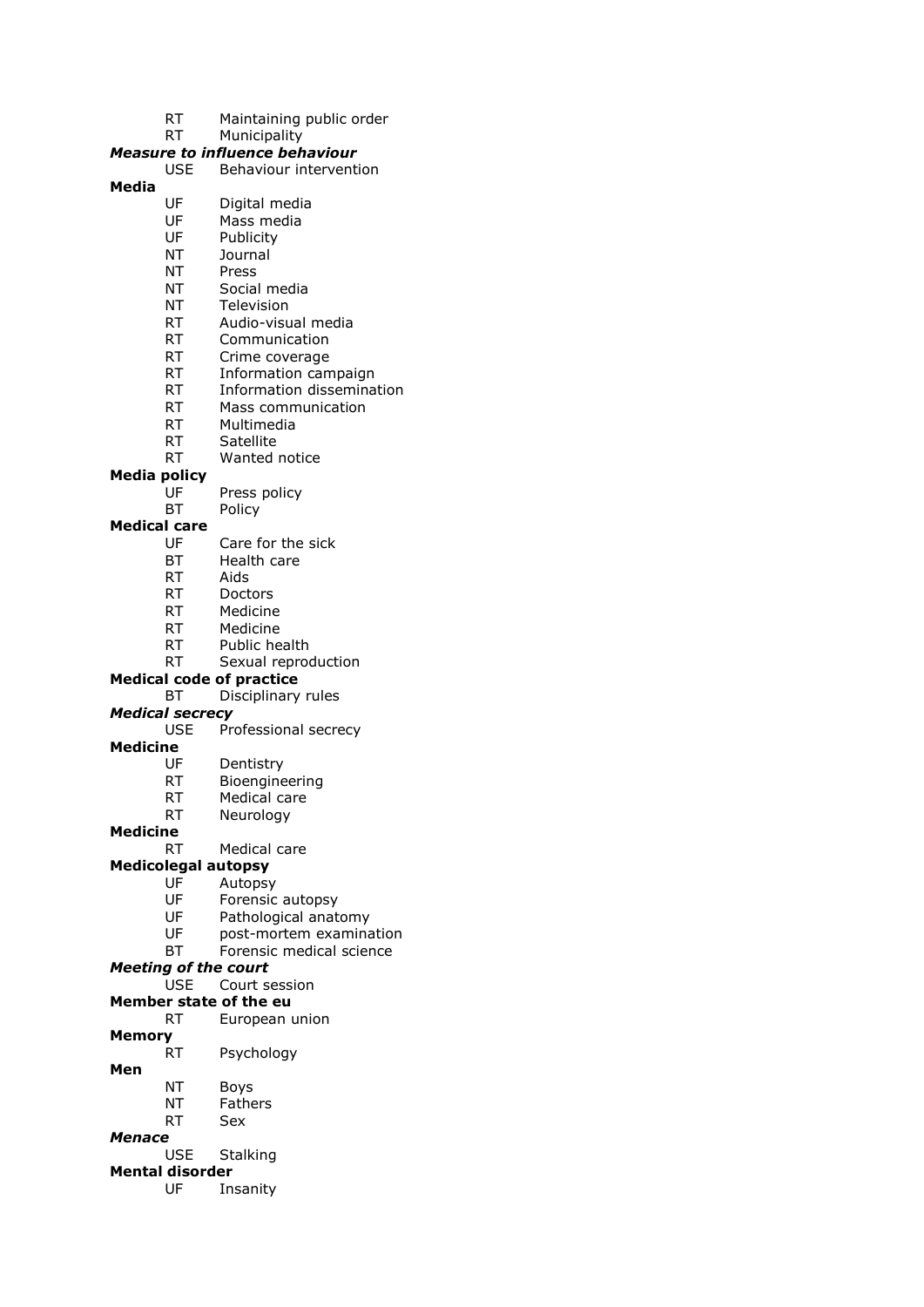RT Maintaining public order
RT Municipality

***Measure to influence behaviour***
USE Behaviour intervention

**Media**
UF Digital media
UF Mass media
UF Publicity
NT Journal
NT Press
NT Social media
NT Television
RT Audio-visual media
RT Communication
RT Crime coverage
RT Information campaign
RT Information dissemination
RT Mass communication
RT Multimedia
RT Satellite
RT Wanted notice

**Media policy**
UF Press policy
BT Policy

**Medical care**
UF Care for the sick
BT Health care
RT Aids
RT Doctors
RT Medicine
RT Medicine
RT Public health
RT Sexual reproduction

**Medical code of practice**
BT Disciplinary rules

***Medical secrecy***
USE Professional secrecy

**Medicine**
UF Dentistry
RT Bioengineering
RT Medical care
RT Neurology

**Medicine**
RT Medical care

**Medicolegal autopsy**
UF Autopsy
UF Forensic autopsy
UF Pathological anatomy
UF post-mortem examination
BT Forensic medical science

***Meeting of the court***
USE Court session

**Member state of the eu**
RT European union

**Memory**
RT Psychology

**Men**
NT Boys
NT Fathers
RT Sex

***Menace***
USE Stalking

**Mental disorder**
UF Insanity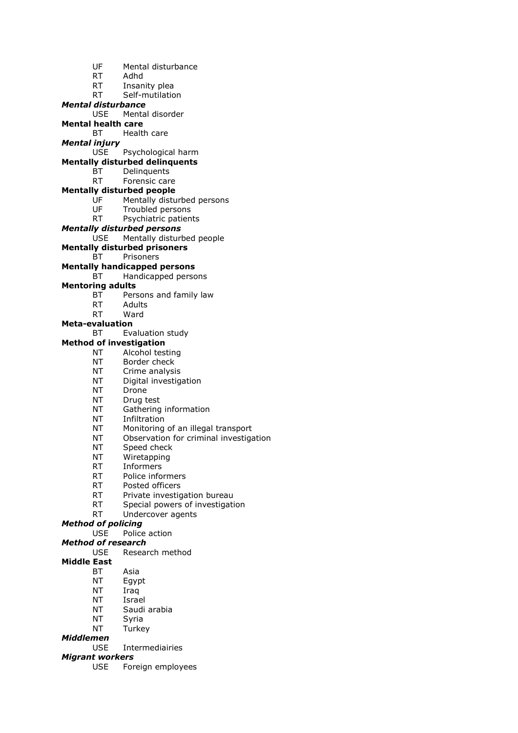UF Mental disturbance
RT Adhd
RT Insanity plea
RT Self-mutilation

***Mental disturbance***
USE Mental disorder

**Mental health care**
BT Health care

***Mental injury***
USE Psychological harm

**Mentally disturbed delinquents**
BT Delinquents
RT Forensic care

**Mentally disturbed people**
UF Mentally disturbed persons
UF Troubled persons
RT Psychiatric patients

***Mentally disturbed persons***
USE Mentally disturbed people

**Mentally disturbed prisoners**
BT Prisoners

**Mentally handicapped persons**
BT Handicapped persons

**Mentoring adults**
BT Persons and family law
RT Adults
RT Ward

**Meta-evaluation**
BT Evaluation study

**Method of investigation**
NT Alcohol testing
NT Border check
NT Crime analysis
NT Digital investigation
NT Drone
NT Drug test
NT Gathering information
NT Infiltration
NT Monitoring of an illegal transport
NT Observation for criminal investigation
NT Speed check
NT Wiretapping
RT Informers
RT Police informers
RT Posted officers
RT Private investigation bureau
RT Special powers of investigation
RT Undercover agents

***Method of policing***
USE Police action

***Method of research***
USE Research method

**Middle East**
BT Asia
NT Egypt
NT Iraq
NT Israel
NT Saudi arabia
NT Syria
NT Turkey

***Middlemen***
USE Intermediairies

***Migrant workers***
USE Foreign employees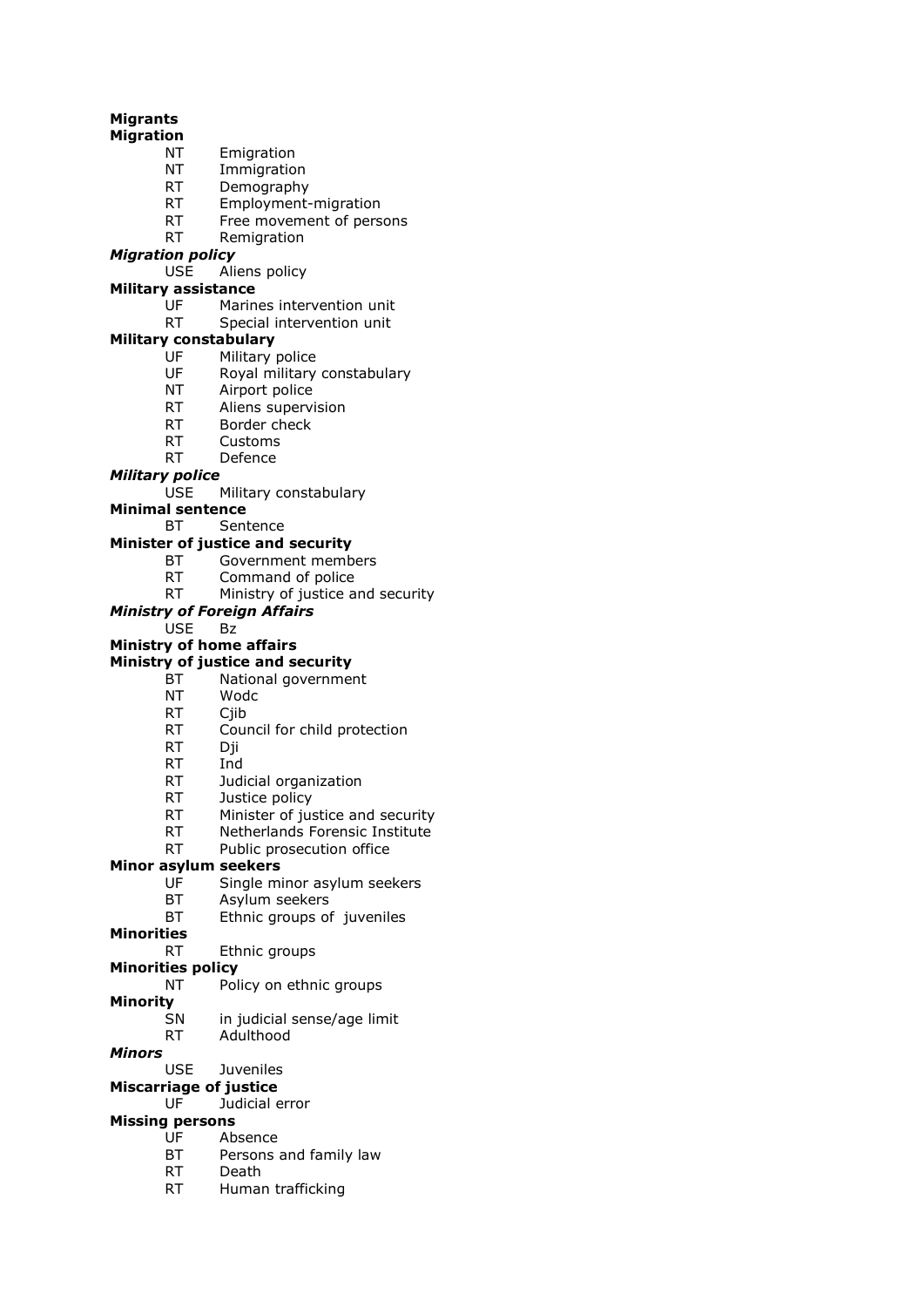**Migrants**

**Migration**

NT Emigration
NT Immigration
RT Demography
RT Employment-migration
RT Free movement of persons
RT Remigration

***Migration policy***

USE Aliens policy

**Military assistance**

UF Marines intervention unit
RT Special intervention unit

**Military constabulary**

UF Military police
UF Royal military constabulary
NT Airport police
RT Aliens supervision
RT Border check
RT Customs
RT Defence

***Military police***

USE Military constabulary

**Minimal sentence**

BT Sentence

**Minister of justice and security**

BT Government members
RT Command of police
RT Ministry of justice and security

***Ministry of Foreign Affairs***

USE Bz

**Ministry of home affairs**

**Ministry of justice and security**

BT National government
NT Wodc
RT Cjib
RT Council for child protection
RT Dji
RT Ind
RT Judicial organization
RT Justice policy
RT Minister of justice and security
RT Netherlands Forensic Institute
RT Public prosecution office

**Minor asylum seekers**

UF Single minor asylum seekers
BT Asylum seekers
BT Ethnic groups of juveniles

**Minorities**

RT Ethnic groups

**Minorities policy**

NT Policy on ethnic groups

**Minority**

SN in judicial sense/age limit
RT Adulthood

***Minors***

USE Juveniles

**Miscarriage of justice**

UF Judicial error

**Missing persons**

UF Absence
BT Persons and family law
RT Death
RT Human trafficking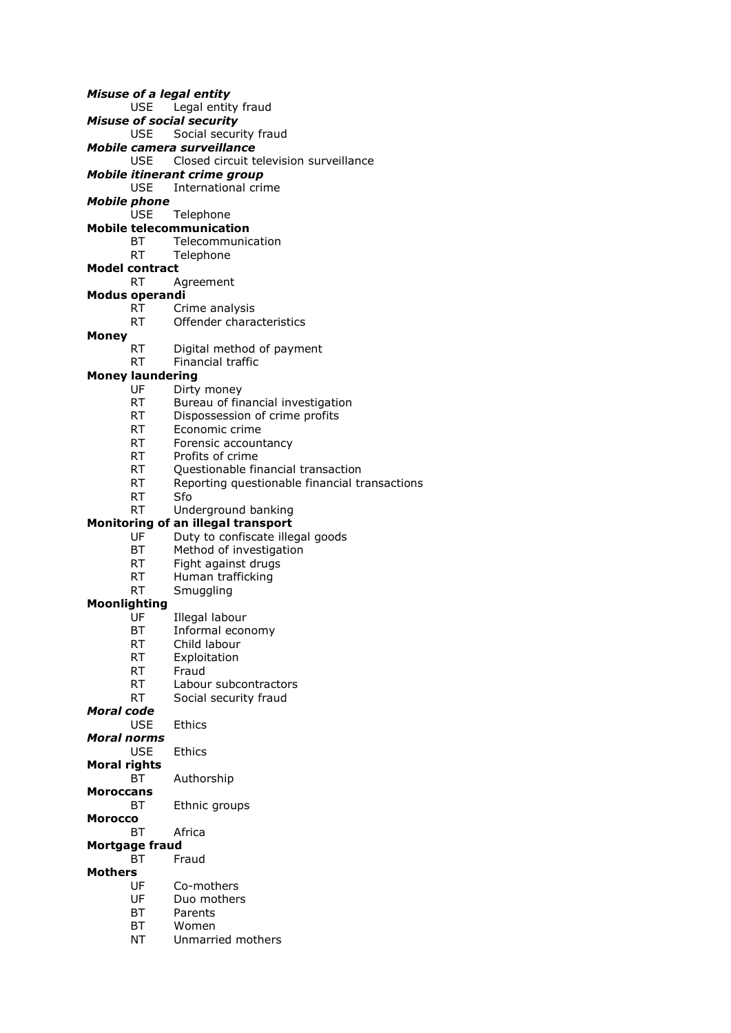***Misuse of a legal entity***
    USE    Legal entity fraud
***Misuse of social security***
    USE    Social security fraud
***Mobile camera surveillance***
    USE    Closed circuit television surveillance
***Mobile itinerant crime group***
    USE    International crime
***Mobile phone***
    USE    Telephone
**Mobile telecommunication**
    BT    Telecommunication
    RT    Telephone
**Model contract**
    RT    Agreement
**Modus operandi**
    RT    Crime analysis
    RT    Offender characteristics
**Money**
    RT    Digital method of payment
    RT    Financial traffic
**Money laundering**
    UF    Dirty money
    RT    Bureau of financial investigation
    RT    Dispossession of crime profits
    RT    Economic crime
    RT    Forensic accountancy
    RT    Profits of crime
    RT    Questionable financial transaction
    RT    Reporting questionable financial transactions
    RT    Sfo
    RT    Underground banking
**Monitoring of an illegal transport**
    UF    Duty to confiscate illegal goods
    BT    Method of investigation
    RT    Fight against drugs
    RT    Human trafficking
    RT    Smuggling
**Moonlighting**
    UF    Illegal labour
    BT    Informal economy
    RT    Child labour
    RT    Exploitation
    RT    Fraud
    RT    Labour subcontractors
    RT    Social security fraud
***Moral code***
    USE    Ethics
***Moral norms***
    USE    Ethics
**Moral rights**
    BT    Authorship
**Moroccans**
    BT    Ethnic groups
**Morocco**
    BT    Africa
**Mortgage fraud**
    BT    Fraud
**Mothers**
    UF    Co-mothers
    UF    Duo mothers
    BT    Parents
    BT    Women
    NT    Unmarried mothers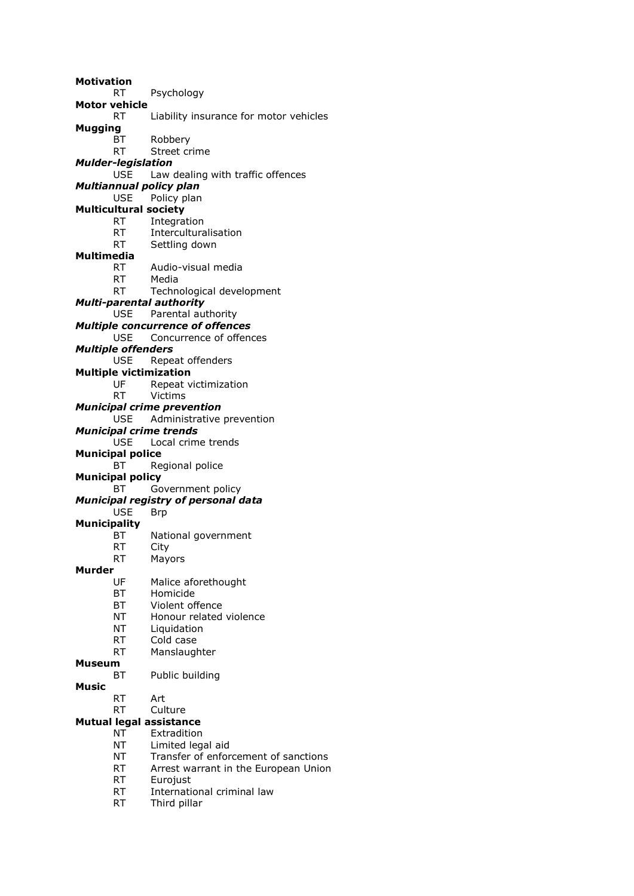**Motivation**
RT Psychology

**Motor vehicle**
RT Liability insurance for motor vehicles

**Mugging**
BT Robbery
RT Street crime

***Mulder-legislation***
USE Law dealing with traffic offences

***Multiannual policy plan***
USE Policy plan

**Multicultural society**
RT Integration
RT Interculturalisation
RT Settling down

**Multimedia**
RT Audio-visual media
RT Media
RT Technological development

***Multi-parental authority***
USE Parental authority

***Multiple concurrence of offences***
USE Concurrence of offences

***Multiple offenders***
USE Repeat offenders

**Multiple victimization**
UF Repeat victimization
RT Victims

***Municipal crime prevention***
USE Administrative prevention

***Municipal crime trends***
USE Local crime trends

**Municipal police**
BT Regional police

**Municipal policy**
BT Government policy

***Municipal registry of personal data***
USE Brp

**Municipality**
BT National government
RT City
RT Mayors

**Murder**
UF Malice aforethought
BT Homicide
BT Violent offence
NT Honour related violence
NT Liquidation
RT Cold case
RT Manslaughter

**Museum**
BT Public building

**Music**
RT Art
RT Culture

**Mutual legal assistance**
NT Extradition
NT Limited legal aid
NT Transfer of enforcement of sanctions
RT Arrest warrant in the European Union
RT Eurojust
RT International criminal law
RT Third pillar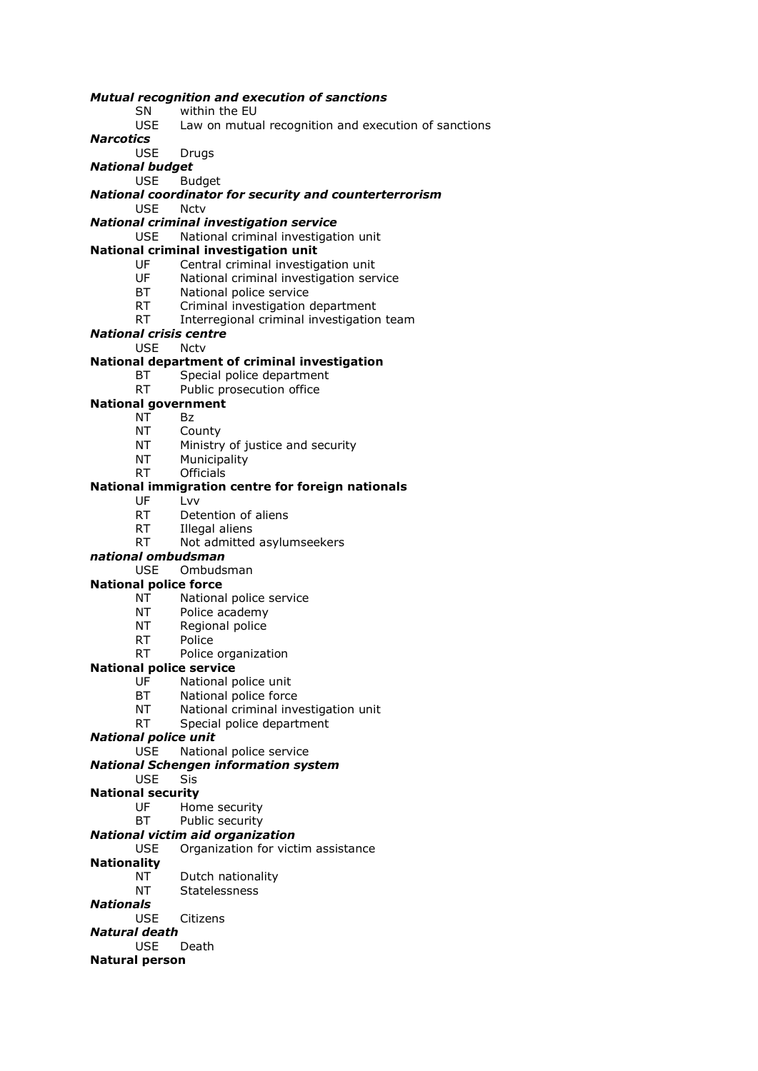***Mutual recognition and execution of sanctions***
SN within the EU
USE Law on mutual recognition and execution of sanctions

***Narcotics***
USE Drugs

***National budget***
USE Budget

***National coordinator for security and counterterrorism***
USE Nctv

***National criminal investigation service***
USE National criminal investigation unit

**National criminal investigation unit**
UF Central criminal investigation unit
UF National criminal investigation service
BT National police service
RT Criminal investigation department
RT Interregional criminal investigation team

***National crisis centre***
USE Nctv

**National department of criminal investigation**
BT Special police department
RT Public prosecution office

**National government**
NT Bz
NT County
NT Ministry of justice and security
NT Municipality
RT Officials

**National immigration centre for foreign nationals**
UF Lvv
RT Detention of aliens
RT Illegal aliens
RT Not admitted asylumseekers

***national ombudsman***
USE Ombudsman

**National police force**
NT National police service
NT Police academy
NT Regional police
RT Police
RT Police organization

**National police service**
UF National police unit
BT National police force
NT National criminal investigation unit
RT Special police department

***National police unit***
USE National police service

***National Schengen information system***
USE Sis

**National security**
UF Home security
BT Public security

***National victim aid organization***
USE Organization for victim assistance

**Nationality**
NT Dutch nationality
NT Statelessness

***Nationals***
USE Citizens

***Natural death***
USE Death

**Natural person**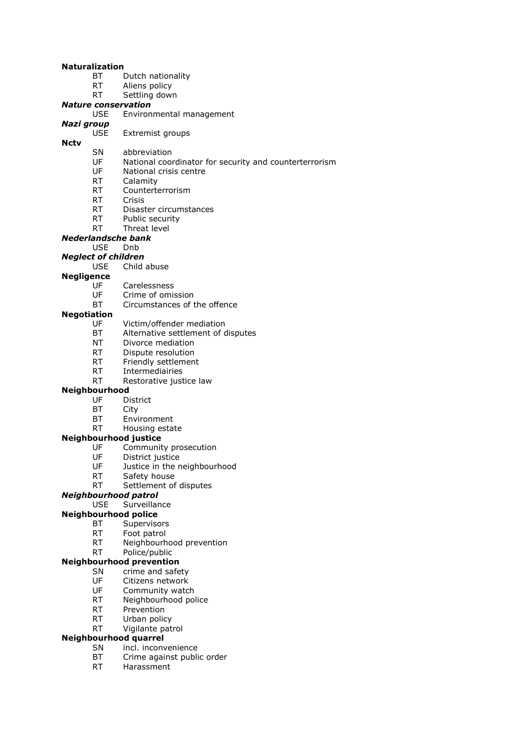**Naturalization**
BT Dutch nationality
RT Aliens policy
RT Settling down

***Nature conservation***
USE Environmental management

***Nazi group***
USE Extremist groups

**Nctv**
SN abbreviation
UF National coordinator for security and counterterrorism
UF National crisis centre
RT Calamity
RT Counterterrorism
RT Crisis
RT Disaster circumstances
RT Public security
RT Threat level

***Nederlandsche bank***
USE Dnb

***Neglect of children***
USE Child abuse

**Negligence**
UF Carelessness
UF Crime of omission
BT Circumstances of the offence

**Negotiation**
UF Victim/offender mediation
BT Alternative settlement of disputes
NT Divorce mediation
RT Dispute resolution
RT Friendly settlement
RT Intermediairies
RT Restorative justice law

**Neighbourhood**
UF District
BT City
BT Environment
RT Housing estate

**Neighbourhood justice**
UF Community prosecution
UF District justice
UF Justice in the neighbourhood
RT Safety house
RT Settlement of disputes

***Neighbourhood patrol***
USE Surveillance

**Neighbourhood police**
BT Supervisors
RT Foot patrol
RT Neighbourhood prevention
RT Police/public

**Neighbourhood prevention**
SN crime and safety
UF Citizens network
UF Community watch
RT Neighbourhood police
RT Prevention
RT Urban policy
RT Vigilante patrol

**Neighbourhood quarrel**
SN incl. inconvenience
BT Crime against public order
RT Harassment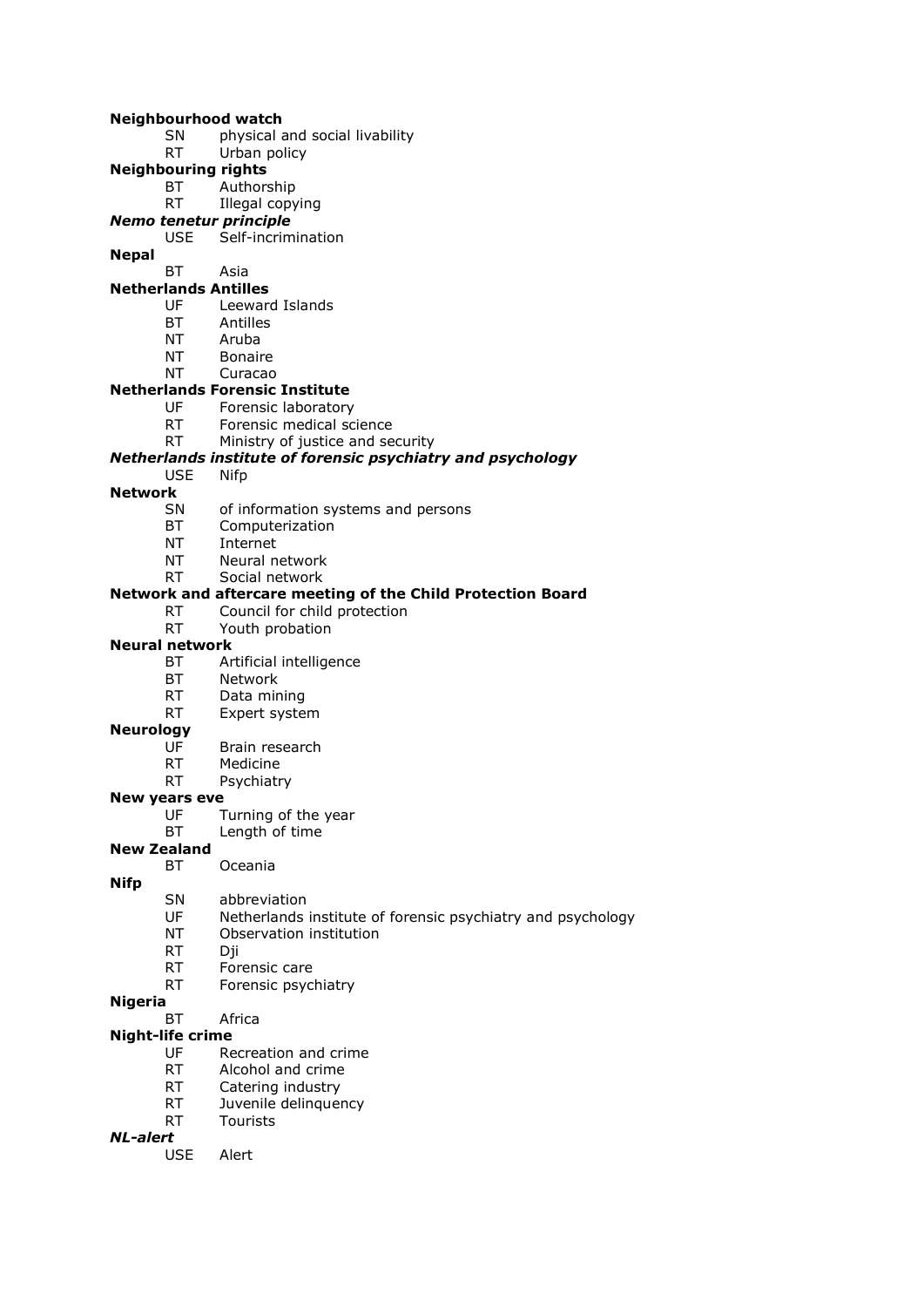**Neighbourhood watch**

SN physical and social livability
RT Urban policy

**Neighbouring rights**

BT Authorship
RT Illegal copying

***Nemo tenetur principle***

USE Self-incrimination

**Nepal**

BT Asia

**Netherlands Antilles**

UF Leeward Islands
BT Antilles
NT Aruba
NT Bonaire
NT Curacao

**Netherlands Forensic Institute**

UF Forensic laboratory
RT Forensic medical science
RT Ministry of justice and security

***Netherlands institute of forensic psychiatry and psychology***

USE Nifp

**Network**

SN of information systems and persons
BT Computerization
NT Internet
NT Neural network
RT Social network

**Network and aftercare meeting of the Child Protection Board**

RT Council for child protection
RT Youth probation

**Neural network**

BT Artificial intelligence
BT Network
RT Data mining
RT Expert system

**Neurology**

UF Brain research
RT Medicine
RT Psychiatry

**New years eve**

UF Turning of the year
BT Length of time

**New Zealand**

BT Oceania

**Nifp**

SN abbreviation
UF Netherlands institute of forensic psychiatry and psychology
NT Observation institution
RT Dji
RT Forensic care
RT Forensic psychiatry

**Nigeria**

BT Africa

**Night-life crime**

UF Recreation and crime
RT Alcohol and crime
RT Catering industry
RT Juvenile delinquency
RT Tourists

***NL-alert***

USE Alert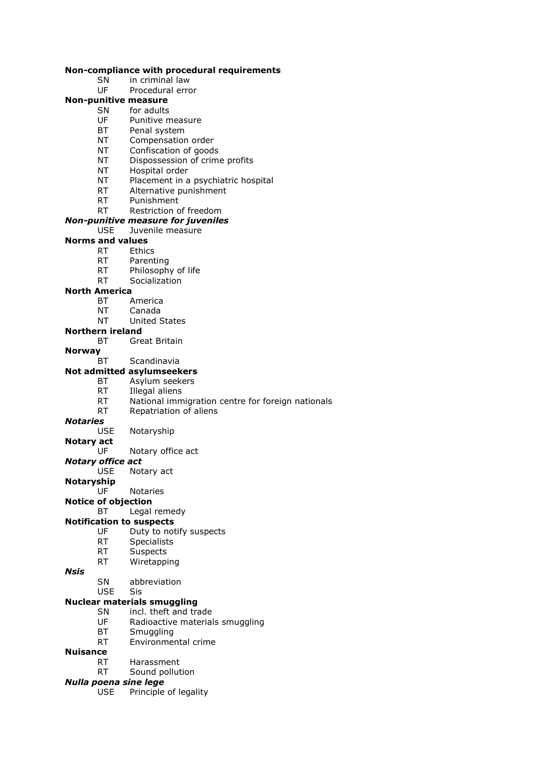**Non-compliance with procedural requirements**

SN in criminal law
UF Procedural error

**Non-punitive measure**

SN for adults
UF Punitive measure
BT Penal system
NT Compensation order
NT Confiscation of goods
NT Dispossession of crime profits
NT Hospital order
NT Placement in a psychiatric hospital
RT Alternative punishment
RT Punishment
RT Restriction of freedom

***Non-punitive measure for juveniles***

USE Juvenile measure

**Norms and values**

RT Ethics
RT Parenting
RT Philosophy of life
RT Socialization

**North America**

BT America
NT Canada
NT United States

**Northern ireland**

BT Great Britain

**Norway**

BT Scandinavia

**Not admitted asylumseekers**

BT Asylum seekers
RT Illegal aliens
RT National immigration centre for foreign nationals
RT Repatriation of aliens

***Notaries***

USE Notaryship

**Notary act**

UF Notary office act

***Notary office act***

USE Notary act

**Notaryship**

UF Notaries

**Notice of objection**

BT Legal remedy

**Notification to suspects**

UF Duty to notify suspects
RT Specialists
RT Suspects
RT Wiretapping

***Nsis***

SN abbreviation
USE Sis

**Nuclear materials smuggling**

SN incl. theft and trade
UF Radioactive materials smuggling
BT Smuggling
RT Environmental crime

**Nuisance**

RT Harassment
RT Sound pollution

***Nulla poena sine lege***

USE Principle of legality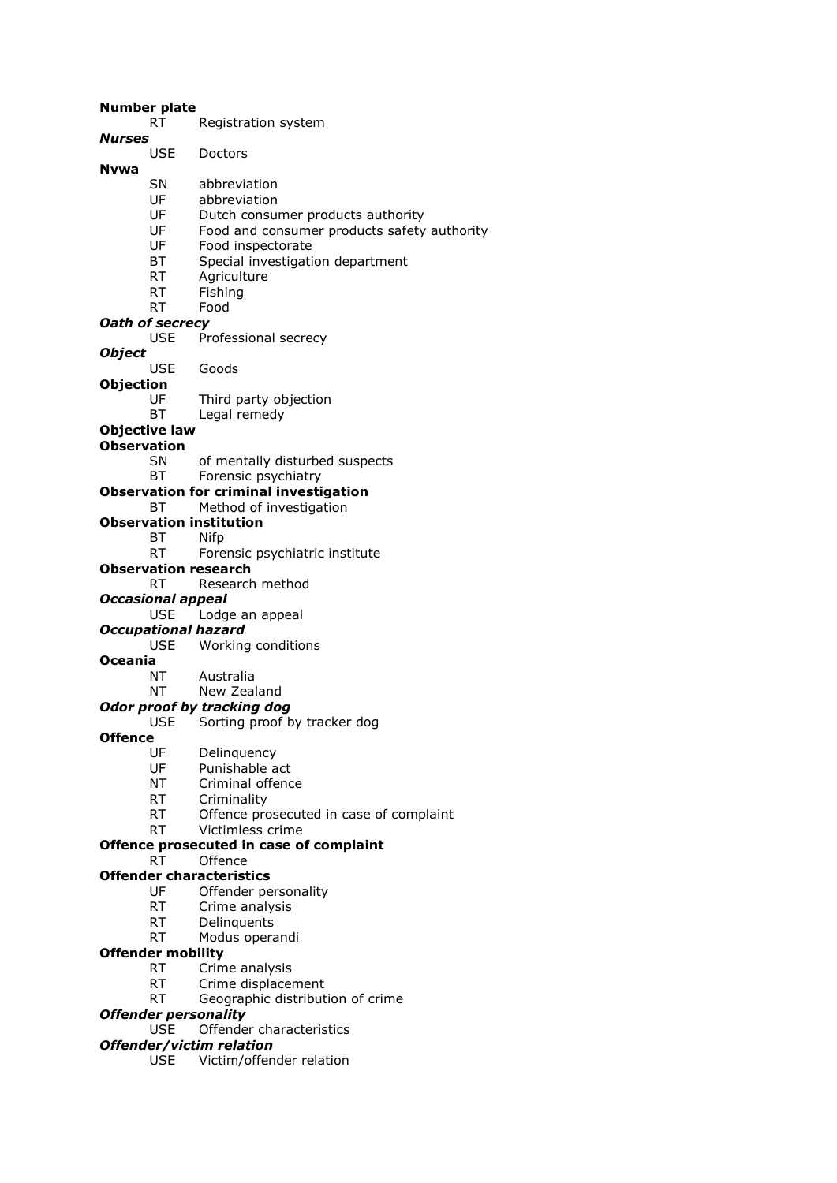**Number plate**
RT Registration system

***Nurses***
USE Doctors

**Nvwa**
SN abbreviation
UF abbreviation
UF Dutch consumer products authority
UF Food and consumer products safety authority
UF Food inspectorate
BT Special investigation department
RT Agriculture
RT Fishing
RT Food

***Oath of secrecy***
USE Professional secrecy

***Object***
USE Goods

**Objection**
UF Third party objection
BT Legal remedy

**Objective law**

**Observation**
SN of mentally disturbed suspects
BT Forensic psychiatry

**Observation for criminal investigation**
BT Method of investigation

**Observation institution**
BT Nifp
RT Forensic psychiatric institute

**Observation research**
RT Research method

***Occasional appeal***
USE Lodge an appeal

***Occupational hazard***
USE Working conditions

**Oceania**
NT Australia
NT New Zealand

***Odor proof by tracking dog***
USE Sorting proof by tracker dog

**Offence**
UF Delinquency
UF Punishable act
NT Criminal offence
RT Criminality
RT Offence prosecuted in case of complaint
RT Victimless crime

**Offence prosecuted in case of complaint**
RT Offence

**Offender characteristics**
UF Offender personality
RT Crime analysis
RT Delinquents
RT Modus operandi

**Offender mobility**
RT Crime analysis
RT Crime displacement
RT Geographic distribution of crime

***Offender personality***
USE Offender characteristics

***Offender/victim relation***
USE Victim/offender relation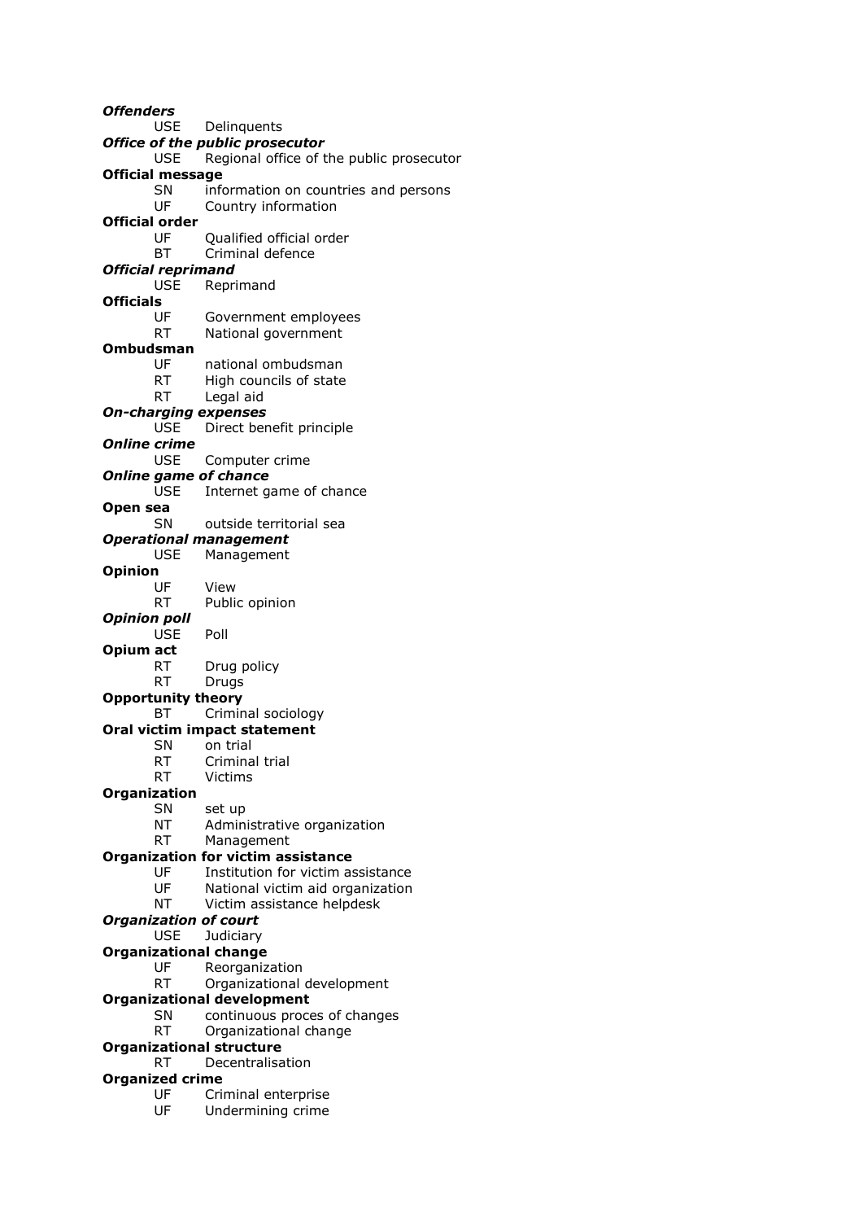***Offenders***
USE Delinquents

***Office of the public prosecutor***
USE Regional office of the public prosecutor

**Official message**
SN information on countries and persons
UF Country information

**Official order**
UF Qualified official order
BT Criminal defence

***Official reprimand***
USE Reprimand

**Officials**
UF Government employees
RT National government

**Ombudsman**
UF national ombudsman
RT High councils of state
RT Legal aid

***On-charging expenses***
USE Direct benefit principle

***Online crime***
USE Computer crime

***Online game of chance***
USE Internet game of chance

**Open sea**
SN outside territorial sea

***Operational management***
USE Management

**Opinion**
UF View
RT Public opinion

***Opinion poll***
USE Poll

**Opium act**
RT Drug policy
RT Drugs

**Opportunity theory**
BT Criminal sociology

**Oral victim impact statement**
SN on trial
RT Criminal trial
RT Victims

**Organization**
SN set up
NT Administrative organization
RT Management

**Organization for victim assistance**
UF Institution for victim assistance
UF National victim aid organization
NT Victim assistance helpdesk

***Organization of court***
USE Judiciary

**Organizational change**
UF Reorganization
RT Organizational development

**Organizational development**
SN continuous proces of changes
RT Organizational change

**Organizational structure**
RT Decentralisation

**Organized crime**
UF Criminal enterprise
UF Undermining crime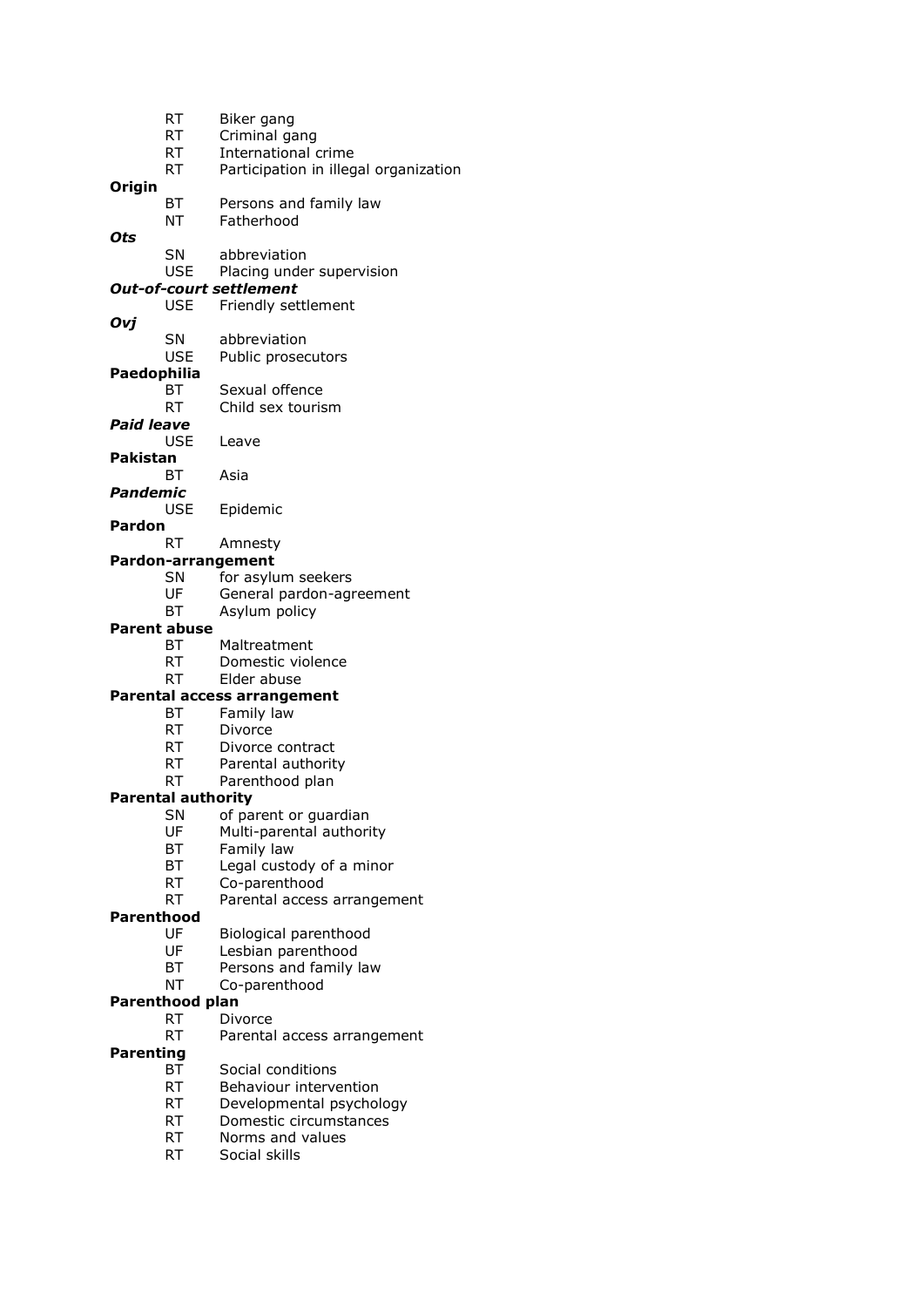RT Biker gang
RT Criminal gang
RT International crime
RT Participation in illegal organization

**Origin**
BT Persons and family law
NT Fatherhood

***Ots***
SN abbreviation
USE Placing under supervision

***Out-of-court settlement***
USE Friendly settlement

***Ovj***
SN abbreviation
USE Public prosecutors

**Paedophilia**
BT Sexual offence
RT Child sex tourism

***Paid leave***
USE Leave

**Pakistan**
BT Asia

***Pandemic***
USE Epidemic

**Pardon**
RT Amnesty

**Pardon-arrangement**
SN for asylum seekers
UF General pardon-agreement
BT Asylum policy

**Parent abuse**
BT Maltreatment
RT Domestic violence
RT Elder abuse

**Parental access arrangement**
BT Family law
RT Divorce
RT Divorce contract
RT Parental authority
RT Parenthood plan

**Parental authority**
SN of parent or guardian
UF Multi-parental authority
BT Family law
BT Legal custody of a minor
RT Co-parenthood
RT Parental access arrangement

**Parenthood**
UF Biological parenthood
UF Lesbian parenthood
BT Persons and family law
NT Co-parenthood

**Parenthood plan**
RT Divorce
RT Parental access arrangement

**Parenting**
BT Social conditions
RT Behaviour intervention
RT Developmental psychology
RT Domestic circumstances
RT Norms and values
RT Social skills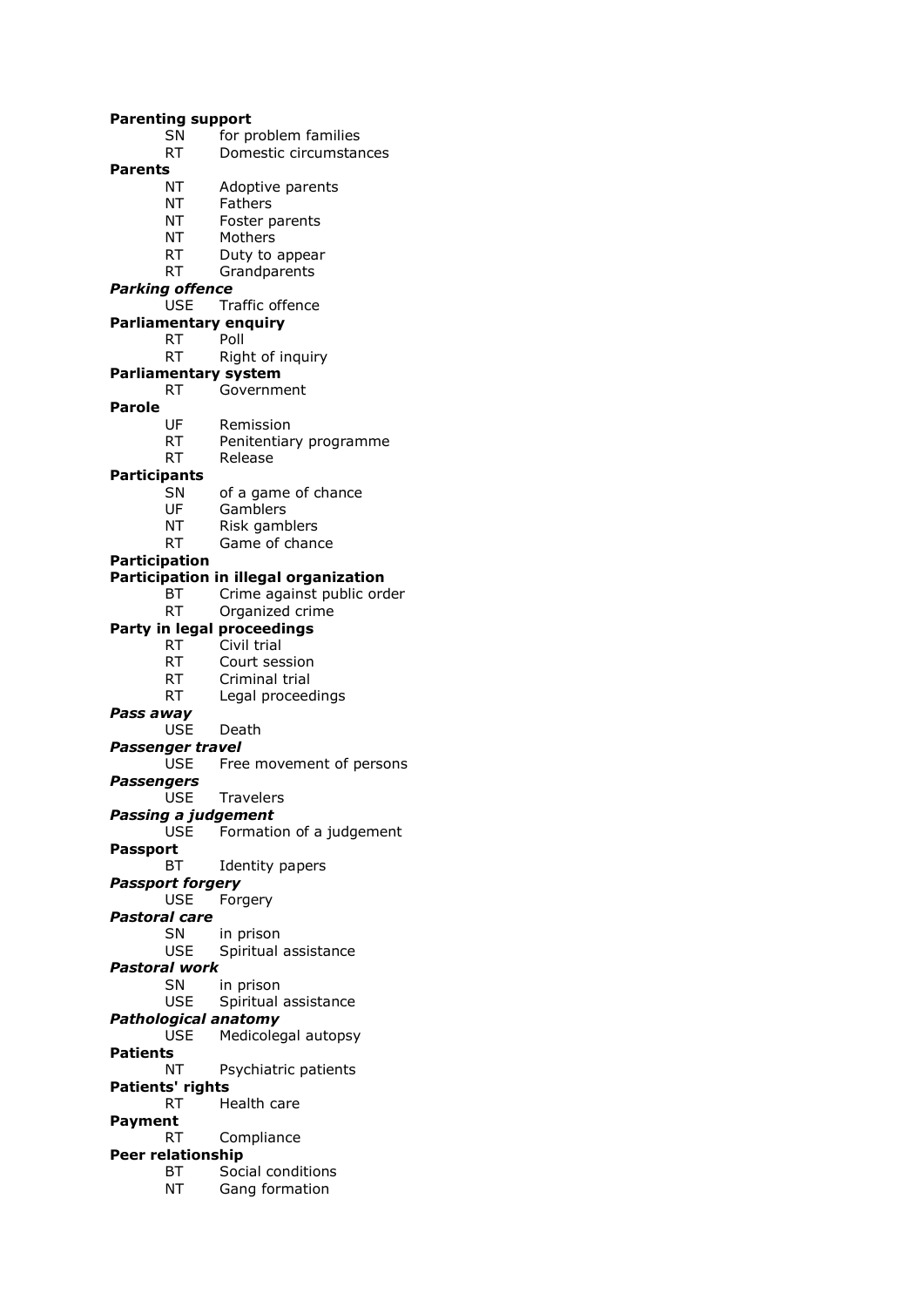**Parenting support**
SN for problem families
RT Domestic circumstances

**Parents**
NT Adoptive parents
NT Fathers
NT Foster parents
NT Mothers
RT Duty to appear
RT Grandparents

***Parking offence***
USE Traffic offence

**Parliamentary enquiry**
RT Poll
RT Right of inquiry

**Parliamentary system**
RT Government

**Parole**
UF Remission
RT Penitentiary programme
RT Release

**Participants**
SN of a game of chance
UF Gamblers
NT Risk gamblers
RT Game of chance

**Participation**

**Participation in illegal organization**
BT Crime against public order
RT Organized crime

**Party in legal proceedings**
RT Civil trial
RT Court session
RT Criminal trial
RT Legal proceedings

***Pass away***
USE Death

***Passenger travel***
USE Free movement of persons

***Passengers***
USE Travelers

***Passing a judgement***
USE Formation of a judgement

**Passport**
BT Identity papers

***Passport forgery***
USE Forgery

***Pastoral care***
SN in prison
USE Spiritual assistance

***Pastoral work***
SN in prison
USE Spiritual assistance

***Pathological anatomy***
USE Medicolegal autopsy

**Patients**
NT Psychiatric patients

**Patients' rights**
RT Health care

**Payment**
RT Compliance

**Peer relationship**
BT Social conditions
NT Gang formation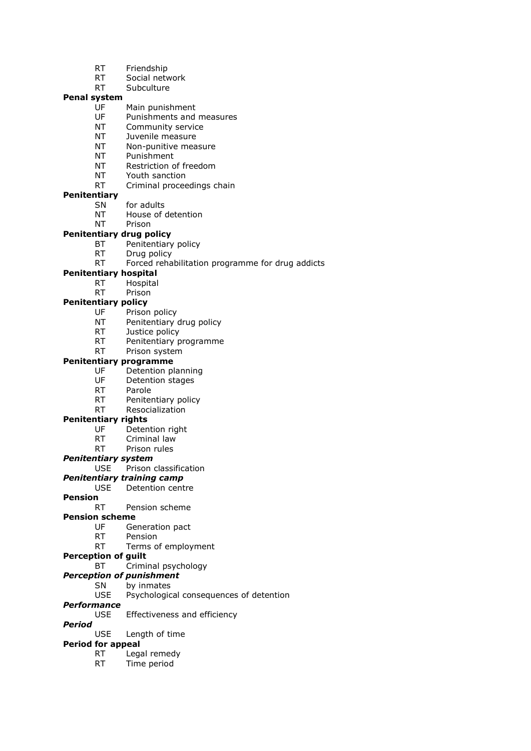RT Friendship
RT Social network
RT Subculture

**Penal system**
UF Main punishment
UF Punishments and measures
NT Community service
NT Juvenile measure
NT Non-punitive measure
NT Punishment
NT Restriction of freedom
NT Youth sanction
RT Criminal proceedings chain

**Penitentiary**
SN for adults
NT House of detention
NT Prison

**Penitentiary drug policy**
BT Penitentiary policy
RT Drug policy
RT Forced rehabilitation programme for drug addicts

**Penitentiary hospital**
RT Hospital
RT Prison

**Penitentiary policy**
UF Prison policy
NT Penitentiary drug policy
RT Justice policy
RT Penitentiary programme
RT Prison system

**Penitentiary programme**
UF Detention planning
UF Detention stages
RT Parole
RT Penitentiary policy
RT Resocialization

**Penitentiary rights**
UF Detention right
RT Criminal law
RT Prison rules

***Penitentiary system***
USE Prison classification

***Penitentiary training camp***
USE Detention centre

**Pension**
RT Pension scheme

**Pension scheme**
UF Generation pact
RT Pension
RT Terms of employment

**Perception of guilt**
BT Criminal psychology

***Perception of punishment***
SN by inmates
USE Psychological consequences of detention

***Performance***
USE Effectiveness and efficiency

***Period***
USE Length of time

**Period for appeal**
RT Legal remedy
RT Time period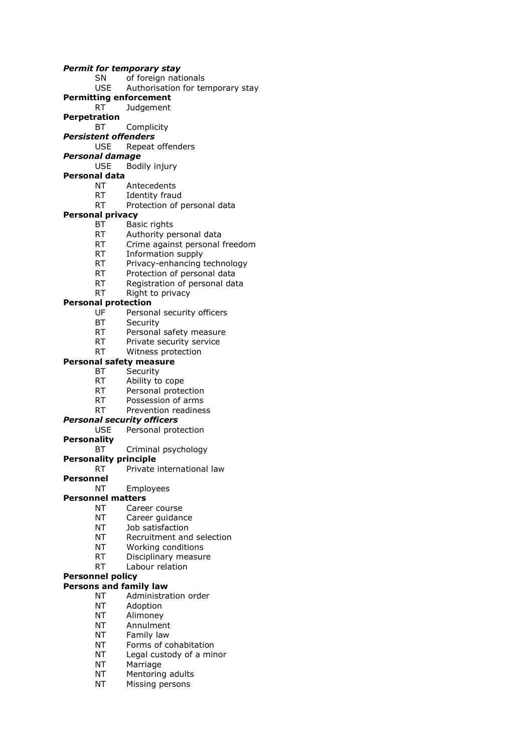***Permit for temporary stay***
SN of foreign nationals
USE Authorisation for temporary stay

**Permitting enforcement**
RT Judgement

**Perpetration**
BT Complicity

***Persistent offenders***
USE Repeat offenders

***Personal damage***
USE Bodily injury

**Personal data**
NT Antecedents
RT Identity fraud
RT Protection of personal data

**Personal privacy**
BT Basic rights
RT Authority personal data
RT Crime against personal freedom
RT Information supply
RT Privacy-enhancing technology
RT Protection of personal data
RT Registration of personal data
RT Right to privacy

**Personal protection**
UF Personal security officers
BT Security
RT Personal safety measure
RT Private security service
RT Witness protection

**Personal safety measure**
BT Security
RT Ability to cope
RT Personal protection
RT Possession of arms
RT Prevention readiness

***Personal security officers***
USE Personal protection

**Personality**
BT Criminal psychology

**Personality principle**
RT Private international law

**Personnel**
NT Employees

**Personnel matters**
NT Career course
NT Career guidance
NT Job satisfaction
NT Recruitment and selection
NT Working conditions
RT Disciplinary measure
RT Labour relation

**Personnel policy**

**Persons and family law**
NT Administration order
NT Adoption
NT Alimoney
NT Annulment
NT Family law
NT Forms of cohabitation
NT Legal custody of a minor
NT Marriage
NT Mentoring adults
NT Missing persons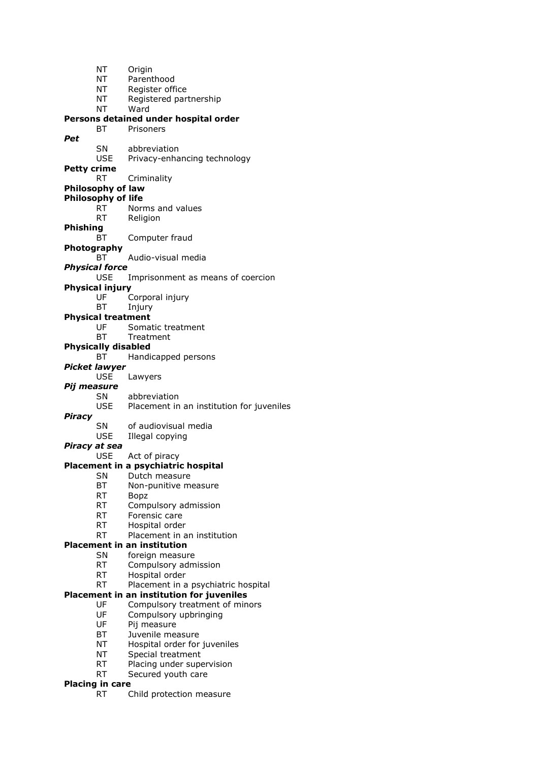NT Origin
NT Parenthood
NT Register office
NT Registered partnership
NT Ward

**Persons detained under hospital order**
BT Prisoners

***Pet***
SN abbreviation
USE Privacy-enhancing technology

**Petty crime**
RT Criminality

**Philosophy of law**

**Philosophy of life**
RT Norms and values
RT Religion

**Phishing**
BT Computer fraud

**Photography**
BT Audio-visual media

***Physical force***
USE Imprisonment as means of coercion

**Physical injury**
UF Corporal injury
BT Injury

**Physical treatment**
UF Somatic treatment
BT Treatment

**Physically disabled**
BT Handicapped persons

***Picket lawyer***
USE Lawyers

***Pij measure***
SN abbreviation
USE Placement in an institution for juveniles

***Piracy***
SN of audiovisual media
USE Illegal copying

***Piracy at sea***
USE Act of piracy

**Placement in a psychiatric hospital**
SN Dutch measure
BT Non-punitive measure
RT Bopz
RT Compulsory admission
RT Forensic care
RT Hospital order
RT Placement in an institution

**Placement in an institution**
SN foreign measure
RT Compulsory admission
RT Hospital order
RT Placement in a psychiatric hospital

**Placement in an institution for juveniles**
UF Compulsory treatment of minors
UF Compulsory upbringing
UF Pij measure
BT Juvenile measure
NT Hospital order for juveniles
NT Special treatment
RT Placing under supervision
RT Secured youth care

**Placing in care**
RT Child protection measure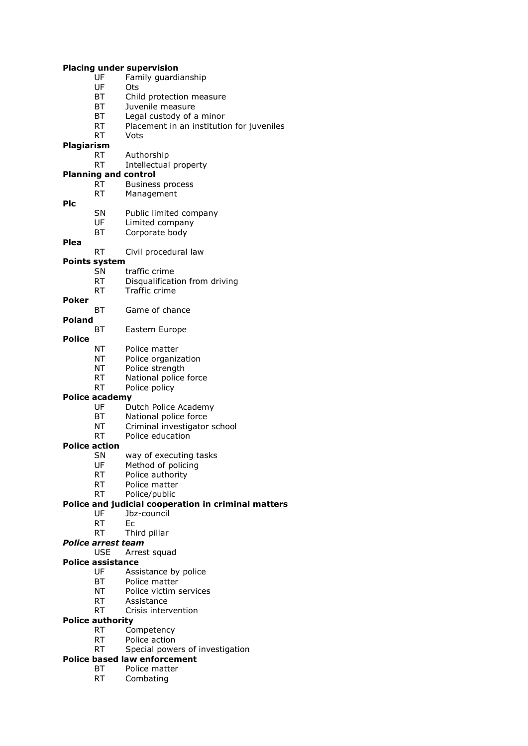**Placing under supervision**

UF Family guardianship
UF Ots
BT Child protection measure
BT Juvenile measure
BT Legal custody of a minor
RT Placement in an institution for juveniles
RT Vots

**Plagiarism**

RT Authorship
RT Intellectual property

**Planning and control**

RT Business process
RT Management

**Plc**

SN Public limited company
UF Limited company
BT Corporate body

**Plea**

RT Civil procedural law

**Points system**

SN traffic crime
RT Disqualification from driving
RT Traffic crime

**Poker**

BT Game of chance

**Poland**

BT Eastern Europe

**Police**

NT Police matter
NT Police organization
NT Police strength
RT National police force
RT Police policy

**Police academy**

UF Dutch Police Academy
BT National police force
NT Criminal investigator school
RT Police education

**Police action**

SN way of executing tasks
UF Method of policing
RT Police authority
RT Police matter
RT Police/public

**Police and judicial cooperation in criminal matters**

UF Jbz-council
RT Ec
RT Third pillar

***Police arrest team***

USE Arrest squad

**Police assistance**

UF Assistance by police
BT Police matter
NT Police victim services
RT Assistance
RT Crisis intervention

**Police authority**

RT Competency
RT Police action
RT Special powers of investigation

**Police based law enforcement**

BT Police matter
RT Combating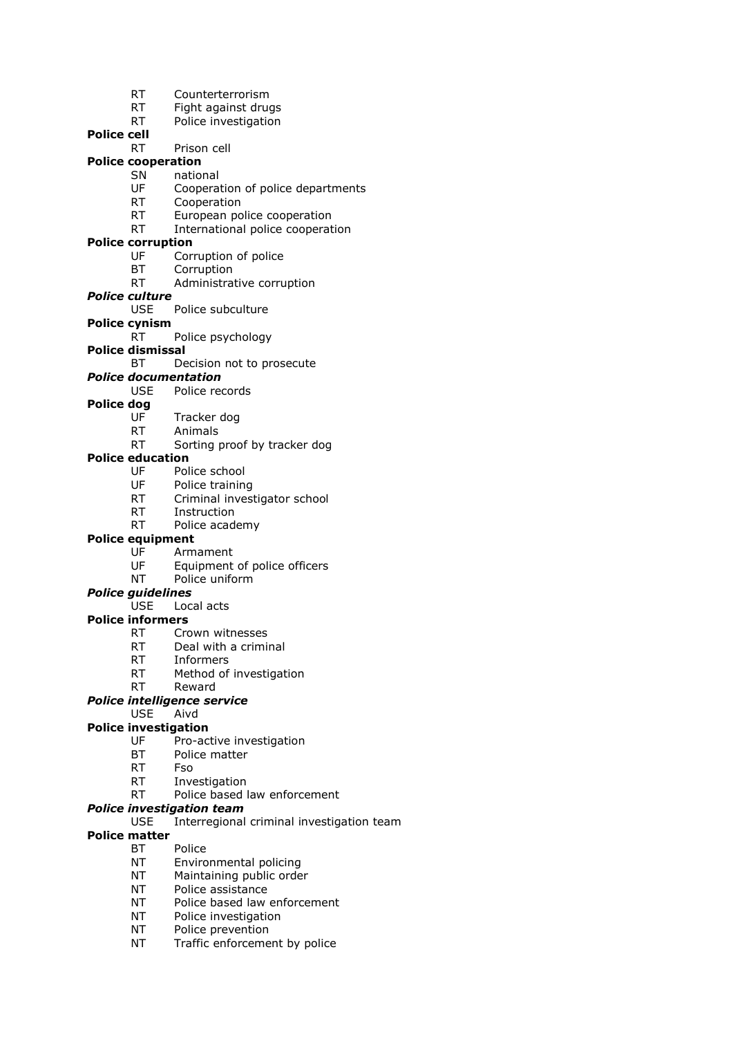RT Counterterrorism
RT Fight against drugs
RT Police investigation

**Police cell**
RT Prison cell

**Police cooperation**
SN national
UF Cooperation of police departments
RT Cooperation
RT European police cooperation
RT International police cooperation

**Police corruption**
UF Corruption of police
BT Corruption
RT Administrative corruption

***Police culture***
USE Police subculture

**Police cynism**
RT Police psychology

**Police dismissal**
BT Decision not to prosecute

***Police documentation***
USE Police records

**Police dog**
UF Tracker dog
RT Animals
RT Sorting proof by tracker dog

**Police education**
UF Police school
UF Police training
RT Criminal investigator school
RT Instruction
RT Police academy

**Police equipment**
UF Armament
UF Equipment of police officers
NT Police uniform

***Police guidelines***
USE Local acts

**Police informers**
RT Crown witnesses
RT Deal with a criminal
RT Informers
RT Method of investigation
RT Reward

***Police intelligence service***
USE Aivd

**Police investigation**
UF Pro-active investigation
BT Police matter
RT Fso
RT Investigation
RT Police based law enforcement

***Police investigation team***
USE Interregional criminal investigation team

**Police matter**
BT Police
NT Environmental policing
NT Maintaining public order
NT Police assistance
NT Police based law enforcement
NT Police investigation
NT Police prevention
NT Traffic enforcement by police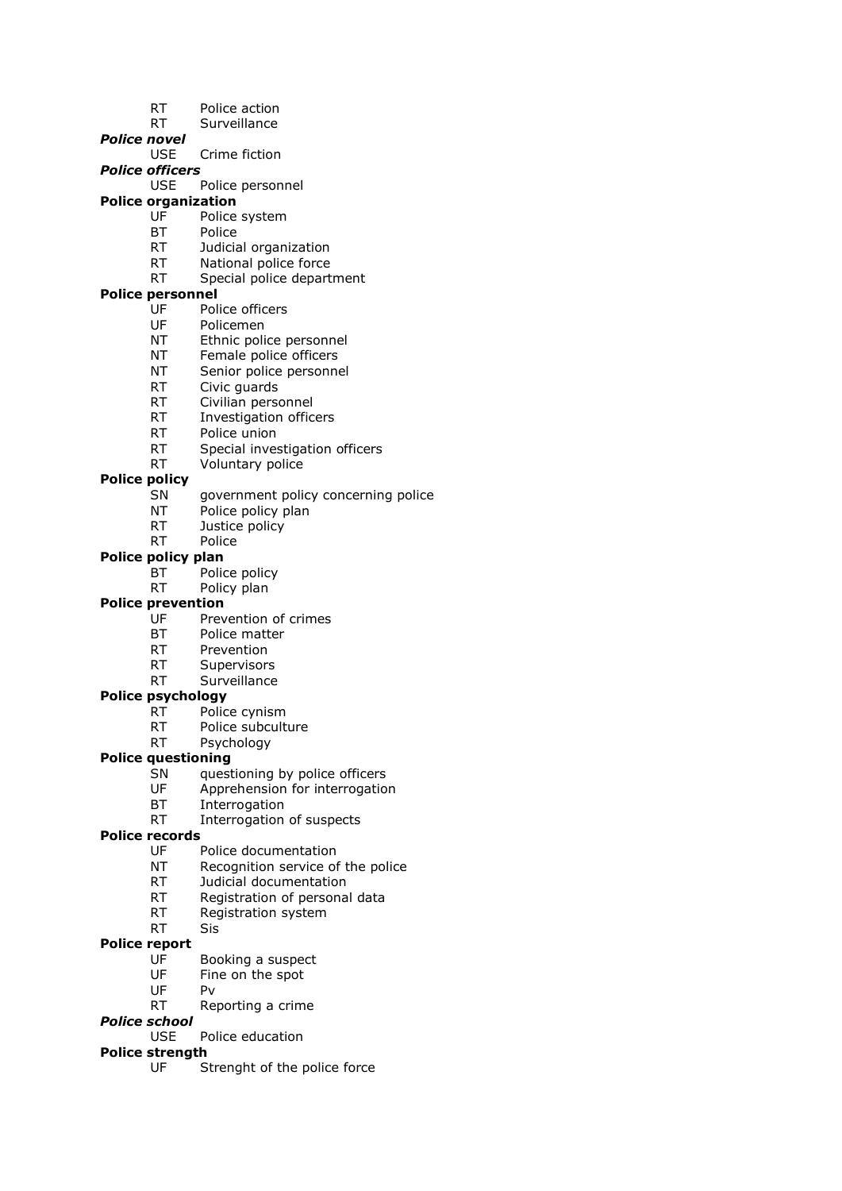RT Police action
RT Surveillance

***Police novel***
USE Crime fiction

***Police officers***
USE Police personnel

**Police organization**
UF Police system
BT Police
RT Judicial organization
RT National police force
RT Special police department

**Police personnel**
UF Police officers
UF Policemen
NT Ethnic police personnel
NT Female police officers
NT Senior police personnel
RT Civic guards
RT Civilian personnel
RT Investigation officers
RT Police union
RT Special investigation officers
RT Voluntary police

**Police policy**
SN government policy concerning police
NT Police policy plan
RT Justice policy
RT Police

**Police policy plan**
BT Police policy
RT Policy plan

**Police prevention**
UF Prevention of crimes
BT Police matter
RT Prevention
RT Supervisors
RT Surveillance

**Police psychology**
RT Police cynism
RT Police subculture
RT Psychology

**Police questioning**
SN questioning by police officers
UF Apprehension for interrogation
BT Interrogation
RT Interrogation of suspects

**Police records**
UF Police documentation
NT Recognition service of the police
RT Judicial documentation
RT Registration of personal data
RT Registration system
RT Sis

**Police report**
UF Booking a suspect
UF Fine on the spot
UF Pv
RT Reporting a crime

***Police school***
USE Police education

**Police strength**
UF Strenght of the police force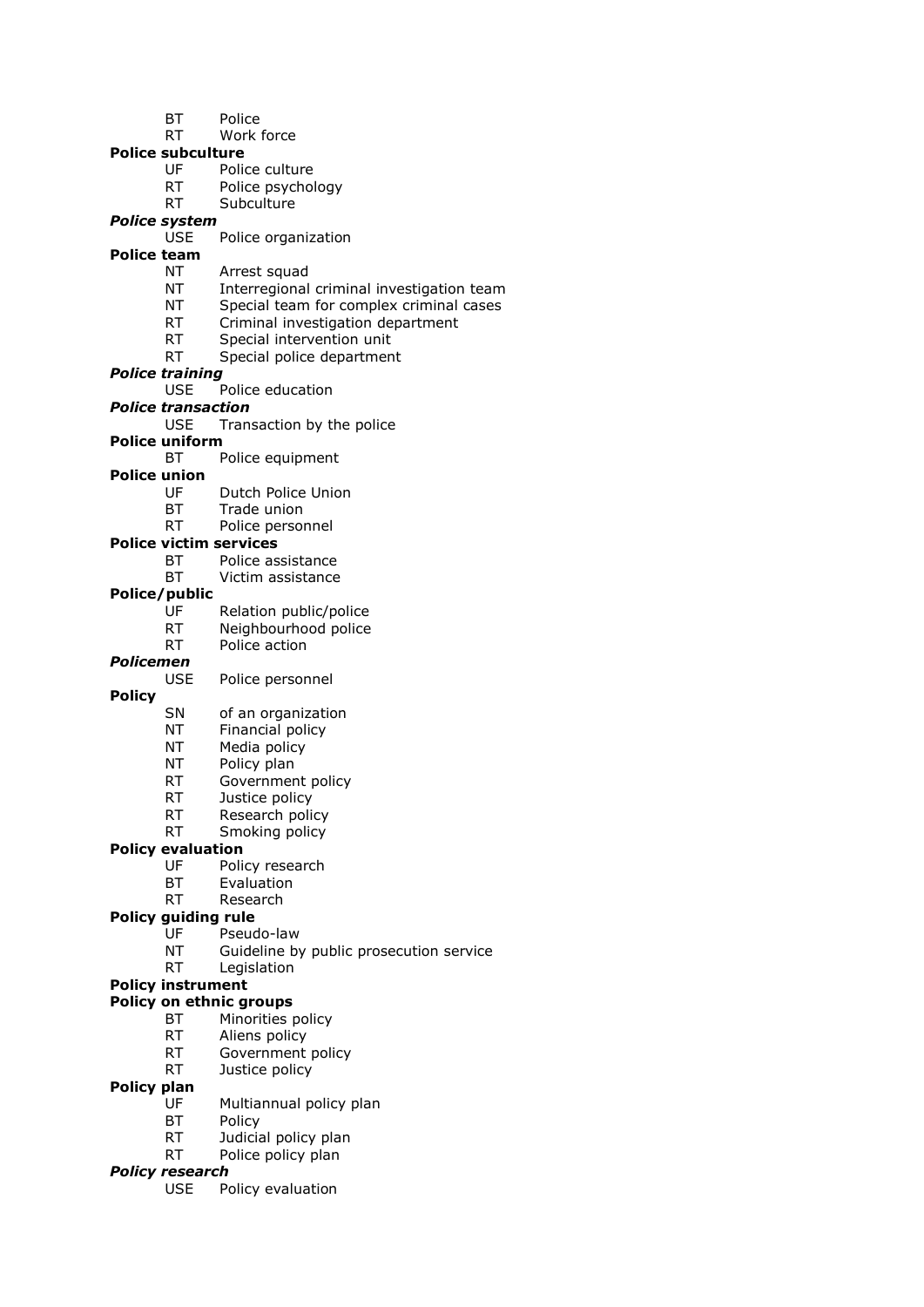BT Police
RT Work force

**Police subculture**
UF Police culture
RT Police psychology
RT Subculture

***Police system***
USE Police organization

**Police team**
NT Arrest squad
NT Interregional criminal investigation team
NT Special team for complex criminal cases
RT Criminal investigation department
RT Special intervention unit
RT Special police department

***Police training***
USE Police education

***Police transaction***
USE Transaction by the police

**Police uniform**
BT Police equipment

**Police union**
UF Dutch Police Union
BT Trade union
RT Police personnel

**Police victim services**
BT Police assistance
BT Victim assistance

**Police/public**
UF Relation public/police
RT Neighbourhood police
RT Police action

***Policemen***
USE Police personnel

**Policy**
SN of an organization
NT Financial policy
NT Media policy
NT Policy plan
RT Government policy
RT Justice policy
RT Research policy
RT Smoking policy

**Policy evaluation**
UF Policy research
BT Evaluation
RT Research

**Policy guiding rule**
UF Pseudo-law
NT Guideline by public prosecution service
RT Legislation

**Policy instrument**

**Policy on ethnic groups**
BT Minorities policy
RT Aliens policy
RT Government policy
RT Justice policy

**Policy plan**
UF Multiannual policy plan
BT Policy
RT Judicial policy plan
RT Police policy plan

***Policy research***
USE Policy evaluation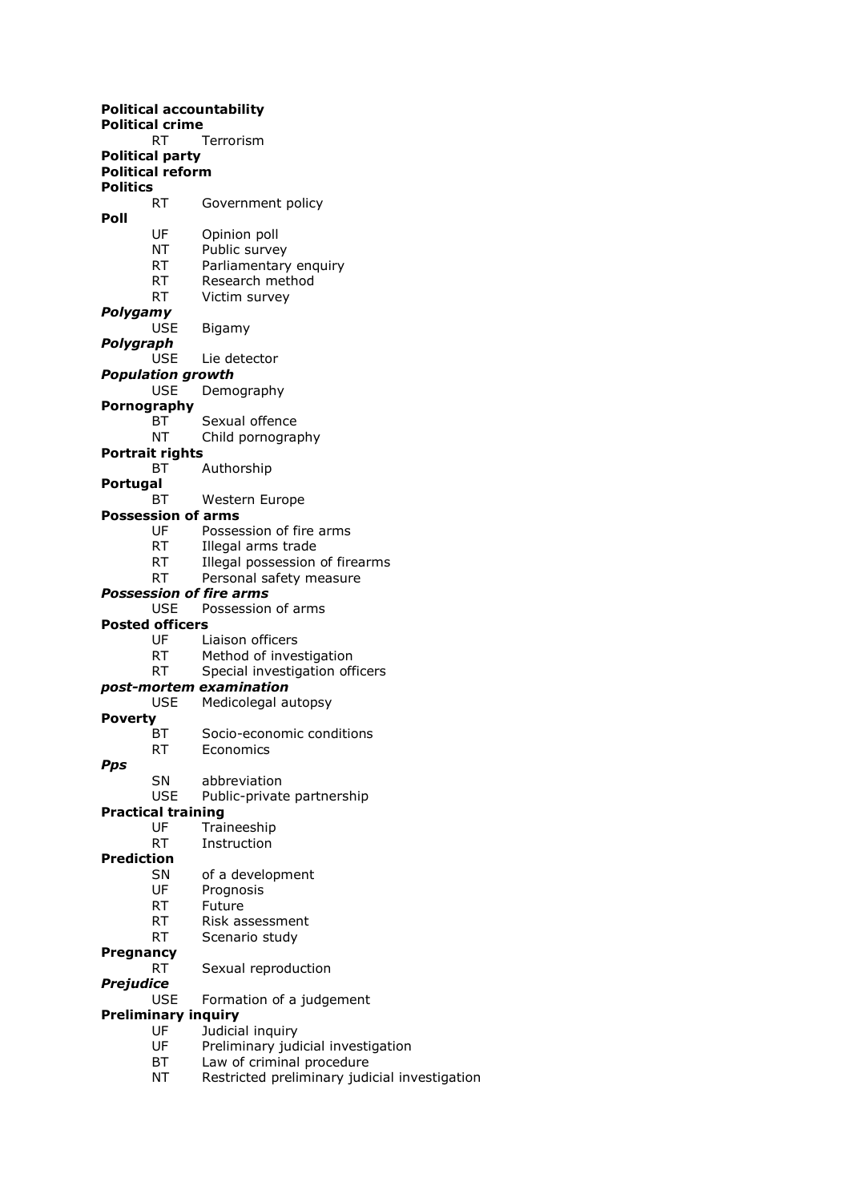**Political accountability**

**Political crime**

RT Terrorism

**Political party**

**Political reform**

**Politics**

RT Government policy

**Poll**

UF Opinion poll
NT Public survey
RT Parliamentary enquiry
RT Research method
RT Victim survey

***Polygamy***

USE Bigamy

***Polygraph***

USE Lie detector

***Population growth***

USE Demography

**Pornography**

BT Sexual offence
NT Child pornography

**Portrait rights**

BT Authorship

**Portugal**

BT Western Europe

**Possession of arms**

UF Possession of fire arms
RT Illegal arms trade
RT Illegal possession of firearms
RT Personal safety measure

***Possession of fire arms***

USE Possession of arms

**Posted officers**

UF Liaison officers
RT Method of investigation
RT Special investigation officers

***post-mortem examination***

USE Medicolegal autopsy

**Poverty**

BT Socio-economic conditions
RT Economics

***Pps***

SN abbreviation
USE Public-private partnership

**Practical training**

UF Traineeship
RT Instruction

**Prediction**

SN of a development
UF Prognosis
RT Future
RT Risk assessment
RT Scenario study

**Pregnancy**

RT Sexual reproduction

***Prejudice***

USE Formation of a judgement

**Preliminary inquiry**

UF Judicial inquiry
UF Preliminary judicial investigation
BT Law of criminal procedure
NT Restricted preliminary judicial investigation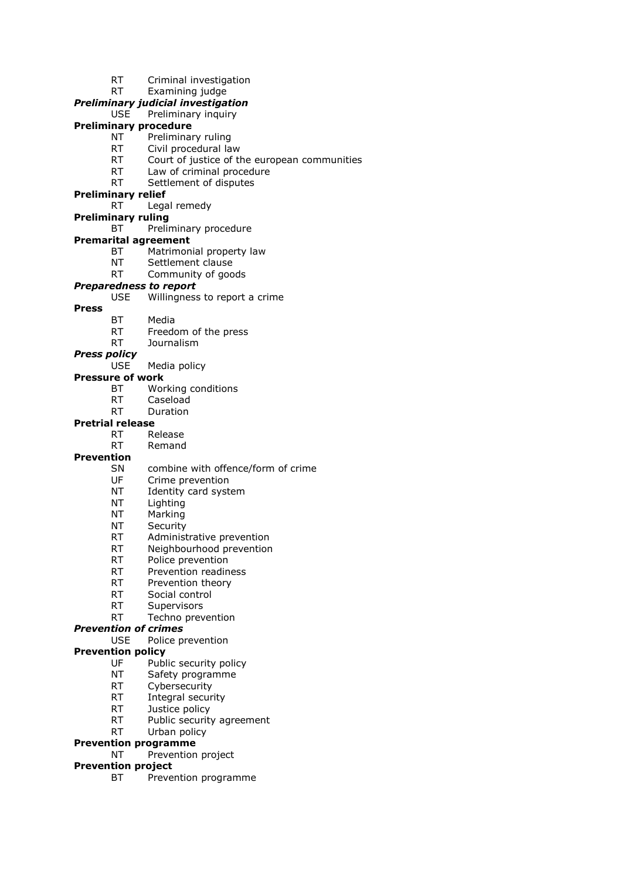RT Criminal investigation
RT Examining judge

***Preliminary judicial investigation***
USE Preliminary inquiry

**Preliminary procedure**
NT Preliminary ruling
RT Civil procedural law
RT Court of justice of the european communities
RT Law of criminal procedure
RT Settlement of disputes

**Preliminary relief**
RT Legal remedy

**Preliminary ruling**
BT Preliminary procedure

**Premarital agreement**
BT Matrimonial property law
NT Settlement clause
RT Community of goods

***Preparedness to report***
USE Willingness to report a crime

**Press**
BT Media
RT Freedom of the press
RT Journalism

***Press policy***
USE Media policy

**Pressure of work**
BT Working conditions
RT Caseload
RT Duration

**Pretrial release**
RT Release
RT Remand

**Prevention**
SN combine with offence/form of crime
UF Crime prevention
NT Identity card system
NT Lighting
NT Marking
NT Security
RT Administrative prevention
RT Neighbourhood prevention
RT Police prevention
RT Prevention readiness
RT Prevention theory
RT Social control
RT Supervisors
RT Techno prevention

***Prevention of crimes***
USE Police prevention

**Prevention policy**
UF Public security policy
NT Safety programme
RT Cybersecurity
RT Integral security
RT Justice policy
RT Public security agreement
RT Urban policy

**Prevention programme**
NT Prevention project

**Prevention project**
BT Prevention programme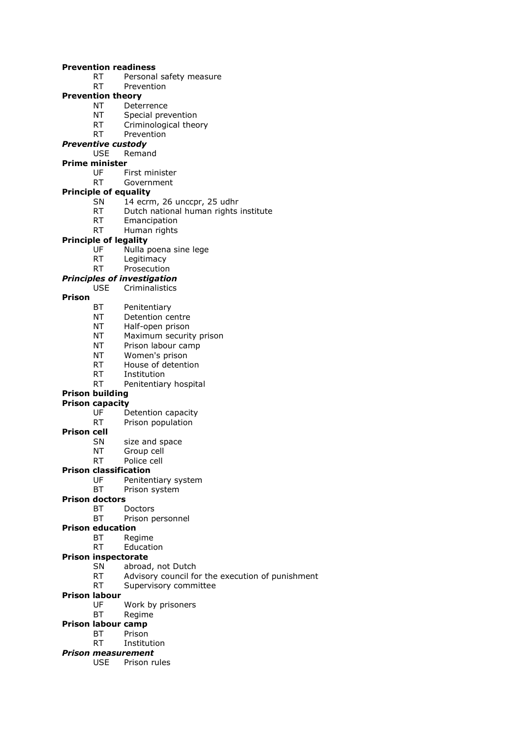**Prevention readiness**
    RT    Personal safety measure
    RT    Prevention
**Prevention theory**
    NT    Deterrence
    NT    Special prevention
    RT    Criminological theory
    RT    Prevention
***Preventive custody***
    USE    Remand
**Prime minister**
    UF    First minister
    RT    Government
**Principle of equality**
    SN    14 ecrm, 26 unccpr, 25 udhr
    RT    Dutch national human rights institute
    RT    Emancipation
    RT    Human rights
**Principle of legality**
    UF    Nulla poena sine lege
    RT    Legitimacy
    RT    Prosecution
***Principles of investigation***
    USE    Criminalistics
**Prison**
    BT    Penitentiary
    NT    Detention centre
    NT    Half-open prison
    NT    Maximum security prison
    NT    Prison labour camp
    NT    Women's prison
    RT    House of detention
    RT    Institution
    RT    Penitentiary hospital
**Prison building**
**Prison capacity**
    UF    Detention capacity
    RT    Prison population
**Prison cell**
    SN    size and space
    NT    Group cell
    RT    Police cell
**Prison classification**
    UF    Penitentiary system
    BT    Prison system
**Prison doctors**
    BT    Doctors
    BT    Prison personnel
**Prison education**
    BT    Regime
    RT    Education
**Prison inspectorate**
    SN    abroad, not Dutch
    RT    Advisory council for the execution of punishment
    RT    Supervisory committee
**Prison labour**
    UF    Work by prisoners
    BT    Regime
**Prison labour camp**
    BT    Prison
    RT    Institution
***Prison measurement***
    USE    Prison rules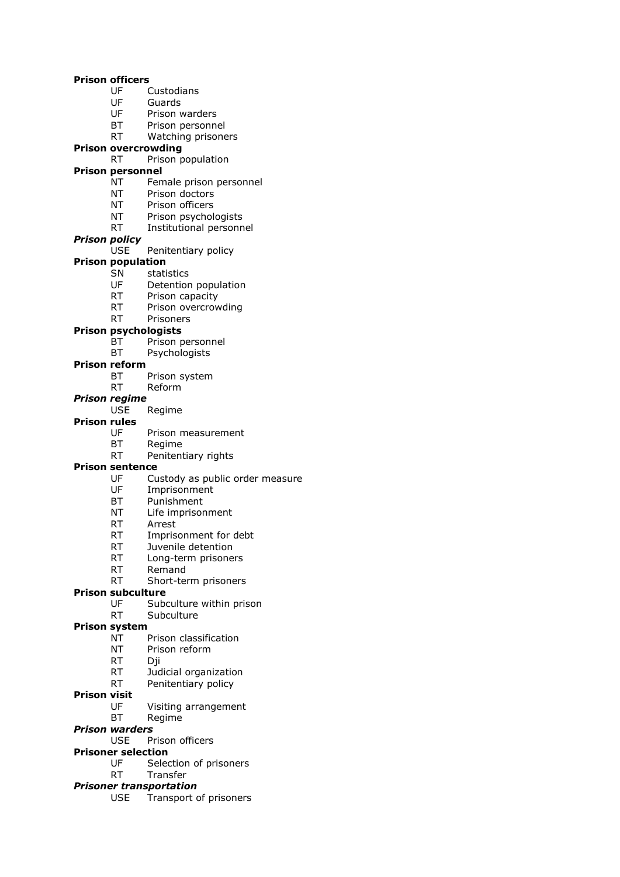**Prison officers**

- UF Custodians
- UF Guards
- UF Prison warders
- BT Prison personnel
- RT Watching prisoners

**Prison overcrowding**

- RT Prison population

**Prison personnel**

- NT Female prison personnel
- NT Prison doctors
- NT Prison officers
- NT Prison psychologists
- RT Institutional personnel

***Prison policy***

- USE Penitentiary policy

**Prison population**

- SN statistics
- UF Detention population
- RT Prison capacity
- RT Prison overcrowding
- RT Prisoners

**Prison psychologists**

- BT Prison personnel
- BT Psychologists

**Prison reform**

- BT Prison system
- RT Reform

***Prison regime***

- USE Regime

**Prison rules**

- UF Prison measurement
- BT Regime
- RT Penitentiary rights

**Prison sentence**

- UF Custody as public order measure
- UF Imprisonment
- BT Punishment
- NT Life imprisonment
- RT Arrest
- RT Imprisonment for debt
- RT Juvenile detention
- RT Long-term prisoners
- RT Remand
- RT Short-term prisoners

**Prison subculture**

- UF Subculture within prison
- RT Subculture

**Prison system**

- NT Prison classification
- NT Prison reform
- RT Dji
- RT Judicial organization
- RT Penitentiary policy

**Prison visit**

- UF Visiting arrangement
- BT Regime

***Prison warders***

- USE Prison officers

**Prisoner selection**

- UF Selection of prisoners
- RT Transfer

***Prisoner transportation***

- USE Transport of prisoners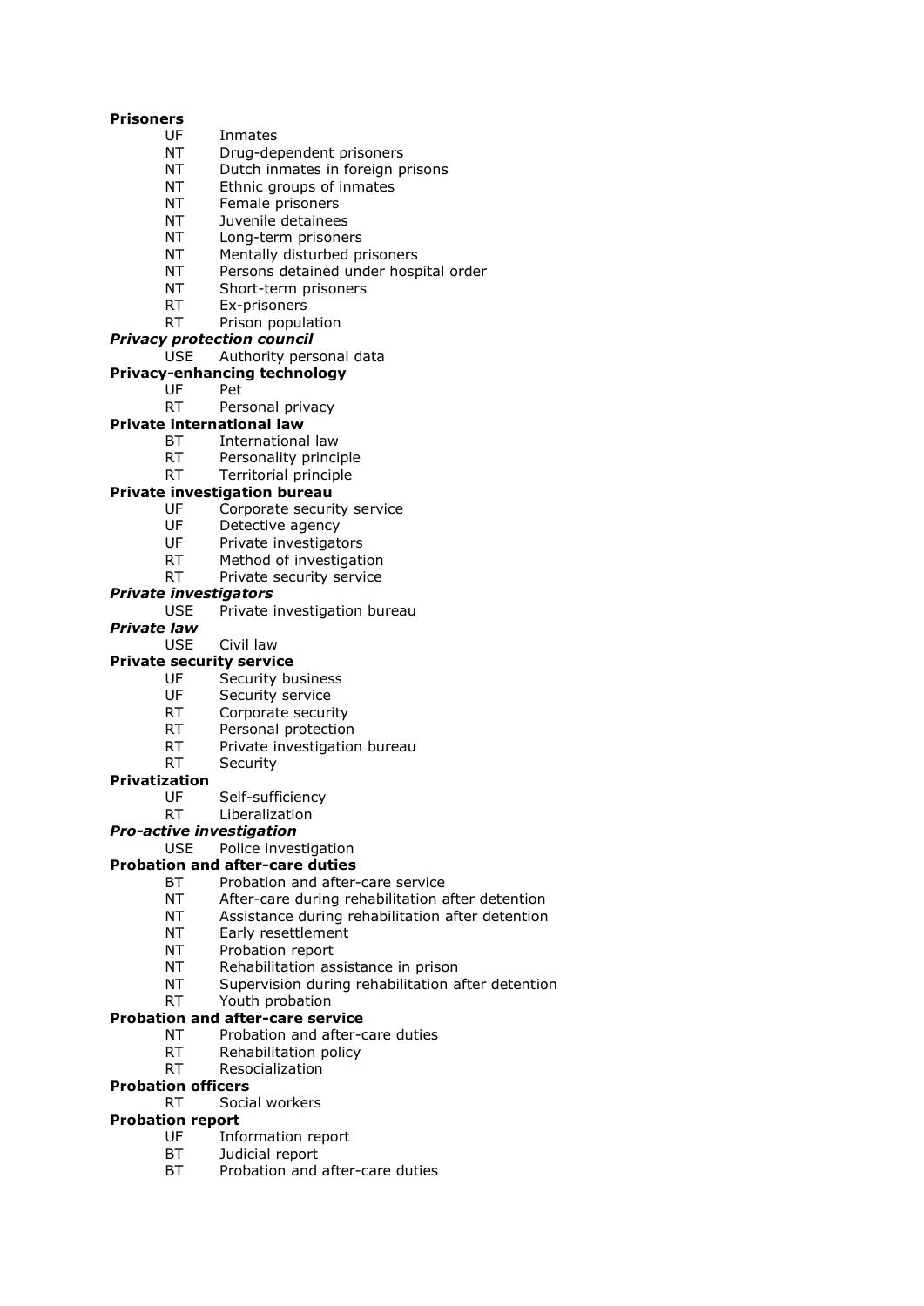**Prisoners**

UF Inmates
NT Drug-dependent prisoners
NT Dutch inmates in foreign prisons
NT Ethnic groups of inmates
NT Female prisoners
NT Juvenile detainees
NT Long-term prisoners
NT Mentally disturbed prisoners
NT Persons detained under hospital order
NT Short-term prisoners
RT Ex-prisoners
RT Prison population

***Privacy protection council***

USE Authority personal data

**Privacy-enhancing technology**

UF Pet
RT Personal privacy

**Private international law**

BT International law
RT Personality principle
RT Territorial principle

**Private investigation bureau**

UF Corporate security service
UF Detective agency
UF Private investigators
RT Method of investigation
RT Private security service

***Private investigators***

USE Private investigation bureau

***Private law***

USE Civil law

**Private security service**

UF Security business
UF Security service
RT Corporate security
RT Personal protection
RT Private investigation bureau
RT Security

**Privatization**

UF Self-sufficiency
RT Liberalization

***Pro-active investigation***

USE Police investigation

**Probation and after-care duties**

BT Probation and after-care service
NT After-care during rehabilitation after detention
NT Assistance during rehabilitation after detention
NT Early resettlement
NT Probation report
NT Rehabilitation assistance in prison
NT Supervision during rehabilitation after detention
RT Youth probation

**Probation and after-care service**

NT Probation and after-care duties
RT Rehabilitation policy
RT Resocialization

**Probation officers**

RT Social workers

**Probation report**

UF Information report
BT Judicial report
BT Probation and after-care duties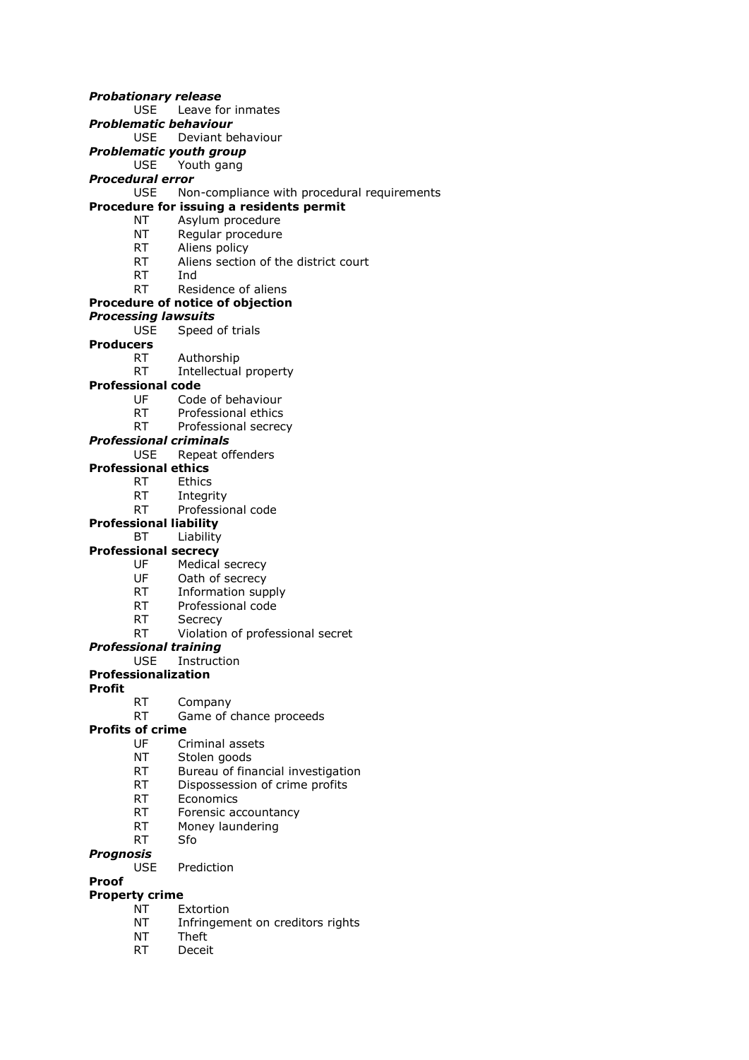***Probationary release***

USE Leave for inmates

***Problematic behaviour***

USE Deviant behaviour

***Problematic youth group***

USE Youth gang

***Procedural error***

USE Non-compliance with procedural requirements

**Procedure for issuing a residents permit**

NT Asylum procedure
NT Regular procedure
RT Aliens policy
RT Aliens section of the district court
RT Ind
RT Residence of aliens

**Procedure of notice of objection**

***Processing lawsuits***

USE Speed of trials

**Producers**

RT Authorship
RT Intellectual property

**Professional code**

UF Code of behaviour
RT Professional ethics
RT Professional secrecy

***Professional criminals***

USE Repeat offenders

**Professional ethics**

RT Ethics
RT Integrity
RT Professional code

**Professional liability**

BT Liability

**Professional secrecy**

UF Medical secrecy
UF Oath of secrecy
RT Information supply
RT Professional code
RT Secrecy
RT Violation of professional secret

***Professional training***

USE Instruction

**Professionalization**

**Profit**

RT Company
RT Game of chance proceeds

**Profits of crime**

UF Criminal assets
NT Stolen goods
RT Bureau of financial investigation
RT Dispossession of crime profits
RT Economics
RT Forensic accountancy
RT Money laundering
RT Sfo

***Prognosis***

USE Prediction

**Proof**

**Property crime**

NT Extortion
NT Infringement on creditors rights
NT Theft
RT Deceit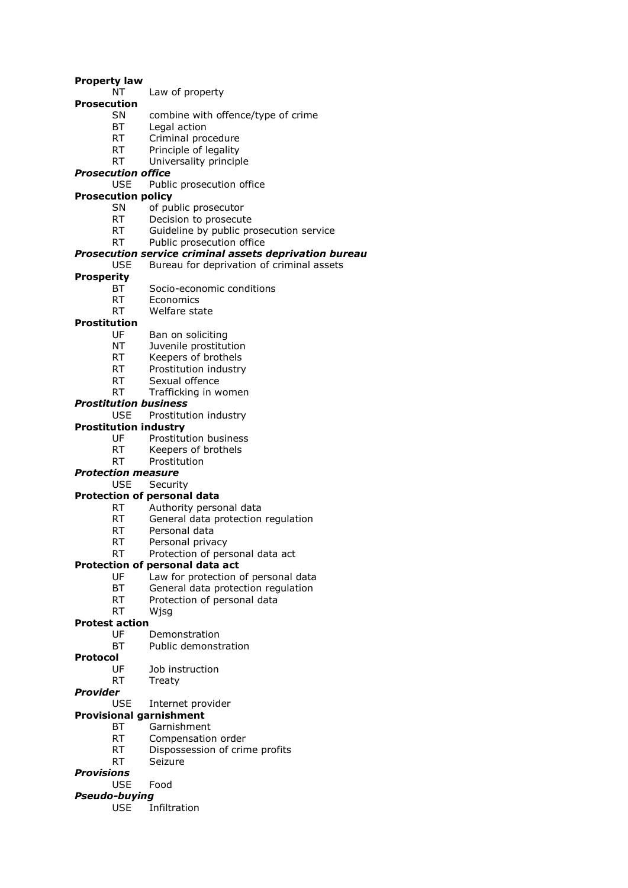**Property law**
  NT  Law of property

**Prosecution**
  SN  combine with offence/type of crime
  BT  Legal action
  RT  Criminal procedure
  RT  Principle of legality
  RT  Universality principle

***Prosecution office***
  USE  Public prosecution office

**Prosecution policy**
  SN  of public prosecutor
  RT  Decision to prosecute
  RT  Guideline by public prosecution service
  RT  Public prosecution office

***Prosecution service criminal assets deprivation bureau***
  USE  Bureau for deprivation of criminal assets

**Prosperity**
  BT  Socio-economic conditions
  RT  Economics
  RT  Welfare state

**Prostitution**
  UF  Ban on soliciting
  NT  Juvenile prostitution
  RT  Keepers of brothels
  RT  Prostitution industry
  RT  Sexual offence
  RT  Trafficking in women

***Prostitution business***
  USE  Prostitution industry

**Prostitution industry**
  UF  Prostitution business
  RT  Keepers of brothels
  RT  Prostitution

***Protection measure***
  USE  Security

**Protection of personal data**
  RT  Authority personal data
  RT  General data protection regulation
  RT  Personal data
  RT  Personal privacy
  RT  Protection of personal data act

**Protection of personal data act**
  UF  Law for protection of personal data
  BT  General data protection regulation
  RT  Protection of personal data
  RT  Wjsg

**Protest action**
  UF  Demonstration
  BT  Public demonstration

**Protocol**
  UF  Job instruction
  RT  Treaty

***Provider***
  USE  Internet provider

**Provisional garnishment**
  BT  Garnishment
  RT  Compensation order
  RT  Dispossession of crime profits
  RT  Seizure

***Provisions***
  USE  Food

***Pseudo-buying***
  USE  Infiltration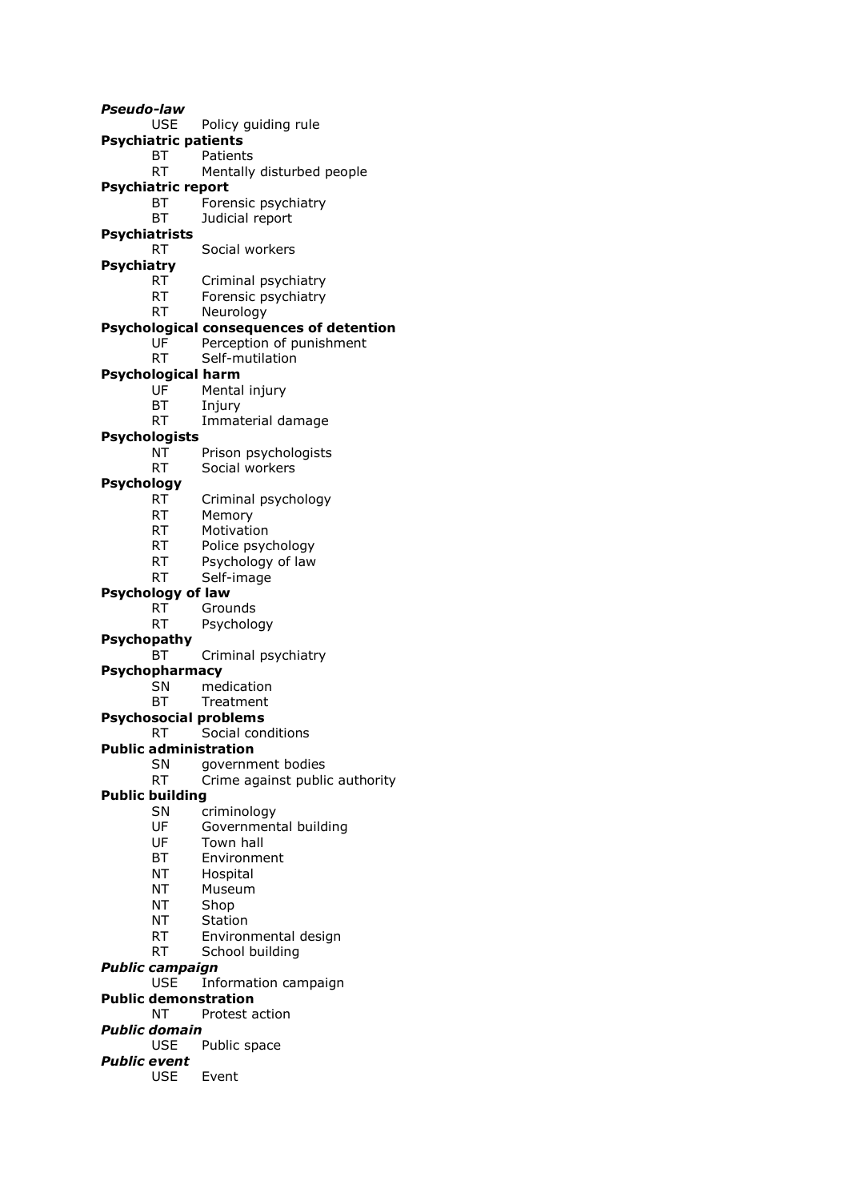***Pseudo-law***
USE Policy guiding rule

**Psychiatric patients**
BT Patients
RT Mentally disturbed people

**Psychiatric report**
BT Forensic psychiatry
BT Judicial report

**Psychiatrists**
RT Social workers

**Psychiatry**
RT Criminal psychiatry
RT Forensic psychiatry
RT Neurology

**Psychological consequences of detention**
UF Perception of punishment
RT Self-mutilation

**Psychological harm**
UF Mental injury
BT Injury
RT Immaterial damage

**Psychologists**
NT Prison psychologists
RT Social workers

**Psychology**
RT Criminal psychology
RT Memory
RT Motivation
RT Police psychology
RT Psychology of law
RT Self-image

**Psychology of law**
RT Grounds
RT Psychology

**Psychopathy**
BT Criminal psychiatry

**Psychopharmacy**
SN medication
BT Treatment

**Psychosocial problems**
RT Social conditions

**Public administration**
SN government bodies
RT Crime against public authority

**Public building**
SN criminology
UF Governmental building
UF Town hall
BT Environment
NT Hospital
NT Museum
NT Shop
NT Station
RT Environmental design
RT School building

***Public campaign***
USE Information campaign

**Public demonstration**
NT Protest action

***Public domain***
USE Public space

***Public event***
USE Event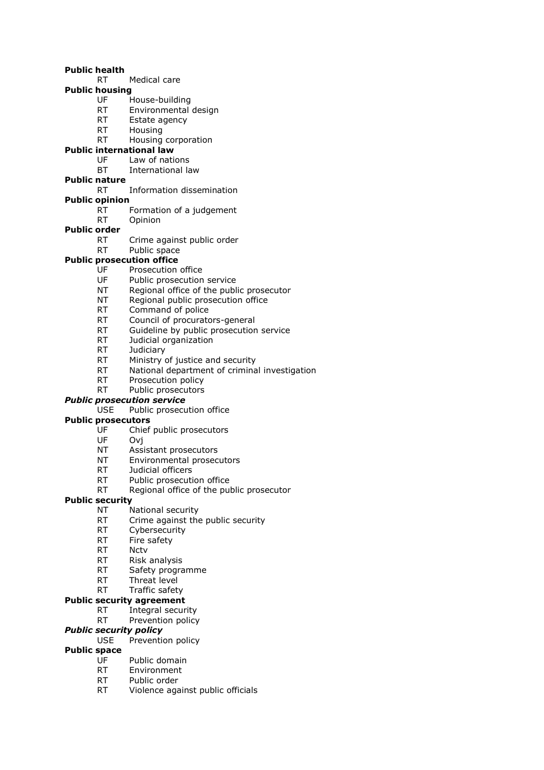**Public health**
RT Medical care

**Public housing**
UF House-building
RT Environmental design
RT Estate agency
RT Housing
RT Housing corporation

**Public international law**
UF Law of nations
BT International law

**Public nature**
RT Information dissemination

**Public opinion**
RT Formation of a judgement
RT Opinion

**Public order**
RT Crime against public order
RT Public space

**Public prosecution office**
UF Prosecution office
UF Public prosecution service
NT Regional office of the public prosecutor
NT Regional public prosecution office
RT Command of police
RT Council of procurators-general
RT Guideline by public prosecution service
RT Judicial organization
RT Judiciary
RT Ministry of justice and security
RT National department of criminal investigation
RT Prosecution policy
RT Public prosecutors

***Public prosecution service***
USE Public prosecution office

**Public prosecutors**
UF Chief public prosecutors
UF Ovj
NT Assistant prosecutors
NT Environmental prosecutors
RT Judicial officers
RT Public prosecution office
RT Regional office of the public prosecutor

**Public security**
NT National security
RT Crime against the public security
RT Cybersecurity
RT Fire safety
RT Nctv
RT Risk analysis
RT Safety programme
RT Threat level
RT Traffic safety

**Public security agreement**
RT Integral security
RT Prevention policy

***Public security policy***
USE Prevention policy

**Public space**
UF Public domain
RT Environment
RT Public order
RT Violence against public officials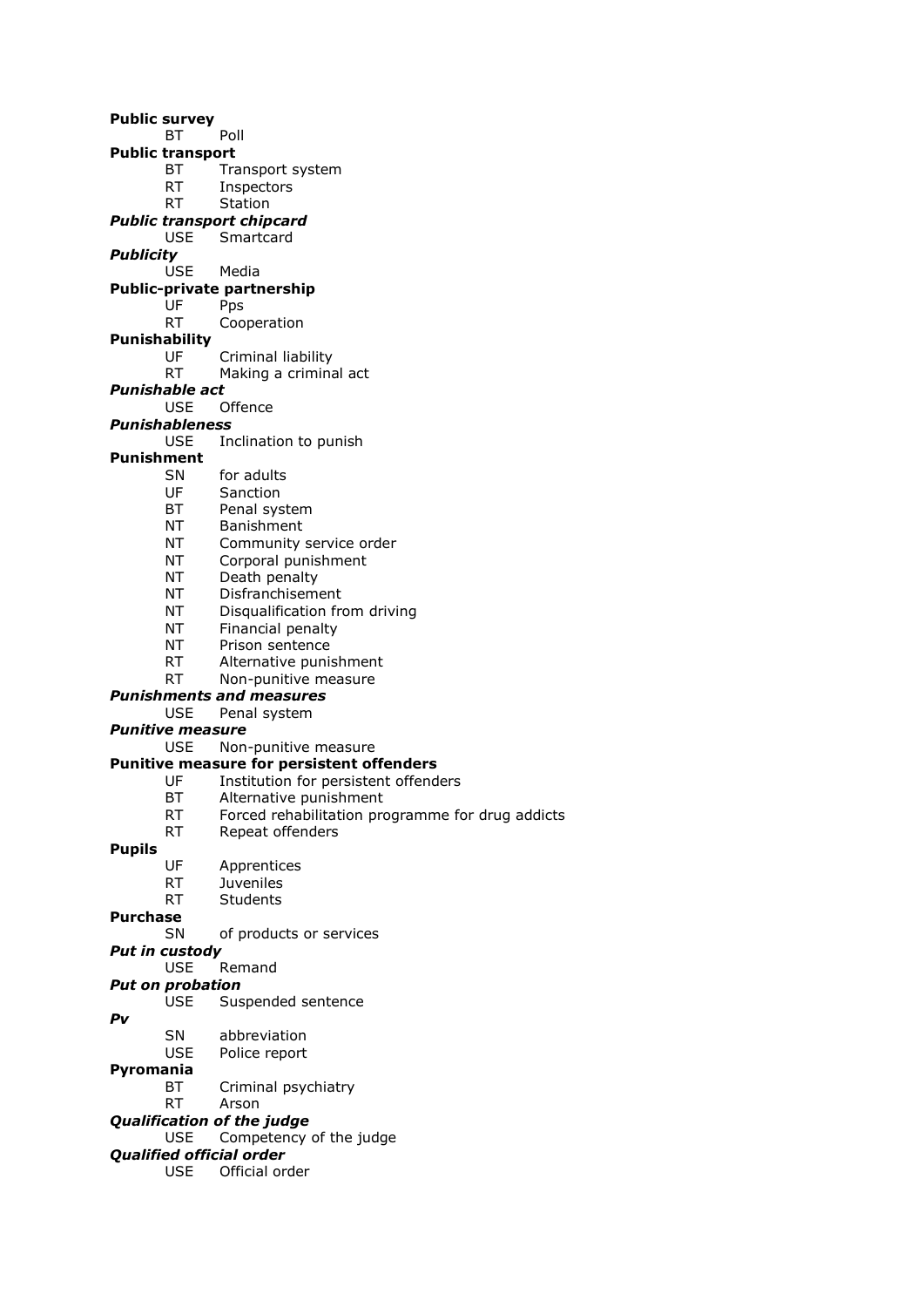**Public survey**
  BT  Poll

**Public transport**
  BT  Transport system
  RT  Inspectors
  RT  Station

***Public transport chipcard***
  USE  Smartcard

***Publicity***
  USE  Media

**Public-private partnership**
  UF  Pps
  RT  Cooperation

**Punishability**
  UF  Criminal liability
  RT  Making a criminal act

***Punishable act***
  USE  Offence

***Punishableness***
  USE  Inclination to punish

**Punishment**
  SN  for adults
  UF  Sanction
  BT  Penal system
  NT  Banishment
  NT  Community service order
  NT  Corporal punishment
  NT  Death penalty
  NT  Disfranchisement
  NT  Disqualification from driving
  NT  Financial penalty
  NT  Prison sentence
  RT  Alternative punishment
  RT  Non-punitive measure

***Punishments and measures***
  USE  Penal system

***Punitive measure***
  USE  Non-punitive measure

**Punitive measure for persistent offenders**
  UF  Institution for persistent offenders
  BT  Alternative punishment
  RT  Forced rehabilitation programme for drug addicts
  RT  Repeat offenders

**Pupils**
  UF  Apprentices
  RT  Juveniles
  RT  Students

**Purchase**
  SN  of products or services

***Put in custody***
  USE  Remand

***Put on probation***
  USE  Suspended sentence

***Pv***
  SN  abbreviation
  USE  Police report

**Pyromania**
  BT  Criminal psychiatry
  RT  Arson

***Qualification of the judge***
  USE  Competency of the judge

***Qualified official order***
  USE  Official order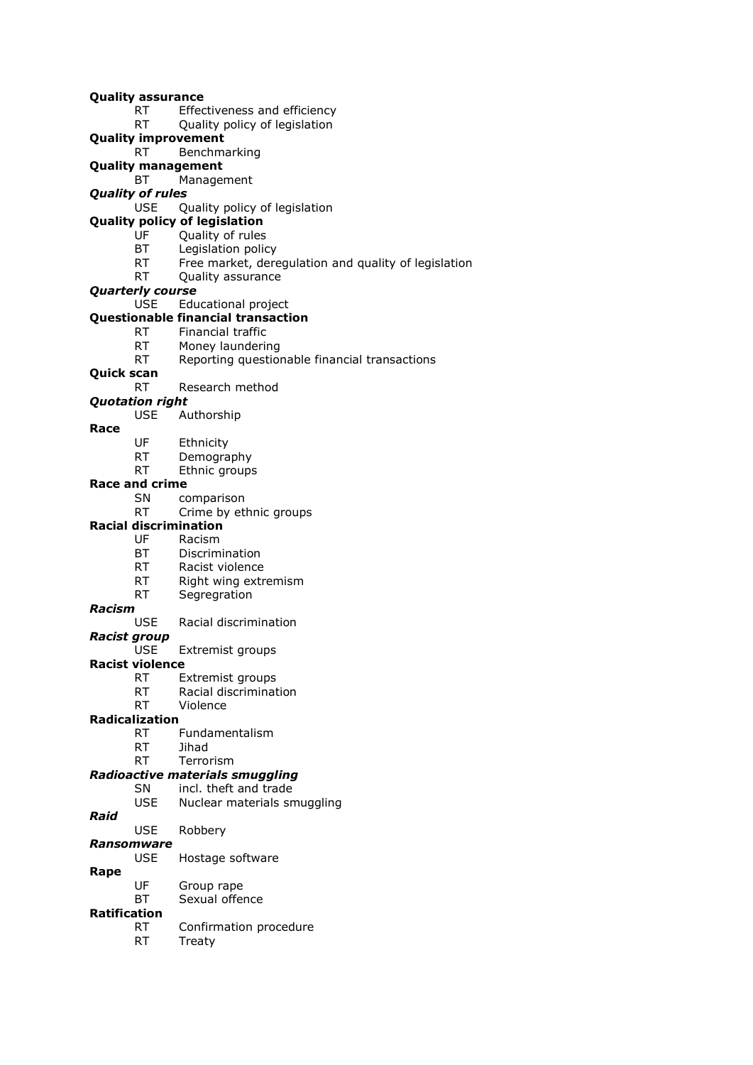**Quality assurance**

  RT  Effectiveness and efficiency
  RT  Quality policy of legislation

**Quality improvement**

  RT  Benchmarking

**Quality management**

  BT  Management

***Quality of rules***

  USE  Quality policy of legislation

**Quality policy of legislation**

  UF  Quality of rules
  BT  Legislation policy
  RT  Free market, deregulation and quality of legislation
  RT  Quality assurance

***Quarterly course***

  USE  Educational project

**Questionable financial transaction**

  RT  Financial traffic
  RT  Money laundering
  RT  Reporting questionable financial transactions

**Quick scan**

  RT  Research method

***Quotation right***

  USE  Authorship

**Race**

  UF  Ethnicity
  RT  Demography
  RT  Ethnic groups

**Race and crime**

  SN  comparison
  RT  Crime by ethnic groups

**Racial discrimination**

  UF  Racism
  BT  Discrimination
  RT  Racist violence
  RT  Right wing extremism
  RT  Segregration

***Racism***

  USE  Racial discrimination

***Racist group***

  USE  Extremist groups

**Racist violence**

  RT  Extremist groups
  RT  Racial discrimination
  RT  Violence

**Radicalization**

  RT  Fundamentalism
  RT  Jihad
  RT  Terrorism

***Radioactive materials smuggling***

  SN  incl. theft and trade
  USE  Nuclear materials smuggling

***Raid***

  USE  Robbery

***Ransomware***

  USE  Hostage software

**Rape**

  UF  Group rape
  BT  Sexual offence

**Ratification**

  RT  Confirmation procedure
  RT  Treaty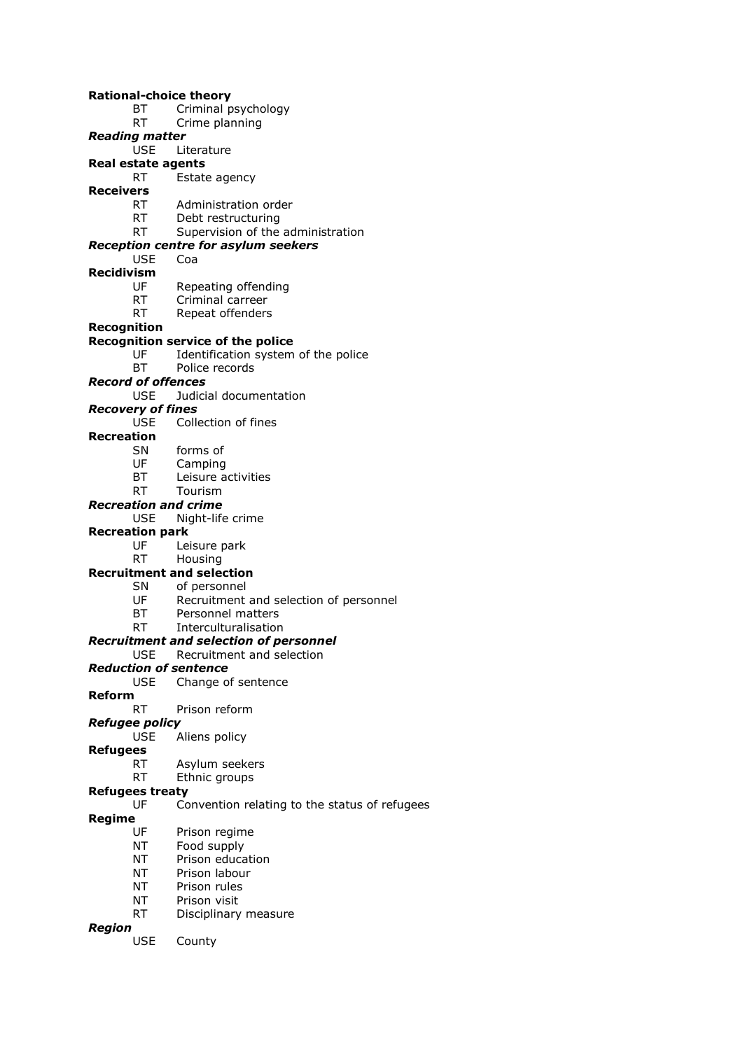**Rational-choice theory**
BT Criminal psychology
RT Crime planning

***Reading matter***
USE Literature

**Real estate agents**
RT Estate agency

**Receivers**
RT Administration order
RT Debt restructuring
RT Supervision of the administration

***Reception centre for asylum seekers***
USE Coa

**Recidivism**
UF Repeating offending
RT Criminal carreer
RT Repeat offenders

**Recognition**

**Recognition service of the police**
UF Identification system of the police
BT Police records

***Record of offences***
USE Judicial documentation

***Recovery of fines***
USE Collection of fines

**Recreation**
SN forms of
UF Camping
BT Leisure activities
RT Tourism

***Recreation and crime***
USE Night-life crime

**Recreation park**
UF Leisure park
RT Housing

**Recruitment and selection**
SN of personnel
UF Recruitment and selection of personnel
BT Personnel matters
RT Interculturalisation

***Recruitment and selection of personnel***
USE Recruitment and selection

***Reduction of sentence***
USE Change of sentence

**Reform**
RT Prison reform

***Refugee policy***
USE Aliens policy

**Refugees**
RT Asylum seekers
RT Ethnic groups

**Refugees treaty**
UF Convention relating to the status of refugees

**Regime**
UF Prison regime
NT Food supply
NT Prison education
NT Prison labour
NT Prison rules
NT Prison visit
RT Disciplinary measure

***Region***
USE County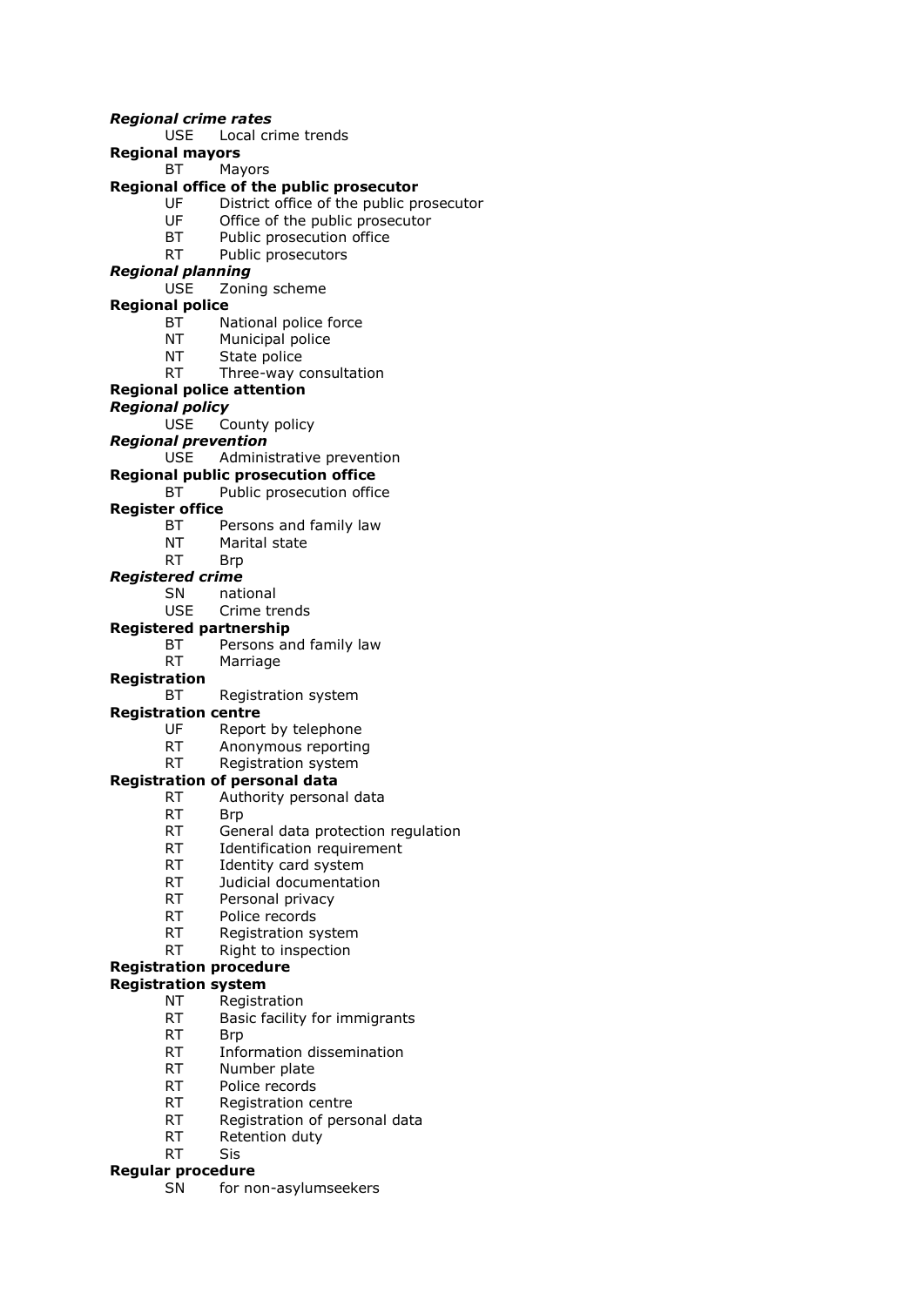***Regional crime rates***
USE Local crime trends

**Regional mayors**
BT Mayors

**Regional office of the public prosecutor**
UF District office of the public prosecutor
UF Office of the public prosecutor
BT Public prosecution office
RT Public prosecutors

***Regional planning***
USE Zoning scheme

**Regional police**
BT National police force
NT Municipal police
NT State police
RT Three-way consultation

**Regional police attention**

***Regional policy***
USE County policy

***Regional prevention***
USE Administrative prevention

**Regional public prosecution office**
BT Public prosecution office

**Register office**
BT Persons and family law
NT Marital state
RT Brp

***Registered crime***
SN national
USE Crime trends

**Registered partnership**
BT Persons and family law
RT Marriage

**Registration**
BT Registration system

**Registration centre**
UF Report by telephone
RT Anonymous reporting
RT Registration system

**Registration of personal data**
RT Authority personal data
RT Brp
RT General data protection regulation
RT Identification requirement
RT Identity card system
RT Judicial documentation
RT Personal privacy
RT Police records
RT Registration system
RT Right to inspection

**Registration procedure**

**Registration system**
NT Registration
RT Basic facility for immigrants
RT Brp
RT Information dissemination
RT Number plate
RT Police records
RT Registration centre
RT Registration of personal data
RT Retention duty
RT Sis

**Regular procedure**
SN for non-asylumseekers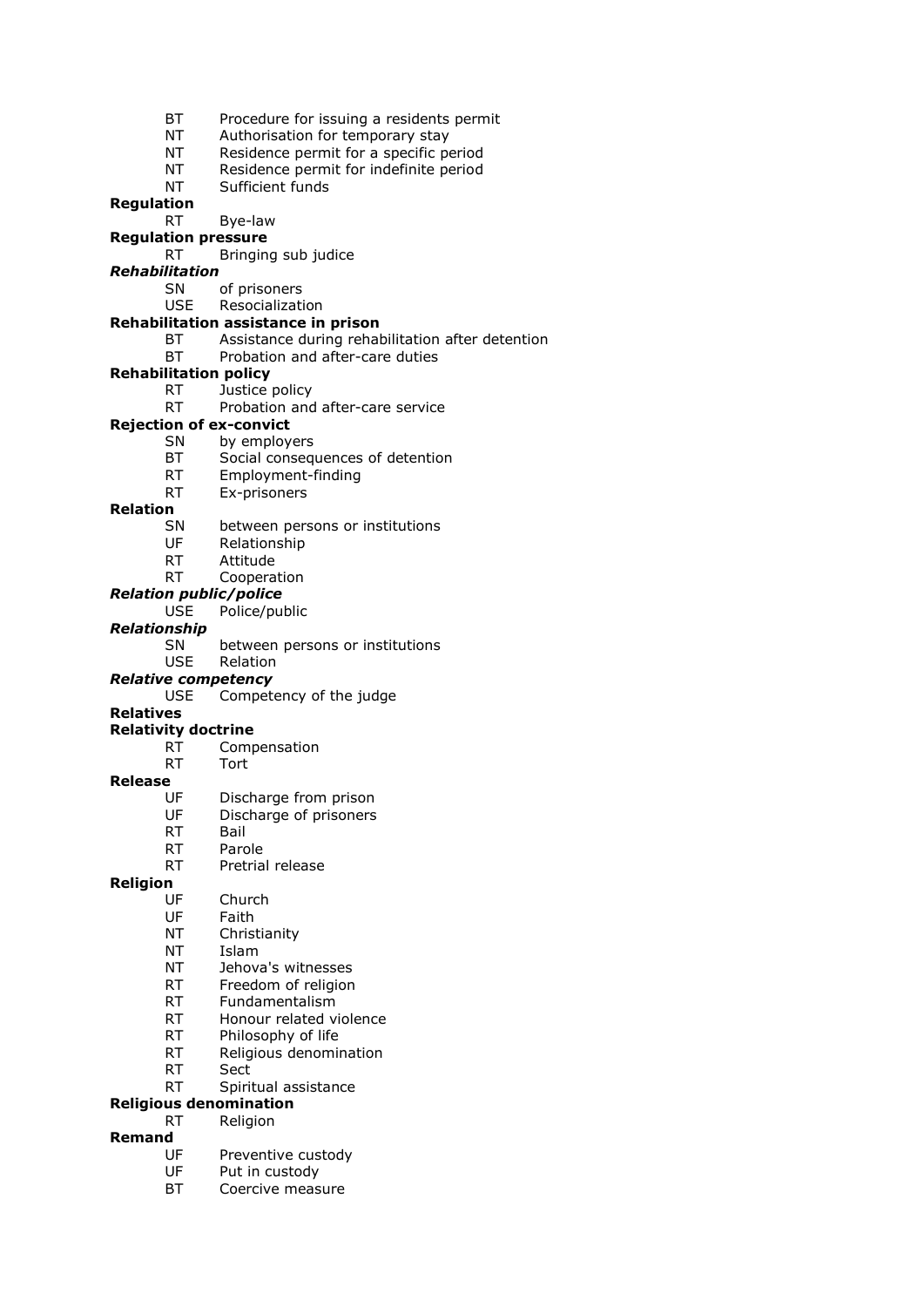BT Procedure for issuing a residents permit
NT Authorisation for temporary stay
NT Residence permit for a specific period
NT Residence permit for indefinite period
NT Sufficient funds

**Regulation**
RT Bye-law

**Regulation pressure**
RT Bringing sub judice

***Rehabilitation***
SN of prisoners
USE Resocialization

**Rehabilitation assistance in prison**
BT Assistance during rehabilitation after detention
BT Probation and after-care duties

**Rehabilitation policy**
RT Justice policy
RT Probation and after-care service

**Rejection of ex-convict**
SN by employers
BT Social consequences of detention
RT Employment-finding
RT Ex-prisoners

**Relation**
SN between persons or institutions
UF Relationship
RT Attitude
RT Cooperation

***Relation public/police***
USE Police/public

***Relationship***
SN between persons or institutions
USE Relation

***Relative competency***
USE Competency of the judge

**Relatives**

**Relativity doctrine**
RT Compensation
RT Tort

**Release**
UF Discharge from prison
UF Discharge of prisoners
RT Bail
RT Parole
RT Pretrial release

**Religion**
UF Church
UF Faith
NT Christianity
NT Islam
NT Jehova's witnesses
RT Freedom of religion
RT Fundamentalism
RT Honour related violence
RT Philosophy of life
RT Religious denomination
RT Sect
RT Spiritual assistance

**Religious denomination**
RT Religion

**Remand**
UF Preventive custody
UF Put in custody
BT Coercive measure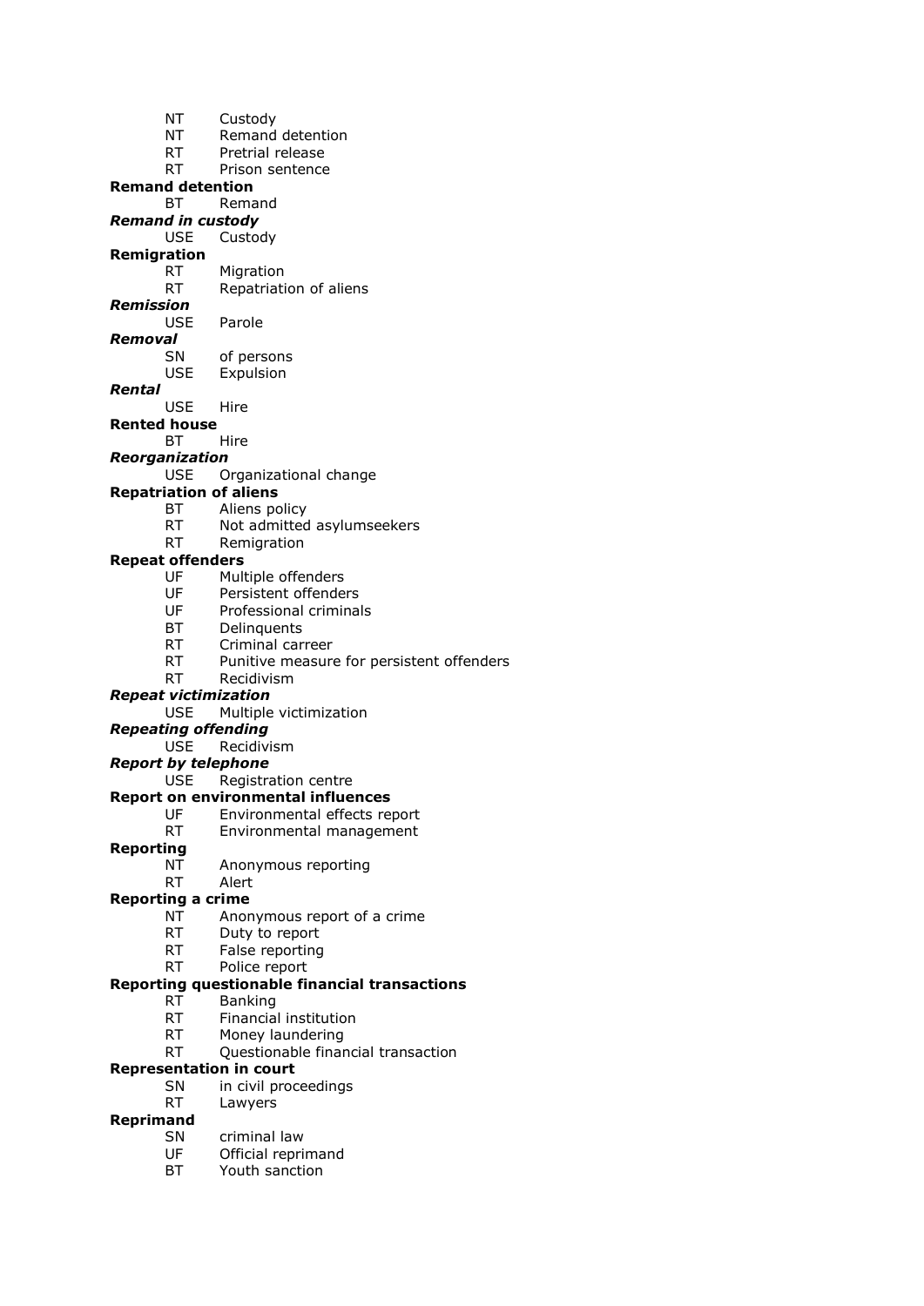NT Custody
NT Remand detention
RT Pretrial release
RT Prison sentence

**Remand detention**
BT Remand

***Remand in custody***
USE Custody

**Remigration**
RT Migration
RT Repatriation of aliens

***Remission***
USE Parole

***Removal***
SN of persons
USE Expulsion

***Rental***
USE Hire

**Rented house**
BT Hire

***Reorganization***
USE Organizational change

**Repatriation of aliens**
BT Aliens policy
RT Not admitted asylumseekers
RT Remigration

**Repeat offenders**
UF Multiple offenders
UF Persistent offenders
UF Professional criminals
BT Delinquents
RT Criminal carreer
RT Punitive measure for persistent offenders
RT Recidivism

***Repeat victimization***
USE Multiple victimization

***Repeating offending***
USE Recidivism

***Report by telephone***
USE Registration centre

**Report on environmental influences**
UF Environmental effects report
RT Environmental management

**Reporting**
NT Anonymous reporting
RT Alert

**Reporting a crime**
NT Anonymous report of a crime
RT Duty to report
RT False reporting
RT Police report

**Reporting questionable financial transactions**
RT Banking
RT Financial institution
RT Money laundering
RT Questionable financial transaction

**Representation in court**
SN in civil proceedings
RT Lawyers

**Reprimand**
SN criminal law
UF Official reprimand
BT Youth sanction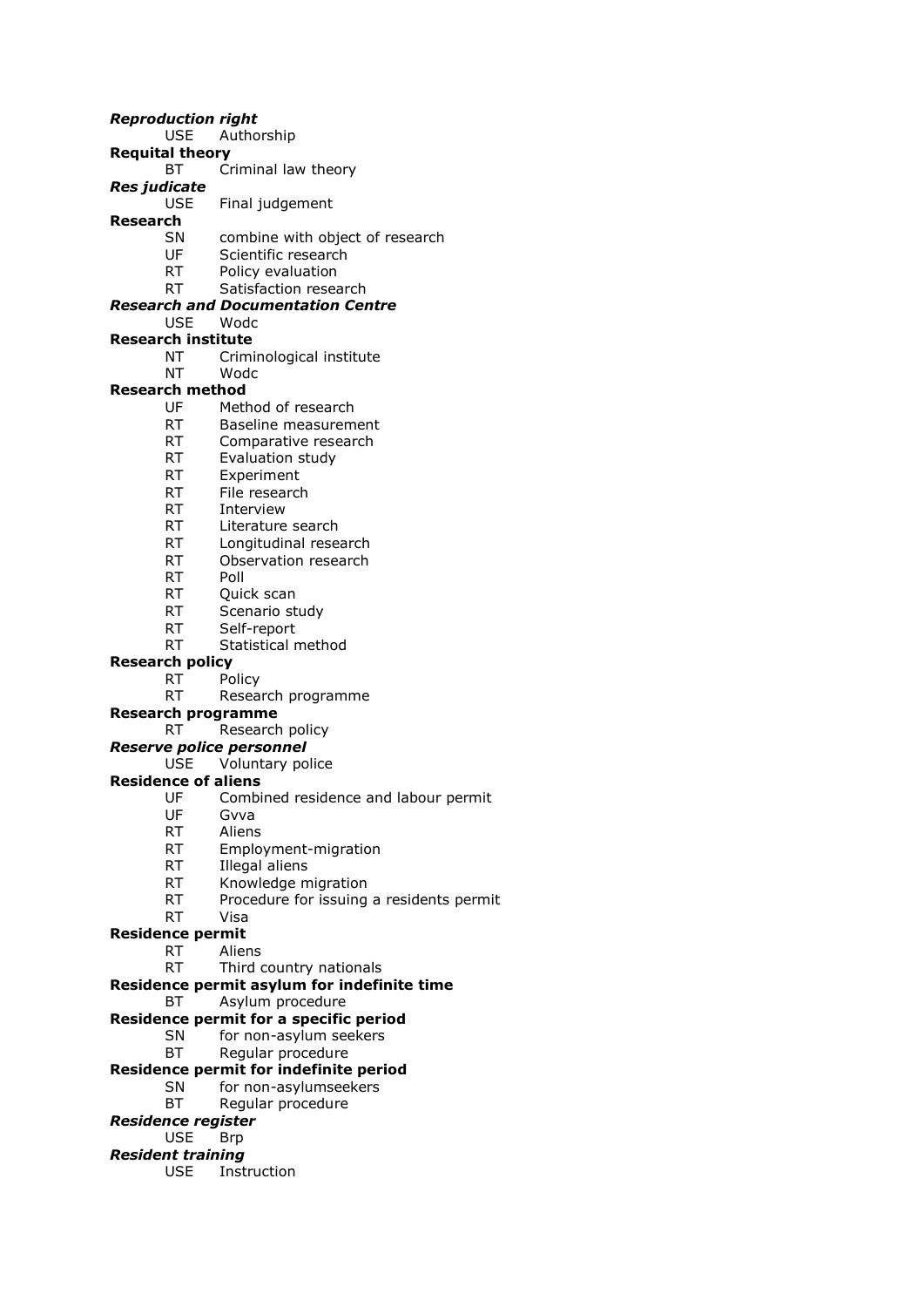***Reproduction right***
    USE    Authorship

**Requital theory**
    BT    Criminal law theory

***Res judicate***
    USE    Final judgement

**Research**
    SN    combine with object of research
    UF    Scientific research
    RT    Policy evaluation
    RT    Satisfaction research

***Research and Documentation Centre***
    USE    Wodc

**Research institute**
    NT    Criminological institute
    NT    Wodc

**Research method**
    UF    Method of research
    RT    Baseline measurement
    RT    Comparative research
    RT    Evaluation study
    RT    Experiment
    RT    File research
    RT    Interview
    RT    Literature search
    RT    Longitudinal research
    RT    Observation research
    RT    Poll
    RT    Quick scan
    RT    Scenario study
    RT    Self-report
    RT    Statistical method

**Research policy**
    RT    Policy
    RT    Research programme

**Research programme**
    RT    Research policy

***Reserve police personnel***
    USE    Voluntary police

**Residence of aliens**
    UF    Combined residence and labour permit
    UF    Gvva
    RT    Aliens
    RT    Employment-migration
    RT    Illegal aliens
    RT    Knowledge migration
    RT    Procedure for issuing a residents permit
    RT    Visa

**Residence permit**
    RT    Aliens
    RT    Third country nationals

**Residence permit asylum for indefinite time**
    BT    Asylum procedure

**Residence permit for a specific period**
    SN    for non-asylum seekers
    BT    Regular procedure

**Residence permit for indefinite period**
    SN    for non-asylumseekers
    BT    Regular procedure

***Residence register***
    USE    Brp

***Resident training***
    USE    Instruction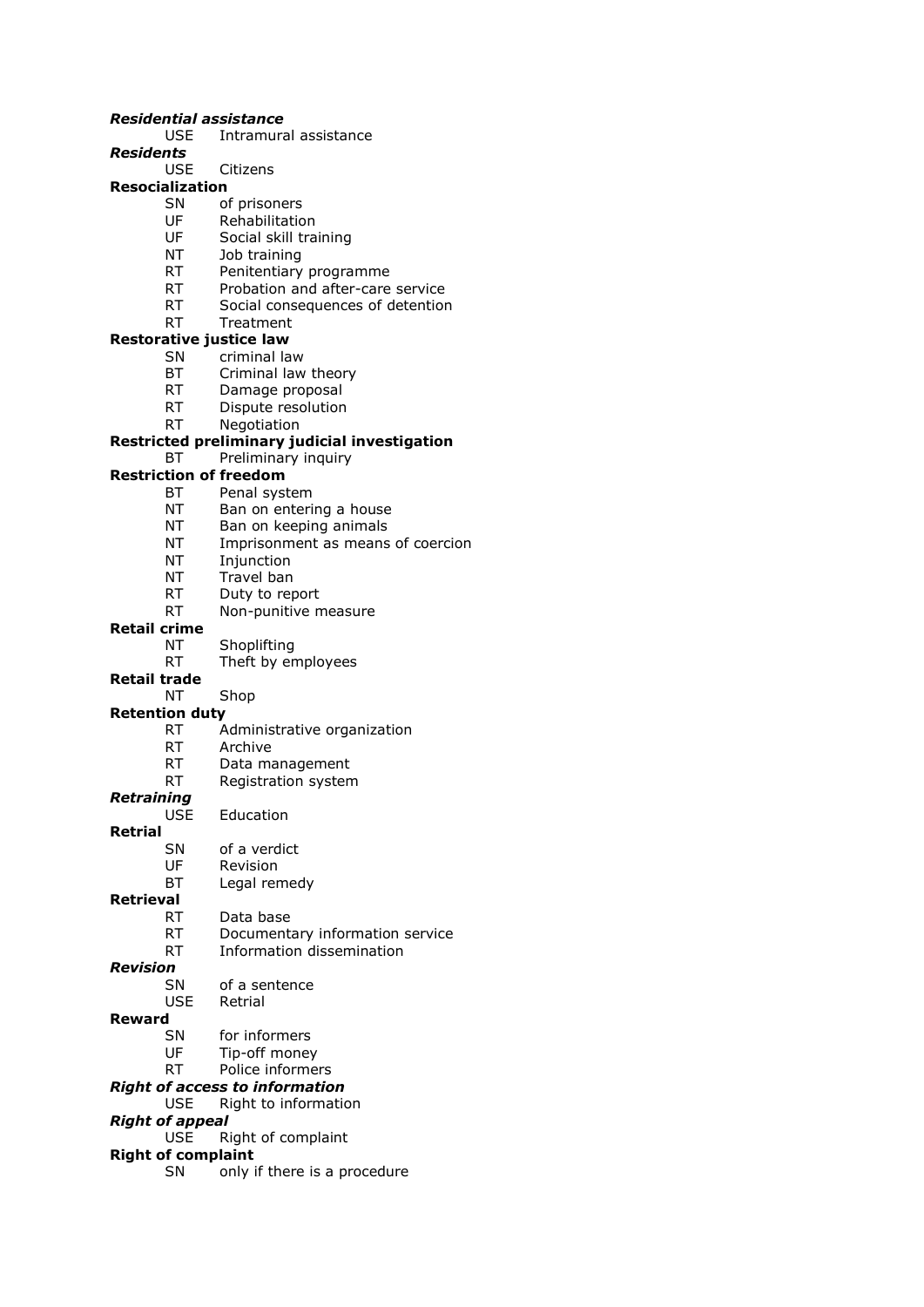***Residential assistance***
USE Intramural assistance

***Residents***
USE Citizens

**Resocialization**
SN of prisoners
UF Rehabilitation
UF Social skill training
NT Job training
RT Penitentiary programme
RT Probation and after-care service
RT Social consequences of detention
RT Treatment

**Restorative justice law**
SN criminal law
BT Criminal law theory
RT Damage proposal
RT Dispute resolution
RT Negotiation

**Restricted preliminary judicial investigation**
BT Preliminary inquiry

**Restriction of freedom**
BT Penal system
NT Ban on entering a house
NT Ban on keeping animals
NT Imprisonment as means of coercion
NT Injunction
NT Travel ban
RT Duty to report
RT Non-punitive measure

**Retail crime**
NT Shoplifting
RT Theft by employees

**Retail trade**
NT Shop

**Retention duty**
RT Administrative organization
RT Archive
RT Data management
RT Registration system

***Retraining***
USE Education

**Retrial**
SN of a verdict
UF Revision
BT Legal remedy

**Retrieval**
RT Data base
RT Documentary information service
RT Information dissemination

***Revision***
SN of a sentence
USE Retrial

**Reward**
SN for informers
UF Tip-off money
RT Police informers

***Right of access to information***
USE Right to information

***Right of appeal***
USE Right of complaint

**Right of complaint**
SN only if there is a procedure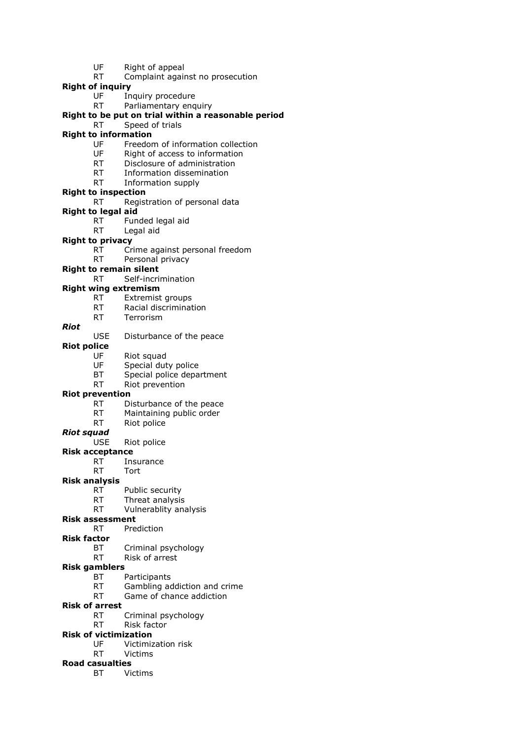UF Right of appeal
RT Complaint against no prosecution

**Right of inquiry**
UF Inquiry procedure
RT Parliamentary enquiry

**Right to be put on trial within a reasonable period**
RT Speed of trials

**Right to information**
UF Freedom of information collection
UF Right of access to information
RT Disclosure of administration
RT Information dissemination
RT Information supply

**Right to inspection**
RT Registration of personal data

**Right to legal aid**
RT Funded legal aid
RT Legal aid

**Right to privacy**
RT Crime against personal freedom
RT Personal privacy

**Right to remain silent**
RT Self-incrimination

**Right wing extremism**
RT Extremist groups
RT Racial discrimination
RT Terrorism

***Riot***
USE Disturbance of the peace

**Riot police**
UF Riot squad
UF Special duty police
BT Special police department
RT Riot prevention

**Riot prevention**
RT Disturbance of the peace
RT Maintaining public order
RT Riot police

***Riot squad***
USE Riot police

**Risk acceptance**
RT Insurance
RT Tort

**Risk analysis**
RT Public security
RT Threat analysis
RT Vulnerablity analysis

**Risk assessment**
RT Prediction

**Risk factor**
BT Criminal psychology
RT Risk of arrest

**Risk gamblers**
BT Participants
RT Gambling addiction and crime
RT Game of chance addiction

**Risk of arrest**
RT Criminal psychology
RT Risk factor

**Risk of victimization**
UF Victimization risk
RT Victims

**Road casualties**
BT Victims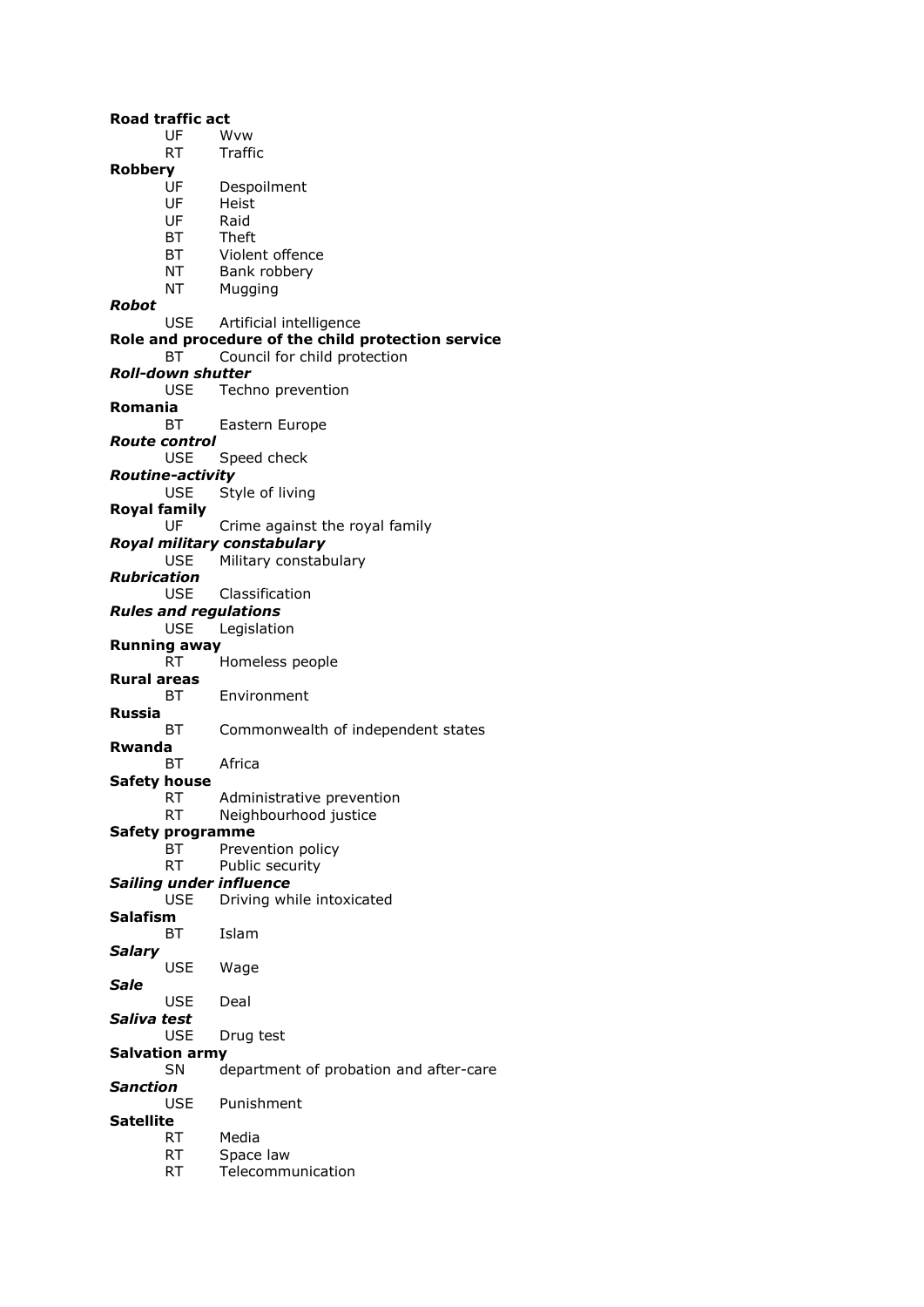**Road traffic act**
UF Wvw
RT Traffic

**Robbery**
UF Despoilment
UF Heist
UF Raid
BT Theft
BT Violent offence
NT Bank robbery
NT Mugging

***Robot***
USE Artificial intelligence

**Role and procedure of the child protection service**
BT Council for child protection

***Roll-down shutter***
USE Techno prevention

**Romania**
BT Eastern Europe

***Route control***
USE Speed check

***Routine-activity***
USE Style of living

**Royal family**
UF Crime against the royal family

***Royal military constabulary***
USE Military constabulary

***Rubrication***
USE Classification

***Rules and regulations***
USE Legislation

**Running away**
RT Homeless people

**Rural areas**
BT Environment

**Russia**
BT Commonwealth of independent states

**Rwanda**
BT Africa

**Safety house**
RT Administrative prevention
RT Neighbourhood justice

**Safety programme**
BT Prevention policy
RT Public security

***Sailing under influence***
USE Driving while intoxicated

**Salafism**
BT Islam

***Salary***
USE Wage

***Sale***
USE Deal

***Saliva test***
USE Drug test

**Salvation army**
SN department of probation and after-care

***Sanction***
USE Punishment

**Satellite**
RT Media
RT Space law
RT Telecommunication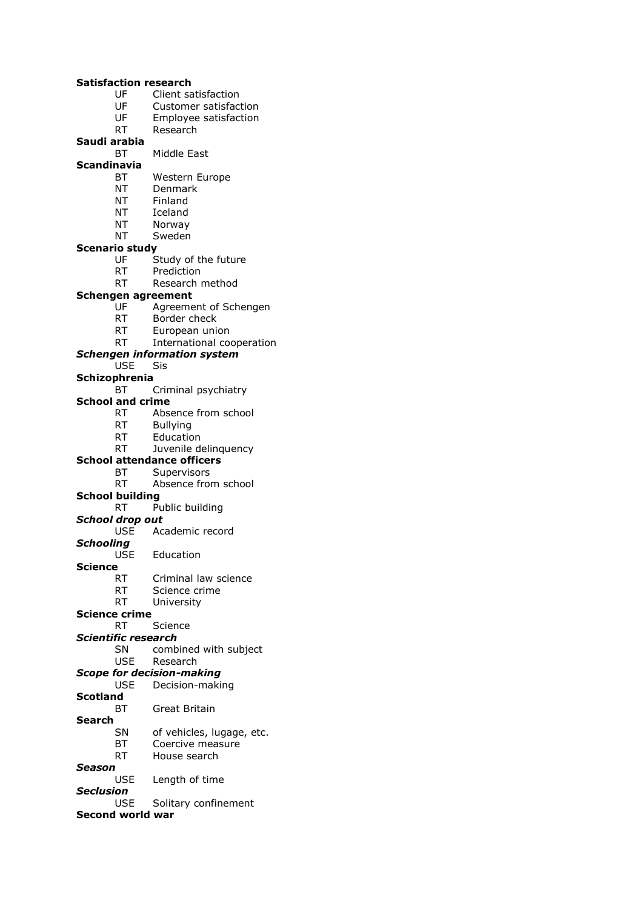**Satisfaction research**
UF Client satisfaction
UF Customer satisfaction
UF Employee satisfaction
RT Research

**Saudi arabia**
BT Middle East

**Scandinavia**
BT Western Europe
NT Denmark
NT Finland
NT Iceland
NT Norway
NT Sweden

**Scenario study**
UF Study of the future
RT Prediction
RT Research method

**Schengen agreement**
UF Agreement of Schengen
RT Border check
RT European union
RT International cooperation

***Schengen information system***
USE Sis

**Schizophrenia**
BT Criminal psychiatry

**School and crime**
RT Absence from school
RT Bullying
RT Education
RT Juvenile delinquency

**School attendance officers**
BT Supervisors
RT Absence from school

**School building**
RT Public building

***School drop out***
USE Academic record

***Schooling***
USE Education

**Science**
RT Criminal law science
RT Science crime
RT University

**Science crime**
RT Science

***Scientific research***
SN combined with subject
USE Research

***Scope for decision-making***
USE Decision-making

**Scotland**
BT Great Britain

**Search**
SN of vehicles, lugage, etc.
BT Coercive measure
RT House search

***Season***
USE Length of time

***Seclusion***
USE Solitary confinement

**Second world war**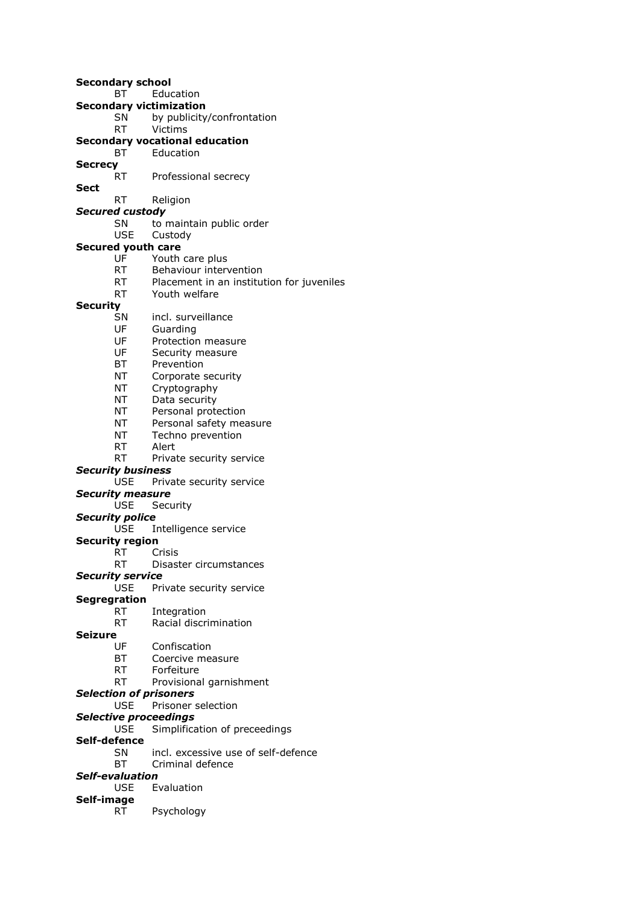**Secondary school**
BT Education

**Secondary victimization**
SN by publicity/confrontation
RT Victims

**Secondary vocational education**
BT Education

**Secrecy**
RT Professional secrecy

**Sect**
RT Religion

***Secured custody***
SN to maintain public order
USE Custody

**Secured youth care**
UF Youth care plus
RT Behaviour intervention
RT Placement in an institution for juveniles
RT Youth welfare

**Security**
SN incl. surveillance
UF Guarding
UF Protection measure
UF Security measure
BT Prevention
NT Corporate security
NT Cryptography
NT Data security
NT Personal protection
NT Personal safety measure
NT Techno prevention
RT Alert
RT Private security service

***Security business***
USE Private security service

***Security measure***
USE Security

***Security police***
USE Intelligence service

**Security region**
RT Crisis
RT Disaster circumstances

***Security service***
USE Private security service

**Segregration**
RT Integration
RT Racial discrimination

**Seizure**
UF Confiscation
BT Coercive measure
RT Forfeiture
RT Provisional garnishment

***Selection of prisoners***
USE Prisoner selection

***Selective proceedings***
USE Simplification of preceedings

**Self-defence**
SN incl. excessive use of self-defence
BT Criminal defence

***Self-evaluation***
USE Evaluation

**Self-image**
RT Psychology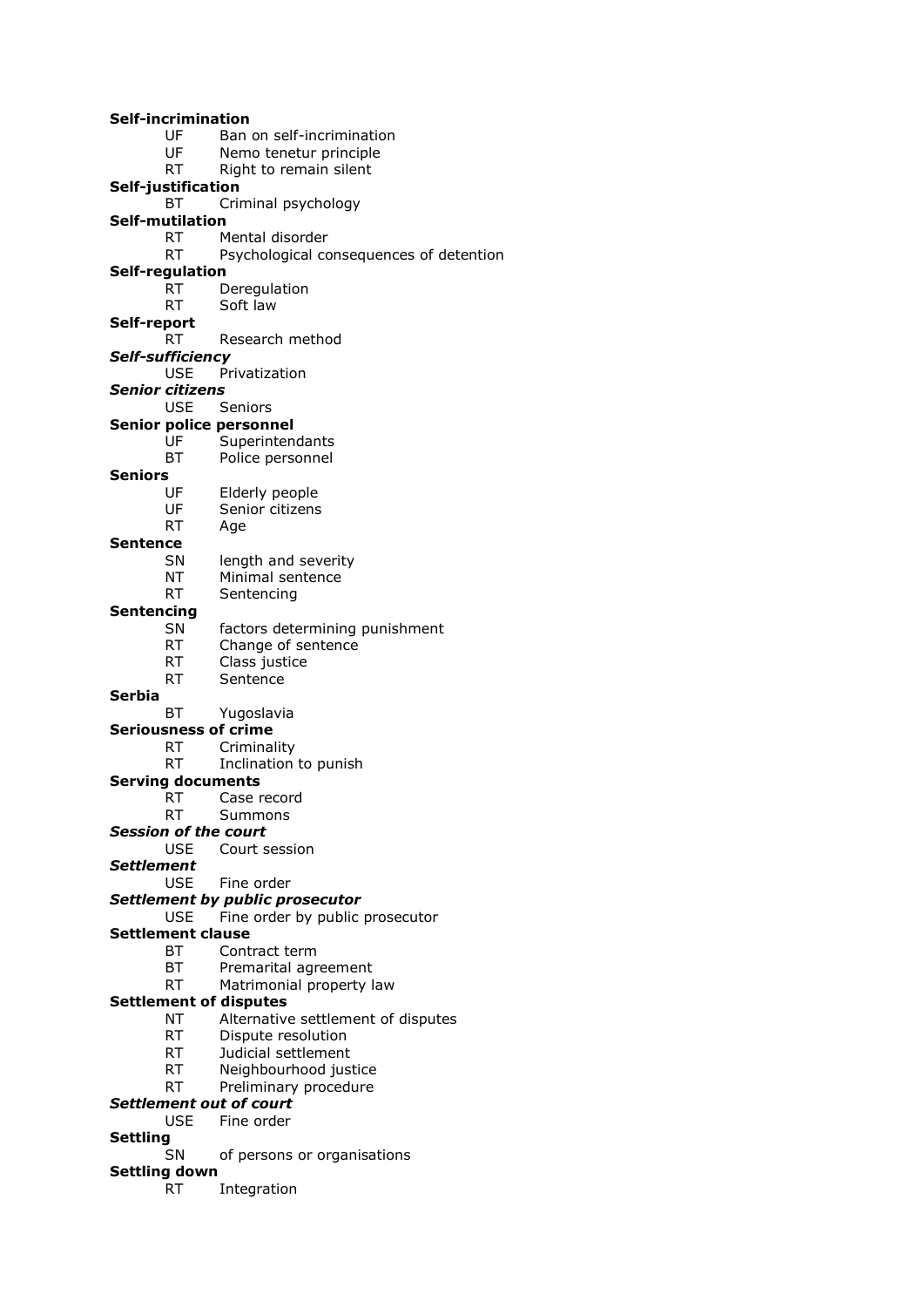**Self-incrimination**
UF Ban on self-incrimination
UF Nemo tenetur principle
RT Right to remain silent

**Self-justification**
BT Criminal psychology

**Self-mutilation**
RT Mental disorder
RT Psychological consequences of detention

**Self-regulation**
RT Deregulation
RT Soft law

**Self-report**
RT Research method

***Self-sufficiency***
USE Privatization

***Senior citizens***
USE Seniors

**Senior police personnel**
UF Superintendants
BT Police personnel

**Seniors**
UF Elderly people
UF Senior citizens
RT Age

**Sentence**
SN length and severity
NT Minimal sentence
RT Sentencing

**Sentencing**
SN factors determining punishment
RT Change of sentence
RT Class justice
RT Sentence

**Serbia**
BT Yugoslavia

**Seriousness of crime**
RT Criminality
RT Inclination to punish

**Serving documents**
RT Case record
RT Summons

***Session of the court***
USE Court session

***Settlement***
USE Fine order

***Settlement by public prosecutor***
USE Fine order by public prosecutor

**Settlement clause**
BT Contract term
BT Premarital agreement
RT Matrimonial property law

**Settlement of disputes**
NT Alternative settlement of disputes
RT Dispute resolution
RT Judicial settlement
RT Neighbourhood justice
RT Preliminary procedure

***Settlement out of court***
USE Fine order

**Settling**
SN of persons or organisations

**Settling down**
RT Integration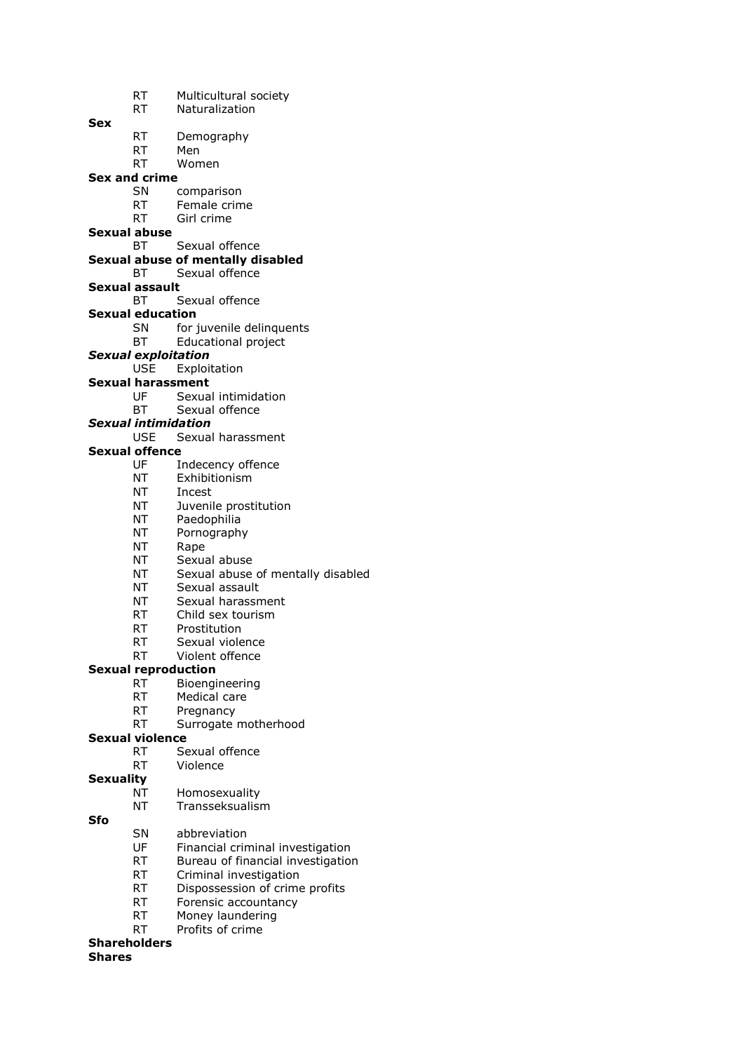RT Multicultural society
RT Naturalization

**Sex**
RT Demography
RT Men
RT Women

**Sex and crime**
SN comparison
RT Female crime
RT Girl crime

**Sexual abuse**
BT Sexual offence

**Sexual abuse of mentally disabled**
BT Sexual offence

**Sexual assault**
BT Sexual offence

**Sexual education**
SN for juvenile delinquents
BT Educational project

***Sexual exploitation***
USE Exploitation

**Sexual harassment**
UF Sexual intimidation
BT Sexual offence

***Sexual intimidation***
USE Sexual harassment

**Sexual offence**
UF Indecency offence
NT Exhibitionism
NT Incest
NT Juvenile prostitution
NT Paedophilia
NT Pornography
NT Rape
NT Sexual abuse
NT Sexual abuse of mentally disabled
NT Sexual assault
NT Sexual harassment
RT Child sex tourism
RT Prostitution
RT Sexual violence
RT Violent offence

**Sexual reproduction**
RT Bioengineering
RT Medical care
RT Pregnancy
RT Surrogate motherhood

**Sexual violence**
RT Sexual offence
RT Violence

**Sexuality**
NT Homosexuality
NT Transseksualism

**Sfo**
SN abbreviation
UF Financial criminal investigation
RT Bureau of financial investigation
RT Criminal investigation
RT Dispossession of crime profits
RT Forensic accountancy
RT Money laundering
RT Profits of crime

**Shareholders**

**Shares**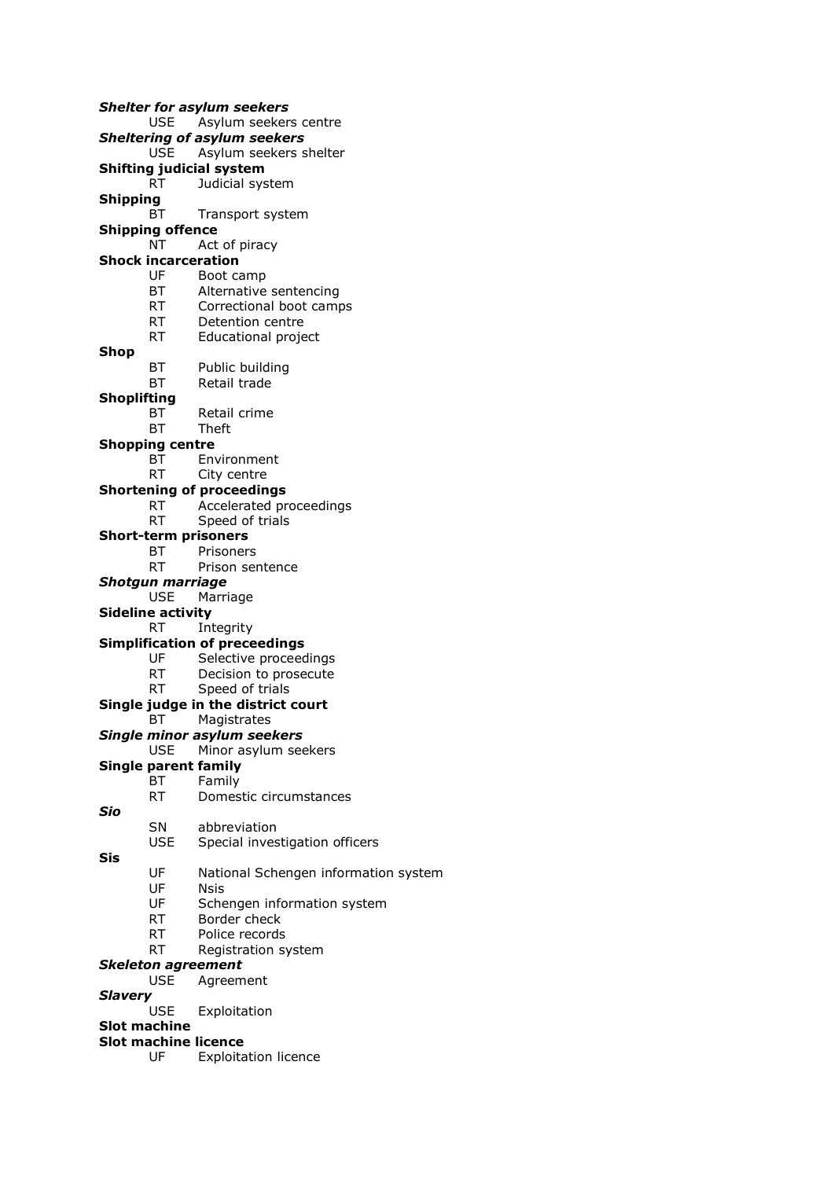***Shelter for asylum seekers***
USE Asylum seekers centre

***Sheltering of asylum seekers***
USE Asylum seekers shelter

**Shifting judicial system**
RT Judicial system

**Shipping**
BT Transport system

**Shipping offence**
NT Act of piracy

**Shock incarceration**
UF Boot camp
BT Alternative sentencing
RT Correctional boot camps
RT Detention centre
RT Educational project

**Shop**
BT Public building
BT Retail trade

**Shoplifting**
BT Retail crime
BT Theft

**Shopping centre**
BT Environment
RT City centre

**Shortening of proceedings**
RT Accelerated proceedings
RT Speed of trials

**Short-term prisoners**
BT Prisoners
RT Prison sentence

***Shotgun marriage***
USE Marriage

**Sideline activity**
RT Integrity

**Simplification of preceedings**
UF Selective proceedings
RT Decision to prosecute
RT Speed of trials

**Single judge in the district court**
BT Magistrates

***Single minor asylum seekers***
USE Minor asylum seekers

**Single parent family**
BT Family
RT Domestic circumstances

***Sio***
SN abbreviation
USE Special investigation officers

**Sis**
UF National Schengen information system
UF Nsis
UF Schengen information system
RT Border check
RT Police records
RT Registration system

***Skeleton agreement***
USE Agreement

***Slavery***
USE Exploitation

**Slot machine**

**Slot machine licence**
UF Exploitation licence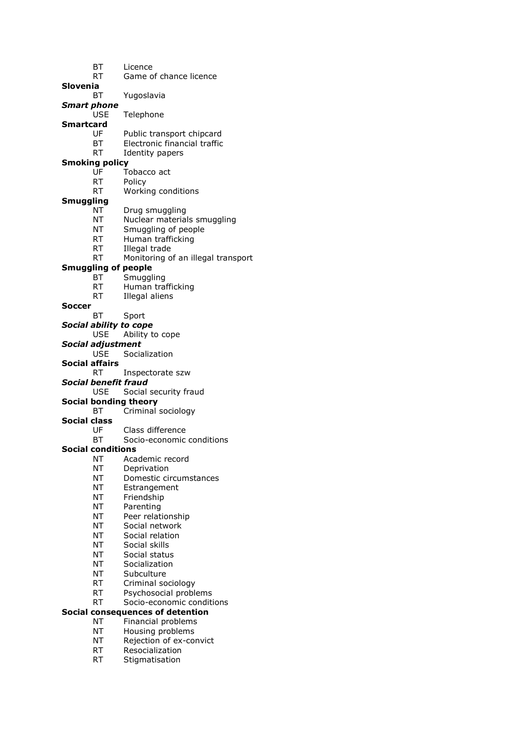BT Licence
RT Game of chance licence

**Slovenia**
BT Yugoslavia

***Smart phone***
USE Telephone

**Smartcard**
UF Public transport chipcard
BT Electronic financial traffic
RT Identity papers

**Smoking policy**
UF Tobacco act
RT Policy
RT Working conditions

**Smuggling**
NT Drug smuggling
NT Nuclear materials smuggling
NT Smuggling of people
RT Human trafficking
RT Illegal trade
RT Monitoring of an illegal transport

**Smuggling of people**
BT Smuggling
RT Human trafficking
RT Illegal aliens

**Soccer**
BT Sport

***Social ability to cope***
USE Ability to cope

***Social adjustment***
USE Socialization

**Social affairs**
RT Inspectorate szw

***Social benefit fraud***
USE Social security fraud

**Social bonding theory**
BT Criminal sociology

**Social class**
UF Class difference
BT Socio-economic conditions

**Social conditions**
NT Academic record
NT Deprivation
NT Domestic circumstances
NT Estrangement
NT Friendship
NT Parenting
NT Peer relationship
NT Social network
NT Social relation
NT Social skills
NT Social status
NT Socialization
NT Subculture
RT Criminal sociology
RT Psychosocial problems
RT Socio-economic conditions

**Social consequences of detention**
NT Financial problems
NT Housing problems
NT Rejection of ex-convict
RT Resocialization
RT Stigmatisation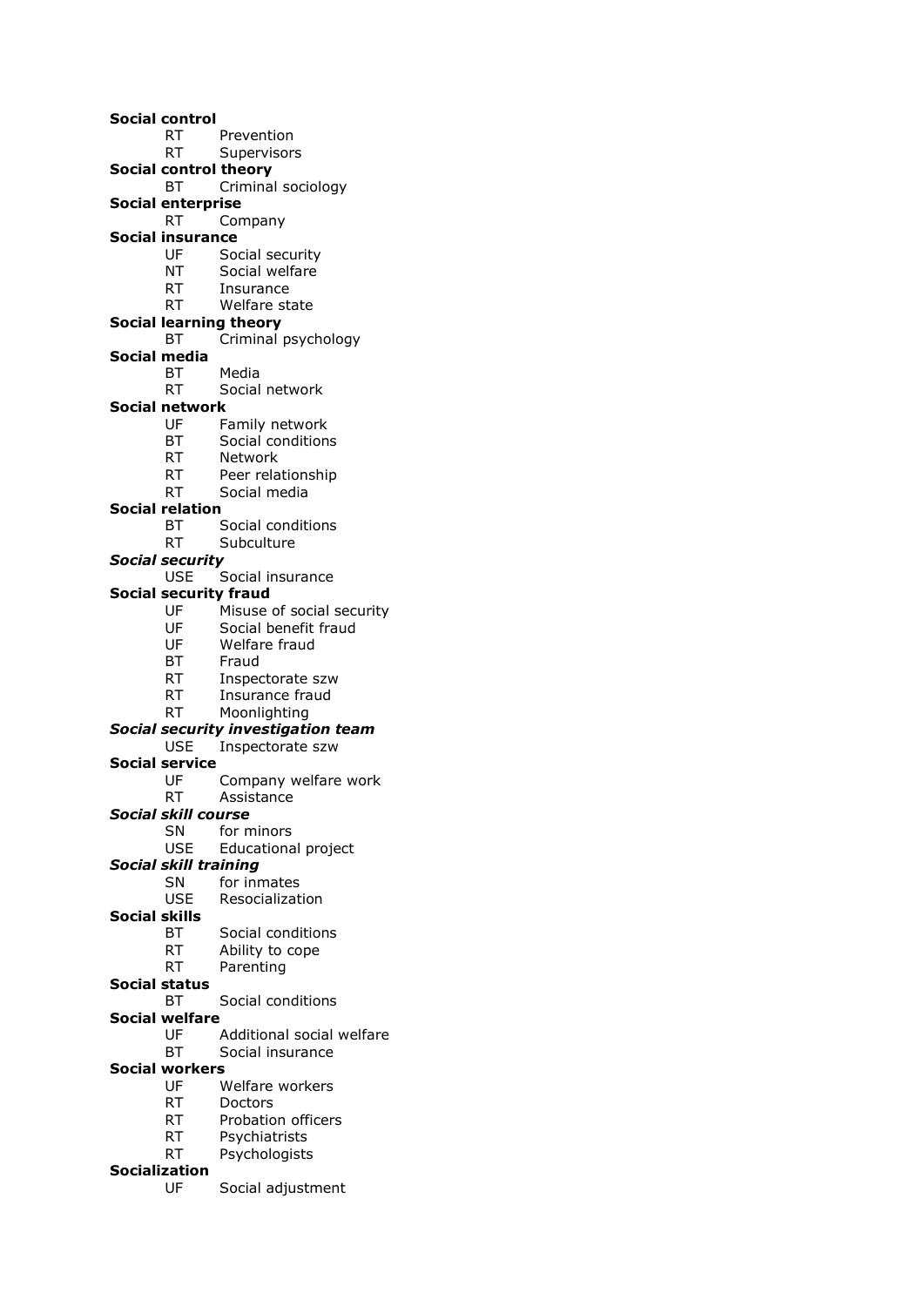**Social control**
RT Prevention
RT Supervisors

**Social control theory**
BT Criminal sociology

**Social enterprise**
RT Company

**Social insurance**
UF Social security
NT Social welfare
RT Insurance
RT Welfare state

**Social learning theory**
BT Criminal psychology

**Social media**
BT Media
RT Social network

**Social network**
UF Family network
BT Social conditions
RT Network
RT Peer relationship
RT Social media

**Social relation**
BT Social conditions
RT Subculture

***Social security***
USE Social insurance

**Social security fraud**
UF Misuse of social security
UF Social benefit fraud
UF Welfare fraud
BT Fraud
RT Inspectorate szw
RT Insurance fraud
RT Moonlighting

***Social security investigation team***
USE Inspectorate szw

**Social service**
UF Company welfare work
RT Assistance

***Social skill course***
SN for minors
USE Educational project

***Social skill training***
SN for inmates
USE Resocialization

**Social skills**
BT Social conditions
RT Ability to cope
RT Parenting

**Social status**
BT Social conditions

**Social welfare**
UF Additional social welfare
BT Social insurance

**Social workers**
UF Welfare workers
RT Doctors
RT Probation officers
RT Psychiatrists
RT Psychologists

**Socialization**
UF Social adjustment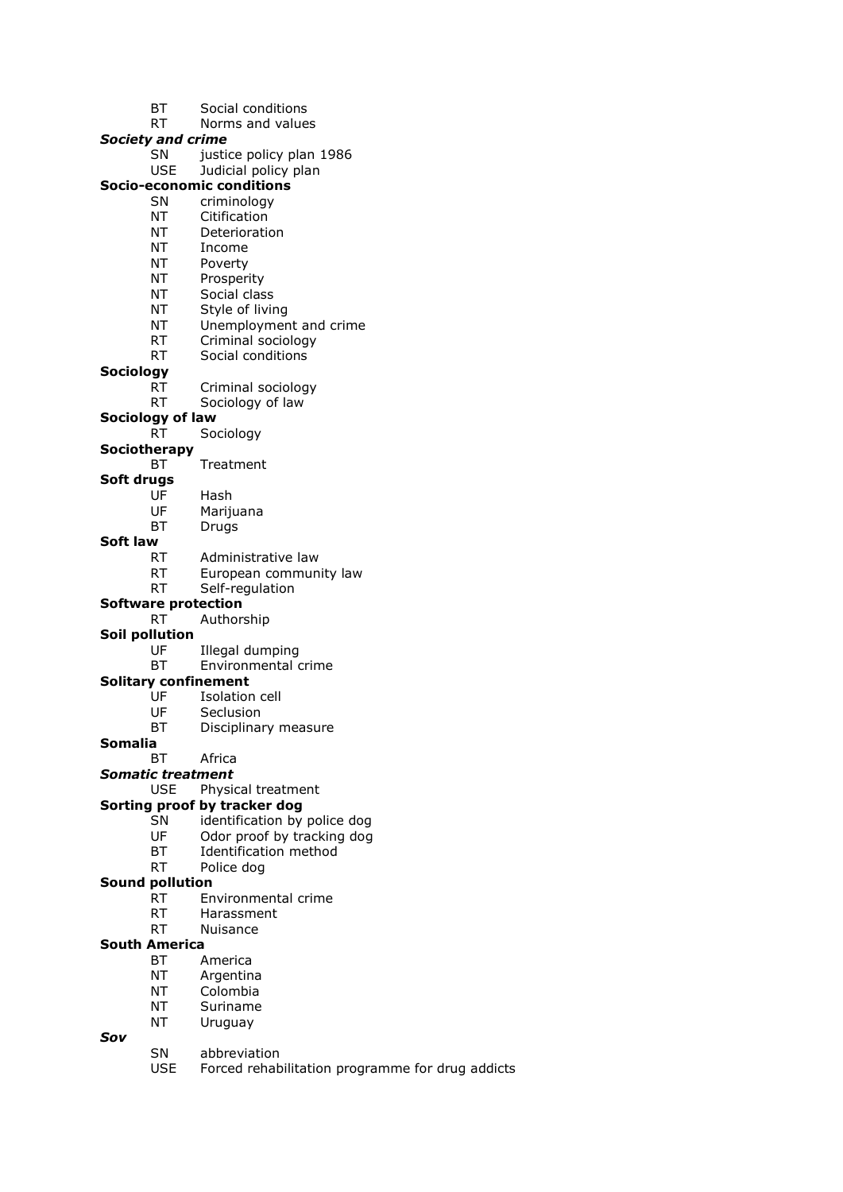BT Social conditions
RT Norms and values

***Society and crime***
SN justice policy plan 1986
USE Judicial policy plan

**Socio-economic conditions**
SN criminology
NT Citification
NT Deterioration
NT Income
NT Poverty
NT Prosperity
NT Social class
NT Style of living
NT Unemployment and crime
RT Criminal sociology
RT Social conditions

**Sociology**
RT Criminal sociology
RT Sociology of law

**Sociology of law**
RT Sociology

**Sociotherapy**
BT Treatment

**Soft drugs**
UF Hash
UF Marijuana
BT Drugs

**Soft law**
RT Administrative law
RT European community law
RT Self-regulation

**Software protection**
RT Authorship

**Soil pollution**
UF Illegal dumping
BT Environmental crime

**Solitary confinement**
UF Isolation cell
UF Seclusion
BT Disciplinary measure

**Somalia**
BT Africa

***Somatic treatment***
USE Physical treatment

**Sorting proof by tracker dog**
SN identification by police dog
UF Odor proof by tracking dog
BT Identification method
RT Police dog

**Sound pollution**
RT Environmental crime
RT Harassment
RT Nuisance

**South America**
BT America
NT Argentina
NT Colombia
NT Suriname
NT Uruguay

***Sov***
SN abbreviation
USE Forced rehabilitation programme for drug addicts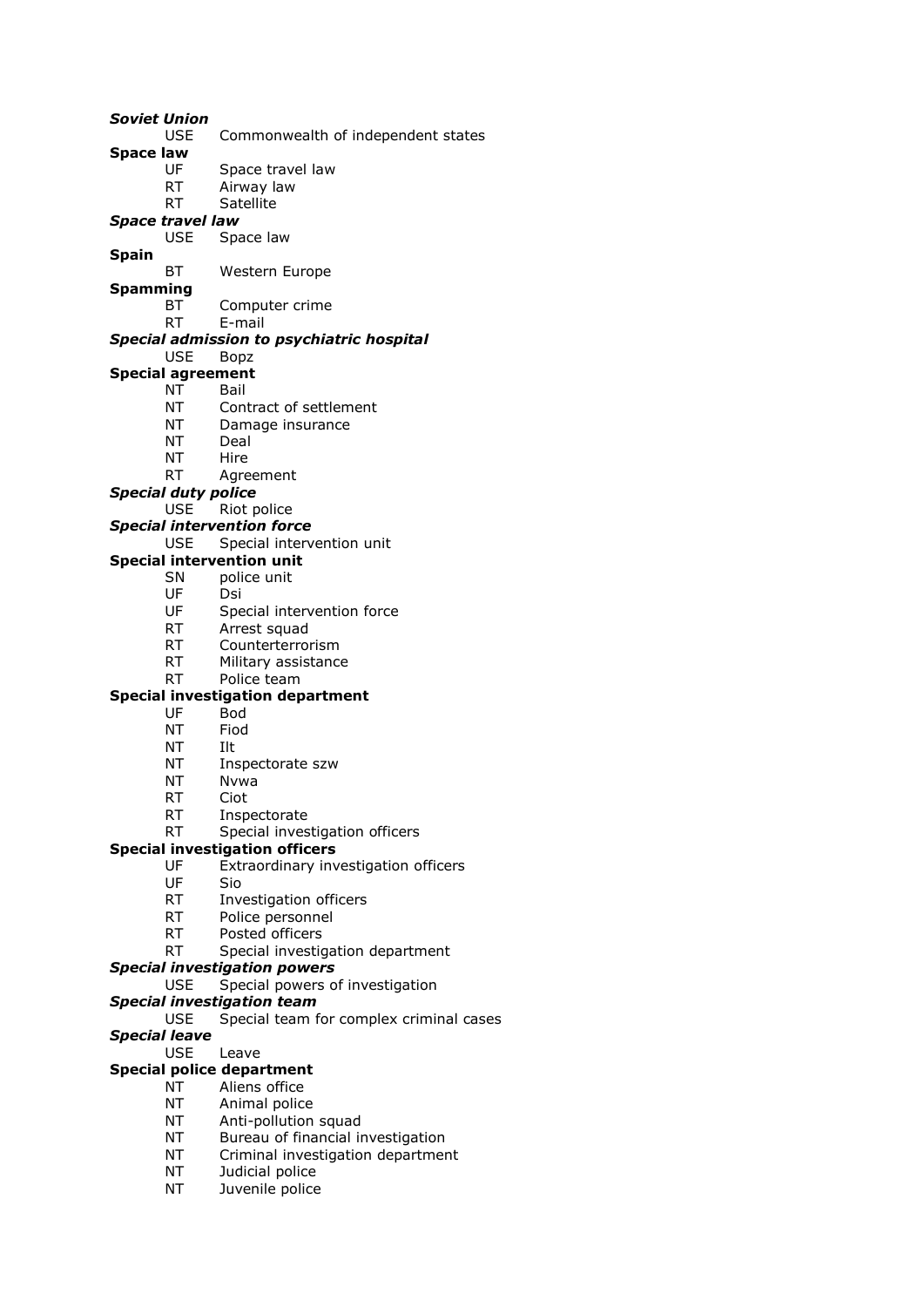***Soviet Union***
USE Commonwealth of independent states

**Space law**
UF Space travel law
RT Airway law
RT Satellite

***Space travel law***
USE Space law

**Spain**
BT Western Europe

**Spamming**
BT Computer crime
RT E-mail

***Special admission to psychiatric hospital***
USE Bopz

**Special agreement**
NT Bail
NT Contract of settlement
NT Damage insurance
NT Deal
NT Hire
RT Agreement

***Special duty police***
USE Riot police

***Special intervention force***
USE Special intervention unit

**Special intervention unit**
SN police unit
UF Dsi
UF Special intervention force
RT Arrest squad
RT Counterterrorism
RT Military assistance
RT Police team

**Special investigation department**
UF Bod
NT Fiod
NT Ilt
NT Inspectorate szw
NT Nvwa
RT Ciot
RT Inspectorate
RT Special investigation officers

**Special investigation officers**
UF Extraordinary investigation officers
UF Sio
RT Investigation officers
RT Police personnel
RT Posted officers
RT Special investigation department

***Special investigation powers***
USE Special powers of investigation

***Special investigation team***
USE Special team for complex criminal cases

***Special leave***
USE Leave

**Special police department**
NT Aliens office
NT Animal police
NT Anti-pollution squad
NT Bureau of financial investigation
NT Criminal investigation department
NT Judicial police
NT Juvenile police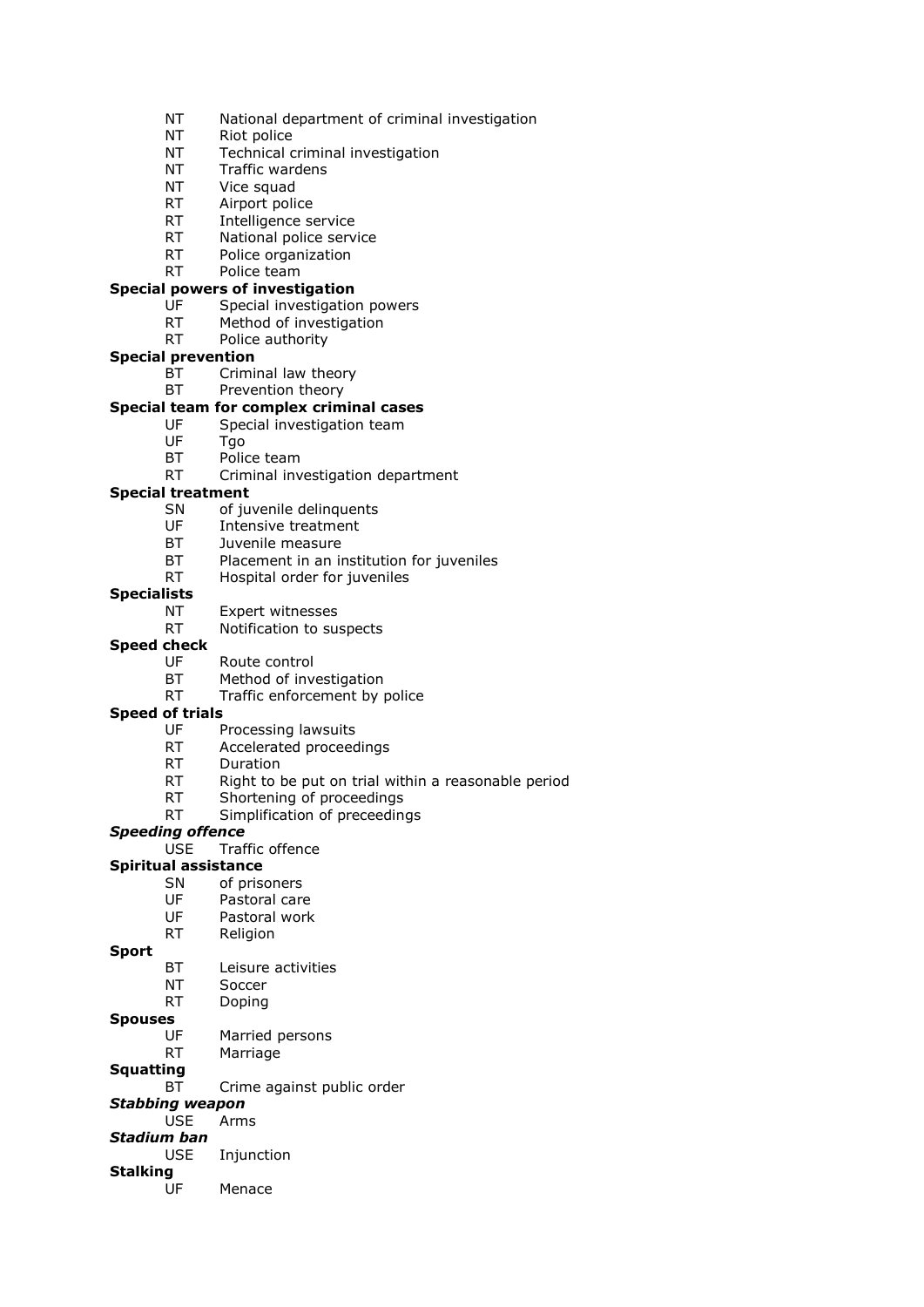NT National department of criminal investigation
NT Riot police
NT Technical criminal investigation
NT Traffic wardens
NT Vice squad
RT Airport police
RT Intelligence service
RT National police service
RT Police organization
RT Police team

**Special powers of investigation**
UF Special investigation powers
RT Method of investigation
RT Police authority

**Special prevention**
BT Criminal law theory
BT Prevention theory

**Special team for complex criminal cases**
UF Special investigation team
UF Tgo
BT Police team
RT Criminal investigation department

**Special treatment**
SN of juvenile delinquents
UF Intensive treatment
BT Juvenile measure
BT Placement in an institution for juveniles
RT Hospital order for juveniles

**Specialists**
NT Expert witnesses
RT Notification to suspects

**Speed check**
UF Route control
BT Method of investigation
RT Traffic enforcement by police

**Speed of trials**
UF Processing lawsuits
RT Accelerated proceedings
RT Duration
RT Right to be put on trial within a reasonable period
RT Shortening of proceedings
RT Simplification of preceedings

***Speeding offence***
USE Traffic offence

**Spiritual assistance**
SN of prisoners
UF Pastoral care
UF Pastoral work
RT Religion

**Sport**
BT Leisure activities
NT Soccer
RT Doping

**Spouses**
UF Married persons
RT Marriage

**Squatting**
BT Crime against public order

***Stabbing weapon***
USE Arms

***Stadium ban***
USE Injunction

**Stalking**
UF Menace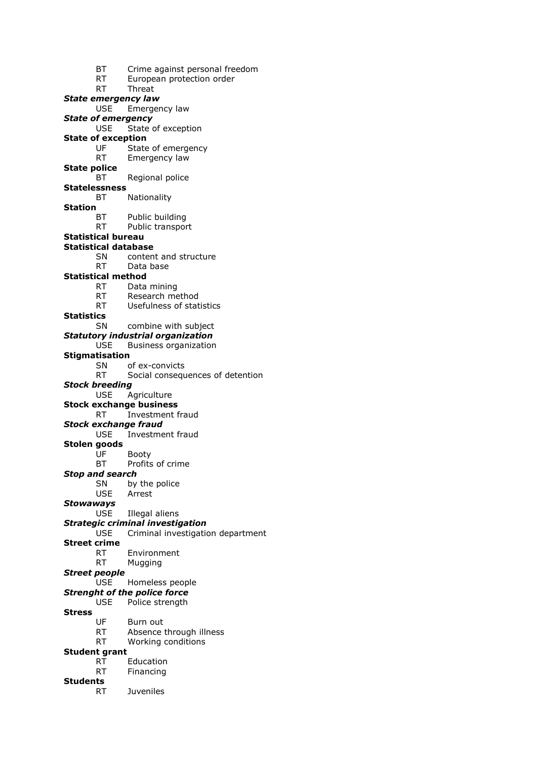BT Crime against personal freedom
RT European protection order
RT Threat

***State emergency law***
USE Emergency law

***State of emergency***
USE State of exception

**State of exception**
UF State of emergency
RT Emergency law

**State police**
BT Regional police

**Statelessness**
BT Nationality

**Station**
BT Public building
RT Public transport

**Statistical bureau**

**Statistical database**
SN content and structure
RT Data base

**Statistical method**
RT Data mining
RT Research method
RT Usefulness of statistics

**Statistics**
SN combine with subject

***Statutory industrial organization***
USE Business organization

**Stigmatisation**
SN of ex-convicts
RT Social consequences of detention

***Stock breeding***
USE Agriculture

**Stock exchange business**
RT Investment fraud

***Stock exchange fraud***
USE Investment fraud

**Stolen goods**
UF Booty
BT Profits of crime

***Stop and search***
SN by the police
USE Arrest

***Stowaways***
USE Illegal aliens

***Strategic criminal investigation***
USE Criminal investigation department

**Street crime**
RT Environment
RT Mugging

***Street people***
USE Homeless people

***Strenght of the police force***
USE Police strength

**Stress**
UF Burn out
RT Absence through illness
RT Working conditions

**Student grant**
RT Education
RT Financing

**Students**
RT Juveniles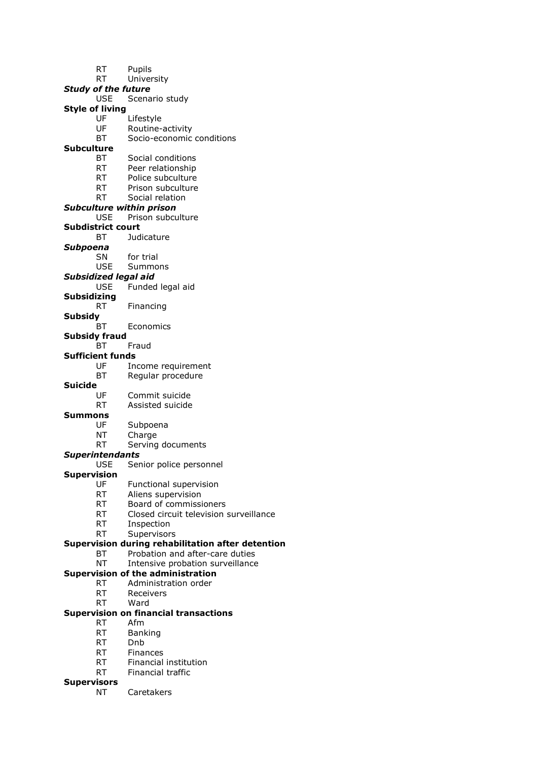RT Pupils
RT University

***Study of the future***
USE Scenario study

**Style of living**
UF Lifestyle
UF Routine-activity
BT Socio-economic conditions

**Subculture**
BT Social conditions
RT Peer relationship
RT Police subculture
RT Prison subculture
RT Social relation

***Subculture within prison***
USE Prison subculture

**Subdistrict court**
BT Judicature

***Subpoena***
SN for trial
USE Summons

***Subsidized legal aid***
USE Funded legal aid

**Subsidizing**
RT Financing

**Subsidy**
BT Economics

**Subsidy fraud**
BT Fraud

**Sufficient funds**
UF Income requirement
BT Regular procedure

**Suicide**
UF Commit suicide
RT Assisted suicide

**Summons**
UF Subpoena
NT Charge
RT Serving documents

***Superintendants***
USE Senior police personnel

**Supervision**
UF Functional supervision
RT Aliens supervision
RT Board of commissioners
RT Closed circuit television surveillance
RT Inspection
RT Supervisors

**Supervision during rehabilitation after detention**
BT Probation and after-care duties
NT Intensive probation surveillance

**Supervision of the administration**
RT Administration order
RT Receivers
RT Ward

**Supervision on financial transactions**
RT Afm
RT Banking
RT Dnb
RT Finances
RT Financial institution
RT Financial traffic

**Supervisors**
NT Caretakers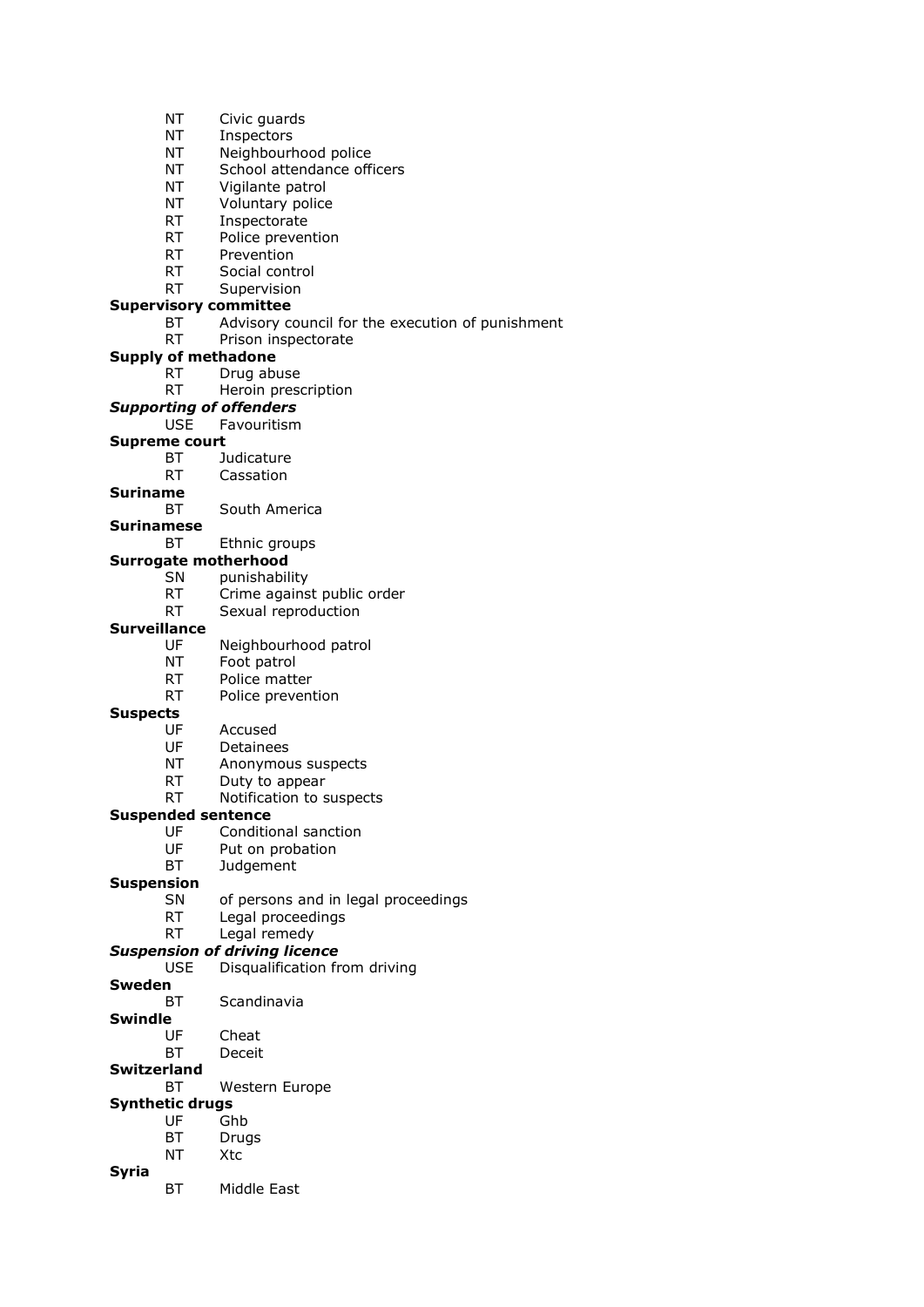NT Civic guards
NT Inspectors
NT Neighbourhood police
NT School attendance officers
NT Vigilante patrol
NT Voluntary police
RT Inspectorate
RT Police prevention
RT Prevention
RT Social control
RT Supervision

**Supervisory committee**
BT Advisory council for the execution of punishment
RT Prison inspectorate

**Supply of methadone**
RT Drug abuse
RT Heroin prescription

***Supporting of offenders***
USE Favouritism

**Supreme court**
BT Judicature
RT Cassation

**Suriname**
BT South America

**Surinamese**
BT Ethnic groups

**Surrogate motherhood**
SN punishability
RT Crime against public order
RT Sexual reproduction

**Surveillance**
UF Neighbourhood patrol
NT Foot patrol
RT Police matter
RT Police prevention

**Suspects**
UF Accused
UF Detainees
NT Anonymous suspects
RT Duty to appear
RT Notification to suspects

**Suspended sentence**
UF Conditional sanction
UF Put on probation
BT Judgement

**Suspension**
SN of persons and in legal proceedings
RT Legal proceedings
RT Legal remedy

***Suspension of driving licence***
USE Disqualification from driving

**Sweden**
BT Scandinavia

**Swindle**
UF Cheat
BT Deceit

**Switzerland**
BT Western Europe

**Synthetic drugs**
UF Ghb
BT Drugs
NT Xtc

**Syria**
BT Middle East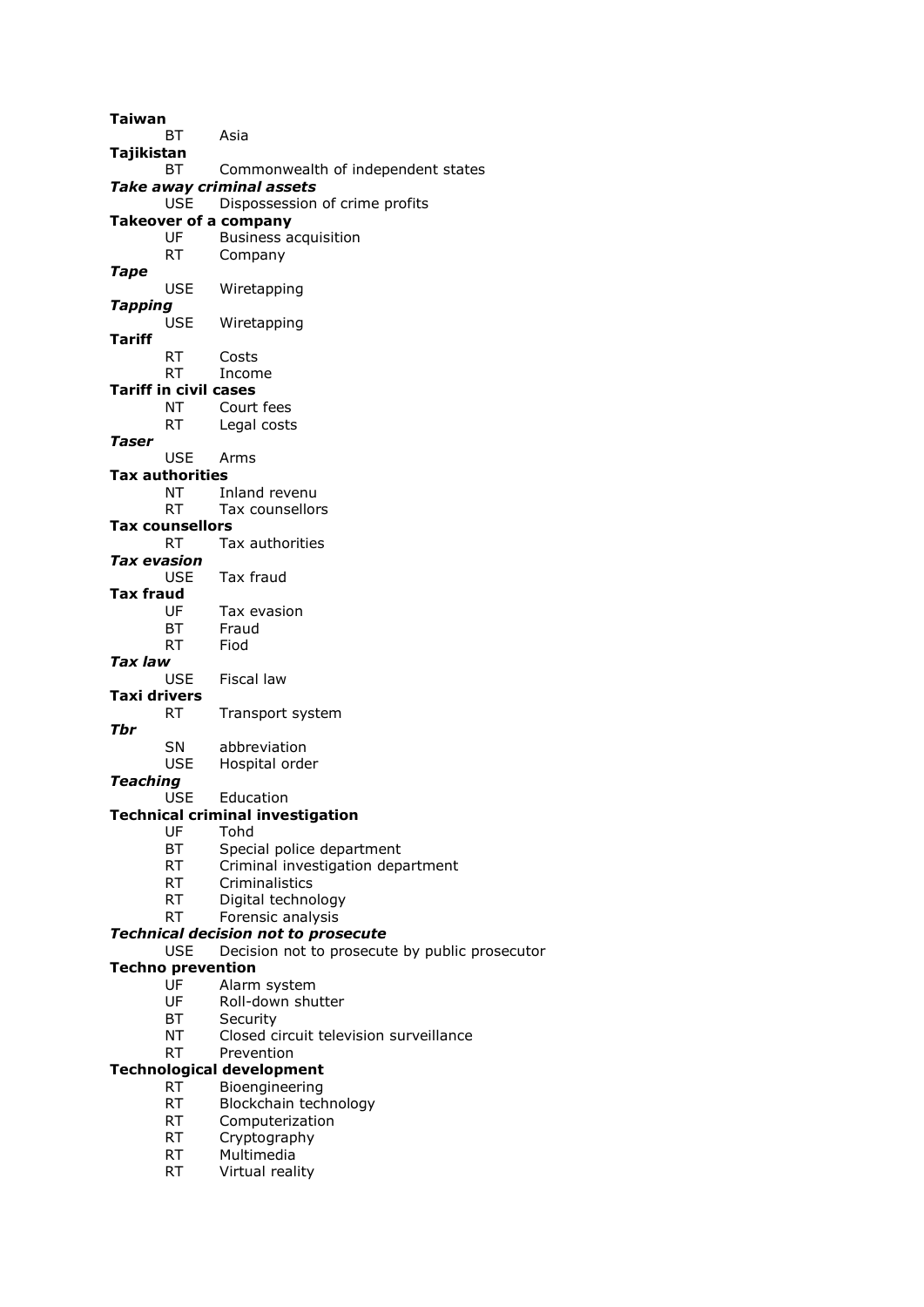**Taiwan**

BT Asia

**Tajikistan**

BT Commonwealth of independent states

***Take away criminal assets***

USE Dispossession of crime profits

**Takeover of a company**

UF Business acquisition

RT Company

***Tape***

USE Wiretapping

***Tapping***

USE Wiretapping

**Tariff**

RT Costs

RT Income

**Tariff in civil cases**

NT Court fees

RT Legal costs

***Taser***

USE Arms

**Tax authorities**

NT Inland revenu

RT Tax counsellors

**Tax counsellors**

RT Tax authorities

***Tax evasion***

USE Tax fraud

**Tax fraud**

UF Tax evasion

BT Fraud

RT Fiod

***Tax law***

USE Fiscal law

**Taxi drivers**

RT Transport system

***Tbr***

SN abbreviation

USE Hospital order

***Teaching***

USE Education

**Technical criminal investigation**

UF Tohd

BT Special police department

RT Criminal investigation department

RT Criminalistics

RT Digital technology

RT Forensic analysis

***Technical decision not to prosecute***

USE Decision not to prosecute by public prosecutor

**Techno prevention**

UF Alarm system

UF Roll-down shutter

BT Security

NT Closed circuit television surveillance

RT Prevention

**Technological development**

RT Bioengineering

RT Blockchain technology

RT Computerization

RT Cryptography

RT Multimedia

RT Virtual reality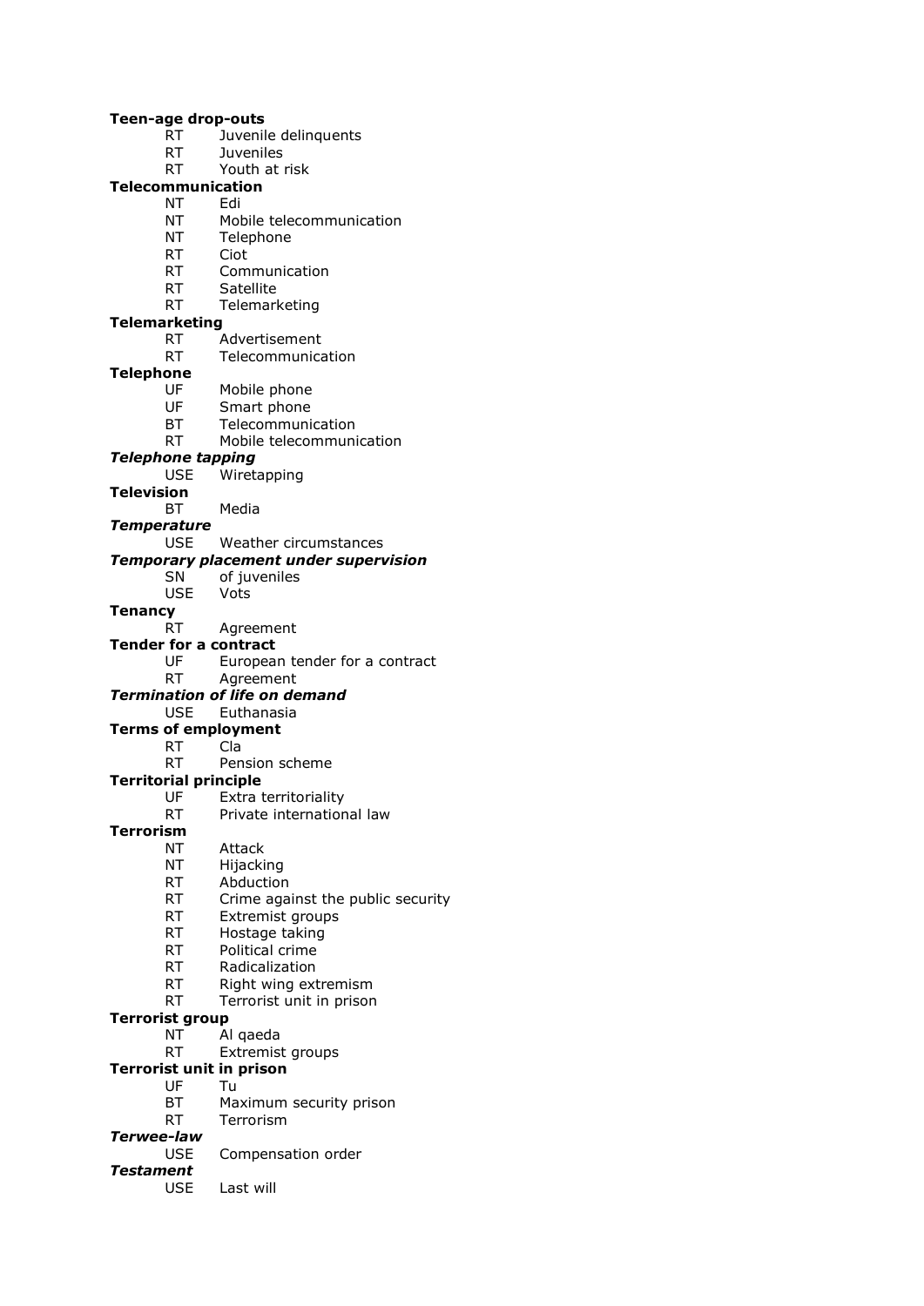**Teen-age drop-outs**
RT Juvenile delinquents
RT Juveniles
RT Youth at risk

**Telecommunication**
NT Edi
NT Mobile telecommunication
NT Telephone
RT Ciot
RT Communication
RT Satellite
RT Telemarketing

**Telemarketing**
RT Advertisement
RT Telecommunication

**Telephone**
UF Mobile phone
UF Smart phone
BT Telecommunication
RT Mobile telecommunication

***Telephone tapping***
USE Wiretapping

**Television**
BT Media

***Temperature***
USE Weather circumstances

***Temporary placement under supervision***
SN of juveniles
USE Vots

**Tenancy**
RT Agreement

**Tender for a contract**
UF European tender for a contract
RT Agreement

***Termination of life on demand***
USE Euthanasia

**Terms of employment**
RT Cla
RT Pension scheme

**Territorial principle**
UF Extra territoriality
RT Private international law

**Terrorism**
NT Attack
NT Hijacking
RT Abduction
RT Crime against the public security
RT Extremist groups
RT Hostage taking
RT Political crime
RT Radicalization
RT Right wing extremism
RT Terrorist unit in prison

**Terrorist group**
NT Al qaeda
RT Extremist groups

**Terrorist unit in prison**
UF Tu
BT Maximum security prison
RT Terrorism

***Terwee-law***
USE Compensation order

***Testament***
USE Last will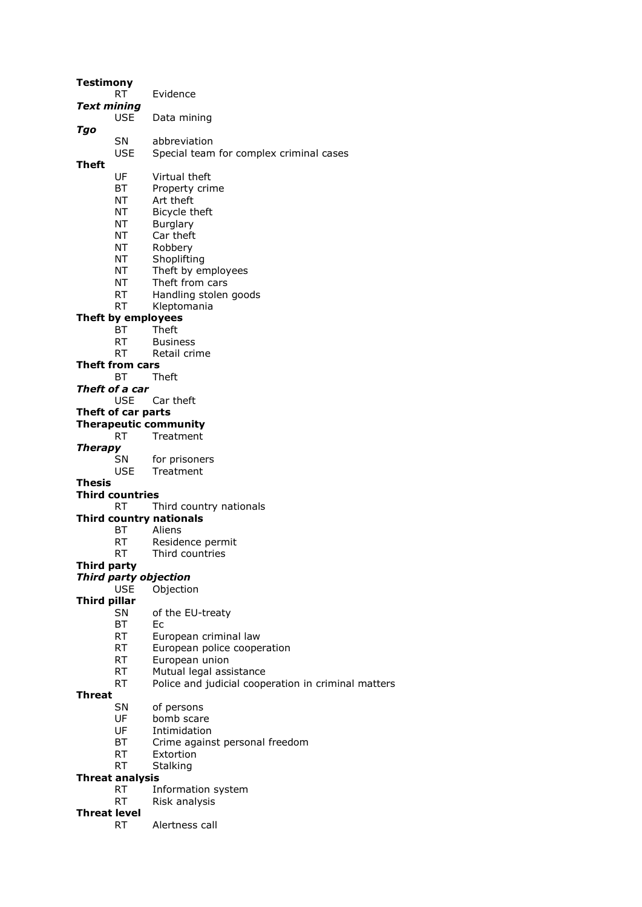**Testimony**
RT Evidence

***Text mining***
USE Data mining

***Tgo***
SN abbreviation
USE Special team for complex criminal cases

**Theft**
UF Virtual theft
BT Property crime
NT Art theft
NT Bicycle theft
NT Burglary
NT Car theft
NT Robbery
NT Shoplifting
NT Theft by employees
NT Theft from cars
RT Handling stolen goods
RT Kleptomania

**Theft by employees**
BT Theft
RT Business
RT Retail crime

**Theft from cars**
BT Theft

***Theft of a car***
USE Car theft

**Theft of car parts**

**Therapeutic community**
RT Treatment

***Therapy***
SN for prisoners
USE Treatment

**Thesis**

**Third countries**
RT Third country nationals

**Third country nationals**
BT Aliens
RT Residence permit
RT Third countries

**Third party**

***Third party objection***
USE Objection

**Third pillar**
SN of the EU-treaty
BT Ec
RT European criminal law
RT European police cooperation
RT European union
RT Mutual legal assistance
RT Police and judicial cooperation in criminal matters

**Threat**
SN of persons
UF bomb scare
UF Intimidation
BT Crime against personal freedom
RT Extortion
RT Stalking

**Threat analysis**
RT Information system
RT Risk analysis

**Threat level**
RT Alertness call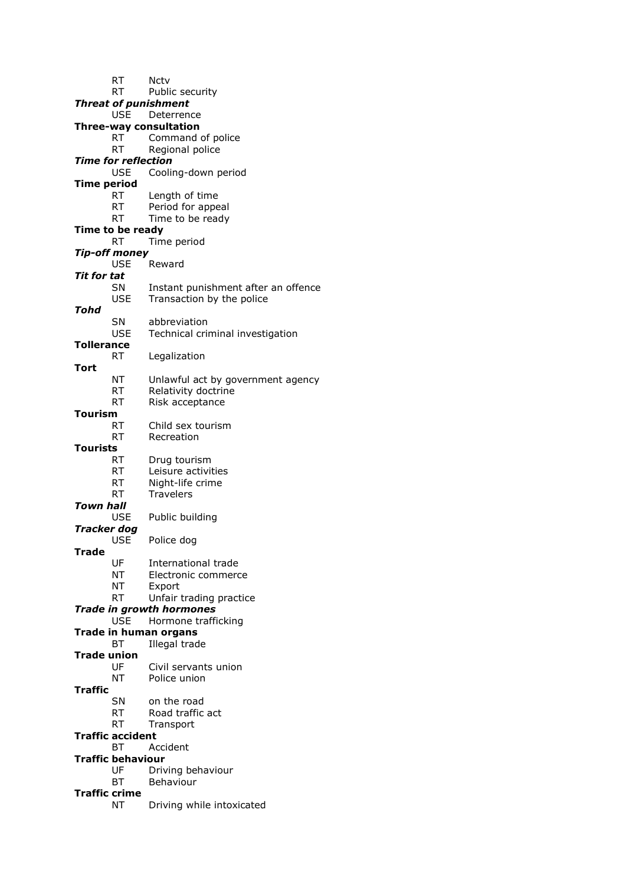RT Nctv
RT Public security

***Threat of punishment***
USE Deterrence

**Three-way consultation**
RT Command of police
RT Regional police

***Time for reflection***
USE Cooling-down period

**Time period**
RT Length of time
RT Period for appeal
RT Time to be ready

**Time to be ready**
RT Time period

***Tip-off money***
USE Reward

***Tit for tat***
SN Instant punishment after an offence
USE Transaction by the police

***Tohd***
SN abbreviation
USE Technical criminal investigation

**Tollerance**
RT Legalization

**Tort**
NT Unlawful act by government agency
RT Relativity doctrine
RT Risk acceptance

**Tourism**
RT Child sex tourism
RT Recreation

**Tourists**
RT Drug tourism
RT Leisure activities
RT Night-life crime
RT Travelers

***Town hall***
USE Public building

***Tracker dog***
USE Police dog

**Trade**
UF International trade
NT Electronic commerce
NT Export
RT Unfair trading practice

***Trade in growth hormones***
USE Hormone trafficking

**Trade in human organs**
BT Illegal trade

**Trade union**
UF Civil servants union
NT Police union

**Traffic**
SN on the road
RT Road traffic act
RT Transport

**Traffic accident**
BT Accident

**Traffic behaviour**
UF Driving behaviour
BT Behaviour

**Traffic crime**
NT Driving while intoxicated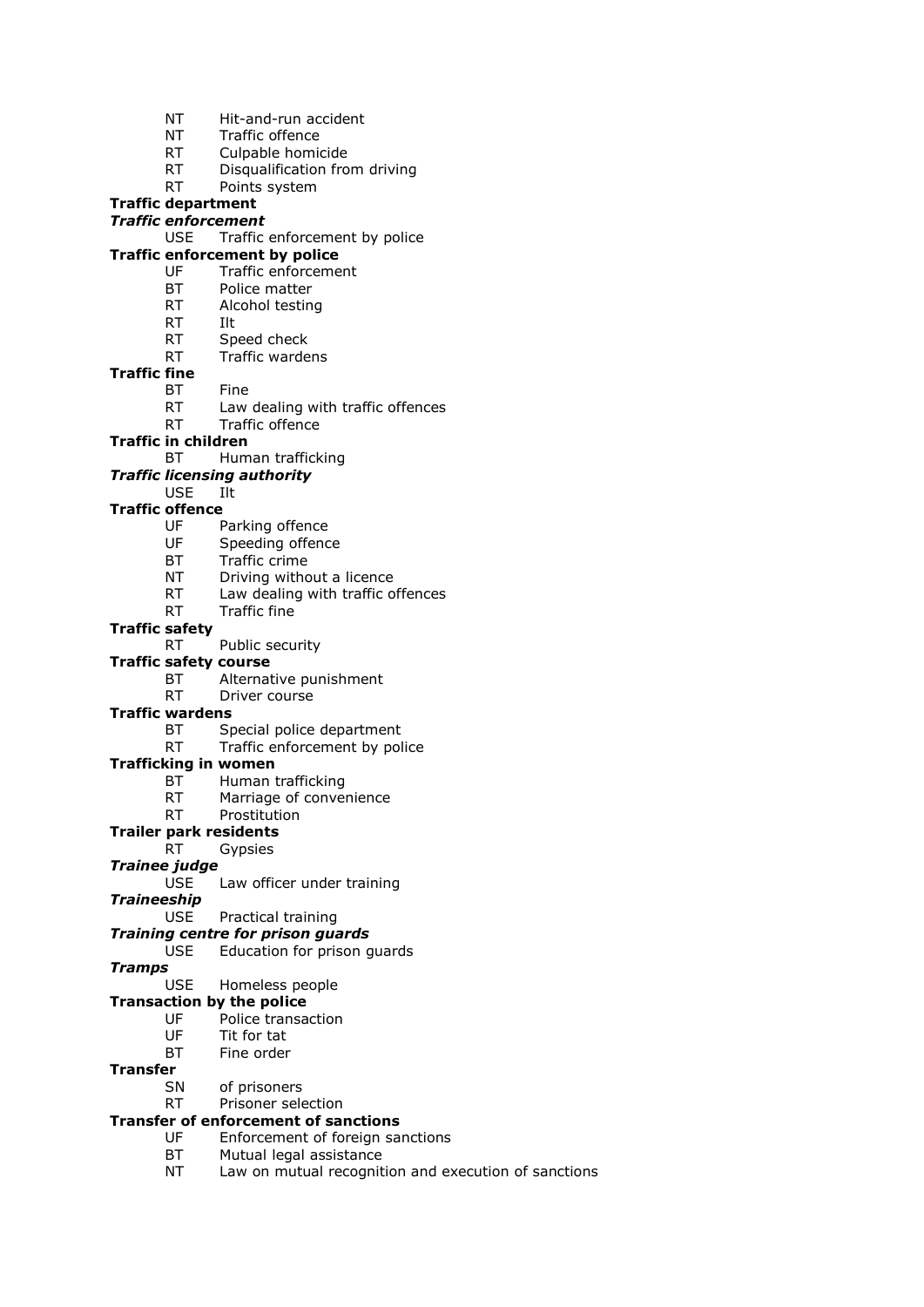NT Hit-and-run accident
NT Traffic offence
RT Culpable homicide
RT Disqualification from driving
RT Points system

**Traffic department**

***Traffic enforcement***
USE Traffic enforcement by police

**Traffic enforcement by police**
UF Traffic enforcement
BT Police matter
RT Alcohol testing
RT Ilt
RT Speed check
RT Traffic wardens

**Traffic fine**
BT Fine
RT Law dealing with traffic offences
RT Traffic offence

**Traffic in children**
BT Human trafficking

***Traffic licensing authority***
USE Ilt

**Traffic offence**
UF Parking offence
UF Speeding offence
BT Traffic crime
NT Driving without a licence
RT Law dealing with traffic offences
RT Traffic fine

**Traffic safety**
RT Public security

**Traffic safety course**
BT Alternative punishment
RT Driver course

**Traffic wardens**
BT Special police department
RT Traffic enforcement by police

**Trafficking in women**
BT Human trafficking
RT Marriage of convenience
RT Prostitution

**Trailer park residents**
RT Gypsies

***Trainee judge***
USE Law officer under training

***Traineeship***
USE Practical training

***Training centre for prison guards***
USE Education for prison guards

***Tramps***
USE Homeless people

**Transaction by the police**
UF Police transaction
UF Tit for tat
BT Fine order

**Transfer**
SN of prisoners
RT Prisoner selection

**Transfer of enforcement of sanctions**
UF Enforcement of foreign sanctions
BT Mutual legal assistance
NT Law on mutual recognition and execution of sanctions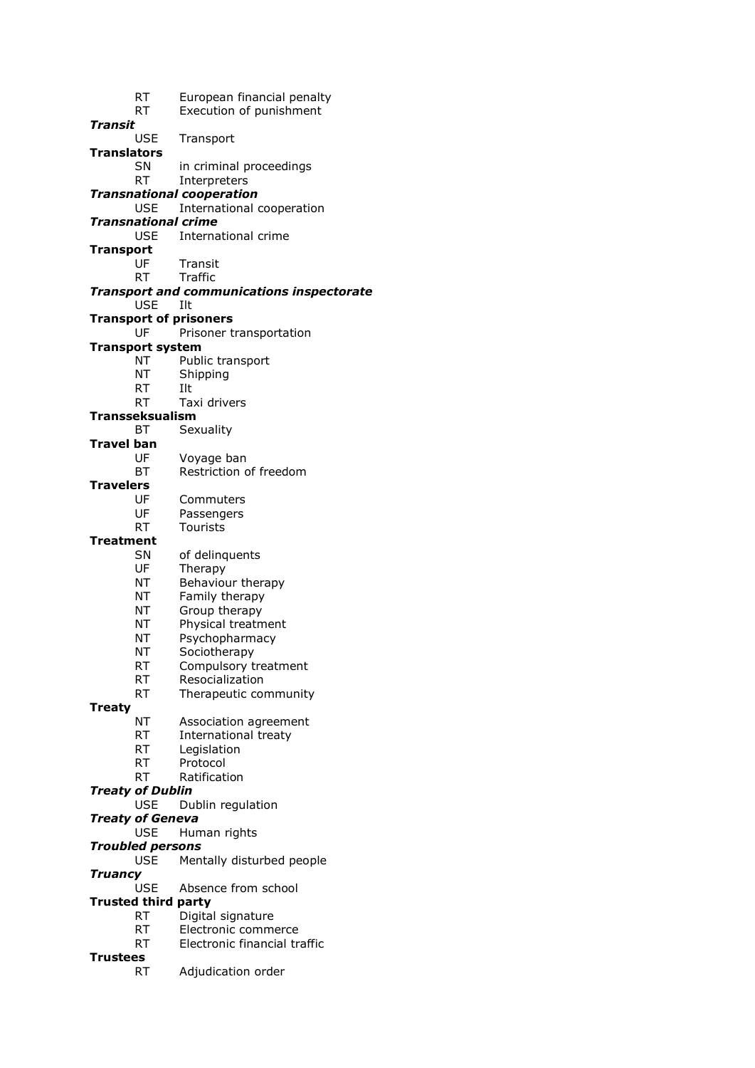RT European financial penalty
RT Execution of punishment

***Transit***
USE Transport

**Translators**
SN in criminal proceedings
RT Interpreters

***Transnational cooperation***
USE International cooperation

***Transnational crime***
USE International crime

**Transport**
UF Transit
RT Traffic

***Transport and communications inspectorate***
USE Ilt

**Transport of prisoners**
UF Prisoner transportation

**Transport system**
NT Public transport
NT Shipping
RT Ilt
RT Taxi drivers

**Transseksualism**
BT Sexuality

**Travel ban**
UF Voyage ban
BT Restriction of freedom

**Travelers**
UF Commuters
UF Passengers
RT Tourists

**Treatment**
SN of delinquents
UF Therapy
NT Behaviour therapy
NT Family therapy
NT Group therapy
NT Physical treatment
NT Psychopharmacy
NT Sociotherapy
RT Compulsory treatment
RT Resocialization
RT Therapeutic community

**Treaty**
NT Association agreement
RT International treaty
RT Legislation
RT Protocol
RT Ratification

***Treaty of Dublin***
USE Dublin regulation

***Treaty of Geneva***
USE Human rights

***Troubled persons***
USE Mentally disturbed people

***Truancy***
USE Absence from school

**Trusted third party**
RT Digital signature
RT Electronic commerce
RT Electronic financial traffic

**Trustees**
RT Adjudication order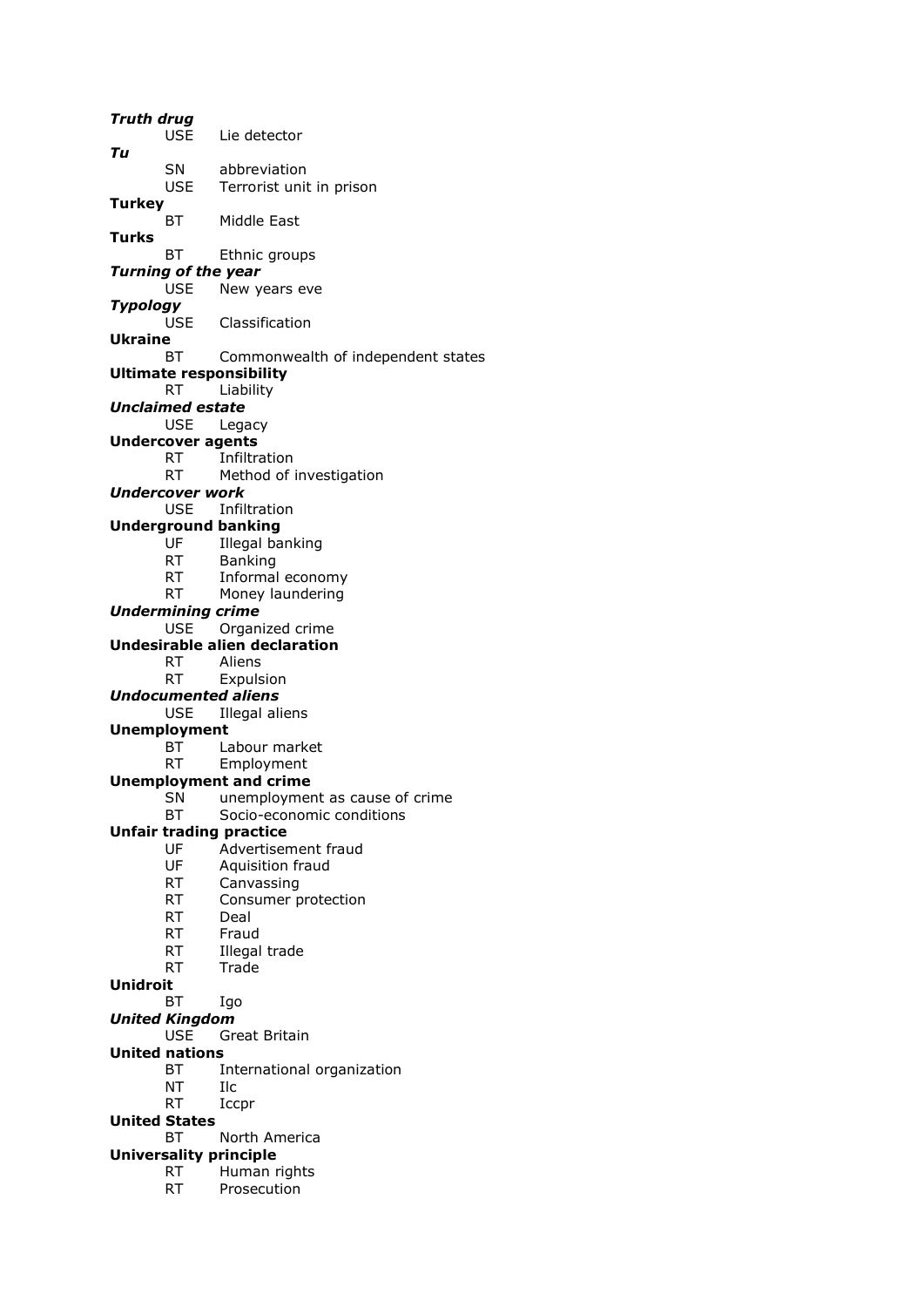***Truth drug***
USE Lie detector

***Tu***
SN abbreviation
USE Terrorist unit in prison

**Turkey**
BT Middle East

**Turks**
BT Ethnic groups

***Turning of the year***
USE New years eve

***Typology***
USE Classification

**Ukraine**
BT Commonwealth of independent states

**Ultimate responsibility**
RT Liability

***Unclaimed estate***
USE Legacy

**Undercover agents**
RT Infiltration
RT Method of investigation

***Undercover work***
USE Infiltration

**Underground banking**
UF Illegal banking
RT Banking
RT Informal economy
RT Money laundering

***Undermining crime***
USE Organized crime

**Undesirable alien declaration**
RT Aliens
RT Expulsion

***Undocumented aliens***
USE Illegal aliens

**Unemployment**
BT Labour market
RT Employment

**Unemployment and crime**
SN unemployment as cause of crime
BT Socio-economic conditions

**Unfair trading practice**
UF Advertisement fraud
UF Aquisition fraud
RT Canvassing
RT Consumer protection
RT Deal
RT Fraud
RT Illegal trade
RT Trade

**Unidroit**
BT Igo

***United Kingdom***
USE Great Britain

**United nations**
BT International organization
NT Ilc
RT Iccpr

**United States**
BT North America

**Universality principle**
RT Human rights
RT Prosecution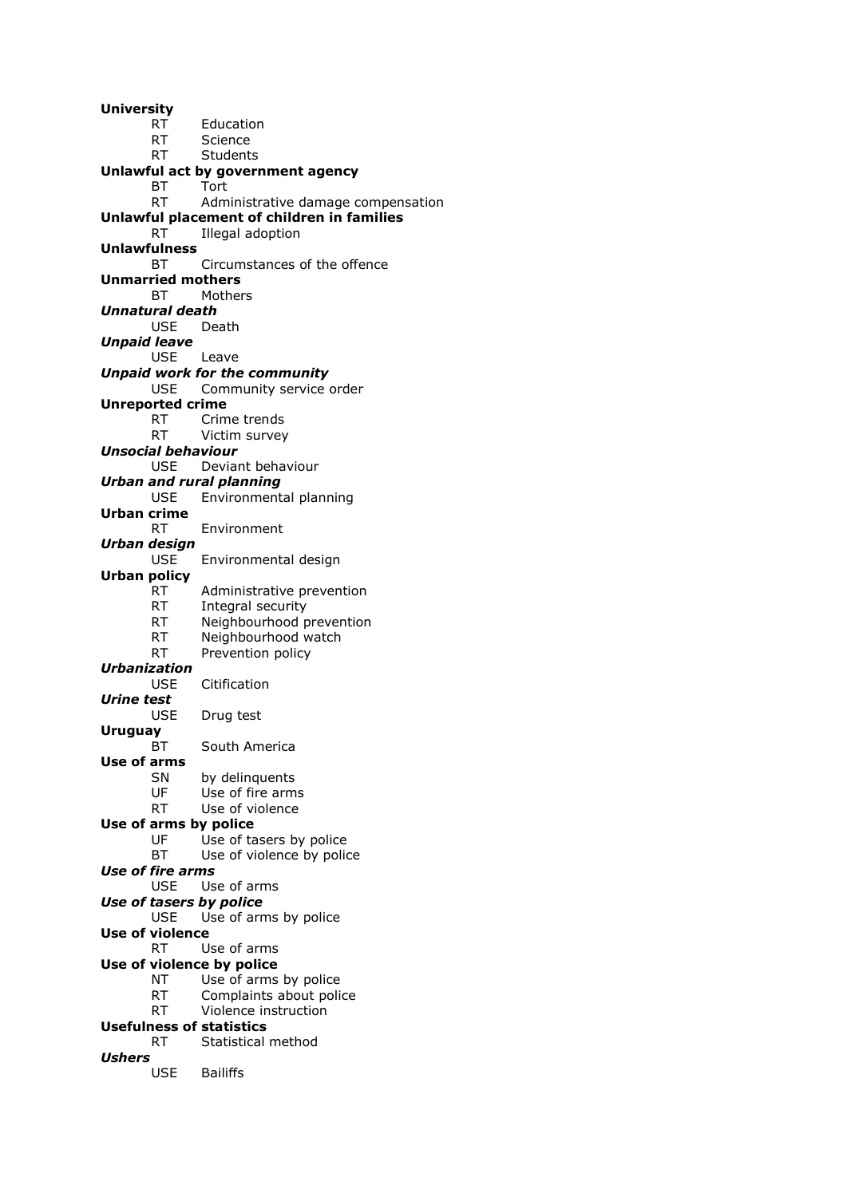**University**
RT Education
RT Science
RT Students

**Unlawful act by government agency**
BT Tort
RT Administrative damage compensation

**Unlawful placement of children in families**
RT Illegal adoption

**Unlawfulness**
BT Circumstances of the offence

**Unmarried mothers**
BT Mothers

***Unnatural death***
USE Death

***Unpaid leave***
USE Leave

***Unpaid work for the community***
USE Community service order

**Unreported crime**
RT Crime trends
RT Victim survey

***Unsocial behaviour***
USE Deviant behaviour

***Urban and rural planning***
USE Environmental planning

**Urban crime**
RT Environment

***Urban design***
USE Environmental design

**Urban policy**
RT Administrative prevention
RT Integral security
RT Neighbourhood prevention
RT Neighbourhood watch
RT Prevention policy

***Urbanization***
USE Citification

***Urine test***
USE Drug test

**Uruguay**
BT South America

**Use of arms**
SN by delinquents
UF Use of fire arms
RT Use of violence

**Use of arms by police**
UF Use of tasers by police
BT Use of violence by police

***Use of fire arms***
USE Use of arms

***Use of tasers by police***
USE Use of arms by police

**Use of violence**
RT Use of arms

**Use of violence by police**
NT Use of arms by police
RT Complaints about police
RT Violence instruction

**Usefulness of statistics**
RT Statistical method

***Ushers***
USE Bailiffs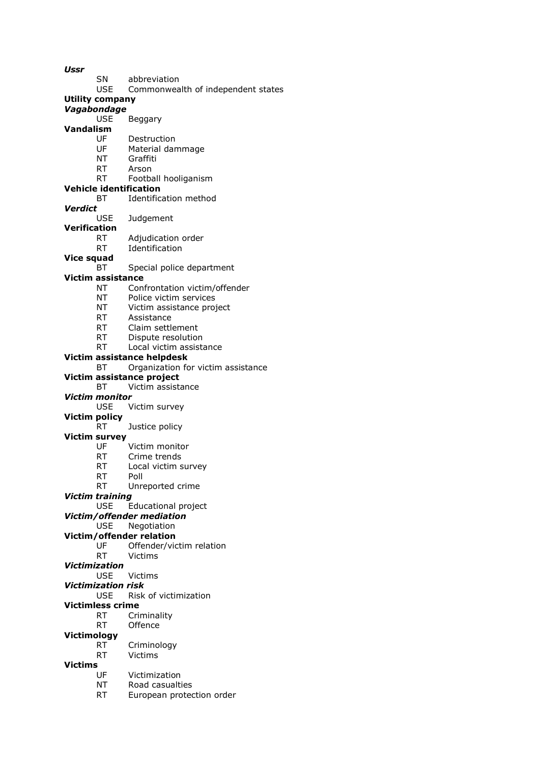***Ussr***
  SN  abbreviation
  USE  Commonwealth of independent states

**Utility company**

***Vagabondage***
  USE  Beggary

**Vandalism**
  UF  Destruction
  UF  Material dammage
  NT  Graffiti
  RT  Arson
  RT  Football hooliganism

**Vehicle identification**
  BT  Identification method

***Verdict***
  USE  Judgement

**Verification**
  RT  Adjudication order
  RT  Identification

**Vice squad**
  BT  Special police department

**Victim assistance**
  NT  Confrontation victim/offender
  NT  Police victim services
  NT  Victim assistance project
  RT  Assistance
  RT  Claim settlement
  RT  Dispute resolution
  RT  Local victim assistance

**Victim assistance helpdesk**
  BT  Organization for victim assistance

**Victim assistance project**
  BT  Victim assistance

***Victim monitor***
  USE  Victim survey

**Victim policy**
  RT  Justice policy

**Victim survey**
  UF  Victim monitor
  RT  Crime trends
  RT  Local victim survey
  RT  Poll
  RT  Unreported crime

***Victim training***
  USE  Educational project

***Victim/offender mediation***
  USE  Negotiation

**Victim/offender relation**
  UF  Offender/victim relation
  RT  Victims

***Victimization***
  USE  Victims

***Victimization risk***
  USE  Risk of victimization

**Victimless crime**
  RT  Criminality
  RT  Offence

**Victimology**
  RT  Criminology
  RT  Victims

**Victims**
  UF  Victimization
  NT  Road casualties
  RT  European protection order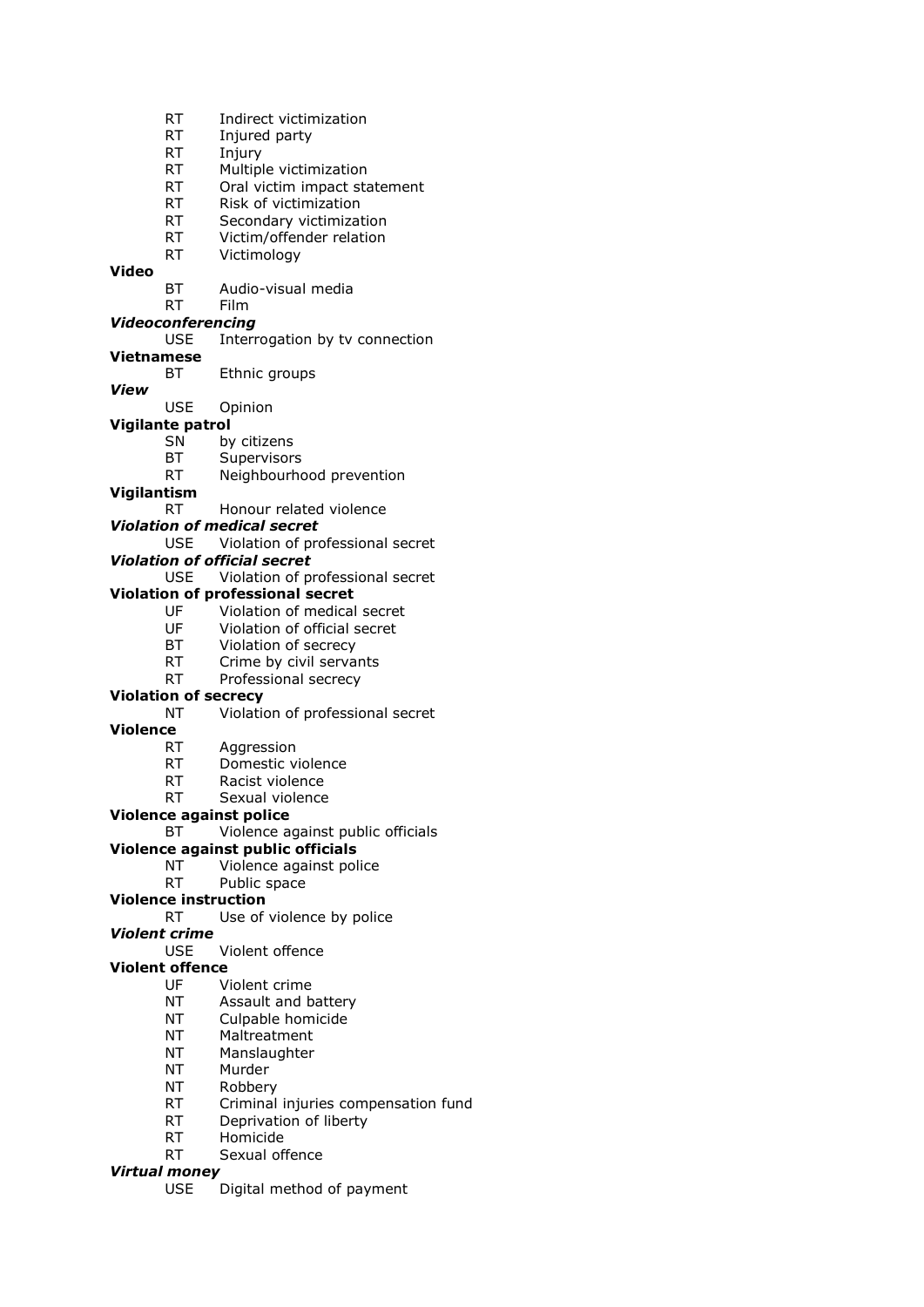RT Indirect victimization
RT Injured party
RT Injury
RT Multiple victimization
RT Oral victim impact statement
RT Risk of victimization
RT Secondary victimization
RT Victim/offender relation
RT Victimology

**Video**
BT Audio-visual media
RT Film

***Videoconferencing***
USE Interrogation by tv connection

**Vietnamese**
BT Ethnic groups

***View***
USE Opinion

**Vigilante patrol**
SN by citizens
BT Supervisors
RT Neighbourhood prevention

**Vigilantism**
RT Honour related violence

***Violation of medical secret***
USE Violation of professional secret

***Violation of official secret***
USE Violation of professional secret

**Violation of professional secret**
UF Violation of medical secret
UF Violation of official secret
BT Violation of secrecy
RT Crime by civil servants
RT Professional secrecy

**Violation of secrecy**
NT Violation of professional secret

**Violence**
RT Aggression
RT Domestic violence
RT Racist violence
RT Sexual violence

**Violence against police**
BT Violence against public officials

**Violence against public officials**
NT Violence against police
RT Public space

**Violence instruction**
RT Use of violence by police

***Violent crime***
USE Violent offence

**Violent offence**
UF Violent crime
NT Assault and battery
NT Culpable homicide
NT Maltreatment
NT Manslaughter
NT Murder
NT Robbery
RT Criminal injuries compensation fund
RT Deprivation of liberty
RT Homicide
RT Sexual offence

***Virtual money***
USE Digital method of payment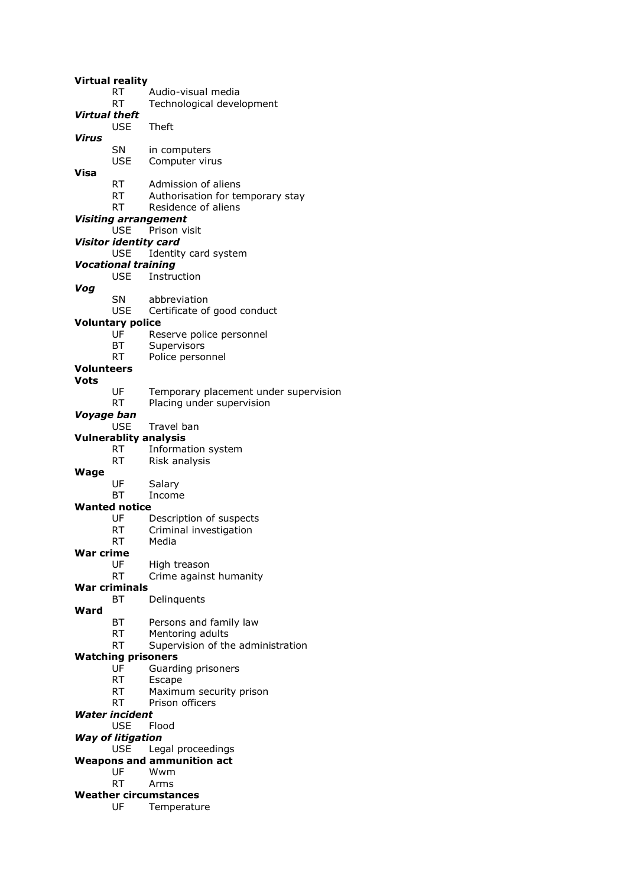**Virtual reality**
  RT  Audio-visual media
  RT  Technological development

***Virtual theft***
  USE  Theft

***Virus***
  SN  in computers
  USE  Computer virus

**Visa**
  RT  Admission of aliens
  RT  Authorisation for temporary stay
  RT  Residence of aliens

***Visiting arrangement***
  USE  Prison visit

***Visitor identity card***
  USE  Identity card system

***Vocational training***
  USE  Instruction

***Vog***
  SN  abbreviation
  USE  Certificate of good conduct

**Voluntary police**
  UF  Reserve police personnel
  BT  Supervisors
  RT  Police personnel

**Volunteers**

**Vots**
  UF  Temporary placement under supervision
  RT  Placing under supervision

***Voyage ban***
  USE  Travel ban

**Vulnerablity analysis**
  RT  Information system
  RT  Risk analysis

**Wage**
  UF  Salary
  BT  Income

**Wanted notice**
  UF  Description of suspects
  RT  Criminal investigation
  RT  Media

**War crime**
  UF  High treason
  RT  Crime against humanity

**War criminals**
  BT  Delinquents

**Ward**
  BT  Persons and family law
  RT  Mentoring adults
  RT  Supervision of the administration

**Watching prisoners**
  UF  Guarding prisoners
  RT  Escape
  RT  Maximum security prison
  RT  Prison officers

***Water incident***
  USE  Flood

***Way of litigation***
  USE  Legal proceedings

**Weapons and ammunition act**
  UF  Wwm
  RT  Arms

**Weather circumstances**
  UF  Temperature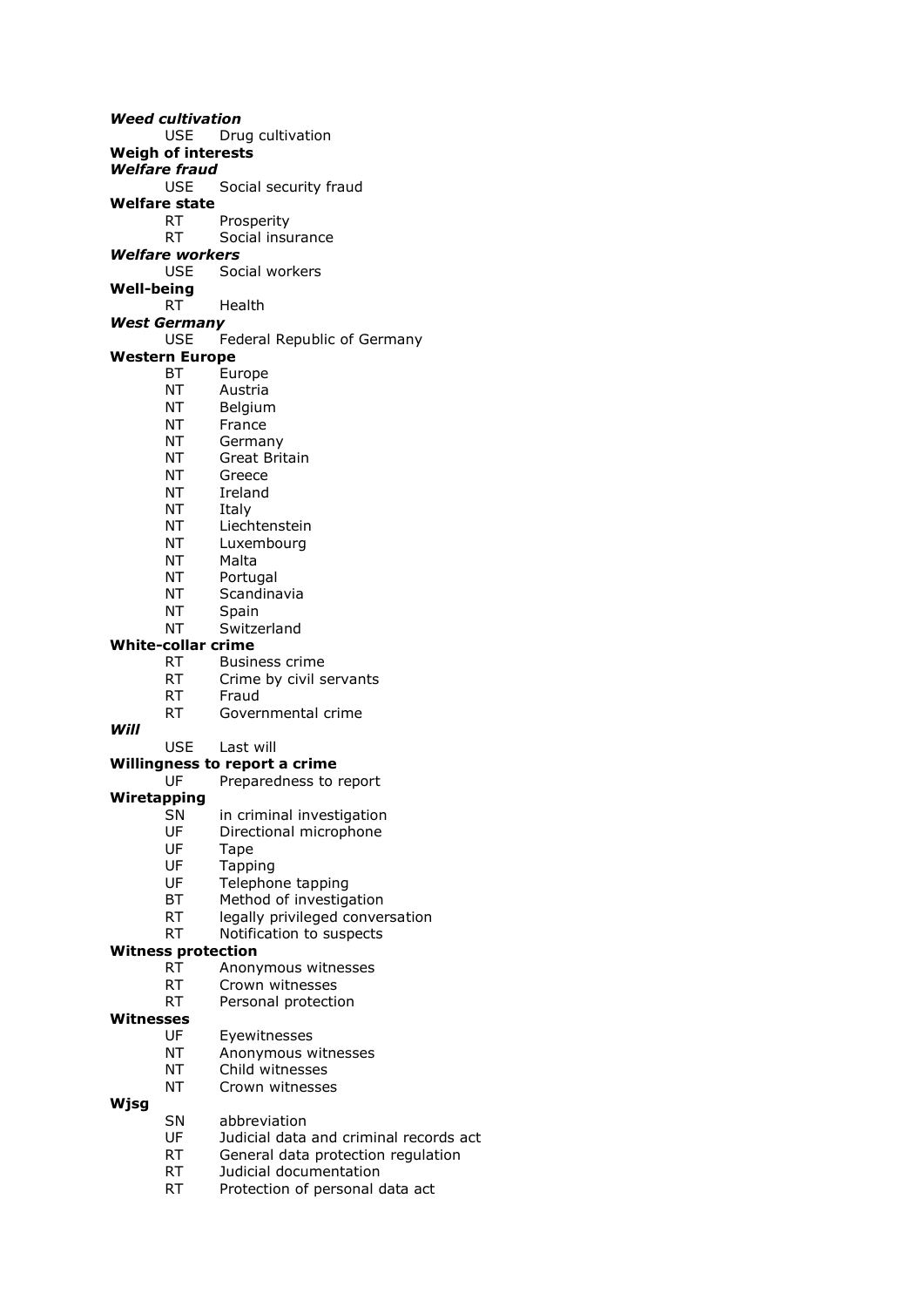***Weed cultivation***
USE Drug cultivation

**Weigh of interests**

***Welfare fraud***
USE Social security fraud

**Welfare state**
RT Prosperity
RT Social insurance

***Welfare workers***
USE Social workers

**Well-being**
RT Health

***West Germany***
USE Federal Republic of Germany

**Western Europe**
BT Europe
NT Austria
NT Belgium
NT France
NT Germany
NT Great Britain
NT Greece
NT Ireland
NT Italy
NT Liechtenstein
NT Luxembourg
NT Malta
NT Portugal
NT Scandinavia
NT Spain
NT Switzerland

**White-collar crime**
RT Business crime
RT Crime by civil servants
RT Fraud
RT Governmental crime

***Will***
USE Last will

**Willingness to report a crime**
UF Preparedness to report

**Wiretapping**
SN in criminal investigation
UF Directional microphone
UF Tape
UF Tapping
UF Telephone tapping
BT Method of investigation
RT legally privileged conversation
RT Notification to suspects

**Witness protection**
RT Anonymous witnesses
RT Crown witnesses
RT Personal protection

**Witnesses**
UF Eyewitnesses
NT Anonymous witnesses
NT Child witnesses
NT Crown witnesses

**Wjsg**
SN abbreviation
UF Judicial data and criminal records act
RT General data protection regulation
RT Judicial documentation
RT Protection of personal data act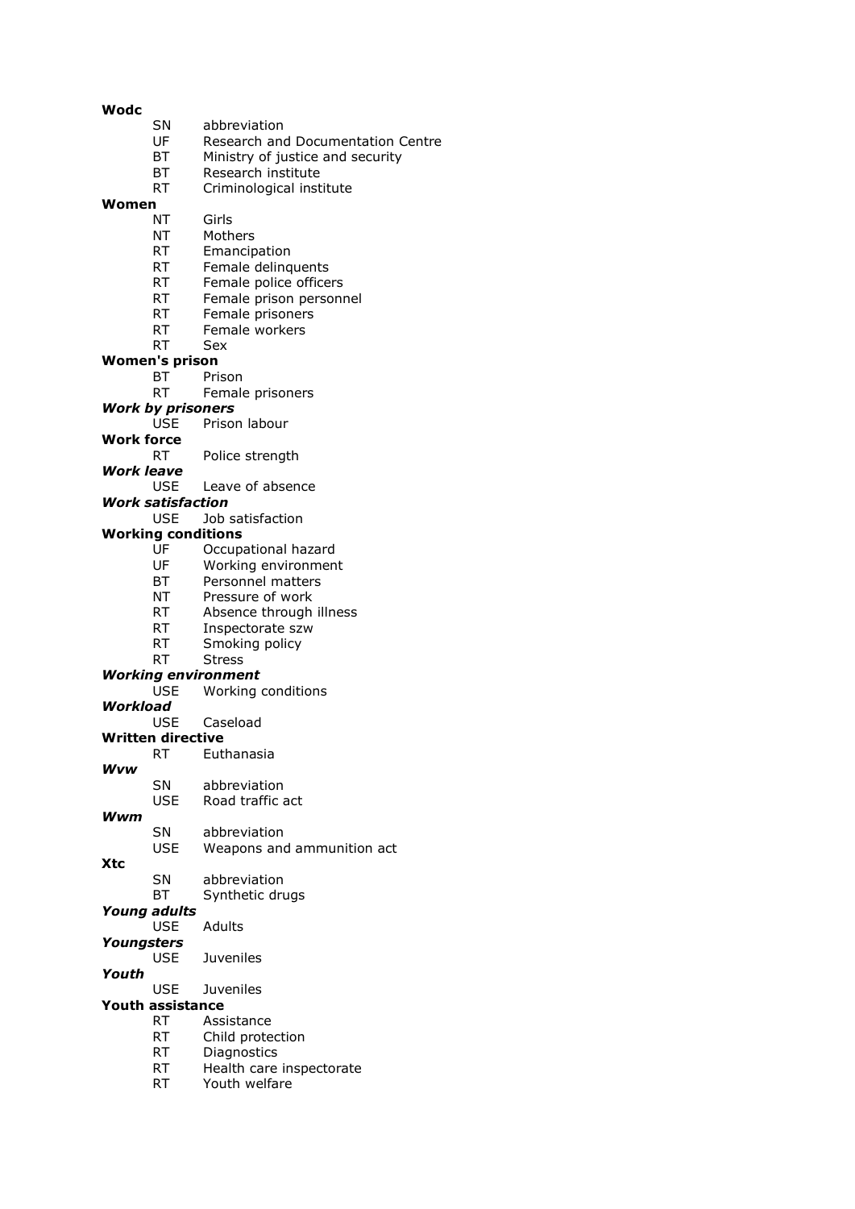**Wodc**

SN abbreviation
UF Research and Documentation Centre
BT Ministry of justice and security
BT Research institute
RT Criminological institute

**Women**

NT Girls
NT Mothers
RT Emancipation
RT Female delinquents
RT Female police officers
RT Female prison personnel
RT Female prisoners
RT Female workers
RT Sex

**Women's prison**

BT Prison
RT Female prisoners

***Work by prisoners***

USE Prison labour

**Work force**

RT Police strength

***Work leave***

USE Leave of absence

***Work satisfaction***

USE Job satisfaction

**Working conditions**

UF Occupational hazard
UF Working environment
BT Personnel matters
NT Pressure of work
RT Absence through illness
RT Inspectorate szw
RT Smoking policy
RT Stress

***Working environment***

USE Working conditions

***Workload***

USE Caseload

**Written directive**

RT Euthanasia

***Wvw***

SN abbreviation
USE Road traffic act

***Wwm***

SN abbreviation
USE Weapons and ammunition act

**Xtc**

SN abbreviation
BT Synthetic drugs

***Young adults***

USE Adults

***Youngsters***

USE Juveniles

***Youth***

USE Juveniles

**Youth assistance**

RT Assistance
RT Child protection
RT Diagnostics
RT Health care inspectorate
RT Youth welfare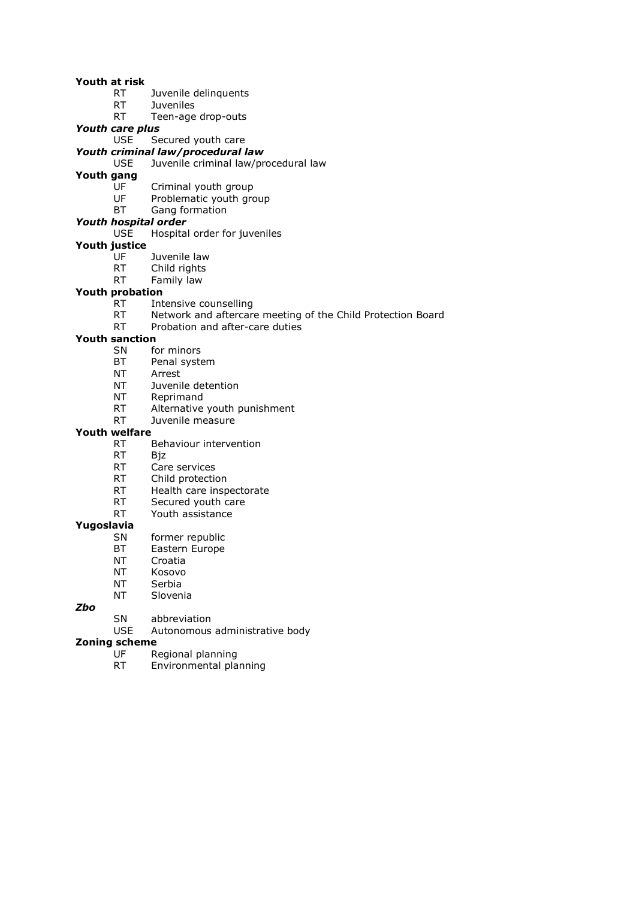**Youth at risk**
RT Juvenile delinquents
RT Juveniles
RT Teen-age drop-outs

***Youth care plus***
USE Secured youth care

***Youth criminal law/procedural law***
USE Juvenile criminal law/procedural law

**Youth gang**
UF Criminal youth group
UF Problematic youth group
BT Gang formation

***Youth hospital order***
USE Hospital order for juveniles

**Youth justice**
UF Juvenile law
RT Child rights
RT Family law

**Youth probation**
RT Intensive counselling
RT Network and aftercare meeting of the Child Protection Board
RT Probation and after-care duties

**Youth sanction**
SN for minors
BT Penal system
NT Arrest
NT Juvenile detention
NT Reprimand
RT Alternative youth punishment
RT Juvenile measure

**Youth welfare**
RT Behaviour intervention
RT Bjz
RT Care services
RT Child protection
RT Health care inspectorate
RT Secured youth care
RT Youth assistance

**Yugoslavia**
SN former republic
BT Eastern Europe
NT Croatia
NT Kosovo
NT Serbia
NT Slovenia

***Zbo***
SN abbreviation
USE Autonomous administrative body

**Zoning scheme**
UF Regional planning
RT Environmental planning